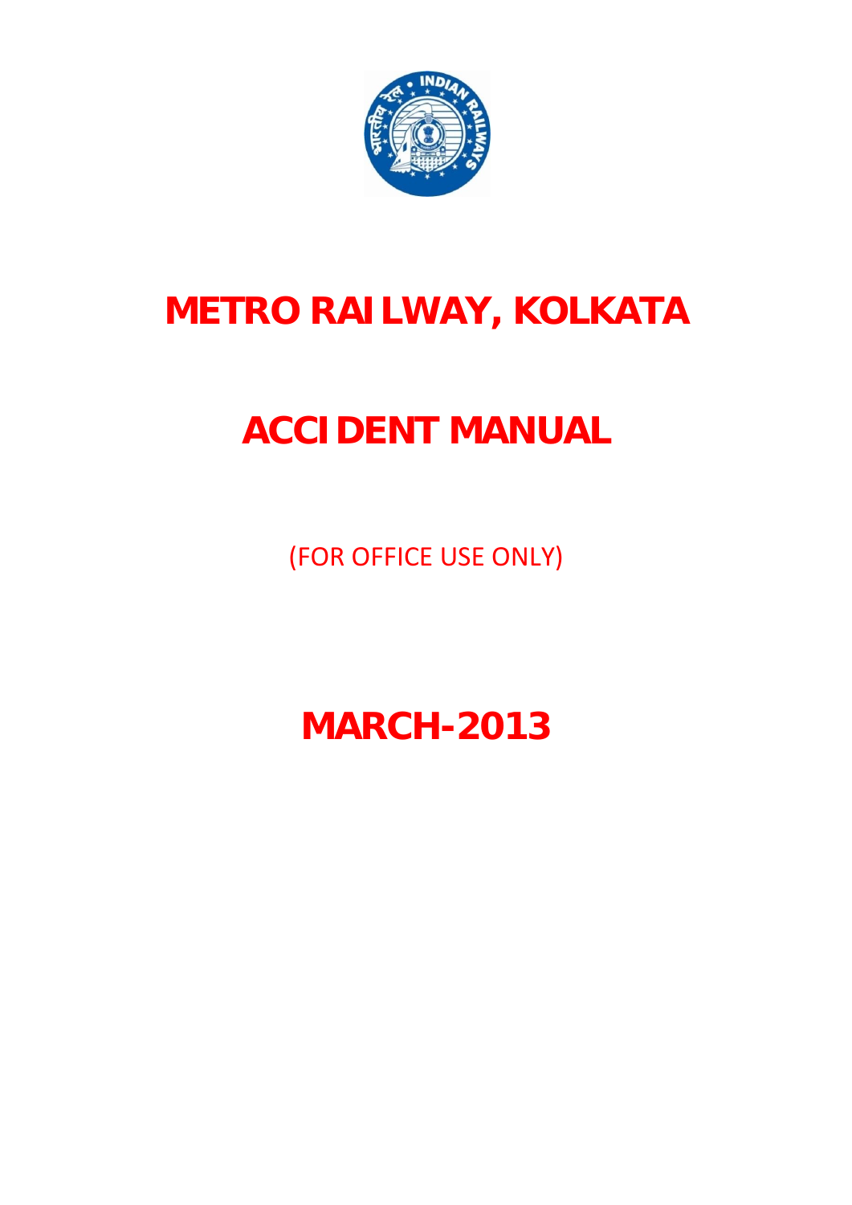# METRO RAILWAY, KOLKATA

# ACCIDENT MANUAL

(FOR OFFICE USE ONLY)

## MARCH-2013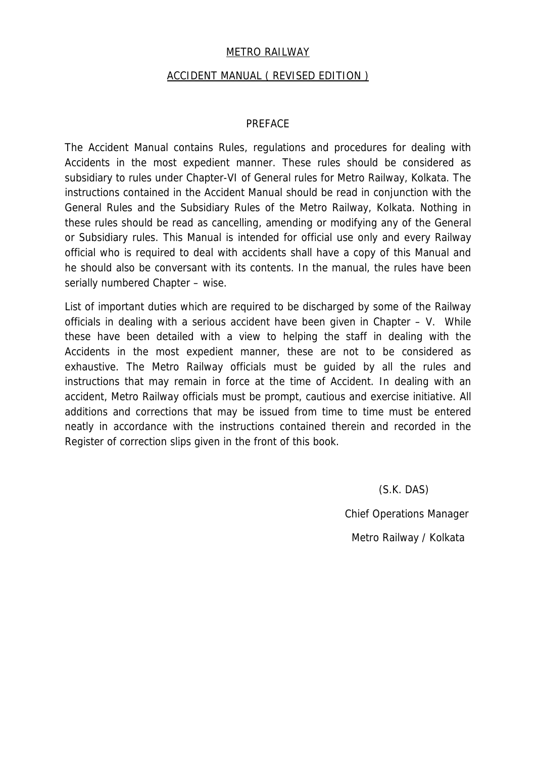# METRO RAILWAY

## ACCIDENT MANUAL ( REVISED EDITION )

### PREFACE

The Accident Manual contains Rules, regulations and procedures for dealing with Accidents in the most expedient manner. These rules should be considered as subsidiary to rules under Chapter-VI of General rules for Metro Railway, Kolkata. The instructions contained in the Accident Manual should be read in conjunction with the General Rules and the Subsidiary Rules of the Metro Railway, Kolkata. Nothing in these rules should be read as cancelling, amending or modifying any of the General or Subsidiary rules. This Manual is intended for official use only and every Railway official who is required to deal with accidents shall have a copy of this Manual and he should also be conversant with its contents. In the manual, the rules have been serially numbered Chapter – wise.

List of important duties which are required to be discharged by some of the Railway officials in dealing with a serious accident have been given in Chapter – V. While these have been detailed with a view to helping the staff in dealing with the Accidents in the most expedient manner, these are not to be considered as exhaustive. The Metro Railway officials must be guided by all the rules and instructions that may remain in force at the time of Accident. In dealing with an accident, Metro Railway officials must be prompt, cautious and exercise initiative. All additions and corrections that may be issued from time to time must be entered neatly in accordance with the instructions contained therein and recorded in the Register of correction slips given in the front of this book.

(S.K. DAS)

Chief Operations Manager

Metro Railway / Kolkata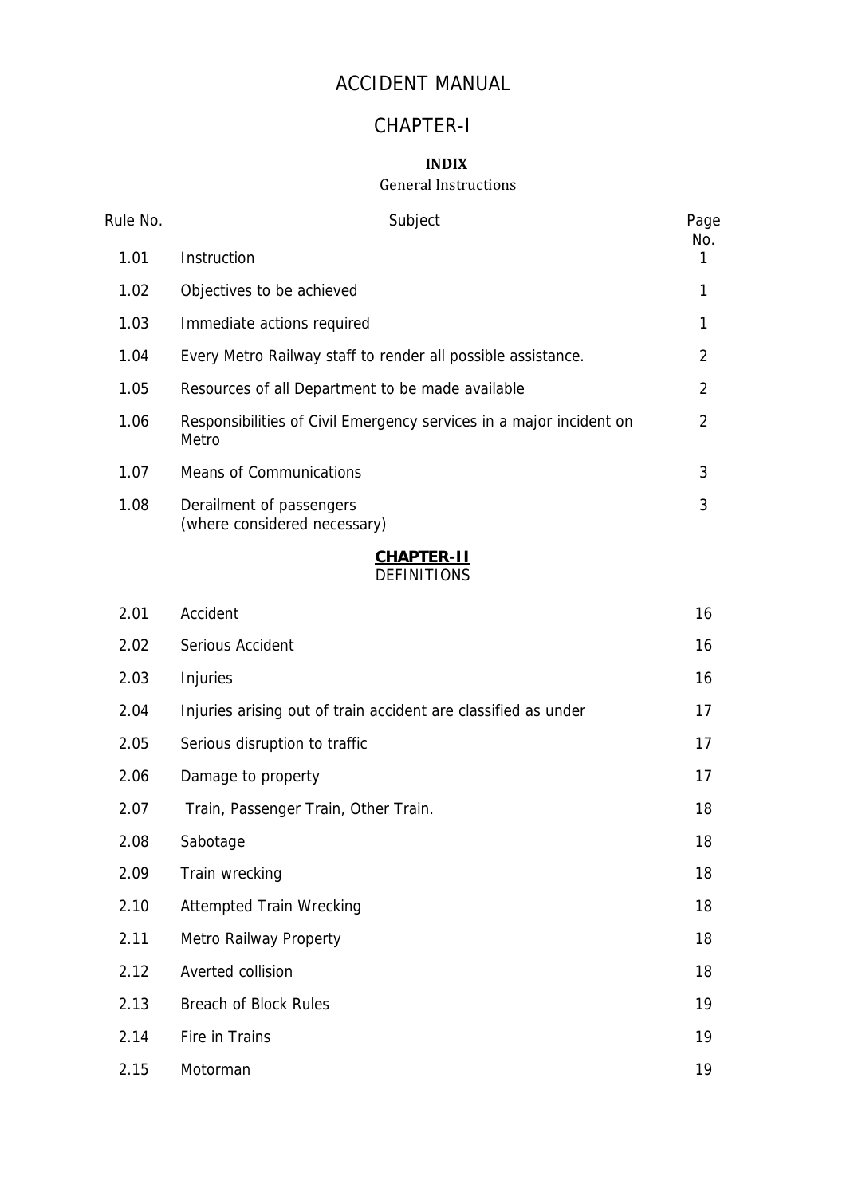# ACCIDENT MANUAL

## CHAPTER-I

**INDIX**

General Instructions

| Rule No. | Subject | Page No. |
|---|---|---|
| 1.01 | Instruction | 1 |
| 1.02 | Objectives to be achieved | 1 |
| 1.03 | Immediate actions required | 1 |
| 1.04 | Every Metro Railway staff to render all possible assistance. | 2 |
| 1.05 | Resources of all Department to be made available | 2 |
| 1.06 | Responsibilities of Civil Emergency services in a major incident on Metro | 2 |
| 1.07 | Means of Communications | 3 |
| 1.08 | Derailment of passengers (where considered necessary) | 3 |

## CHAPTER-II

DEFINITIONS

| Rule No. | Subject | Page No. |
|---|---|---|
| 2.01 | Accident | 16 |
| 2.02 | Serious Accident | 16 |
| 2.03 | Injuries | 16 |
| 2.04 | Injuries arising out of train accident are classified as under | 17 |
| 2.05 | Serious disruption to traffic | 17 |
| 2.06 | Damage to property | 17 |
| 2.07 | Train, Passenger Train, Other Train. | 18 |
| 2.08 | Sabotage | 18 |
| 2.09 | Train wrecking | 18 |
| 2.10 | Attempted Train Wrecking | 18 |
| 2.11 | Metro Railway Property | 18 |
| 2.12 | Averted collision | 18 |
| 2.13 | Breach of Block Rules | 19 |
| 2.14 | Fire in Trains | 19 |
| 2.15 | Motorman | 19 |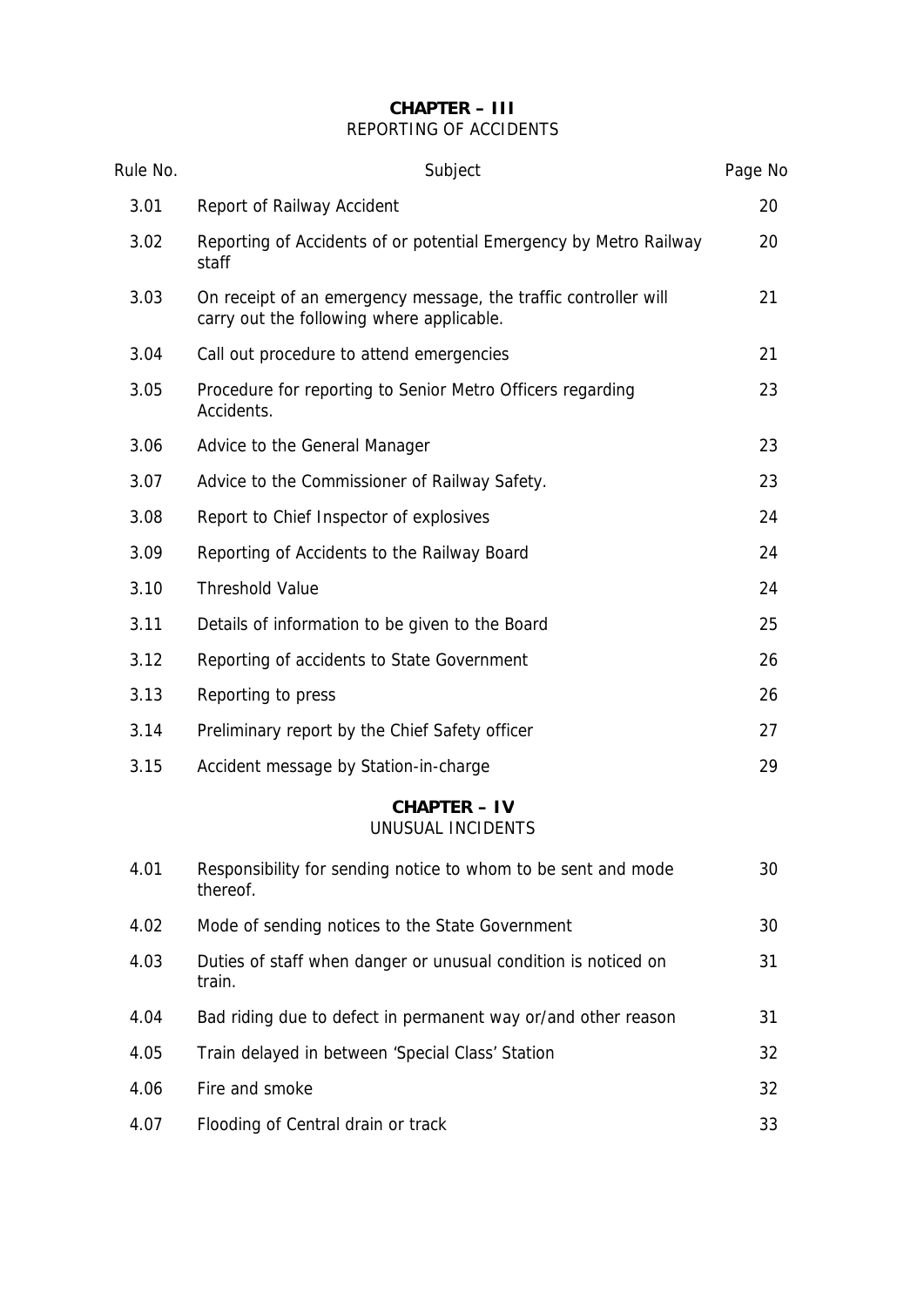## CHAPTER – III
REPORTING OF ACCIDENTS

| Rule No. | Subject | Page No |
|---|---|---|
| 3.01 | Report of Railway Accident | 20 |
| 3.02 | Reporting of Accidents of or potential Emergency by Metro Railway staff | 20 |
| 3.03 | On receipt of an emergency message, the traffic controller will carry out the following where applicable. | 21 |
| 3.04 | Call out procedure to attend emergencies | 21 |
| 3.05 | Procedure for reporting to Senior Metro Officers regarding Accidents. | 23 |
| 3.06 | Advice to the General Manager | 23 |
| 3.07 | Advice to the Commissioner of Railway Safety. | 23 |
| 3.08 | Report to Chief Inspector of explosives | 24 |
| 3.09 | Reporting of Accidents to the Railway Board | 24 |
| 3.10 | Threshold Value | 24 |
| 3.11 | Details of information to be given to the Board | 25 |
| 3.12 | Reporting of accidents to State Government | 26 |
| 3.13 | Reporting to press | 26 |
| 3.14 | Preliminary report by the Chief Safety officer | 27 |
| 3.15 | Accident message by Station-in-charge | 29 |

## CHAPTER – IV
UNUSUAL INCIDENTS

| Rule No. | Subject | Page No |
|---|---|---|
| 4.01 | Responsibility for sending notice to whom to be sent and mode thereof. | 30 |
| 4.02 | Mode of sending notices to the State Government | 30 |
| 4.03 | Duties of staff when danger or unusual condition is noticed on train. | 31 |
| 4.04 | Bad riding due to defect in permanent way or/and other reason | 31 |
| 4.05 | Train delayed in between 'Special Class' Station | 32 |
| 4.06 | Fire and smoke | 32 |
| 4.07 | Flooding of Central drain or track | 33 |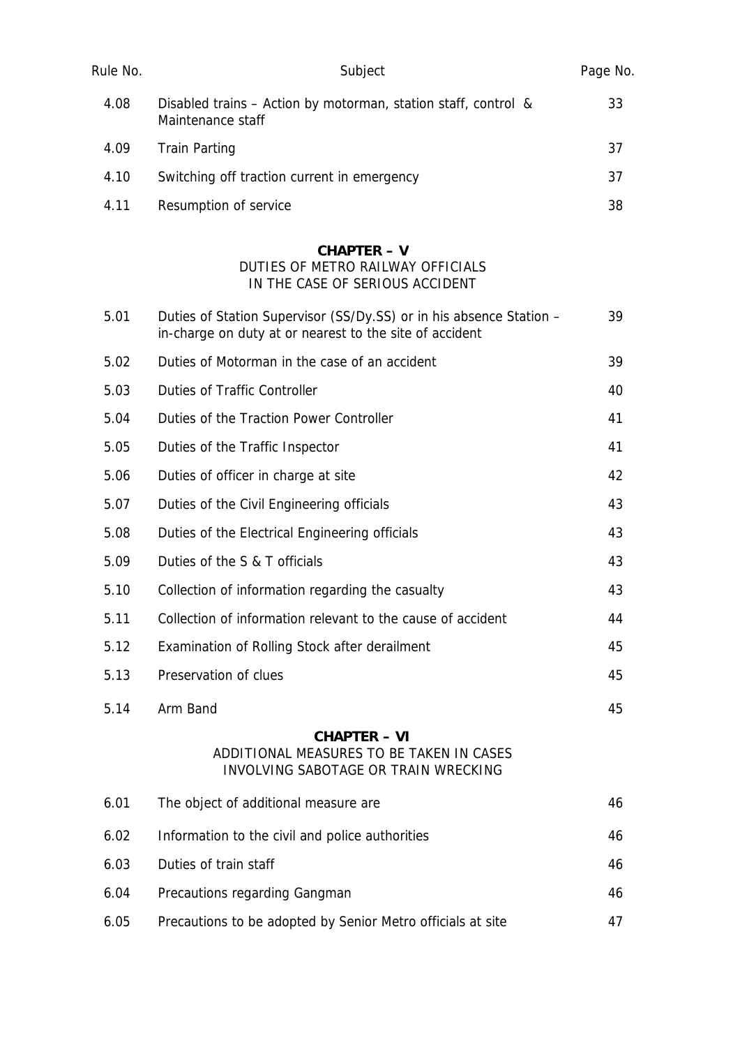| Rule No. | Subject | Page No. |
|---|---|---|
| 4.08 | Disabled trains – Action by motorman, station staff, control & Maintenance staff | 33 |
| 4.09 | Train Parting | 37 |
| 4.10 | Switching off traction current in emergency | 37 |
| 4.11 | Resumption of service | 38 |

**CHAPTER – V**

DUTIES OF METRO RAILWAY OFFICIALS IN THE CASE OF SERIOUS ACCIDENT

| Rule No. | Subject | Page No. |
|---|---|---|
| 5.01 | Duties of Station Supervisor (SS/Dy.SS) or in his absence Station – in-charge on duty at or nearest to the site of accident | 39 |
| 5.02 | Duties of Motorman in the case of an accident | 39 |
| 5.03 | Duties of Traffic Controller | 40 |
| 5.04 | Duties of the Traction Power Controller | 41 |
| 5.05 | Duties of the Traffic Inspector | 41 |
| 5.06 | Duties of officer in charge at site | 42 |
| 5.07 | Duties of the Civil Engineering officials | 43 |
| 5.08 | Duties of the Electrical Engineering officials | 43 |
| 5.09 | Duties of the S & T officials | 43 |
| 5.10 | Collection of information regarding the casualty | 43 |
| 5.11 | Collection of information relevant to the cause of accident | 44 |
| 5.12 | Examination of Rolling Stock after derailment | 45 |
| 5.13 | Preservation of clues | 45 |
| 5.14 | Arm Band | 45 |

**CHAPTER – VI**

ADDITIONAL MEASURES TO BE TAKEN IN CASES INVOLVING SABOTAGE OR TRAIN WRECKING

| Rule No. | Subject | Page No. |
|---|---|---|
| 6.01 | The object of additional measure are | 46 |
| 6.02 | Information to the civil and police authorities | 46 |
| 6.03 | Duties of train staff | 46 |
| 6.04 | Precautions regarding Gangman | 46 |
| 6.05 | Precautions to be adopted by Senior Metro officials at site | 47 |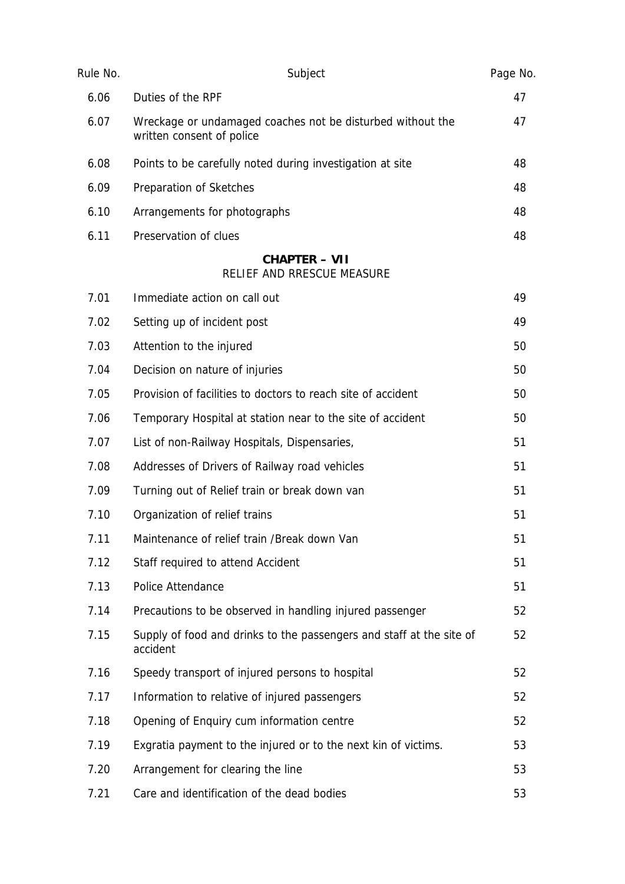| Rule No. | Subject | Page No. |
|---|---|---|
| 6.06 | Duties of the RPF | 47 |
| 6.07 | Wreckage or undamaged coaches not be disturbed without the written consent of police | 47 |
| 6.08 | Points to be carefully noted during investigation at site | 48 |
| 6.09 | Preparation of Sketches | 48 |
| 6.10 | Arrangements for photographs | 48 |
| 6.11 | Preservation of clues | 48 |

## CHAPTER – VII
RELIEF AND RRESCUE MEASURE

| Rule No. | Subject | Page No. |
|---|---|---|
| 7.01 | Immediate action on call out | 49 |
| 7.02 | Setting up of incident post | 49 |
| 7.03 | Attention to the injured | 50 |
| 7.04 | Decision on nature of injuries | 50 |
| 7.05 | Provision of facilities to doctors to reach site of accident | 50 |
| 7.06 | Temporary Hospital at station near to the site of accident | 50 |
| 7.07 | List of non-Railway Hospitals, Dispensaries, | 51 |
| 7.08 | Addresses of Drivers of Railway road vehicles | 51 |
| 7.09 | Turning out of Relief train or break down van | 51 |
| 7.10 | Organization of relief trains | 51 |
| 7.11 | Maintenance of relief train /Break down Van | 51 |
| 7.12 | Staff required to attend Accident | 51 |
| 7.13 | Police Attendance | 51 |
| 7.14 | Precautions to be observed in handling injured passenger | 52 |
| 7.15 | Supply of food and drinks to the passengers and staff at the site of accident | 52 |
| 7.16 | Speedy transport of injured persons to hospital | 52 |
| 7.17 | Information to relative of injured passengers | 52 |
| 7.18 | Opening of Enquiry cum information centre | 52 |
| 7.19 | Exgratia payment to the injured or to the next kin of victims. | 53 |
| 7.20 | Arrangement for clearing the line | 53 |
| 7.21 | Care and identification of the dead bodies | 53 |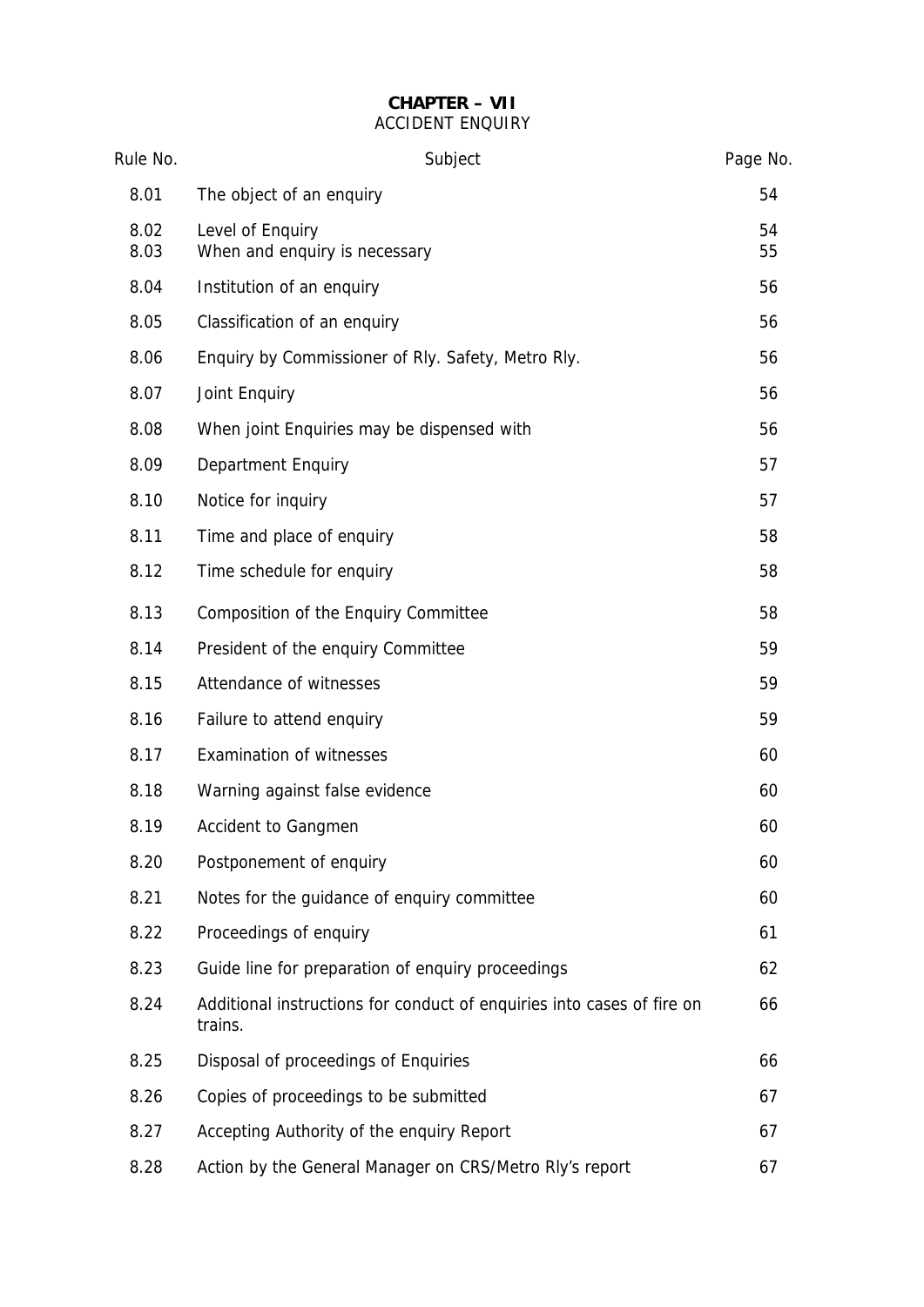# CHAPTER – VII
## ACCIDENT ENQUIRY

| Rule No. | Subject | Page No. |
|---|---|---|
| 8.01 | The object of an enquiry | 54 |
| 8.02 | Level of Enquiry | 54 |
| 8.03 | When and enquiry is necessary | 55 |
| 8.04 | Institution of an enquiry | 56 |
| 8.05 | Classification of an enquiry | 56 |
| 8.06 | Enquiry by Commissioner of Rly. Safety, Metro Rly. | 56 |
| 8.07 | Joint Enquiry | 56 |
| 8.08 | When joint Enquiries may be dispensed with | 56 |
| 8.09 | Department Enquiry | 57 |
| 8.10 | Notice for inquiry | 57 |
| 8.11 | Time and place of enquiry | 58 |
| 8.12 | Time schedule for enquiry | 58 |
| 8.13 | Composition of the Enquiry Committee | 58 |
| 8.14 | President of the enquiry Committee | 59 |
| 8.15 | Attendance of witnesses | 59 |
| 8.16 | Failure to attend enquiry | 59 |
| 8.17 | Examination of witnesses | 60 |
| 8.18 | Warning against false evidence | 60 |
| 8.19 | Accident to Gangmen | 60 |
| 8.20 | Postponement of enquiry | 60 |
| 8.21 | Notes for the guidance of enquiry committee | 60 |
| 8.22 | Proceedings of enquiry | 61 |
| 8.23 | Guide line for preparation of enquiry proceedings | 62 |
| 8.24 | Additional instructions for conduct of enquiries into cases of fire on trains. | 66 |
| 8.25 | Disposal of proceedings of Enquiries | 66 |
| 8.26 | Copies of proceedings to be submitted | 67 |
| 8.27 | Accepting Authority of the enquiry Report | 67 |
| 8.28 | Action by the General Manager on CRS/Metro Rly's report | 67 |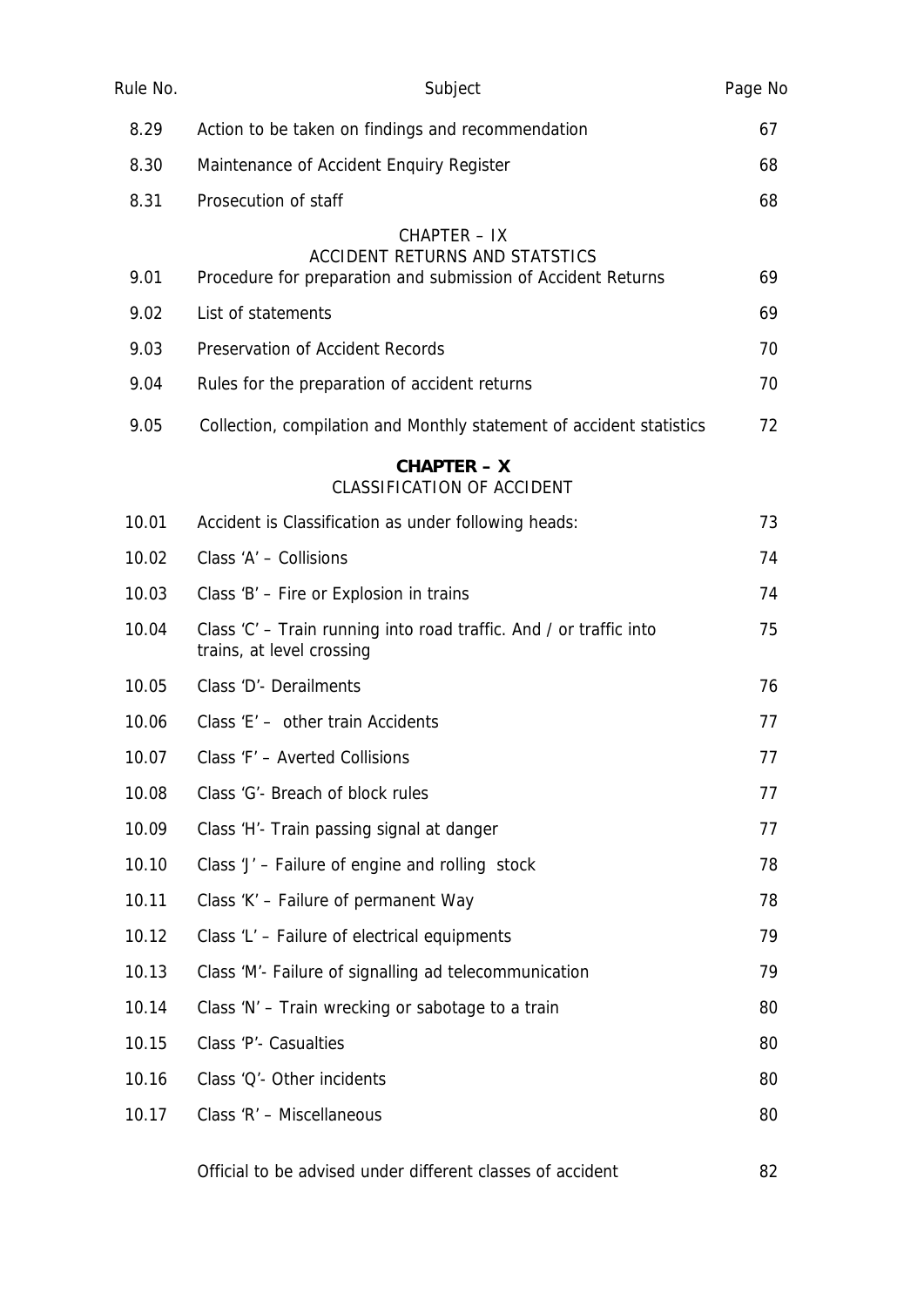| Rule No. | Subject | Page No |
|---|---|---|
| 8.29 | Action to be taken on findings and recommendation | 67 |
| 8.30 | Maintenance of Accident Enquiry Register | 68 |
| 8.31 | Prosecution of staff | 68 |
| | CHAPTER – IX<br>ACCIDENT RETURNS AND STATSTICS | |
| 9.01 | Procedure for preparation and submission of Accident Returns | 69 |
| 9.02 | List of statements | 69 |
| 9.03 | Preservation of Accident Records | 70 |
| 9.04 | Rules for the preparation of accident returns | 70 |
| 9.05 | Collection, compilation and Monthly statement of accident statistics | 72 |
| | **CHAPTER – X**<br>CLASSIFICATION OF ACCIDENT | |
| 10.01 | Accident is Classification as under following heads: | 73 |
| 10.02 | Class 'A' – Collisions | 74 |
| 10.03 | Class 'B' – Fire or Explosion in trains | 74 |
| 10.04 | Class 'C' – Train running into road traffic. And / or traffic into trains, at level crossing | 75 |
| 10.05 | Class 'D'- Derailments | 76 |
| 10.06 | Class 'E' – other train Accidents | 77 |
| 10.07 | Class 'F' – Averted Collisions | 77 |
| 10.08 | Class 'G'- Breach of block rules | 77 |
| 10.09 | Class 'H'- Train passing signal at danger | 77 |
| 10.10 | Class 'J' – Failure of engine and rolling stock | 78 |
| 10.11 | Class 'K' – Failure of permanent Way | 78 |
| 10.12 | Class 'L' – Failure of electrical equipments | 79 |
| 10.13 | Class 'M'- Failure of signalling ad telecommunication | 79 |
| 10.14 | Class 'N' – Train wrecking or sabotage to a train | 80 |
| 10.15 | Class 'P'- Casualties | 80 |
| 10.16 | Class 'Q'- Other incidents | 80 |
| 10.17 | Class 'R' – Miscellaneous | 80 |
| | Official to be advised under different classes of accident | 82 |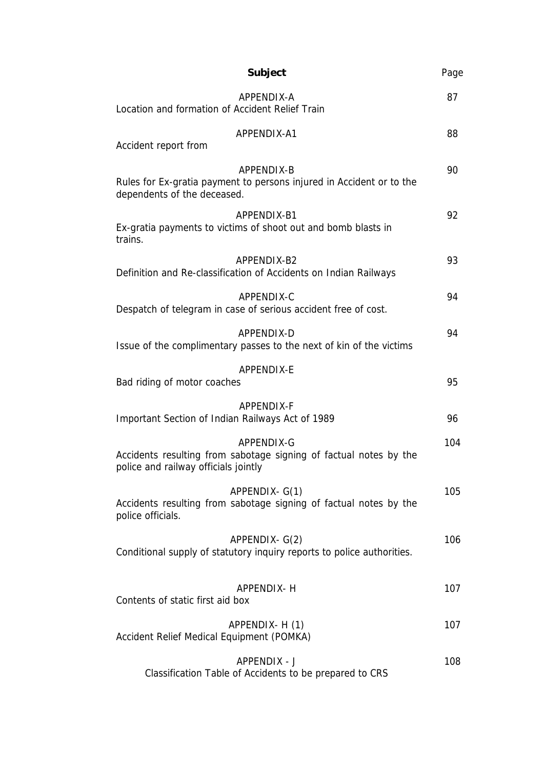| Subject | Page |
| --- | --- |
| APPENDIX-A<br>Location and formation of Accident Relief Train | 87 |
| APPENDIX-A1<br>Accident report from | 88 |
| APPENDIX-B<br>Rules for Ex-gratia payment to persons injured in Accident or to the dependents of the deceased. | 90 |
| APPENDIX-B1<br>Ex-gratia payments to victims of shoot out and bomb blasts in trains. | 92 |
| APPENDIX-B2<br>Definition and Re-classification of Accidents on Indian Railways | 93 |
| APPENDIX-C<br>Despatch of telegram in case of serious accident free of cost. | 94 |
| APPENDIX-D<br>Issue of the complimentary passes to the next of kin of the victims | 94 |
| APPENDIX-E<br>Bad riding of motor coaches | 95 |
| APPENDIX-F<br>Important Section of Indian Railways Act of 1989 | 96 |
| APPENDIX-G<br>Accidents resulting from sabotage signing of factual notes by the police and railway officials jointly | 104 |
| APPENDIX- G(1)<br>Accidents resulting from sabotage signing of factual notes by the police officials. | 105 |
| APPENDIX- G(2)<br>Conditional supply of statutory inquiry reports to police authorities. | 106 |
| APPENDIX- H<br>Contents of static first aid box | 107 |
| APPENDIX- H (1)<br>Accident Relief Medical Equipment (POMKA) | 107 |
| APPENDIX - J<br>Classification Table of Accidents to be prepared to CRS | 108 |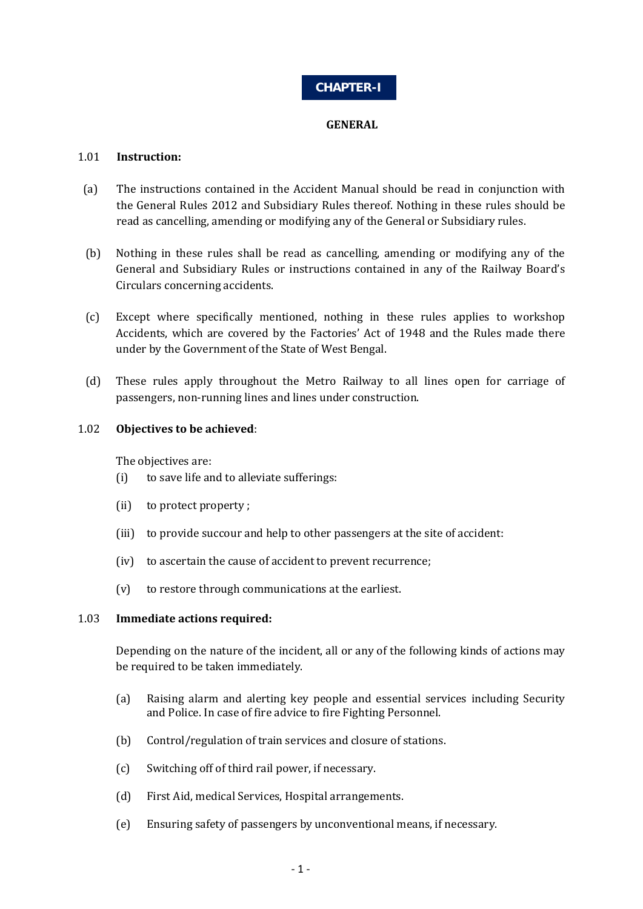# CHAPTER-I

## GENERAL

### 1.01 Instruction:

(a) The instructions contained in the Accident Manual should be read in conjunction with the General Rules 2012 and Subsidiary Rules thereof. Nothing in these rules should be read as cancelling, amending or modifying any of the General or Subsidiary rules.

(b) Nothing in these rules shall be read as cancelling, amending or modifying any of the General and Subsidiary Rules or instructions contained in any of the Railway Board's Circulars concerning accidents.

(c) Except where specifically mentioned, nothing in these rules applies to workshop Accidents, which are covered by the Factories' Act of 1948 and the Rules made there under by the Government of the State of West Bengal.

(d) These rules apply throughout the Metro Railway to all lines open for carriage of passengers, non-running lines and lines under construction.

### 1.02 Objectives to be achieved:

The objectives are:

(i) to save life and to alleviate sufferings:

(ii) to protect property ;

(iii) to provide succour and help to other passengers at the site of accident:

(iv) to ascertain the cause of accident to prevent recurrence;

(v) to restore through communications at the earliest.

### 1.03 Immediate actions required:

Depending on the nature of the incident, all or any of the following kinds of actions may be required to be taken immediately.

(a) Raising alarm and alerting key people and essential services including Security and Police. In case of fire advice to fire Fighting Personnel.

(b) Control/regulation of train services and closure of stations.

(c) Switching off of third rail power, if necessary.

(d) First Aid, medical Services, Hospital arrangements.

(e) Ensuring safety of passengers by unconventional means, if necessary.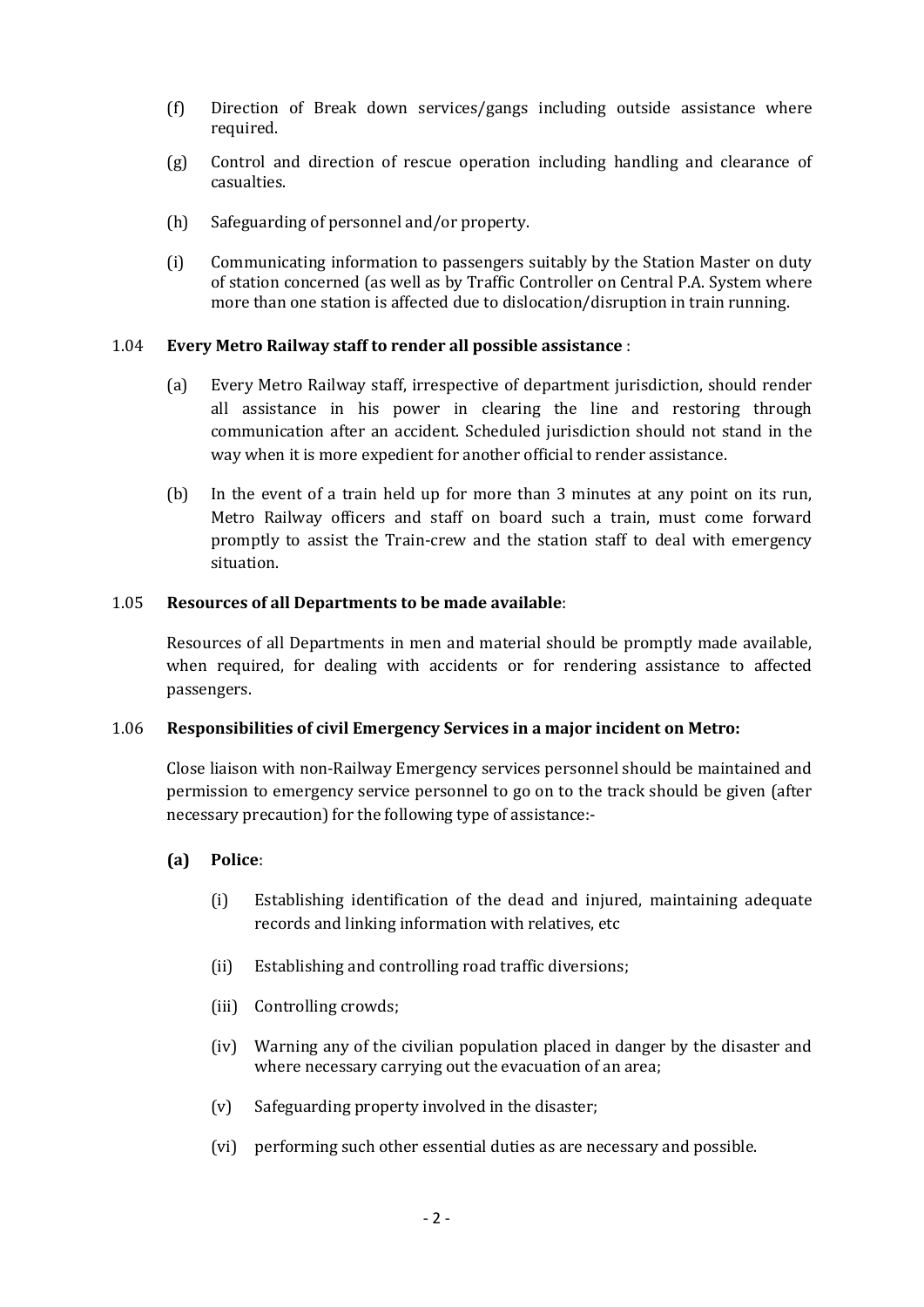(f) Direction of Break down services/gangs including outside assistance where required.

(g) Control and direction of rescue operation including handling and clearance of casualties.

(h) Safeguarding of personnel and/or property.

(i) Communicating information to passengers suitably by the Station Master on duty of station concerned (as well as by Traffic Controller on Central P.A. System where more than one station is affected due to dislocation/disruption in train running.

1.04 **Every Metro Railway staff to render all possible assistance** :

(a) Every Metro Railway staff, irrespective of department jurisdiction, should render all assistance in his power in clearing the line and restoring through communication after an accident. Scheduled jurisdiction should not stand in the way when it is more expedient for another official to render assistance.

(b) In the event of a train held up for more than 3 minutes at any point on its run, Metro Railway officers and staff on board such a train, must come forward promptly to assist the Train-crew and the station staff to deal with emergency situation.

1.05 **Resources of all Departments to be made available**:

Resources of all Departments in men and material should be promptly made available, when required, for dealing with accidents or for rendering assistance to affected passengers.

1.06 **Responsibilities of civil Emergency Services in a major incident on Metro:**

Close liaison with non-Railway Emergency services personnel should be maintained and permission to emergency service personnel to go on to the track should be given (after necessary precaution) for the following type of assistance:-

**(a) Police**:

(i) Establishing identification of the dead and injured, maintaining adequate records and linking information with relatives, etc

(ii) Establishing and controlling road traffic diversions;

(iii) Controlling crowds;

(iv) Warning any of the civilian population placed in danger by the disaster and where necessary carrying out the evacuation of an area;

(v) Safeguarding property involved in the disaster;

(vi) performing such other essential duties as are necessary and possible.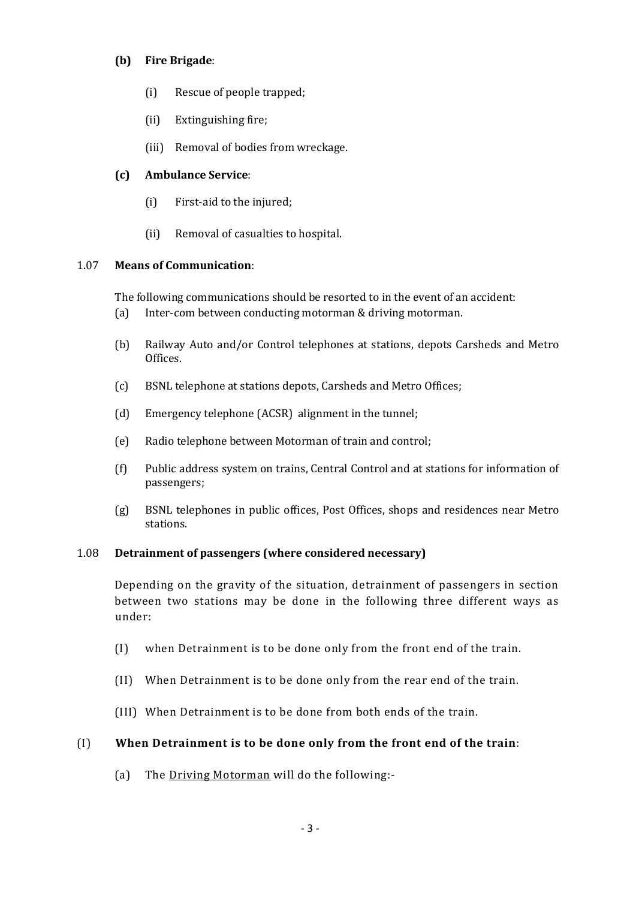**(b) Fire Brigade**:

- (i) Rescue of people trapped;
- (ii) Extinguishing fire;
- (iii) Removal of bodies from wreckage.

**(c) Ambulance Service**:

- (i) First-aid to the injured;
- (ii) Removal of casualties to hospital.

1.07 **Means of Communication**:

The following communications should be resorted to in the event of an accident:

- (a) Inter-com between conducting motorman & driving motorman.
- (b) Railway Auto and/or Control telephones at stations, depots Carsheds and Metro Offices.
- (c) BSNL telephone at stations depots, Carsheds and Metro Offices;
- (d) Emergency telephone (ACSR) alignment in the tunnel;
- (e) Radio telephone between Motorman of train and control;
- (f) Public address system on trains, Central Control and at stations for information of passengers;
- (g) BSNL telephones in public offices, Post Offices, shops and residences near Metro stations.

1.08 **Detrainment of passengers (where considered necessary)**

Depending on the gravity of the situation, detrainment of passengers in section between two stations may be done in the following three different ways as under:

- (I) when Detrainment is to be done only from the front end of the train.
- (II) When Detrainment is to be done only from the rear end of the train.
- (III) When Detrainment is to be done from both ends of the train.

(I) **When Detrainment is to be done only from the front end of the train**:

(a) The Driving Motorman will do the following:-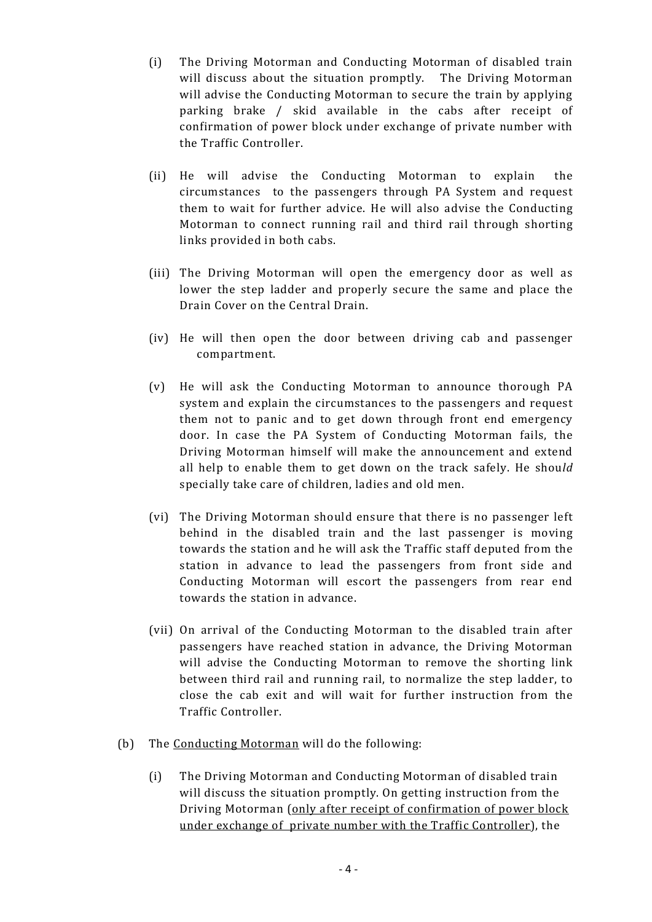(i) The Driving Motorman and Conducting Motorman of disabled train will discuss about the situation promptly. The Driving Motorman will advise the Conducting Motorman to secure the train by applying parking brake / skid available in the cabs after receipt of confirmation of power block under exchange of private number with the Traffic Controller.

(ii) He will advise the Conducting Motorman to explain the circumstances to the passengers through PA System and request them to wait for further advice. He will also advise the Conducting Motorman to connect running rail and third rail through shorting links provided in both cabs.

(iii) The Driving Motorman will open the emergency door as well as lower the step ladder and properly secure the same and place the Drain Cover on the Central Drain.

(iv) He will then open the door between driving cab and passenger compartment.

(v) He will ask the Conducting Motorman to announce thorough PA system and explain the circumstances to the passengers and request them not to panic and to get down through front end emergency door. In case the PA System of Conducting Motorman fails, the Driving Motorman himself will make the announcement and extend all help to enable them to get down on the track safely. He shou*ld* specially take care of children, ladies and old men.

(vi) The Driving Motorman should ensure that there is no passenger left behind in the disabled train and the last passenger is moving towards the station and he will ask the Traffic staff deputed from the station in advance to lead the passengers from front side and Conducting Motorman will escort the passengers from rear end towards the station in advance.

(vii) On arrival of the Conducting Motorman to the disabled train after passengers have reached station in advance, the Driving Motorman will advise the Conducting Motorman to remove the shorting link between third rail and running rail, to normalize the step ladder, to close the cab exit and will wait for further instruction from the Traffic Controller.

(b) The <u>Conducting Motorman</u> will do the following:

(i) The Driving Motorman and Conducting Motorman of disabled train will discuss the situation promptly. On getting instruction from the Driving Motorman (<u>only after receipt of confirmation of power block under exchange of private number with the Traffic Controller</u>), the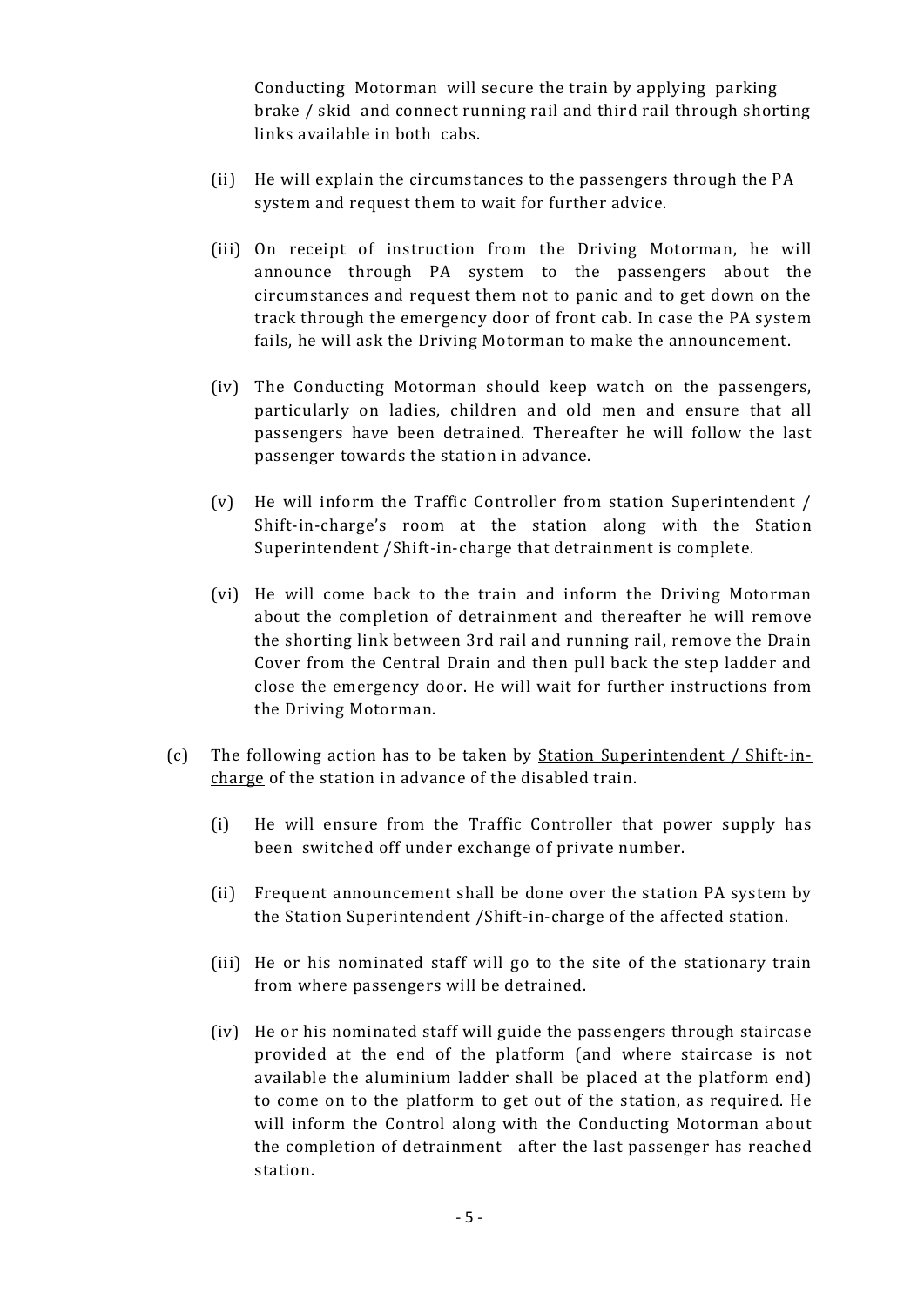Conducting Motorman will secure the train by applying parking brake / skid and connect running rail and third rail through shorting links available in both cabs.

(ii) He will explain the circumstances to the passengers through the PA system and request them to wait for further advice.

(iii) On receipt of instruction from the Driving Motorman, he will announce through PA system to the passengers about the circumstances and request them not to panic and to get down on the track through the emergency door of front cab. In case the PA system fails, he will ask the Driving Motorman to make the announcement.

(iv) The Conducting Motorman should keep watch on the passengers, particularly on ladies, children and old men and ensure that all passengers have been detrained. Thereafter he will follow the last passenger towards the station in advance.

(v) He will inform the Traffic Controller from station Superintendent / Shift-in-charge's room at the station along with the Station Superintendent /Shift-in-charge that detrainment is complete.

(vi) He will come back to the train and inform the Driving Motorman about the completion of detrainment and thereafter he will remove the shorting link between 3rd rail and running rail, remove the Drain Cover from the Central Drain and then pull back the step ladder and close the emergency door. He will wait for further instructions from the Driving Motorman.

(c) The following action has to be taken by <u>Station Superintendent / Shift-in-charge</u> of the station in advance of the disabled train.

(i) He will ensure from the Traffic Controller that power supply has been switched off under exchange of private number.

(ii) Frequent announcement shall be done over the station PA system by the Station Superintendent /Shift-in-charge of the affected station.

(iii) He or his nominated staff will go to the site of the stationary train from where passengers will be detrained.

(iv) He or his nominated staff will guide the passengers through staircase provided at the end of the platform (and where staircase is not available the aluminium ladder shall be placed at the platform end) to come on to the platform to get out of the station, as required. He will inform the Control along with the Conducting Motorman about the completion of detrainment after the last passenger has reached station.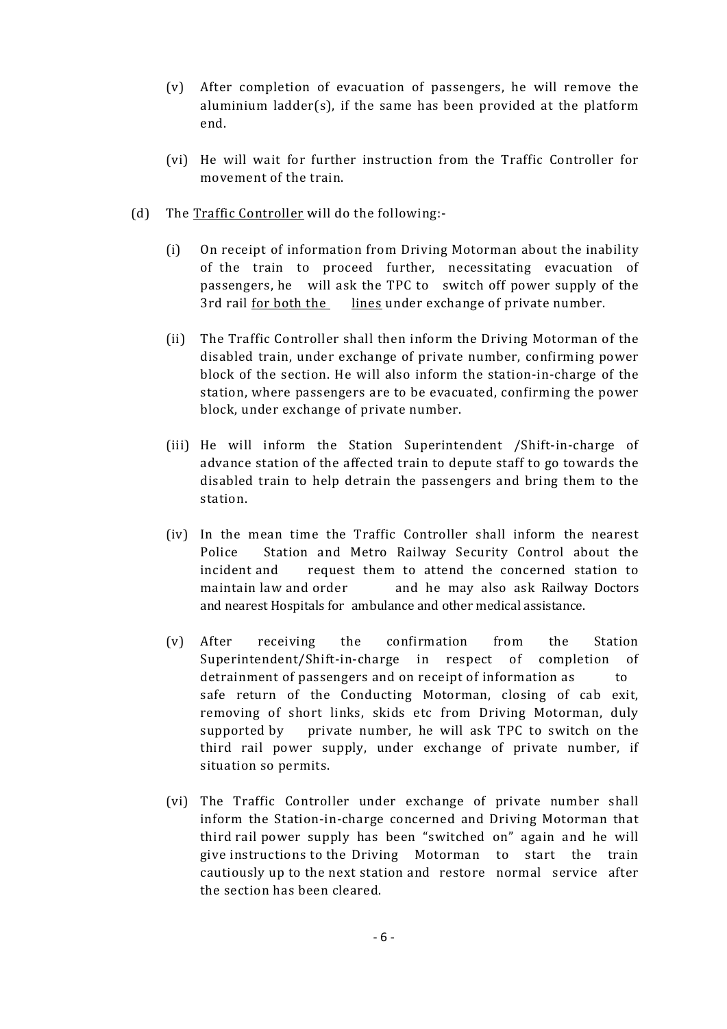(v) After completion of evacuation of passengers, he will remove the aluminium ladder(s), if the same has been provided at the platform end.

(vi) He will wait for further instruction from the Traffic Controller for movement of the train.

(d) The <u>Traffic Controller</u> will do the following:-

(i) On receipt of information from Driving Motorman about the inability of the train to proceed further, necessitating evacuation of passengers, he will ask the TPC to switch off power supply of the 3rd rail <u>for both the lines</u> under exchange of private number.

(ii) The Traffic Controller shall then inform the Driving Motorman of the disabled train, under exchange of private number, confirming power block of the section. He will also inform the station-in-charge of the station, where passengers are to be evacuated, confirming the power block, under exchange of private number.

(iii) He will inform the Station Superintendent /Shift-in-charge of advance station of the affected train to depute staff to go towards the disabled train to help detrain the passengers and bring them to the station.

(iv) In the mean time the Traffic Controller shall inform the nearest Police Station and Metro Railway Security Control about the incident and request them to attend the concerned station to maintain law and order and he may also ask Railway Doctors and nearest Hospitals for ambulance and other medical assistance.

(v) After receiving the confirmation from the Station Superintendent/Shift-in-charge in respect of completion of detrainment of passengers and on receipt of information as to safe return of the Conducting Motorman, closing of cab exit, removing of short links, skids etc from Driving Motorman, duly supported by private number, he will ask TPC to switch on the third rail power supply, under exchange of private number, if situation so permits.

(vi) The Traffic Controller under exchange of private number shall inform the Station-in-charge concerned and Driving Motorman that third rail power supply has been "switched on" again and he will give instructions to the Driving Motorman to start the train cautiously up to the next station and restore normal service after the section has been cleared.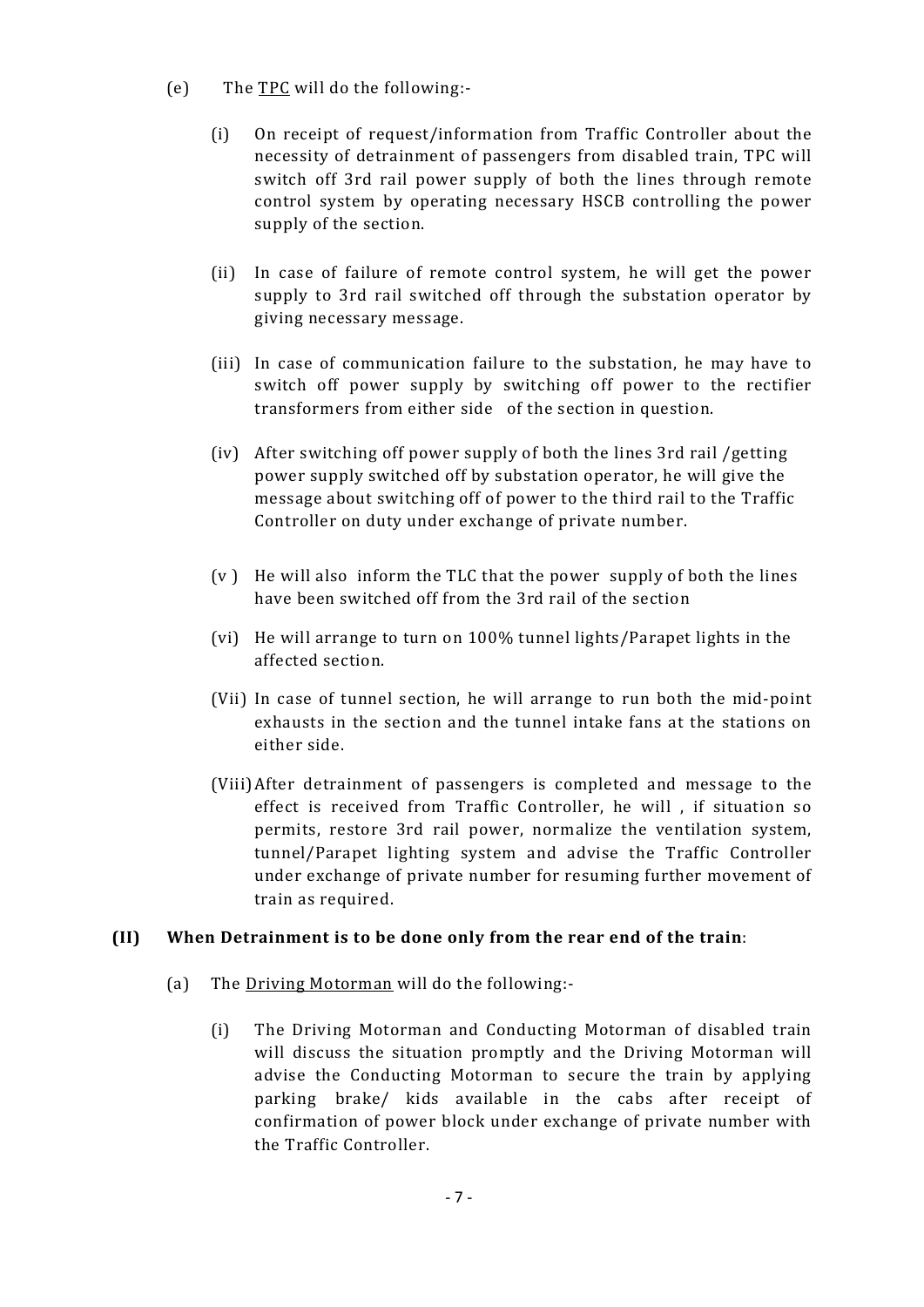(e) The <u>TPC</u> will do the following:-

(i) On receipt of request/information from Traffic Controller about the necessity of detrainment of passengers from disabled train, TPC will switch off 3rd rail power supply of both the lines through remote control system by operating necessary HSCB controlling the power supply of the section.

(ii) In case of failure of remote control system, he will get the power supply to 3rd rail switched off through the substation operator by giving necessary message.

(iii) In case of communication failure to the substation, he may have to switch off power supply by switching off power to the rectifier transformers from either side of the section in question.

(iv) After switching off power supply of both the lines 3rd rail /getting power supply switched off by substation operator, he will give the message about switching off of power to the third rail to the Traffic Controller on duty under exchange of private number.

(v ) He will also inform the TLC that the power supply of both the lines have been switched off from the 3rd rail of the section

(vi) He will arrange to turn on 100% tunnel lights/Parapet lights in the affected section.

(Vii) In case of tunnel section, he will arrange to run both the mid-point exhausts in the section and the tunnel intake fans at the stations on either side.

(Viii) After detrainment of passengers is completed and message to the effect is received from Traffic Controller, he will , if situation so permits, restore 3rd rail power, normalize the ventilation system, tunnel/Parapet lighting system and advise the Traffic Controller under exchange of private number for resuming further movement of train as required.

**(II) When Detrainment is to be done only from the rear end of the train**:

(a) The <u>Driving Motorman</u> will do the following:-

(i) The Driving Motorman and Conducting Motorman of disabled train will discuss the situation promptly and the Driving Motorman will advise the Conducting Motorman to secure the train by applying parking brake/ kids available in the cabs after receipt of confirmation of power block under exchange of private number with the Traffic Controller.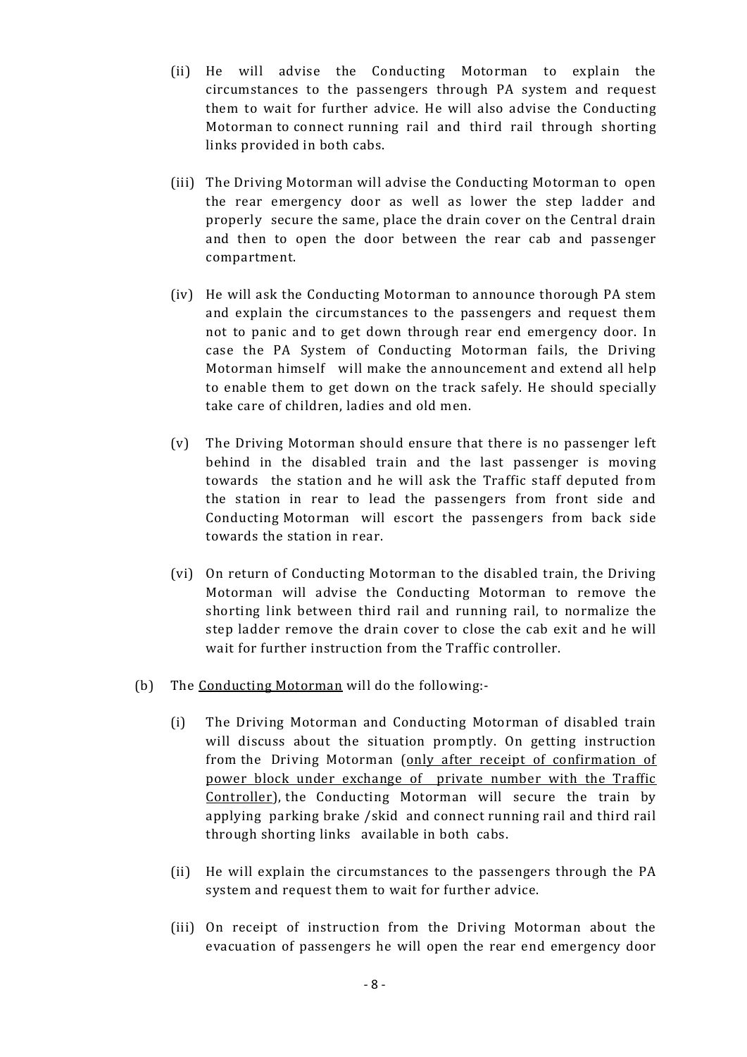(ii) He will advise the Conducting Motorman to explain the circumstances to the passengers through PA system and request them to wait for further advice. He will also advise the Conducting Motorman to connect running rail and third rail through shorting links provided in both cabs.

(iii) The Driving Motorman will advise the Conducting Motorman to open the rear emergency door as well as lower the step ladder and properly secure the same, place the drain cover on the Central drain and then to open the door between the rear cab and passenger compartment.

(iv) He will ask the Conducting Motorman to announce thorough PA stem and explain the circumstances to the passengers and request them not to panic and to get down through rear end emergency door. In case the PA System of Conducting Motorman fails, the Driving Motorman himself will make the announcement and extend all help to enable them to get down on the track safely. He should specially take care of children, ladies and old men.

(v) The Driving Motorman should ensure that there is no passenger left behind in the disabled train and the last passenger is moving towards the station and he will ask the Traffic staff deputed from the station in rear to lead the passengers from front side and Conducting Motorman will escort the passengers from back side towards the station in rear.

(vi) On return of Conducting Motorman to the disabled train, the Driving Motorman will advise the Conducting Motorman to remove the shorting link between third rail and running rail, to normalize the step ladder remove the drain cover to close the cab exit and he will wait for further instruction from the Traffic controller.

(b) The <u>Conducting Motorman</u> will do the following:-

(i) The Driving Motorman and Conducting Motorman of disabled train will discuss about the situation promptly. On getting instruction from the Driving Motorman (<u>only after receipt of confirmation of power block under exchange of private number with the Traffic Controller</u>), the Conducting Motorman will secure the train by applying parking brake /skid and connect running rail and third rail through shorting links available in both cabs.

(ii) He will explain the circumstances to the passengers through the PA system and request them to wait for further advice.

(iii) On receipt of instruction from the Driving Motorman about the evacuation of passengers he will open the rear end emergency door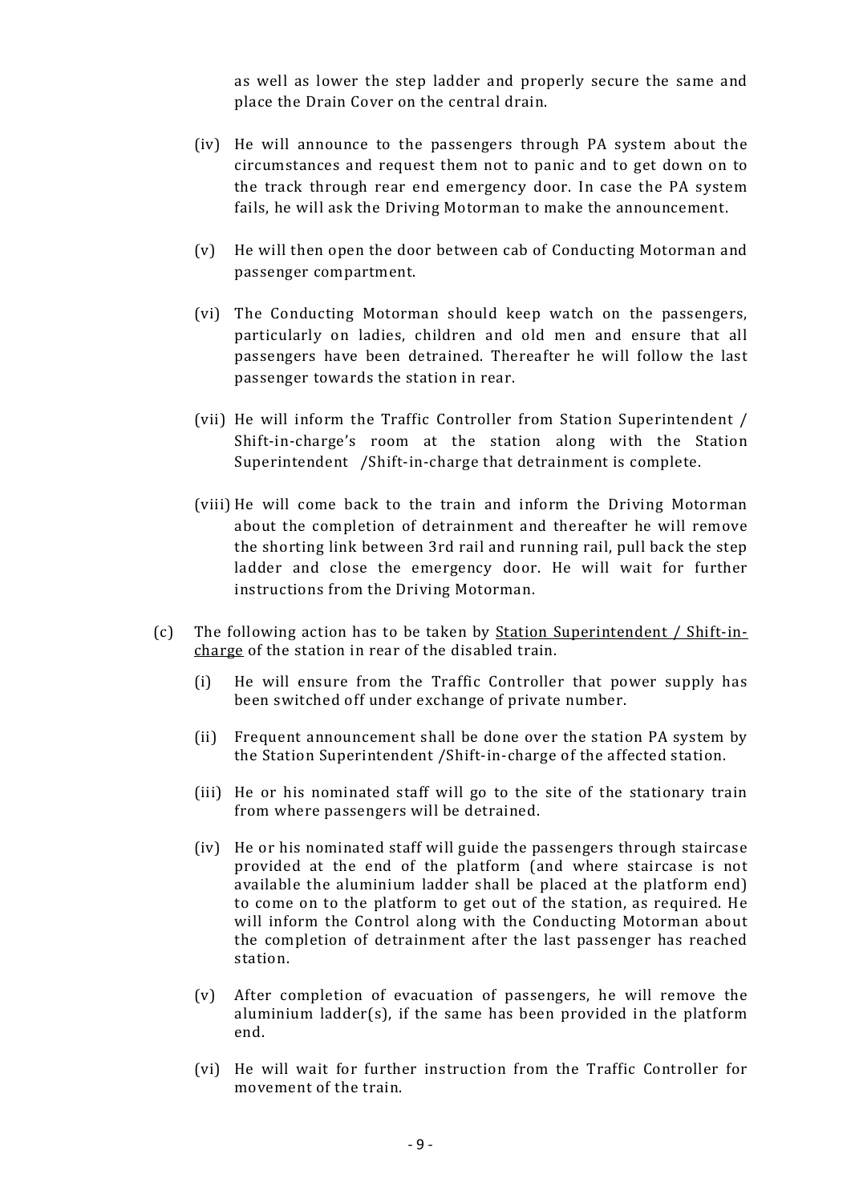as well as lower the step ladder and properly secure the same and place the Drain Cover on the central drain.

(iv) He will announce to the passengers through PA system about the circumstances and request them not to panic and to get down on to the track through rear end emergency door. In case the PA system fails, he will ask the Driving Motorman to make the announcement.

(v) He will then open the door between cab of Conducting Motorman and passenger compartment.

(vi) The Conducting Motorman should keep watch on the passengers, particularly on ladies, children and old men and ensure that all passengers have been detrained. Thereafter he will follow the last passenger towards the station in rear.

(vii) He will inform the Traffic Controller from Station Superintendent / Shift-in-charge's room at the station along with the Station Superintendent /Shift-in-charge that detrainment is complete.

(viii) He will come back to the train and inform the Driving Motorman about the completion of detrainment and thereafter he will remove the shorting link between 3rd rail and running rail, pull back the step ladder and close the emergency door. He will wait for further instructions from the Driving Motorman.

(c) The following action has to be taken by <u>Station Superintendent / Shift-in-charge</u> of the station in rear of the disabled train.

(i) He will ensure from the Traffic Controller that power supply has been switched off under exchange of private number.

(ii) Frequent announcement shall be done over the station PA system by the Station Superintendent /Shift-in-charge of the affected station.

(iii) He or his nominated staff will go to the site of the stationary train from where passengers will be detrained.

(iv) He or his nominated staff will guide the passengers through staircase provided at the end of the platform (and where staircase is not available the aluminium ladder shall be placed at the platform end) to come on to the platform to get out of the station, as required. He will inform the Control along with the Conducting Motorman about the completion of detrainment after the last passenger has reached station.

(v) After completion of evacuation of passengers, he will remove the aluminium ladder(s), if the same has been provided in the platform end.

(vi) He will wait for further instruction from the Traffic Controller for movement of the train.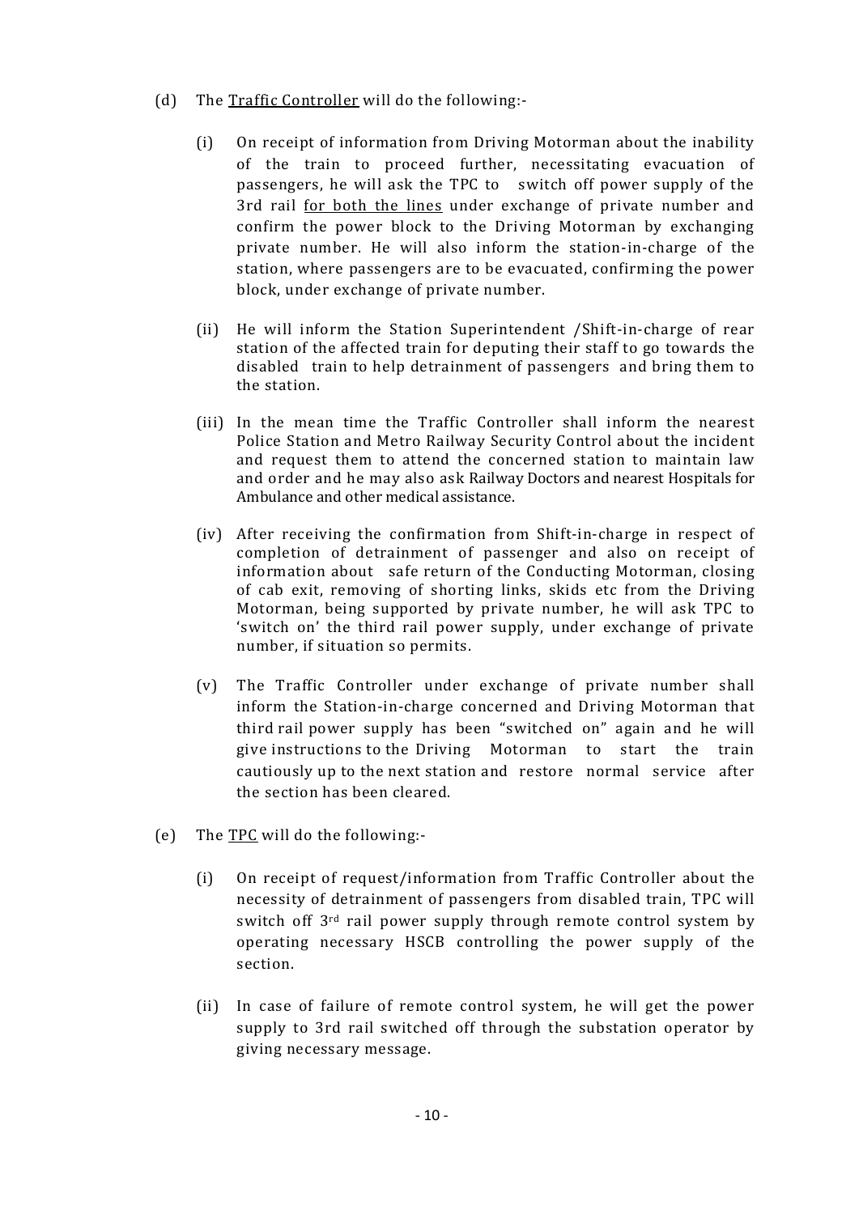(d) The <u>Traffic Controller</u> will do the following:-

(i) On receipt of information from Driving Motorman about the inability of the train to proceed further, necessitating evacuation of passengers, he will ask the TPC to switch off power supply of the 3rd rail <u>for both the lines</u> under exchange of private number and confirm the power block to the Driving Motorman by exchanging private number. He will also inform the station-in-charge of the station, where passengers are to be evacuated, confirming the power block, under exchange of private number.

(ii) He will inform the Station Superintendent /Shift-in-charge of rear station of the affected train for deputing their staff to go towards the disabled train to help detrainment of passengers and bring them to the station.

(iii) In the mean time the Traffic Controller shall inform the nearest Police Station and Metro Railway Security Control about the incident and request them to attend the concerned station to maintain law and order and he may also ask Railway Doctors and nearest Hospitals for Ambulance and other medical assistance.

(iv) After receiving the confirmation from Shift-in-charge in respect of completion of detrainment of passenger and also on receipt of information about safe return of the Conducting Motorman, closing of cab exit, removing of shorting links, skids etc from the Driving Motorman, being supported by private number, he will ask TPC to 'switch on' the third rail power supply, under exchange of private number, if situation so permits.

(v) The Traffic Controller under exchange of private number shall inform the Station-in-charge concerned and Driving Motorman that third rail power supply has been "switched on" again and he will give instructions to the Driving Motorman to start the train cautiously up to the next station and restore normal service after the section has been cleared.

(e) The <u>TPC</u> will do the following:-

(i) On receipt of request/information from Traffic Controller about the necessity of detrainment of passengers from disabled train, TPC will switch off 3rd rail power supply through remote control system by operating necessary HSCB controlling the power supply of the section.

(ii) In case of failure of remote control system, he will get the power supply to 3rd rail switched off through the substation operator by giving necessary message.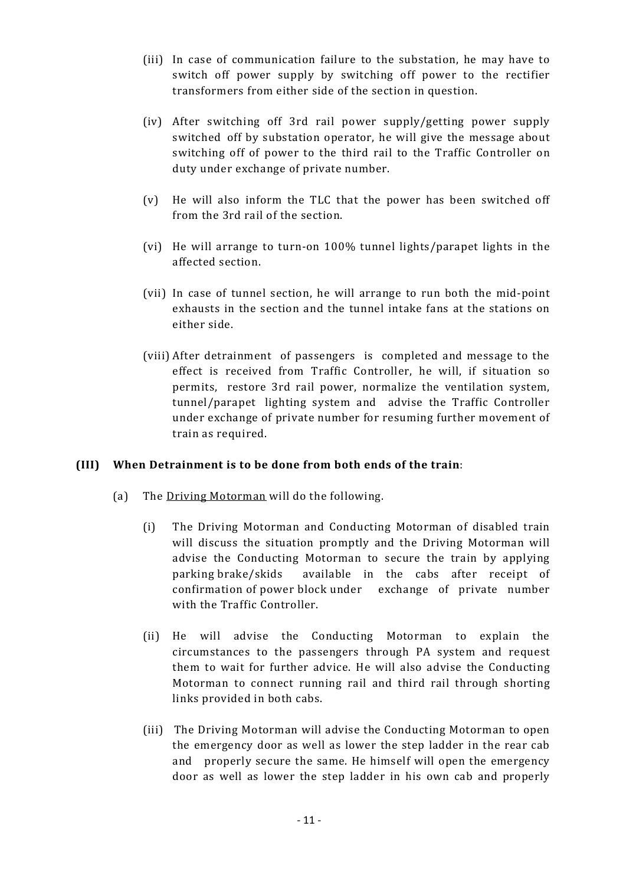(iii) In case of communication failure to the substation, he may have to switch off power supply by switching off power to the rectifier transformers from either side of the section in question.

(iv) After switching off 3rd rail power supply/getting power supply switched off by substation operator, he will give the message about switching off of power to the third rail to the Traffic Controller on duty under exchange of private number.

(v) He will also inform the TLC that the power has been switched off from the 3rd rail of the section.

(vi) He will arrange to turn-on 100% tunnel lights/parapet lights in the affected section.

(vii) In case of tunnel section, he will arrange to run both the mid-point exhausts in the section and the tunnel intake fans at the stations on either side.

(viii) After detrainment of passengers is completed and message to the effect is received from Traffic Controller, he will, if situation so permits, restore 3rd rail power, normalize the ventilation system, tunnel/parapet lighting system and advise the Traffic Controller under exchange of private number for resuming further movement of train as required.

**(III) When Detrainment is to be done from both ends of the train**:

(a) The Driving Motorman will do the following.

(i) The Driving Motorman and Conducting Motorman of disabled train will discuss the situation promptly and the Driving Motorman will advise the Conducting Motorman to secure the train by applying parking brake/skids available in the cabs after receipt of confirmation of power block under exchange of private number with the Traffic Controller.

(ii) He will advise the Conducting Motorman to explain the circumstances to the passengers through PA system and request them to wait for further advice. He will also advise the Conducting Motorman to connect running rail and third rail through shorting links provided in both cabs.

(iii) The Driving Motorman will advise the Conducting Motorman to open the emergency door as well as lower the step ladder in the rear cab and properly secure the same. He himself will open the emergency door as well as lower the step ladder in his own cab and properly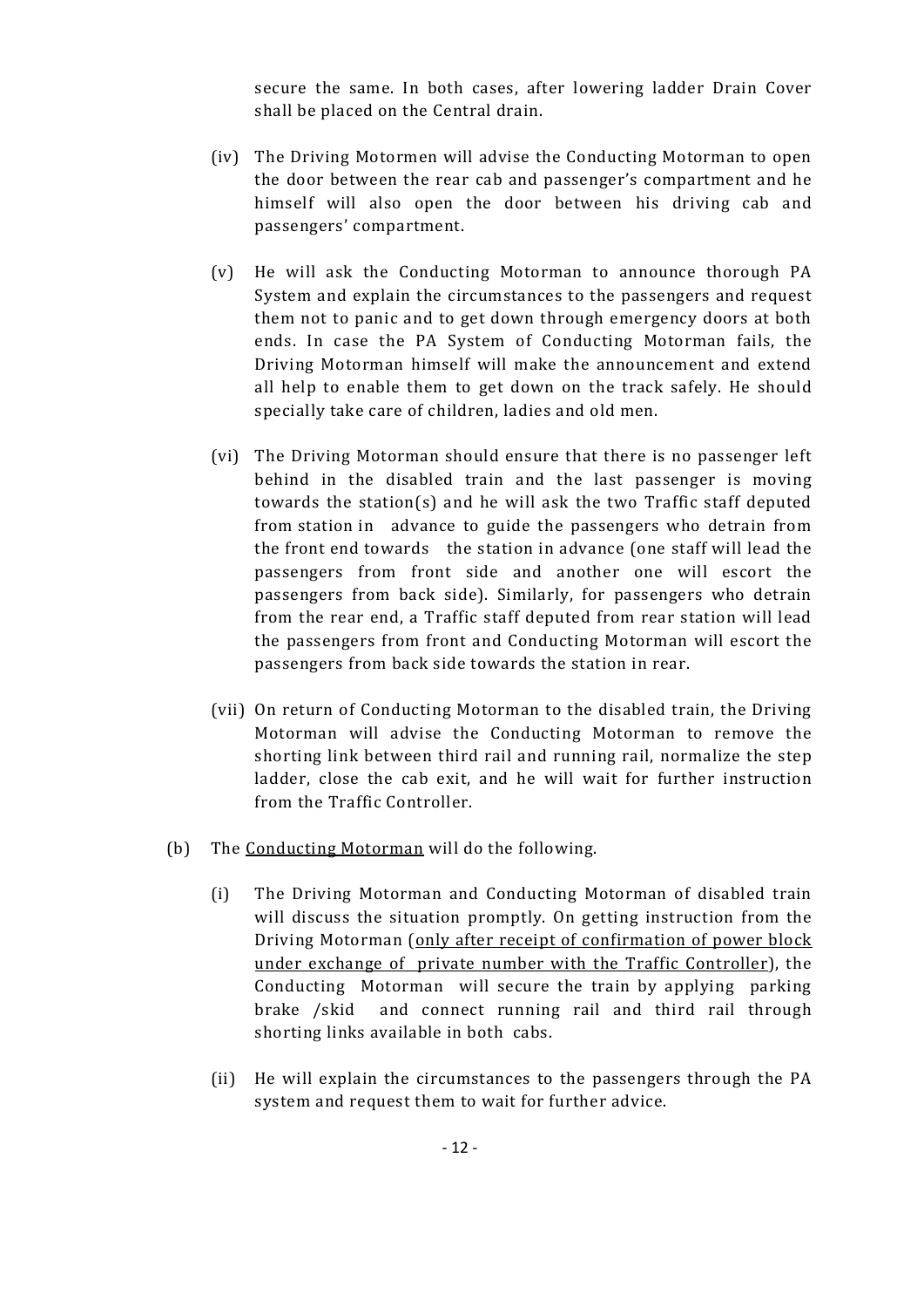secure the same. In both cases, after lowering ladder Drain Cover shall be placed on the Central drain.

(iv) The Driving Motormen will advise the Conducting Motorman to open the door between the rear cab and passenger's compartment and he himself will also open the door between his driving cab and passengers' compartment.

(v) He will ask the Conducting Motorman to announce thorough PA System and explain the circumstances to the passengers and request them not to panic and to get down through emergency doors at both ends. In case the PA System of Conducting Motorman fails, the Driving Motorman himself will make the announcement and extend all help to enable them to get down on the track safely. He should specially take care of children, ladies and old men.

(vi) The Driving Motorman should ensure that there is no passenger left behind in the disabled train and the last passenger is moving towards the station(s) and he will ask the two Traffic staff deputed from station in advance to guide the passengers who detrain from the front end towards the station in advance (one staff will lead the passengers from front side and another one will escort the passengers from back side). Similarly, for passengers who detrain from the rear end, a Traffic staff deputed from rear station will lead the passengers from front and Conducting Motorman will escort the passengers from back side towards the station in rear.

(vii) On return of Conducting Motorman to the disabled train, the Driving Motorman will advise the Conducting Motorman to remove the shorting link between third rail and running rail, normalize the step ladder, close the cab exit, and he will wait for further instruction from the Traffic Controller.

(b) The <u>Conducting Motorman</u> will do the following.

(i) The Driving Motorman and Conducting Motorman of disabled train will discuss the situation promptly. On getting instruction from the Driving Motorman (<u>only after receipt of confirmation of power block under exchange of private number with the Traffic Controller</u>), the Conducting Motorman will secure the train by applying parking brake /skid and connect running rail and third rail through shorting links available in both cabs.

(ii) He will explain the circumstances to the passengers through the PA system and request them to wait for further advice.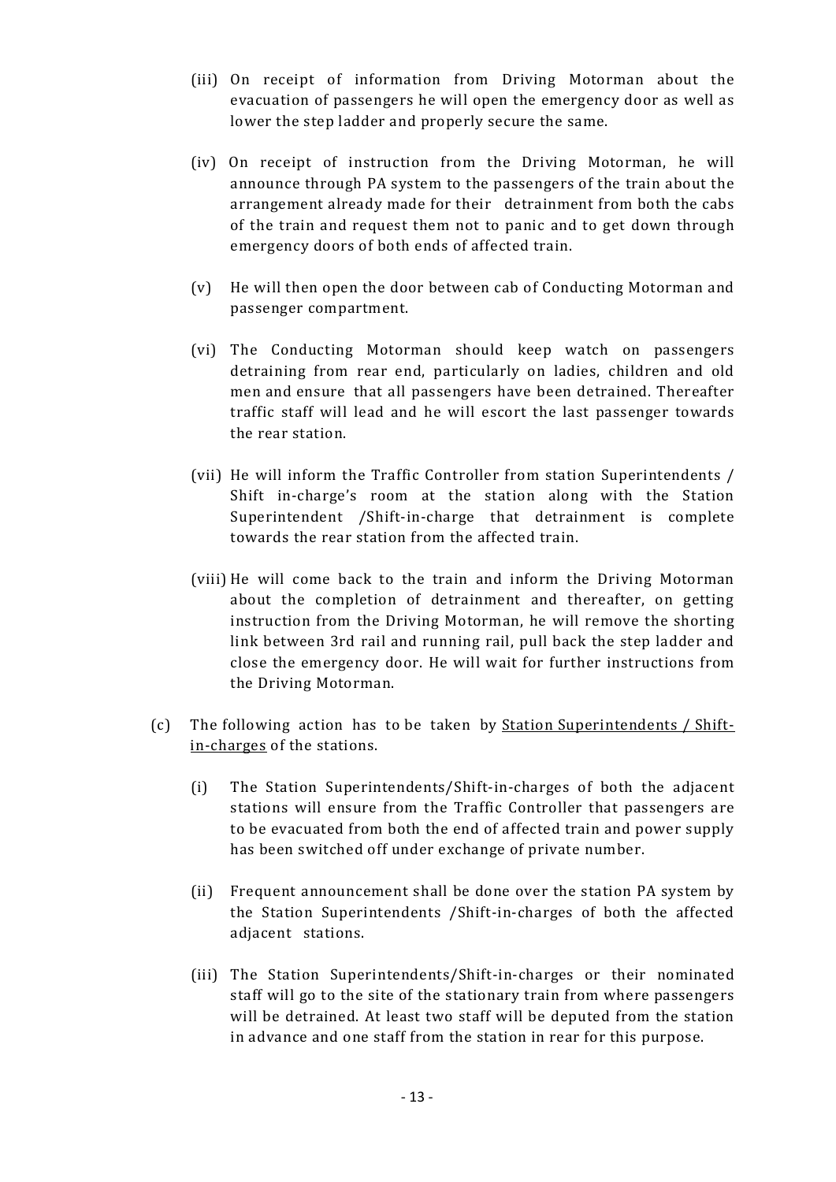(iii) On receipt of information from Driving Motorman about the evacuation of passengers he will open the emergency door as well as lower the step ladder and properly secure the same.

(iv) On receipt of instruction from the Driving Motorman, he will announce through PA system to the passengers of the train about the arrangement already made for their detrainment from both the cabs of the train and request them not to panic and to get down through emergency doors of both ends of affected train.

(v) He will then open the door between cab of Conducting Motorman and passenger compartment.

(vi) The Conducting Motorman should keep watch on passengers detraining from rear end, particularly on ladies, children and old men and ensure that all passengers have been detrained. Thereafter traffic staff will lead and he will escort the last passenger towards the rear station.

(vii) He will inform the Traffic Controller from station Superintendents / Shift in-charge's room at the station along with the Station Superintendent /Shift-in-charge that detrainment is complete towards the rear station from the affected train.

(viii) He will come back to the train and inform the Driving Motorman about the completion of detrainment and thereafter, on getting instruction from the Driving Motorman, he will remove the shorting link between 3rd rail and running rail, pull back the step ladder and close the emergency door. He will wait for further instructions from the Driving Motorman.

(c) The following action has to be taken by <u>Station Superintendents / Shift-in-charges</u> of the stations.

(i) The Station Superintendents/Shift-in-charges of both the adjacent stations will ensure from the Traffic Controller that passengers are to be evacuated from both the end of affected train and power supply has been switched off under exchange of private number.

(ii) Frequent announcement shall be done over the station PA system by the Station Superintendents /Shift-in-charges of both the affected adjacent stations.

(iii) The Station Superintendents/Shift-in-charges or their nominated staff will go to the site of the stationary train from where passengers will be detrained. At least two staff will be deputed from the station in advance and one staff from the station in rear for this purpose.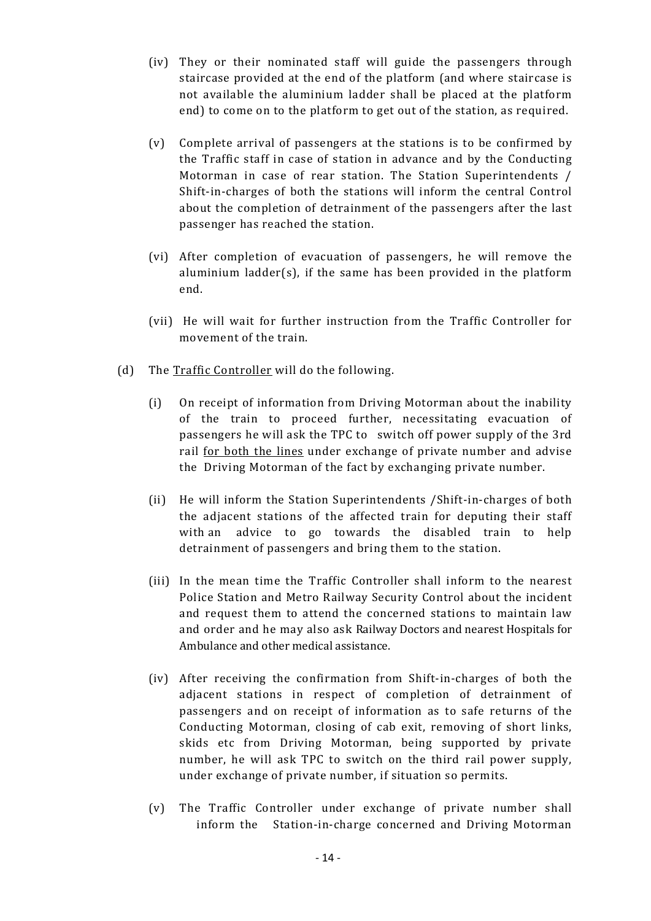(iv) They or their nominated staff will guide the passengers through staircase provided at the end of the platform (and where staircase is not available the aluminium ladder shall be placed at the platform end) to come on to the platform to get out of the station, as required.

(v) Complete arrival of passengers at the stations is to be confirmed by the Traffic staff in case of station in advance and by the Conducting Motorman in case of rear station. The Station Superintendents / Shift-in-charges of both the stations will inform the central Control about the completion of detrainment of the passengers after the last passenger has reached the station.

(vi) After completion of evacuation of passengers, he will remove the aluminium ladder(s), if the same has been provided in the platform end.

(vii) He will wait for further instruction from the Traffic Controller for movement of the train.

(d) The <u>Traffic Controller</u> will do the following.

(i) On receipt of information from Driving Motorman about the inability of the train to proceed further, necessitating evacuation of passengers he will ask the TPC to switch off power supply of the 3rd rail <u>for both the lines</u> under exchange of private number and advise the Driving Motorman of the fact by exchanging private number.

(ii) He will inform the Station Superintendents /Shift-in-charges of both the adjacent stations of the affected train for deputing their staff with an advice to go towards the disabled train to help detrainment of passengers and bring them to the station.

(iii) In the mean time the Traffic Controller shall inform to the nearest Police Station and Metro Railway Security Control about the incident and request them to attend the concerned stations to maintain law and order and he may also ask Railway Doctors and nearest Hospitals for Ambulance and other medical assistance.

(iv) After receiving the confirmation from Shift-in-charges of both the adjacent stations in respect of completion of detrainment of passengers and on receipt of information as to safe returns of the Conducting Motorman, closing of cab exit, removing of short links, skids etc from Driving Motorman, being supported by private number, he will ask TPC to switch on the third rail power supply, under exchange of private number, if situation so permits.

(v) The Traffic Controller under exchange of private number shall inform the Station-in-charge concerned and Driving Motorman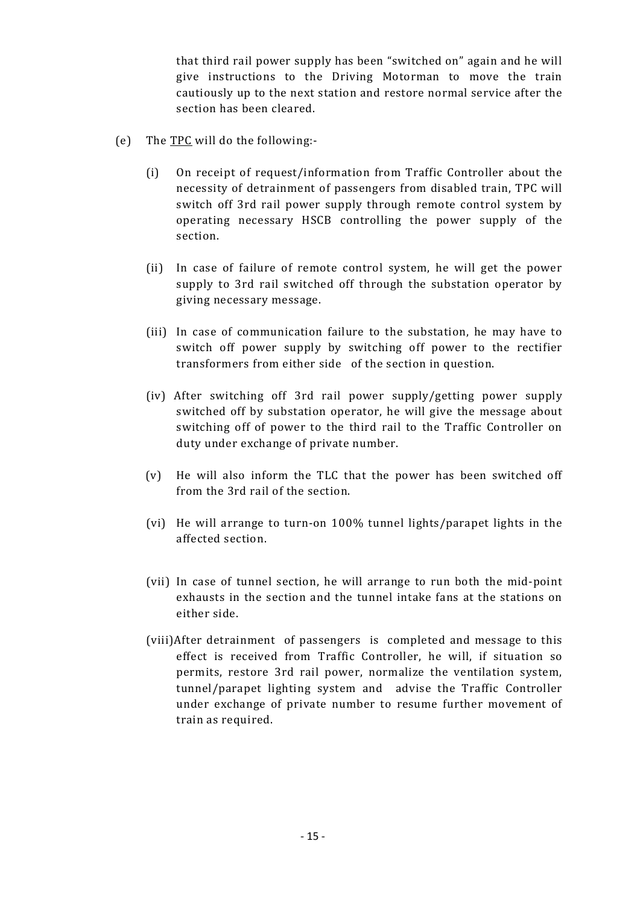that third rail power supply has been "switched on" again and he will give instructions to the Driving Motorman to move the train cautiously up to the next station and restore normal service after the section has been cleared.

(e) The <u>TPC</u> will do the following:-

(i) On receipt of request/information from Traffic Controller about the necessity of detrainment of passengers from disabled train, TPC will switch off 3rd rail power supply through remote control system by operating necessary HSCB controlling the power supply of the section.

(ii) In case of failure of remote control system, he will get the power supply to 3rd rail switched off through the substation operator by giving necessary message.

(iii) In case of communication failure to the substation, he may have to switch off power supply by switching off power to the rectifier transformers from either side of the section in question.

(iv) After switching off 3rd rail power supply/getting power supply switched off by substation operator, he will give the message about switching off of power to the third rail to the Traffic Controller on duty under exchange of private number.

(v) He will also inform the TLC that the power has been switched off from the 3rd rail of the section.

(vi) He will arrange to turn-on 100% tunnel lights/parapet lights in the affected section.

(vii) In case of tunnel section, he will arrange to run both the mid-point exhausts in the section and the tunnel intake fans at the stations on either side.

(viii) After detrainment of passengers is completed and message to this effect is received from Traffic Controller, he will, if situation so permits, restore 3rd rail power, normalize the ventilation system, tunnel/parapet lighting system and advise the Traffic Controller under exchange of private number to resume further movement of train as required.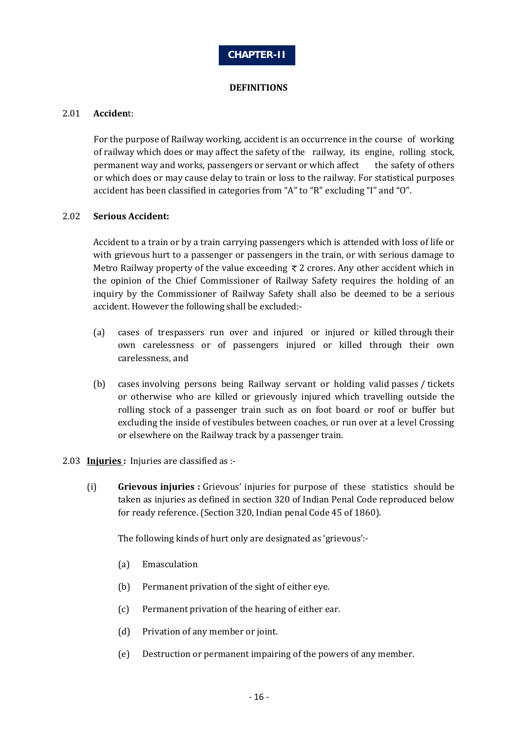# CHAPTER-II

## DEFINITIONS

2.01 **Accident**:

For the purpose of Railway working, accident is an occurrence in the course of working of railway which does or may affect the safety of the railway, its engine, rolling stock, permanent way and works, passengers or servant or which affect the safety of others or which does or may cause delay to train or loss to the railway. For statistical purposes accident has been classified in categories from "A" to "R" excluding "I" and "O".

2.02 **Serious Accident:**

Accident to a train or by a train carrying passengers which is attended with loss of life or with grievous hurt to a passenger or passengers in the train, or with serious damage to Metro Railway property of the value exceeding ₹ 2 crores. Any other accident which in the opinion of the Chief Commissioner of Railway Safety requires the holding of an inquiry by the Commissioner of Railway Safety shall also be deemed to be a serious accident. However the following shall be excluded:-

(a) cases of trespassers run over and injured or injured or killed through their own carelessness or of passengers injured or killed through their own carelessness, and

(b) cases involving persons being Railway servant or holding valid passes / tickets or otherwise who are killed or grievously injured which travelling outside the rolling stock of a passenger train such as on foot board or roof or buffer but excluding the inside of vestibules between coaches, or run over at a level Crossing or elsewhere on the Railway track by a passenger train.

2.03 **Injuries :** Injuries are classified as :-

(i) **Grievous injuries :** Grievous' injuries for purpose of these statistics should be taken as injuries as defined in section 320 of Indian Penal Code reproduced below for ready reference. (Section 320, Indian penal Code 45 of 1860).

The following kinds of hurt only are designated as 'grievous':-

(a) Emasculation

(b) Permanent privation of the sight of either eye.

(c) Permanent privation of the hearing of either ear.

(d) Privation of any member or joint.

(e) Destruction or permanent impairing of the powers of any member.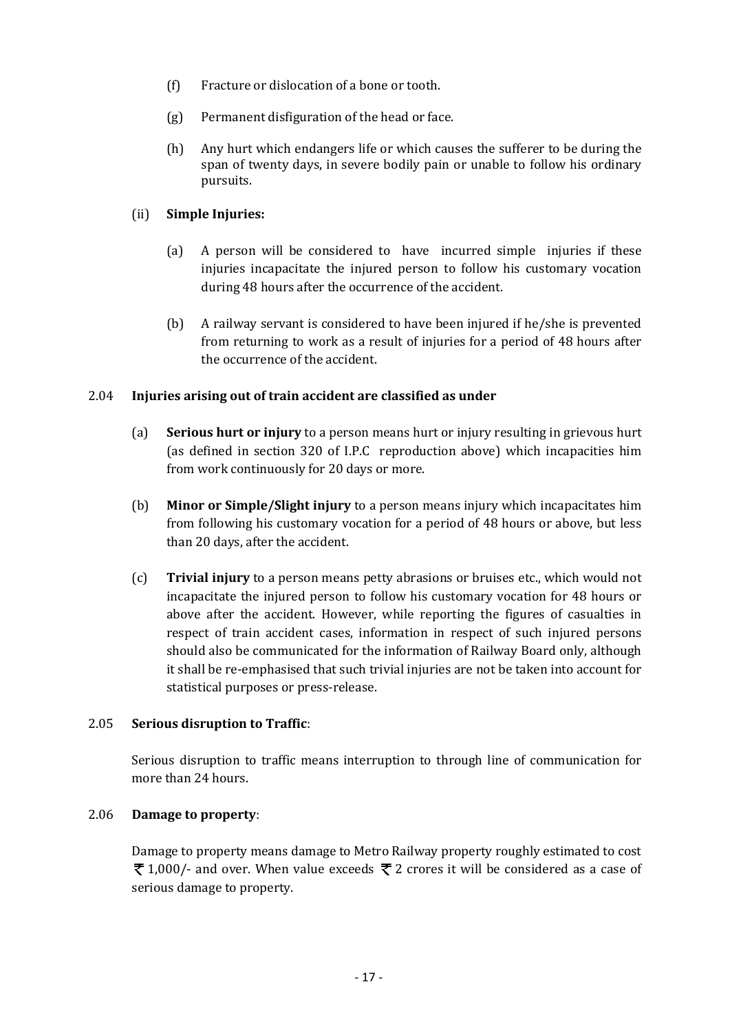(f) Fracture or dislocation of a bone or tooth.

(g) Permanent disfiguration of the head or face.

(h) Any hurt which endangers life or which causes the sufferer to be during the span of twenty days, in severe bodily pain or unable to follow his ordinary pursuits.

(ii) **Simple Injuries:**

(a) A person will be considered to have incurred simple injuries if these injuries incapacitate the injured person to follow his customary vocation during 48 hours after the occurrence of the accident.

(b) A railway servant is considered to have been injured if he/she is prevented from returning to work as a result of injuries for a period of 48 hours after the occurrence of the accident.

2.04 **Injuries arising out of train accident are classified as under**

(a) **Serious hurt or injury** to a person means hurt or injury resulting in grievous hurt (as defined in section 320 of I.P.C reproduction above) which incapacities him from work continuously for 20 days or more.

(b) **Minor or Simple/Slight injury** to a person means injury which incapacitates him from following his customary vocation for a period of 48 hours or above, but less than 20 days, after the accident.

(c) **Trivial injury** to a person means petty abrasions or bruises etc., which would not incapacitate the injured person to follow his customary vocation for 48 hours or above after the accident. However, while reporting the figures of casualties in respect of train accident cases, information in respect of such injured persons should also be communicated for the information of Railway Board only, although it shall be re-emphasised that such trivial injuries are not be taken into account for statistical purposes or press-release.

2.05 **Serious disruption to Traffic**:

Serious disruption to traffic means interruption to through line of communication for more than 24 hours.

2.06 **Damage to property**:

Damage to property means damage to Metro Railway property roughly estimated to cost ₹ 1,000/- and over. When value exceeds ₹ 2 crores it will be considered as a case of serious damage to property.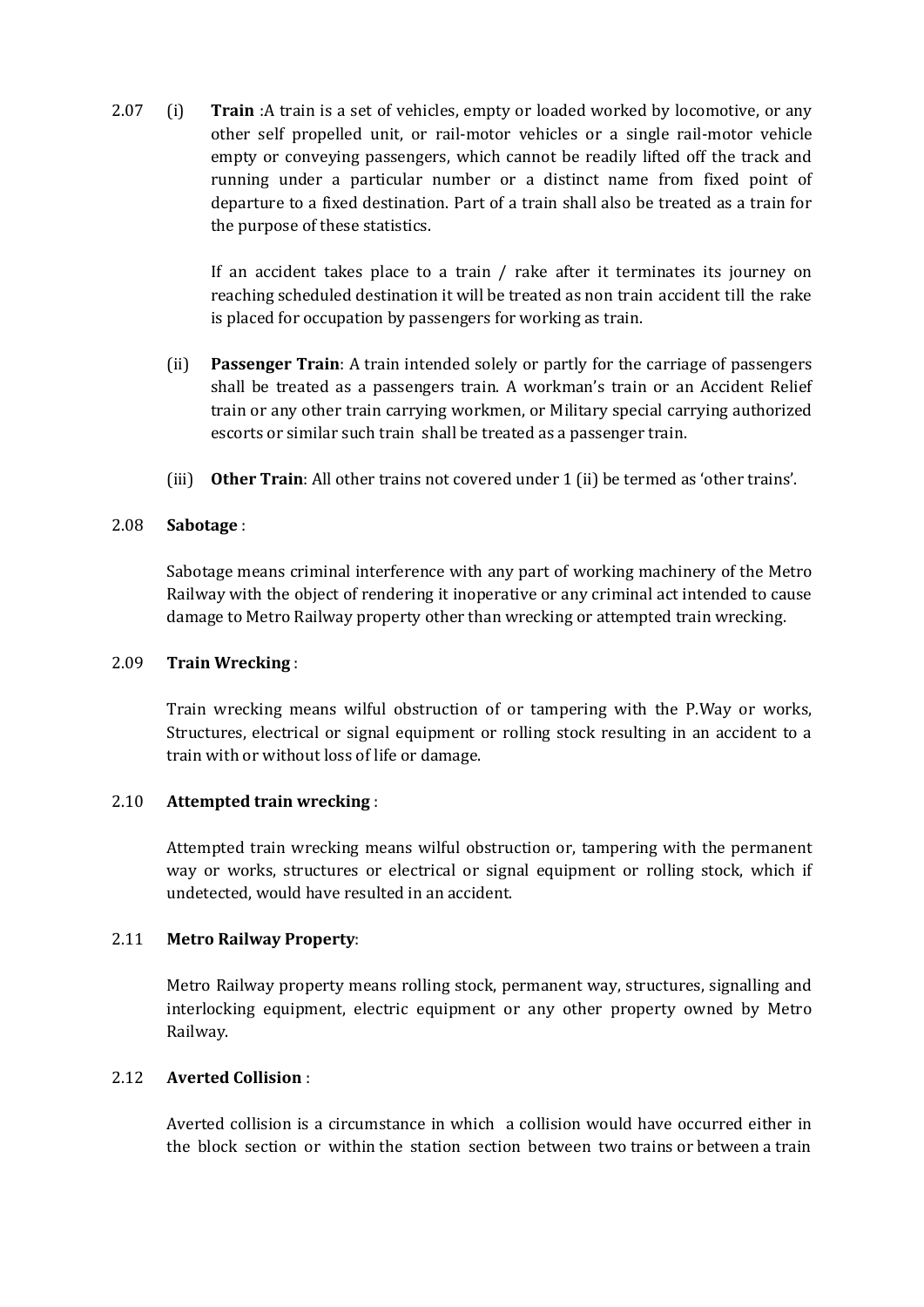2.07 (i) **Train** :A train is a set of vehicles, empty or loaded worked by locomotive, or any other self propelled unit, or rail-motor vehicles or a single rail-motor vehicle empty or conveying passengers, which cannot be readily lifted off the track and running under a particular number or a distinct name from fixed point of departure to a fixed destination. Part of a train shall also be treated as a train for the purpose of these statistics.

If an accident takes place to a train / rake after it terminates its journey on reaching scheduled destination it will be treated as non train accident till the rake is placed for occupation by passengers for working as train.

(ii) **Passenger Train**: A train intended solely or partly for the carriage of passengers shall be treated as a passengers train. A workman's train or an Accident Relief train or any other train carrying workmen, or Military special carrying authorized escorts or similar such train shall be treated as a passenger train.

(iii) **Other Train**: All other trains not covered under 1 (ii) be termed as 'other trains'.

2.08 **Sabotage** :

Sabotage means criminal interference with any part of working machinery of the Metro Railway with the object of rendering it inoperative or any criminal act intended to cause damage to Metro Railway property other than wrecking or attempted train wrecking.

2.09 **Train Wrecking** :

Train wrecking means wilful obstruction of or tampering with the P.Way or works, Structures, electrical or signal equipment or rolling stock resulting in an accident to a train with or without loss of life or damage.

2.10 **Attempted train wrecking** :

Attempted train wrecking means wilful obstruction or, tampering with the permanent way or works, structures or electrical or signal equipment or rolling stock, which if undetected, would have resulted in an accident.

2.11 **Metro Railway Property**:

Metro Railway property means rolling stock, permanent way, structures, signalling and interlocking equipment, electric equipment or any other property owned by Metro Railway.

2.12 **Averted Collision** :

Averted collision is a circumstance in which a collision would have occurred either in the block section or within the station section between two trains or between a train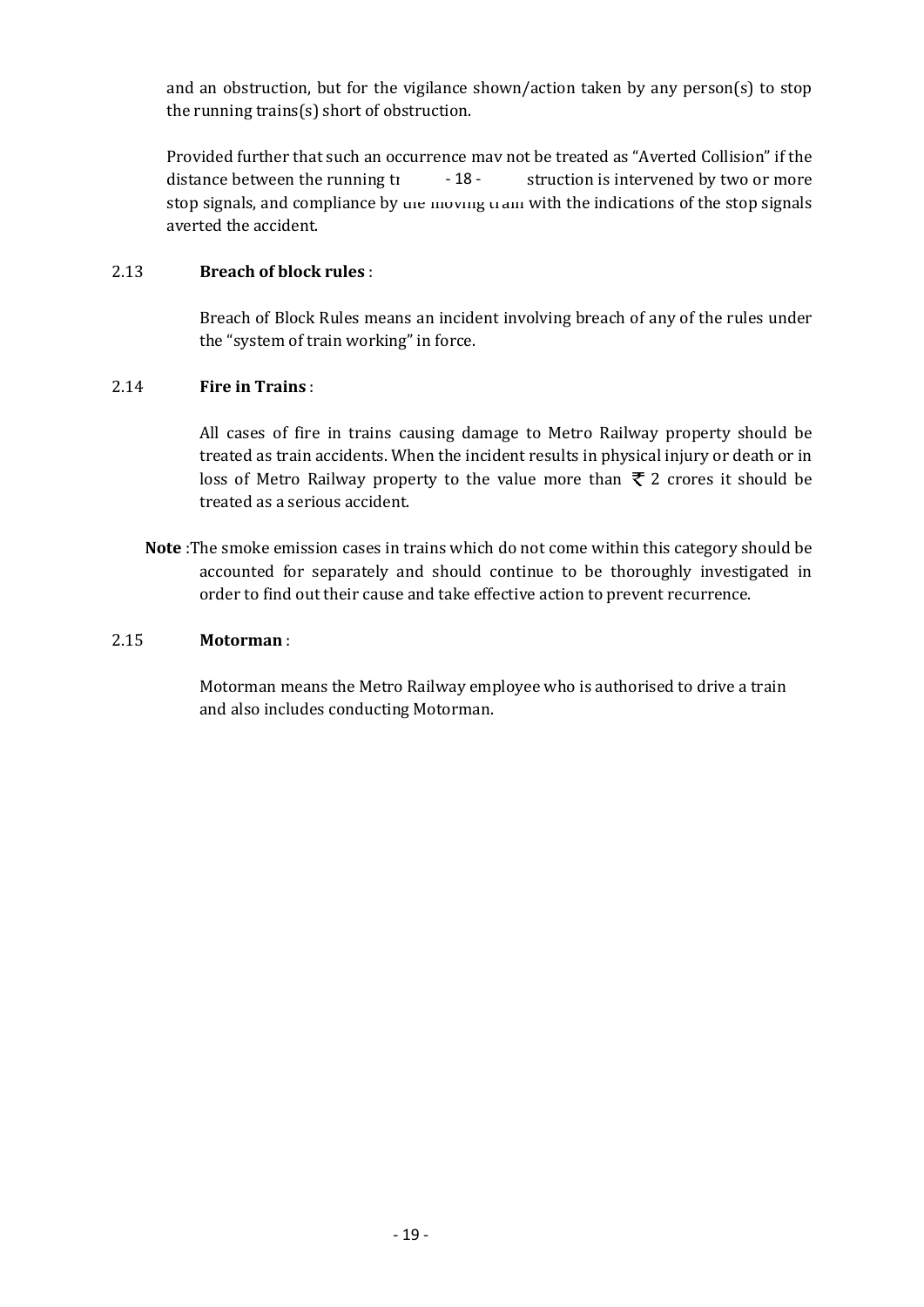and an obstruction, but for the vigilance shown/action taken by any person(s) to stop the running trains(s) short of obstruction.

Provided further that such an occurrence may not be treated as "Averted Collision" if the distance between the running train and the obstruction is intervened by two or more stop signals, and compliance by the moving train with the indications of the stop signals averted the accident.

2.13 **Breach of block rules** :

Breach of Block Rules means an incident involving breach of any of the rules under the "system of train working" in force.

2.14 **Fire in Trains** :

All cases of fire in trains causing damage to Metro Railway property should be treated as train accidents. When the incident results in physical injury or death or in loss of Metro Railway property to the value more than ₹ 2 crores it should be treated as a serious accident.

**Note** :The smoke emission cases in trains which do not come within this category should be accounted for separately and should continue to be thoroughly investigated in order to find out their cause and take effective action to prevent recurrence.

2.15 **Motorman** :

Motorman means the Metro Railway employee who is authorised to drive a train and also includes conducting Motorman.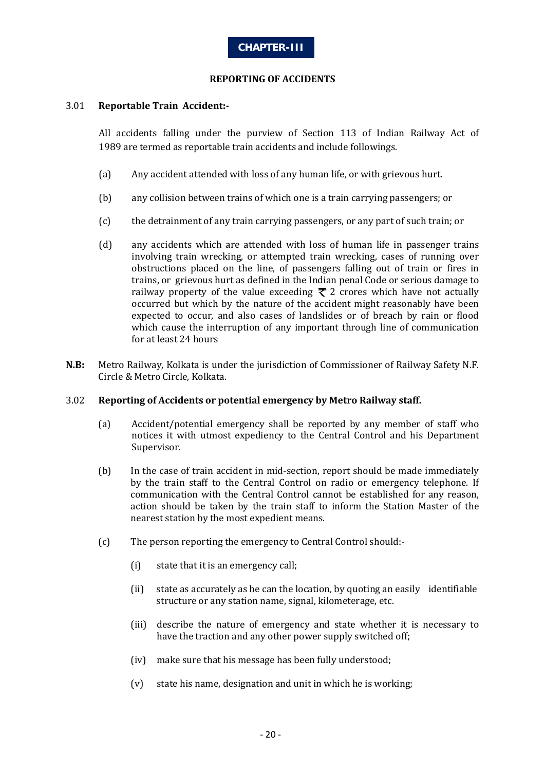# CHAPTER-III

## REPORTING OF ACCIDENTS

3.01 **Reportable Train Accident:-**

All accidents falling under the purview of Section 113 of Indian Railway Act of 1989 are termed as reportable train accidents and include followings.

(a) Any accident attended with loss of any human life, or with grievous hurt.

(b) any collision between trains of which one is a train carrying passengers; or

(c) the detrainment of any train carrying passengers, or any part of such train; or

(d) any accidents which are attended with loss of human life in passenger trains involving train wrecking, or attempted train wrecking, cases of running over obstructions placed on the line, of passengers falling out of train or fires in trains, or grievous hurt as defined in the Indian penal Code or serious damage to railway property of the value exceeding ₹ 2 crores which have not actually occurred but which by the nature of the accident might reasonably have been expected to occur, and also cases of landslides or of breach by rain or flood which cause the interruption of any important through line of communication for at least 24 hours

**N.B:** Metro Railway, Kolkata is under the jurisdiction of Commissioner of Railway Safety N.F. Circle & Metro Circle, Kolkata.

3.02 **Reporting of Accidents or potential emergency by Metro Railway staff.**

(a) Accident/potential emergency shall be reported by any member of staff who notices it with utmost expediency to the Central Control and his Department Supervisor.

(b) In the case of train accident in mid-section, report should be made immediately by the train staff to the Central Control on radio or emergency telephone. If communication with the Central Control cannot be established for any reason, action should be taken by the train staff to inform the Station Master of the nearest station by the most expedient means.

(c) The person reporting the emergency to Central Control should:-

(i) state that it is an emergency call;

(ii) state as accurately as he can the location, by quoting an easily identifiable structure or any station name, signal, kilometerage, etc.

(iii) describe the nature of emergency and state whether it is necessary to have the traction and any other power supply switched off;

(iv) make sure that his message has been fully understood;

(v) state his name, designation and unit in which he is working;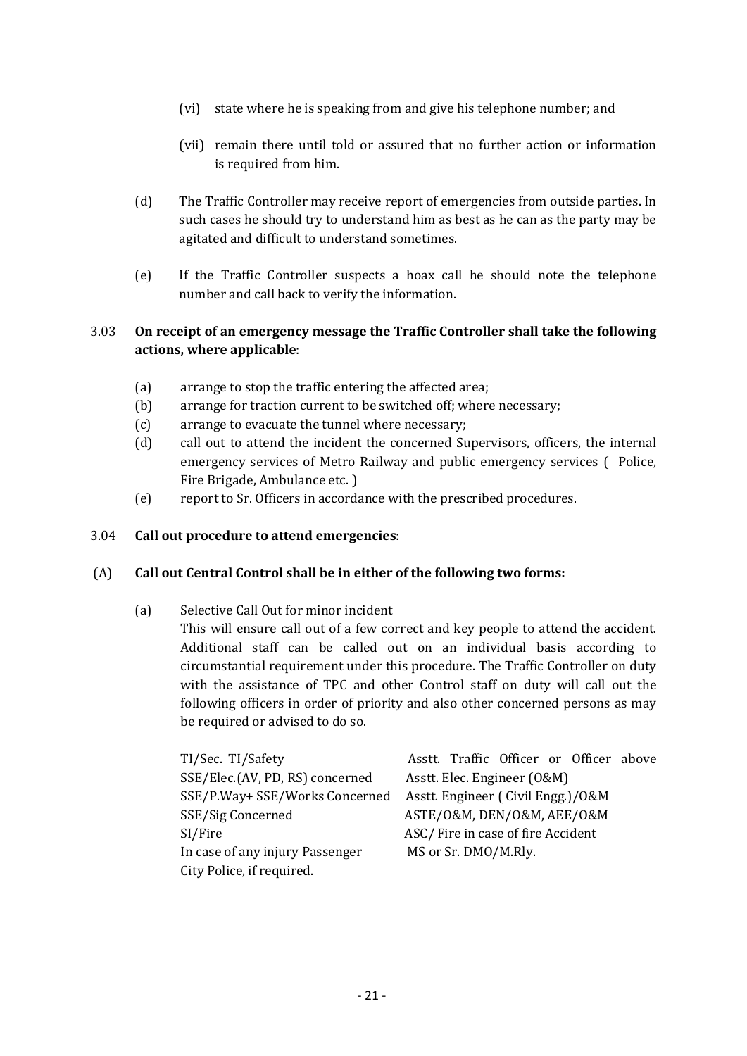(vi) state where he is speaking from and give his telephone number; and

(vii) remain there until told or assured that no further action or information is required from him.

(d) The Traffic Controller may receive report of emergencies from outside parties. In such cases he should try to understand him as best as he can as the party may be agitated and difficult to understand sometimes.

(e) If the Traffic Controller suspects a hoax call he should note the telephone number and call back to verify the information.

3.03 **On receipt of an emergency message the Traffic Controller shall take the following actions, where applicable**:

(a) arrange to stop the traffic entering the affected area;
(b) arrange for traction current to be switched off; where necessary;
(c) arrange to evacuate the tunnel where necessary;
(d) call out to attend the incident the concerned Supervisors, officers, the internal emergency services of Metro Railway and public emergency services ( Police, Fire Brigade, Ambulance etc. )
(e) report to Sr. Officers in accordance with the prescribed procedures.

3.04 **Call out procedure to attend emergencies**:

(A) **Call out Central Control shall be in either of the following two forms:**

(a) Selective Call Out for minor incident
This will ensure call out of a few correct and key people to attend the accident. Additional staff can be called out on an individual basis according to circumstantial requirement under this procedure. The Traffic Controller on duty with the assistance of TPC and other Control staff on duty will call out the following officers in order of priority and also other concerned persons as may be required or advised to do so.

| | |
|---|---|
| TI/Sec. TI/Safety | Asstt. Traffic Officer or Officer above |
| SSE/Elec.(AV, PD, RS) concerned | Asstt. Elec. Engineer (O&M) |
| SSE/P.Way+ SSE/Works Concerned | Asstt. Engineer ( Civil Engg.)/O&M |
| SSE/Sig Concerned | ASTE/O&M, DEN/O&M, AEE/O&M |
| SI/Fire | ASC/ Fire in case of fire Accident |
| In case of any injury Passenger | MS or Sr. DMO/M.Rly. |
| City Police, if required. | |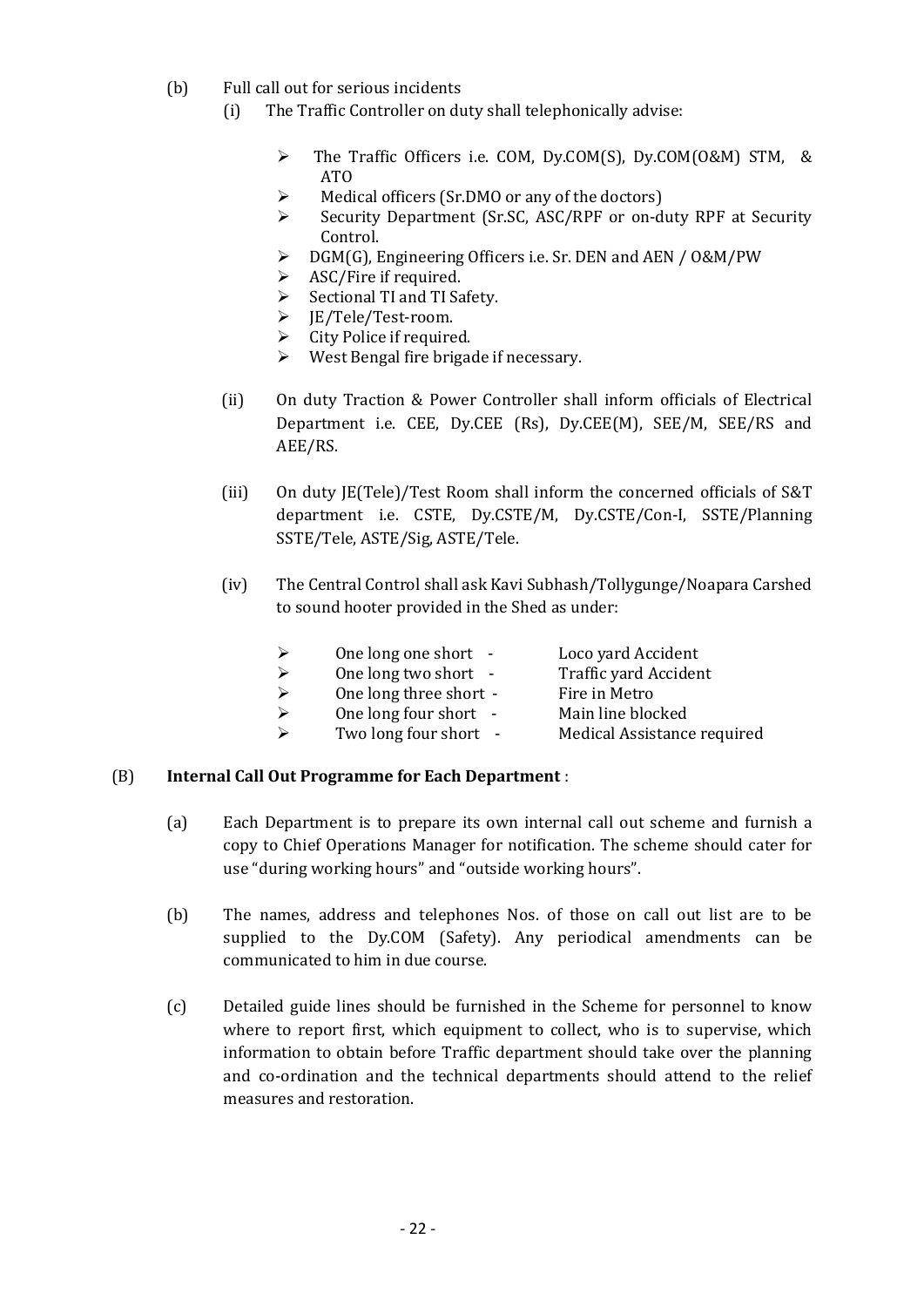(b) Full call out for serious incidents

(i) The Traffic Controller on duty shall telephonically advise:

- The Traffic Officers i.e. COM, Dy.COM(S), Dy.COM(O&M) STM, & ATO
- Medical officers (Sr.DMO or any of the doctors)
- Security Department (Sr.SC, ASC/RPF or on-duty RPF at Security Control.
- DGM(G), Engineering Officers i.e. Sr. DEN and AEN / O&M/PW
- ASC/Fire if required.
- Sectional TI and TI Safety.
- JE/Tele/Test-room.
- City Police if required.
- West Bengal fire brigade if necessary.

(ii) On duty Traction & Power Controller shall inform officials of Electrical Department i.e. CEE, Dy.CEE (Rs), Dy.CEE(M), SEE/M, SEE/RS and AEE/RS.

(iii) On duty JE(Tele)/Test Room shall inform the concerned officials of S&T department i.e. CSTE, Dy.CSTE/M, Dy.CSTE/Con-I, SSTE/Planning SSTE/Tele, ASTE/Sig, ASTE/Tele.

(iv) The Central Control shall ask Kavi Subhash/Tollygunge/Noapara Carshed to sound hooter provided in the Shed as under:

- One long one short - Loco yard Accident
- One long two short - Traffic yard Accident
- One long three short - Fire in Metro
- One long four short - Main line blocked
- Two long four short - Medical Assistance required

(B) **Internal Call Out Programme for Each Department** :

(a) Each Department is to prepare its own internal call out scheme and furnish a copy to Chief Operations Manager for notification. The scheme should cater for use "during working hours" and "outside working hours".

(b) The names, address and telephones Nos. of those on call out list are to be supplied to the Dy.COM (Safety). Any periodical amendments can be communicated to him in due course.

(c) Detailed guide lines should be furnished in the Scheme for personnel to know where to report first, which equipment to collect, who is to supervise, which information to obtain before Traffic department should take over the planning and co-ordination and the technical departments should attend to the relief measures and restoration.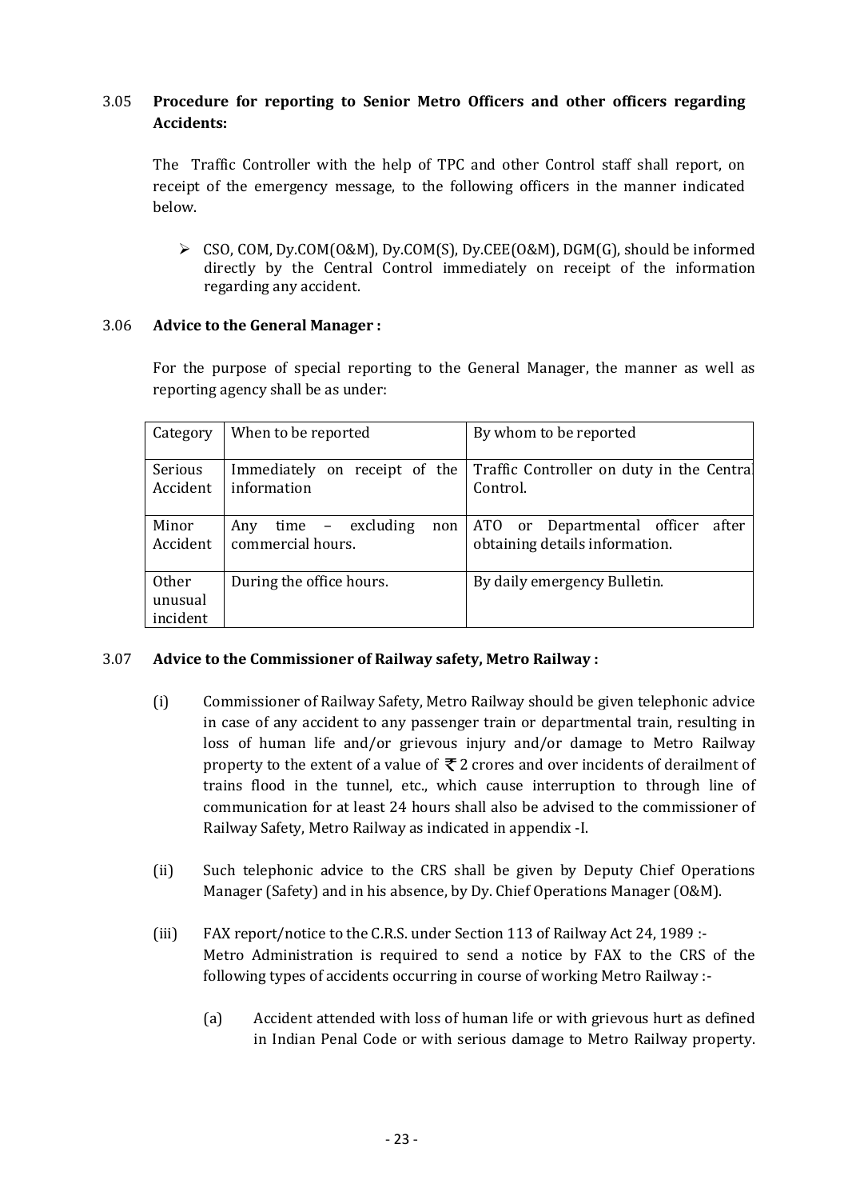### 3.05 Procedure for reporting to Senior Metro Officers and other officers regarding Accidents:

The Traffic Controller with the help of TPC and other Control staff shall report, on receipt of the emergency message, to the following officers in the manner indicated below.

- CSO, COM, Dy.COM(O&M), Dy.COM(S), Dy.CEE(O&M), DGM(G), should be informed directly by the Central Control immediately on receipt of the information regarding any accident.

### 3.06 Advice to the General Manager :

For the purpose of special reporting to the General Manager, the manner as well as reporting agency shall be as under:

| Category | When to be reported | By whom to be reported |
|---|---|---|
| Serious Accident | Immediately on receipt of the information | Traffic Controller on duty in the Central Control. |
| Minor Accident | Any time – excluding non commercial hours. | ATO or Departmental officer after obtaining details information. |
| Other unusual incident | During the office hours. | By daily emergency Bulletin. |

### 3.07 Advice to the Commissioner of Railway safety, Metro Railway :

(i) Commissioner of Railway Safety, Metro Railway should be given telephonic advice in case of any accident to any passenger train or departmental train, resulting in loss of human life and/or grievous injury and/or damage to Metro Railway property to the extent of a value of ₹ 2 crores and over incidents of derailment of trains flood in the tunnel, etc., which cause interruption to through line of communication for at least 24 hours shall also be advised to the commissioner of Railway Safety, Metro Railway as indicated in appendix -I.

(ii) Such telephonic advice to the CRS shall be given by Deputy Chief Operations Manager (Safety) and in his absence, by Dy. Chief Operations Manager (O&M).

(iii) FAX report/notice to the C.R.S. under Section 113 of Railway Act 24, 1989 :-
Metro Administration is required to send a notice by FAX to the CRS of the following types of accidents occurring in course of working Metro Railway :-

(a) Accident attended with loss of human life or with grievous hurt as defined in Indian Penal Code or with serious damage to Metro Railway property.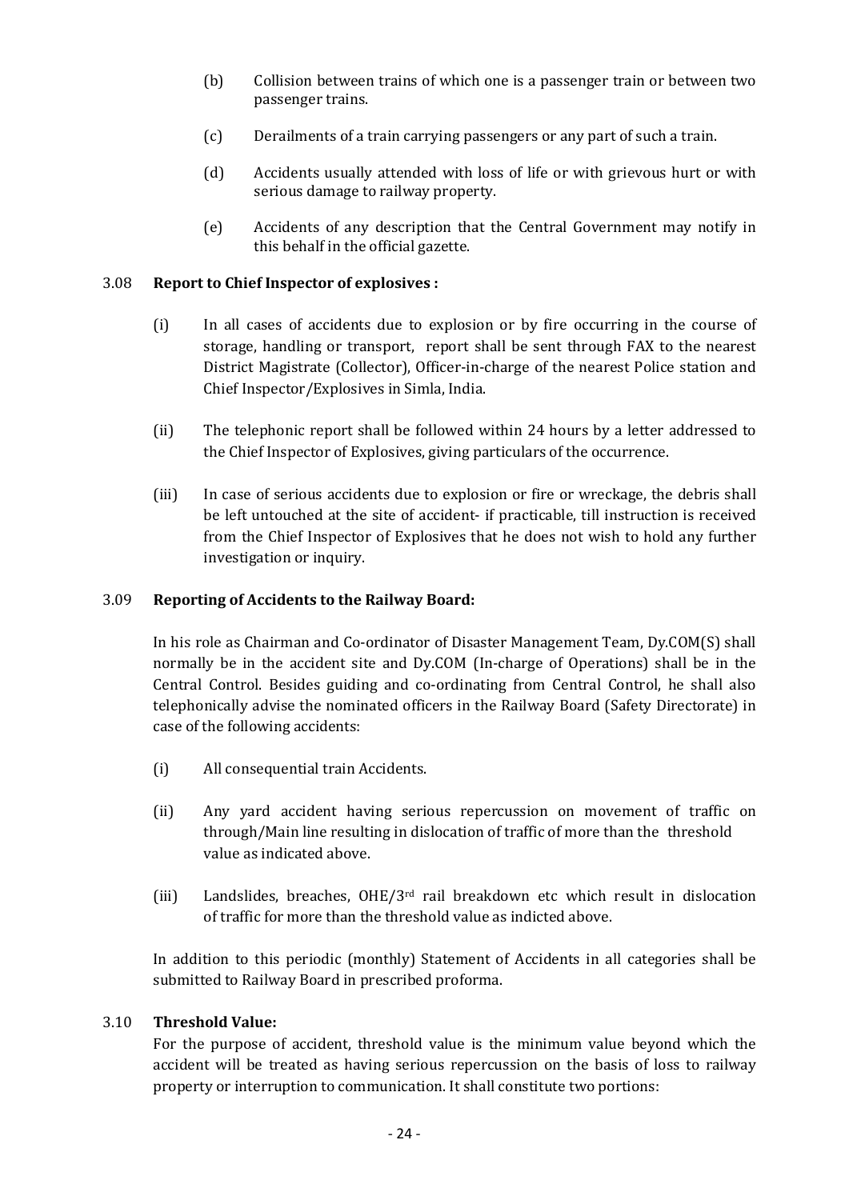(b) Collision between trains of which one is a passenger train or between two passenger trains.

(c) Derailments of a train carrying passengers or any part of such a train.

(d) Accidents usually attended with loss of life or with grievous hurt or with serious damage to railway property.

(e) Accidents of any description that the Central Government may notify in this behalf in the official gazette.

### 3.08 Report to Chief Inspector of explosives :

(i) In all cases of accidents due to explosion or by fire occurring in the course of storage, handling or transport, report shall be sent through FAX to the nearest District Magistrate (Collector), Officer-in-charge of the nearest Police station and Chief Inspector/Explosives in Simla, India.

(ii) The telephonic report shall be followed within 24 hours by a letter addressed to the Chief Inspector of Explosives, giving particulars of the occurrence.

(iii) In case of serious accidents due to explosion or fire or wreckage, the debris shall be left untouched at the site of accident- if practicable, till instruction is received from the Chief Inspector of Explosives that he does not wish to hold any further investigation or inquiry.

### 3.09 Reporting of Accidents to the Railway Board:

In his role as Chairman and Co-ordinator of Disaster Management Team, Dy.COM(S) shall normally be in the accident site and Dy.COM (In-charge of Operations) shall be in the Central Control. Besides guiding and co-ordinating from Central Control, he shall also telephonically advise the nominated officers in the Railway Board (Safety Directorate) in case of the following accidents:

(i) All consequential train Accidents.

(ii) Any yard accident having serious repercussion on movement of traffic on through/Main line resulting in dislocation of traffic of more than the threshold value as indicated above.

(iii) Landslides, breaches, OHE/3rd rail breakdown etc which result in dislocation of traffic for more than the threshold value as indicted above.

In addition to this periodic (monthly) Statement of Accidents in all categories shall be submitted to Railway Board in prescribed proforma.

### 3.10 Threshold Value:

For the purpose of accident, threshold value is the minimum value beyond which the accident will be treated as having serious repercussion on the basis of loss to railway property or interruption to communication. It shall constitute two portions: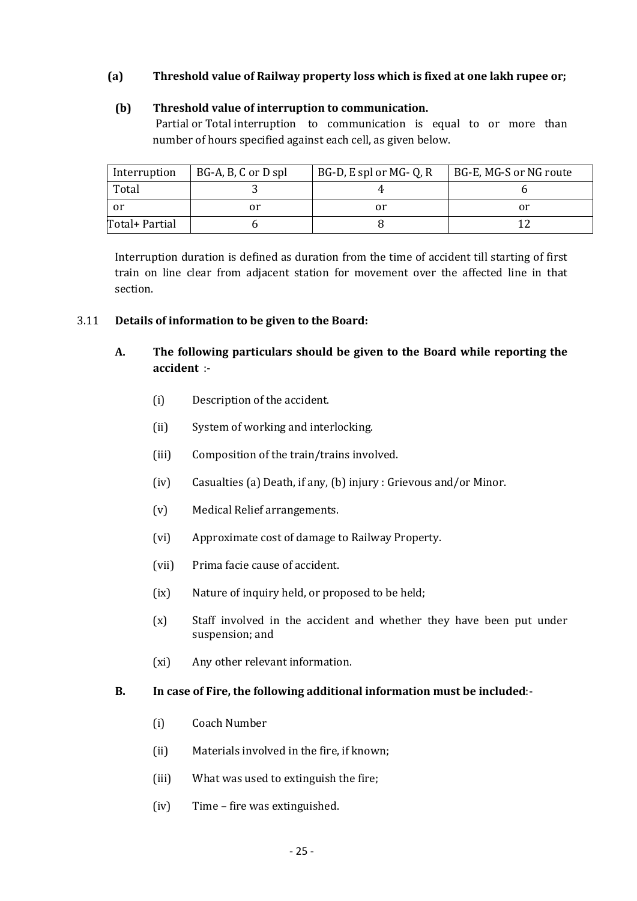**(a) Threshold value of Railway property loss which is fixed at one lakh rupee or;**

**(b) Threshold value of interruption to communication.**

Partial or Total interruption to communication is equal to or more than number of hours specified against each cell, as given below.

| Interruption | BG-A, B, C or D spl | BG-D, E spl or MG- Q, R | BG-E, MG-S or NG route |
|---|---|---|---|
| Total | 3 | 4 | 6 |
| or | or | or | or |
| Total+ Partial | 6 | 8 | 12 |

Interruption duration is defined as duration from the time of accident till starting of first train on line clear from adjacent station for movement over the affected line in that section.

3.11 **Details of information to be given to the Board:**

**A. The following particulars should be given to the Board while reporting the accident** :-

(i) Description of the accident.

(ii) System of working and interlocking.

(iii) Composition of the train/trains involved.

(iv) Casualties (a) Death, if any, (b) injury : Grievous and/or Minor.

(v) Medical Relief arrangements.

(vi) Approximate cost of damage to Railway Property.

(vii) Prima facie cause of accident.

(ix) Nature of inquiry held, or proposed to be held;

(x) Staff involved in the accident and whether they have been put under suspension; and

(xi) Any other relevant information.

**B. In case of Fire, the following additional information must be included**:-

(i) Coach Number

(ii) Materials involved in the fire, if known;

(iii) What was used to extinguish the fire;

(iv) Time – fire was extinguished.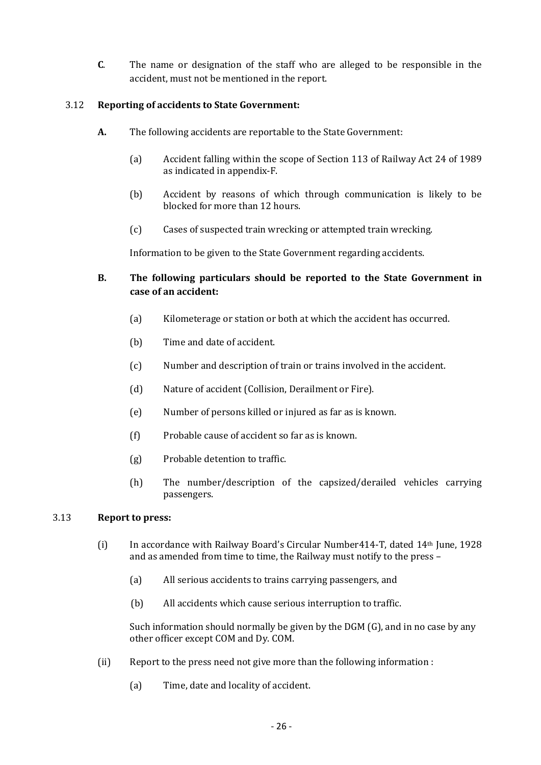**C.** The name or designation of the staff who are alleged to be responsible in the accident, must not be mentioned in the report.

### 3.12 Reporting of accidents to State Government:

**A.** The following accidents are reportable to the State Government:

(a) Accident falling within the scope of Section 113 of Railway Act 24 of 1989 as indicated in appendix-F.

(b) Accident by reasons of which through communication is likely to be blocked for more than 12 hours.

(c) Cases of suspected train wrecking or attempted train wrecking.

Information to be given to the State Government regarding accidents.

**B. The following particulars should be reported to the State Government in case of an accident:**

(a) Kilometerage or station or both at which the accident has occurred.

(b) Time and date of accident.

(c) Number and description of train or trains involved in the accident.

(d) Nature of accident (Collision, Derailment or Fire).

(e) Number of persons killed or injured as far as is known.

(f) Probable cause of accident so far as is known.

(g) Probable detention to traffic.

(h) The number/description of the capsized/derailed vehicles carrying passengers.

### 3.13 Report to press:

(i) In accordance with Railway Board's Circular Number414-T, dated 14th June, 1928 and as amended from time to time, the Railway must notify to the press –

(a) All serious accidents to trains carrying passengers, and

(b) All accidents which cause serious interruption to traffic.

Such information should normally be given by the DGM (G), and in no case by any other officer except COM and Dy. COM.

(ii) Report to the press need not give more than the following information :

(a) Time, date and locality of accident.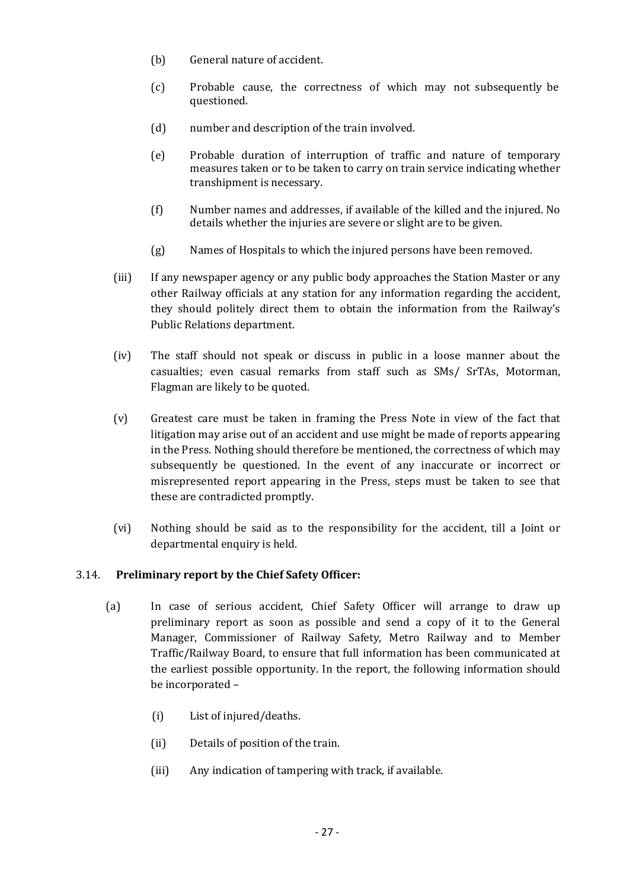(b) General nature of accident.

(c) Probable cause, the correctness of which may not subsequently be questioned.

(d) number and description of the train involved.

(e) Probable duration of interruption of traffic and nature of temporary measures taken or to be taken to carry on train service indicating whether transhipment is necessary.

(f) Number names and addresses, if available of the killed and the injured. No details whether the injuries are severe or slight are to be given.

(g) Names of Hospitals to which the injured persons have been removed.

(iii) If any newspaper agency or any public body approaches the Station Master or any other Railway officials at any station for any information regarding the accident, they should politely direct them to obtain the information from the Railway's Public Relations department.

(iv) The staff should not speak or discuss in public in a loose manner about the casualties; even casual remarks from staff such as SMs/ SrTAs, Motorman, Flagman are likely to be quoted.

(v) Greatest care must be taken in framing the Press Note in view of the fact that litigation may arise out of an accident and use might be made of reports appearing in the Press. Nothing should therefore be mentioned, the correctness of which may subsequently be questioned. In the event of any inaccurate or incorrect or misrepresented report appearing in the Press, steps must be taken to see that these are contradicted promptly.

(vi) Nothing should be said as to the responsibility for the accident, till a Joint or departmental enquiry is held.

3.14. **Preliminary report by the Chief Safety Officer:**

(a) In case of serious accident, Chief Safety Officer will arrange to draw up preliminary report as soon as possible and send a copy of it to the General Manager, Commissioner of Railway Safety, Metro Railway and to Member Traffic/Railway Board, to ensure that full information has been communicated at the earliest possible opportunity. In the report, the following information should be incorporated –

(i) List of injured/deaths.

(ii) Details of position of the train.

(iii) Any indication of tampering with track, if available.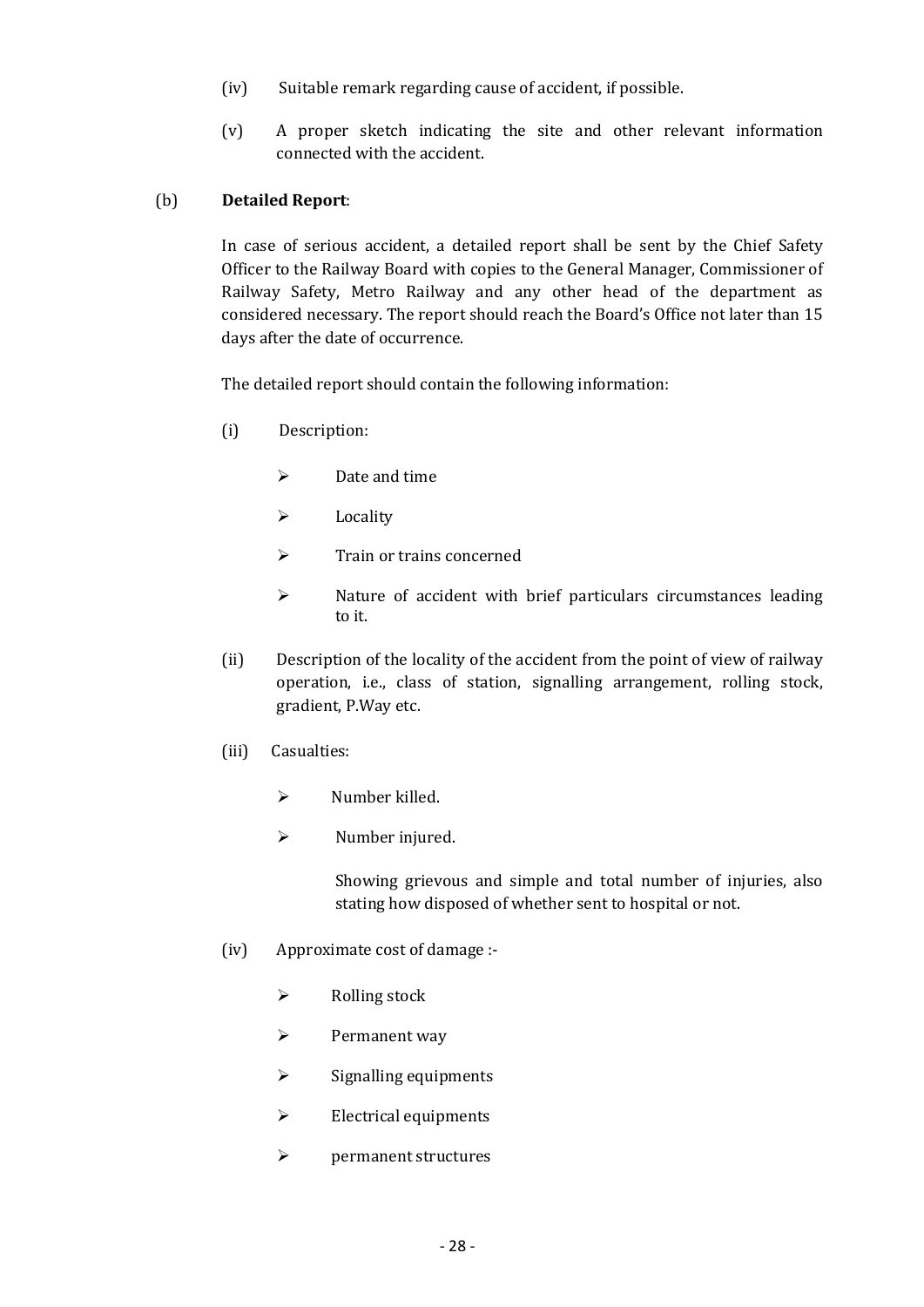(iv) Suitable remark regarding cause of accident, if possible.

(v) A proper sketch indicating the site and other relevant information connected with the accident.

(b) **Detailed Report**:

In case of serious accident, a detailed report shall be sent by the Chief Safety Officer to the Railway Board with copies to the General Manager, Commissioner of Railway Safety, Metro Railway and any other head of the department as considered necessary. The report should reach the Board's Office not later than 15 days after the date of occurrence.

The detailed report should contain the following information:

(i) Description:

- Date and time
- Locality
- Train or trains concerned
- Nature of accident with brief particulars circumstances leading to it.

(ii) Description of the locality of the accident from the point of view of railway operation, i.e., class of station, signalling arrangement, rolling stock, gradient, P.Way etc.

(iii) Casualties:

- Number killed.
- Number injured.

  Showing grievous and simple and total number of injuries, also stating how disposed of whether sent to hospital or not.

(iv) Approximate cost of damage :-

- Rolling stock
- Permanent way
- Signalling equipments
- Electrical equipments
- permanent structures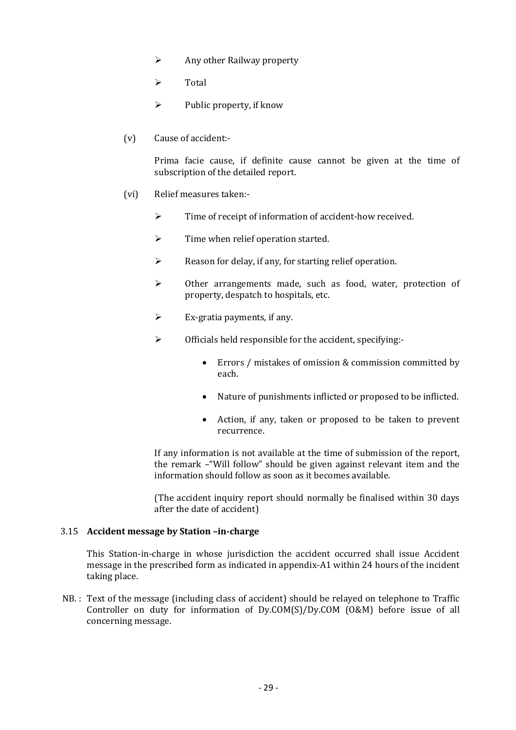- Any other Railway property
- Total
- Public property, if know

(v) Cause of accident:-

Prima facie cause, if definite cause cannot be given at the time of subscription of the detailed report.

(vi) Relief measures taken:-

- Time of receipt of information of accident-how received.
- Time when relief operation started.
- Reason for delay, if any, for starting relief operation.
- Other arrangements made, such as food, water, protection of property, despatch to hospitals, etc.
- Ex-gratia payments, if any.
- Officials held responsible for the accident, specifying:-
  - Errors / mistakes of omission & commission committed by each.
  - Nature of punishments inflicted or proposed to be inflicted.
  - Action, if any, taken or proposed to be taken to prevent recurrence.

If any information is not available at the time of submission of the report, the remark –"Will follow" should be given against relevant item and the information should follow as soon as it becomes available.

(The accident inquiry report should normally be finalised within 30 days after the date of accident)

### 3.15 Accident message by Station –in-charge

This Station-in-charge in whose jurisdiction the accident occurred shall issue Accident message in the prescribed form as indicated in appendix-A1 within 24 hours of the incident taking place.

NB. : Text of the message (including class of accident) should be relayed on telephone to Traffic Controller on duty for information of Dy.COM(S)/Dy.COM (O&M) before issue of all concerning message.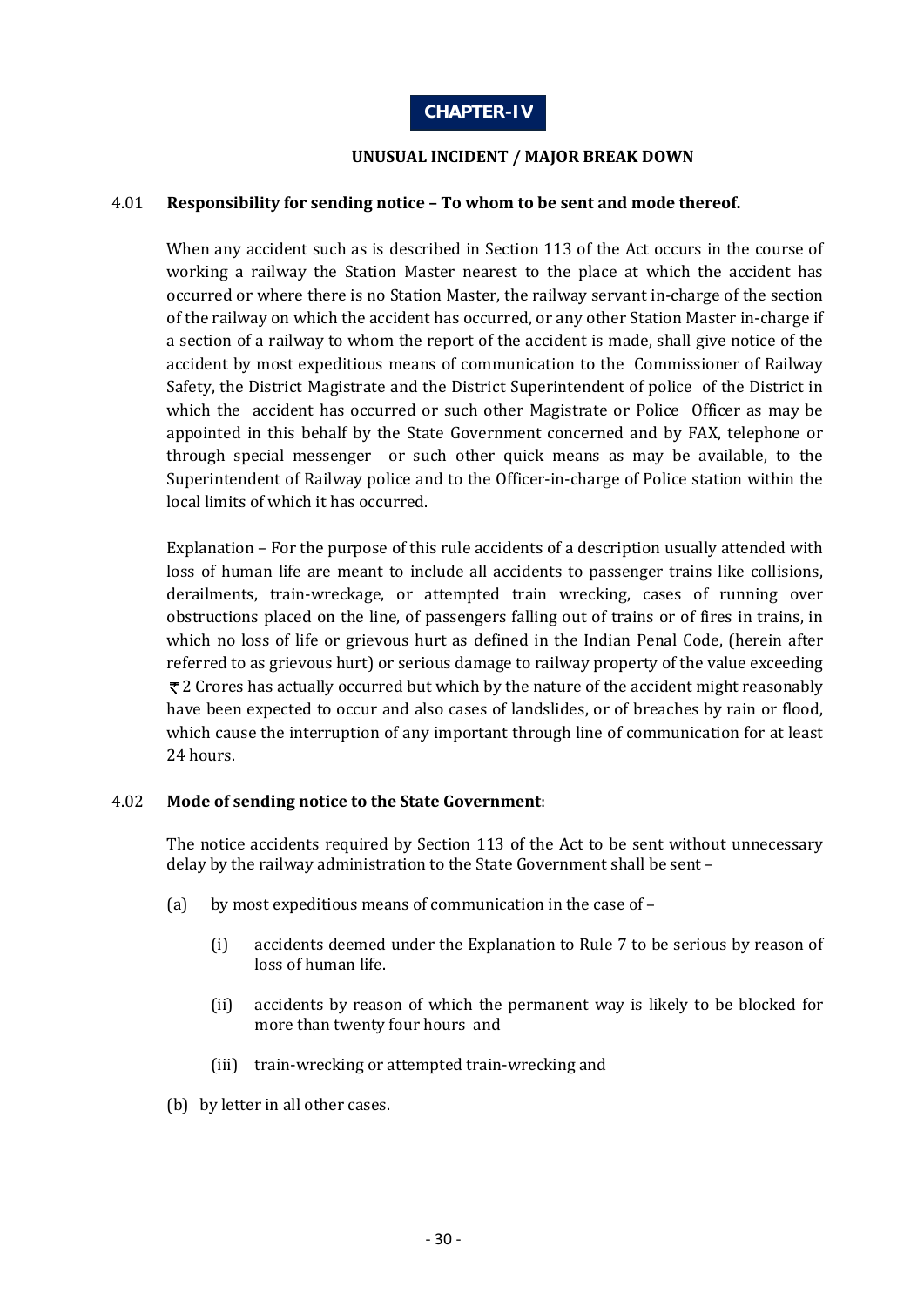# CHAPTER-IV

## UNUSUAL INCIDENT / MAJOR BREAK DOWN

### 4.01 Responsibility for sending notice – To whom to be sent and mode thereof.

When any accident such as is described in Section 113 of the Act occurs in the course of working a railway the Station Master nearest to the place at which the accident has occurred or where there is no Station Master, the railway servant in-charge of the section of the railway on which the accident has occurred, or any other Station Master in-charge if a section of a railway to whom the report of the accident is made, shall give notice of the accident by most expeditious means of communication to the Commissioner of Railway Safety, the District Magistrate and the District Superintendent of police of the District in which the accident has occurred or such other Magistrate or Police Officer as may be appointed in this behalf by the State Government concerned and by FAX, telephone or through special messenger or such other quick means as may be available, to the Superintendent of Railway police and to the Officer-in-charge of Police station within the local limits of which it has occurred.

Explanation – For the purpose of this rule accidents of a description usually attended with loss of human life are meant to include all accidents to passenger trains like collisions, derailments, train-wreckage, or attempted train wrecking, cases of running over obstructions placed on the line, of passengers falling out of trains or of fires in trains, in which no loss of life or grievous hurt as defined in the Indian Penal Code, (herein after referred to as grievous hurt) or serious damage to railway property of the value exceeding ₹ 2 Crores has actually occurred but which by the nature of the accident might reasonably have been expected to occur and also cases of landslides, or of breaches by rain or flood, which cause the interruption of any important through line of communication for at least 24 hours.

### 4.02 Mode of sending notice to the State Government:

The notice accidents required by Section 113 of the Act to be sent without unnecessary delay by the railway administration to the State Government shall be sent –

(a) by most expeditious means of communication in the case of –

- (i) accidents deemed under the Explanation to Rule 7 to be serious by reason of loss of human life.
- (ii) accidents by reason of which the permanent way is likely to be blocked for more than twenty four hours and
- (iii) train-wrecking or attempted train-wrecking and

(b) by letter in all other cases.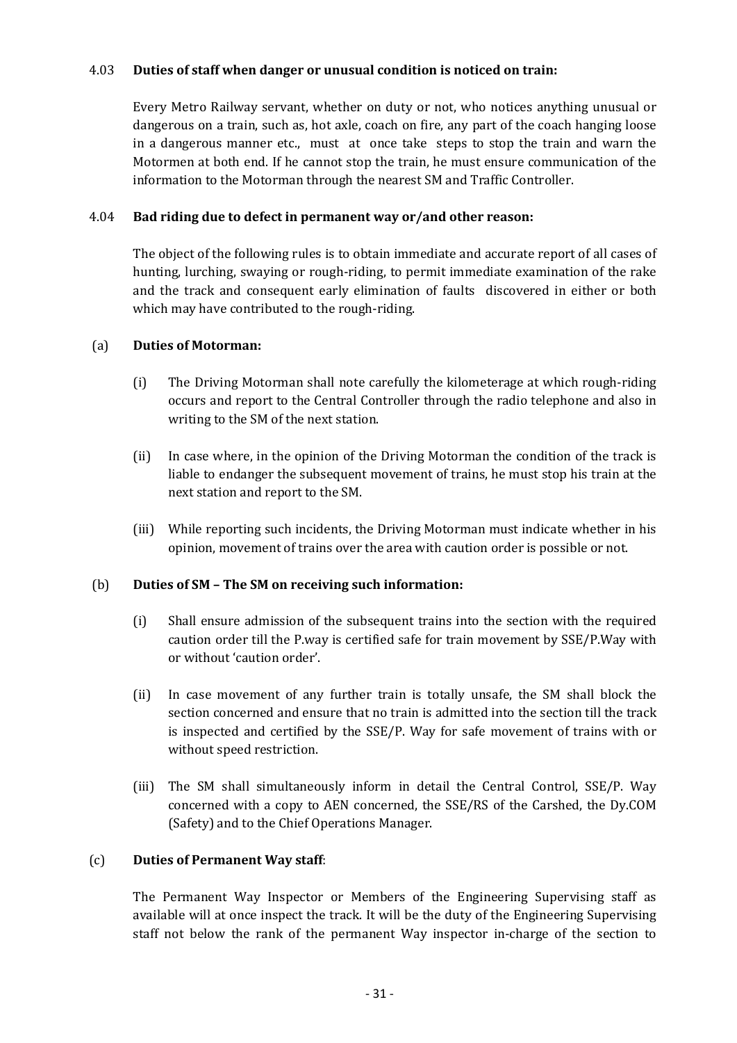### 4.03 **Duties of staff when danger or unusual condition is noticed on train:**

Every Metro Railway servant, whether on duty or not, who notices anything unusual or dangerous on a train, such as, hot axle, coach on fire, any part of the coach hanging loose in a dangerous manner etc., must at once take steps to stop the train and warn the Motormen at both end. If he cannot stop the train, he must ensure communication of the information to the Motorman through the nearest SM and Traffic Controller.

### 4.04 **Bad riding due to defect in permanent way or/and other reason:**

The object of the following rules is to obtain immediate and accurate report of all cases of hunting, lurching, swaying or rough-riding, to permit immediate examination of the rake and the track and consequent early elimination of faults discovered in either or both which may have contributed to the rough-riding.

(a) **Duties of Motorman:**

(i) The Driving Motorman shall note carefully the kilometerage at which rough-riding occurs and report to the Central Controller through the radio telephone and also in writing to the SM of the next station.

(ii) In case where, in the opinion of the Driving Motorman the condition of the track is liable to endanger the subsequent movement of trains, he must stop his train at the next station and report to the SM.

(iii) While reporting such incidents, the Driving Motorman must indicate whether in his opinion, movement of trains over the area with caution order is possible or not.

(b) **Duties of SM – The SM on receiving such information:**

(i) Shall ensure admission of the subsequent trains into the section with the required caution order till the P.way is certified safe for train movement by SSE/P.Way with or without 'caution order'.

(ii) In case movement of any further train is totally unsafe, the SM shall block the section concerned and ensure that no train is admitted into the section till the track is inspected and certified by the SSE/P. Way for safe movement of trains with or without speed restriction.

(iii) The SM shall simultaneously inform in detail the Central Control, SSE/P. Way concerned with a copy to AEN concerned, the SSE/RS of the Carshed, the Dy.COM (Safety) and to the Chief Operations Manager.

(c) **Duties of Permanent Way staff**:

The Permanent Way Inspector or Members of the Engineering Supervising staff as available will at once inspect the track. It will be the duty of the Engineering Supervising staff not below the rank of the permanent Way inspector in-charge of the section to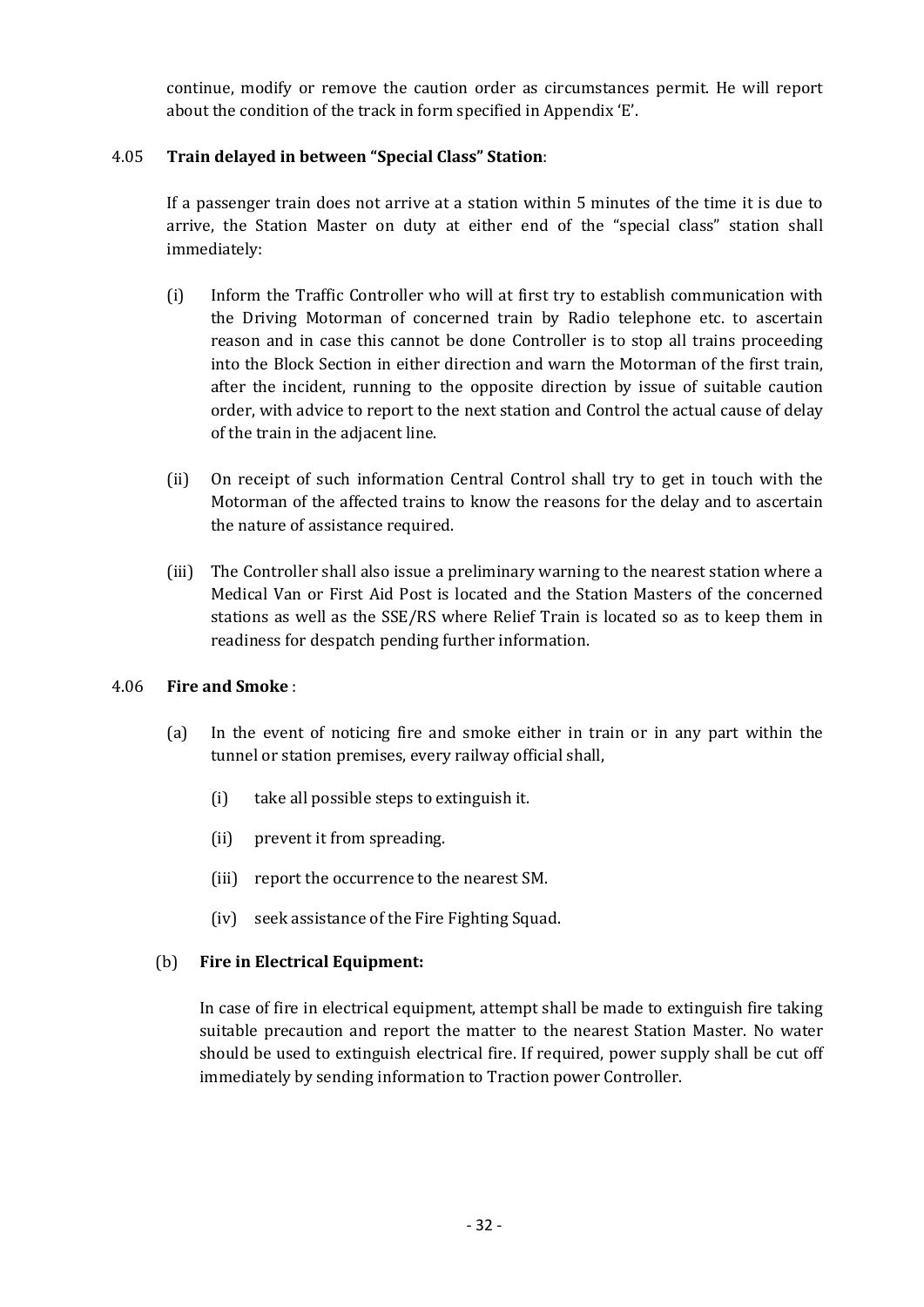continue, modify or remove the caution order as circumstances permit. He will report about the condition of the track in form specified in Appendix 'E'.

4.05 **Train delayed in between "Special Class" Station**:

If a passenger train does not arrive at a station within 5 minutes of the time it is due to arrive, the Station Master on duty at either end of the "special class" station shall immediately:

(i) Inform the Traffic Controller who will at first try to establish communication with the Driving Motorman of concerned train by Radio telephone etc. to ascertain reason and in case this cannot be done Controller is to stop all trains proceeding into the Block Section in either direction and warn the Motorman of the first train, after the incident, running to the opposite direction by issue of suitable caution order, with advice to report to the next station and Control the actual cause of delay of the train in the adjacent line.

(ii) On receipt of such information Central Control shall try to get in touch with the Motorman of the affected trains to know the reasons for the delay and to ascertain the nature of assistance required.

(iii) The Controller shall also issue a preliminary warning to the nearest station where a Medical Van or First Aid Post is located and the Station Masters of the concerned stations as well as the SSE/RS where Relief Train is located so as to keep them in readiness for despatch pending further information.

4.06 **Fire and Smoke** :

(a) In the event of noticing fire and smoke either in train or in any part within the tunnel or station premises, every railway official shall,

(i) take all possible steps to extinguish it.

(ii) prevent it from spreading.

(iii) report the occurrence to the nearest SM.

(iv) seek assistance of the Fire Fighting Squad.

(b) **Fire in Electrical Equipment:**

In case of fire in electrical equipment, attempt shall be made to extinguish fire taking suitable precaution and report the matter to the nearest Station Master. No water should be used to extinguish electrical fire. If required, power supply shall be cut off immediately by sending information to Traction power Controller.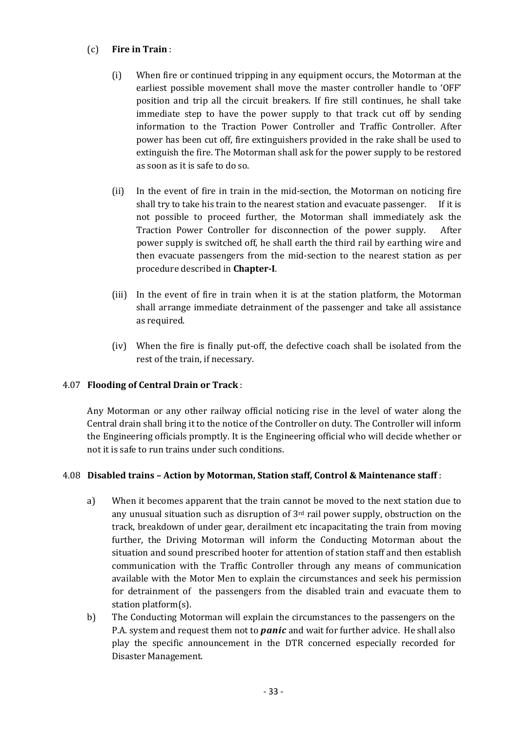(c) **Fire in Train** :

(i) When fire or continued tripping in any equipment occurs, the Motorman at the earliest possible movement shall move the master controller handle to 'OFF' position and trip all the circuit breakers. If fire still continues, he shall take immediate step to have the power supply to that track cut off by sending information to the Traction Power Controller and Traffic Controller. After power has been cut off, fire extinguishers provided in the rake shall be used to extinguish the fire. The Motorman shall ask for the power supply to be restored as soon as it is safe to do so.

(ii) In the event of fire in train in the mid-section, the Motorman on noticing fire shall try to take his train to the nearest station and evacuate passenger. If it is not possible to proceed further, the Motorman shall immediately ask the Traction Power Controller for disconnection of the power supply. After power supply is switched off, he shall earth the third rail by earthing wire and then evacuate passengers from the mid-section to the nearest station as per procedure described in **Chapter-I**.

(iii) In the event of fire in train when it is at the station platform, the Motorman shall arrange immediate detrainment of the passenger and take all assistance as required.

(iv) When the fire is finally put-off, the defective coach shall be isolated from the rest of the train, if necessary.

4.07 **Flooding of Central Drain or Track** :

Any Motorman or any other railway official noticing rise in the level of water along the Central drain shall bring it to the notice of the Controller on duty. The Controller will inform the Engineering officials promptly. It is the Engineering official who will decide whether or not it is safe to run trains under such conditions.

4.08 **Disabled trains – Action by Motorman, Station staff, Control & Maintenance staff** :

a) When it becomes apparent that the train cannot be moved to the next station due to any unusual situation such as disruption of 3rd rail power supply, obstruction on the track, breakdown of under gear, derailment etc incapacitating the train from moving further, the Driving Motorman will inform the Conducting Motorman about the situation and sound prescribed hooter for attention of station staff and then establish communication with the Traffic Controller through any means of communication available with the Motor Men to explain the circumstances and seek his permission for detrainment of the passengers from the disabled train and evacuate them to station platform(s).

b) The Conducting Motorman will explain the circumstances to the passengers on the P.A. system and request them not to ***panic*** and wait for further advice. He shall also play the specific announcement in the DTR concerned especially recorded for Disaster Management.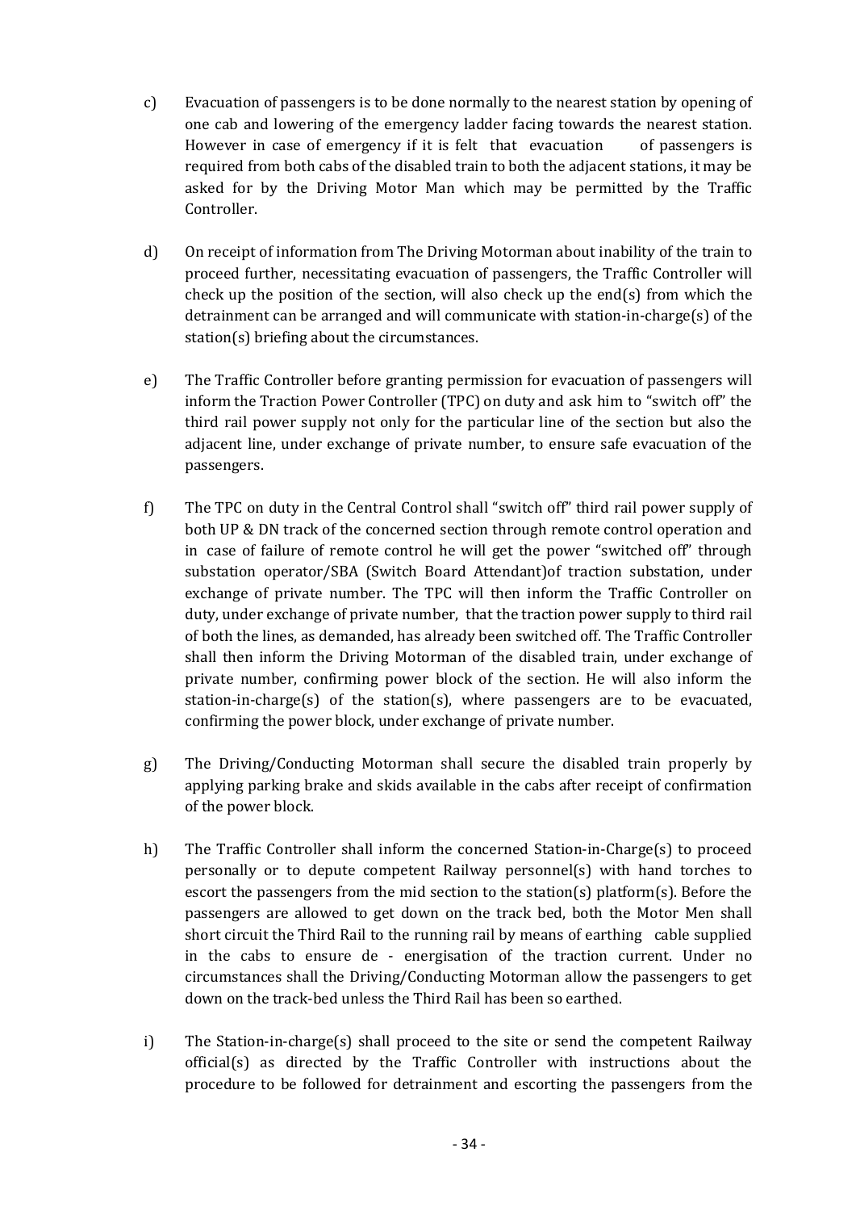c) Evacuation of passengers is to be done normally to the nearest station by opening of one cab and lowering of the emergency ladder facing towards the nearest station. However in case of emergency if it is felt that evacuation of passengers is required from both cabs of the disabled train to both the adjacent stations, it may be asked for by the Driving Motor Man which may be permitted by the Traffic Controller.

d) On receipt of information from The Driving Motorman about inability of the train to proceed further, necessitating evacuation of passengers, the Traffic Controller will check up the position of the section, will also check up the end(s) from which the detrainment can be arranged and will communicate with station-in-charge(s) of the station(s) briefing about the circumstances.

e) The Traffic Controller before granting permission for evacuation of passengers will inform the Traction Power Controller (TPC) on duty and ask him to "switch off" the third rail power supply not only for the particular line of the section but also the adjacent line, under exchange of private number, to ensure safe evacuation of the passengers.

f) The TPC on duty in the Central Control shall "switch off" third rail power supply of both UP & DN track of the concerned section through remote control operation and in case of failure of remote control he will get the power "switched off" through substation operator/SBA (Switch Board Attendant)of traction substation, under exchange of private number. The TPC will then inform the Traffic Controller on duty, under exchange of private number, that the traction power supply to third rail of both the lines, as demanded, has already been switched off. The Traffic Controller shall then inform the Driving Motorman of the disabled train, under exchange of private number, confirming power block of the section. He will also inform the station-in-charge(s) of the station(s), where passengers are to be evacuated, confirming the power block, under exchange of private number.

g) The Driving/Conducting Motorman shall secure the disabled train properly by applying parking brake and skids available in the cabs after receipt of confirmation of the power block.

h) The Traffic Controller shall inform the concerned Station-in-Charge(s) to proceed personally or to depute competent Railway personnel(s) with hand torches to escort the passengers from the mid section to the station(s) platform(s). Before the passengers are allowed to get down on the track bed, both the Motor Men shall short circuit the Third Rail to the running rail by means of earthing cable supplied in the cabs to ensure de - energisation of the traction current. Under no circumstances shall the Driving/Conducting Motorman allow the passengers to get down on the track-bed unless the Third Rail has been so earthed.

i) The Station-in-charge(s) shall proceed to the site or send the competent Railway official(s) as directed by the Traffic Controller with instructions about the procedure to be followed for detrainment and escorting the passengers from the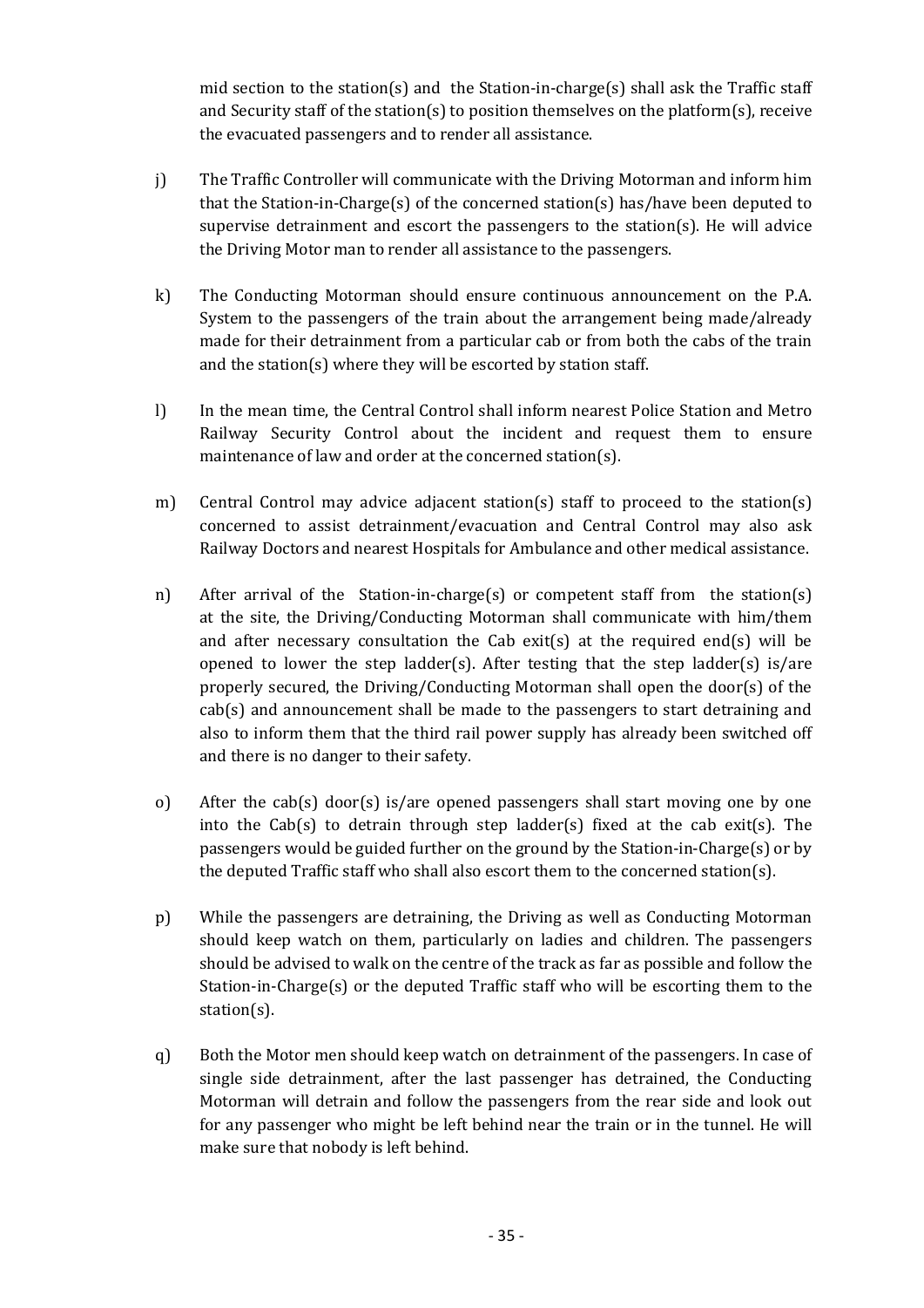mid section to the station(s) and the Station-in-charge(s) shall ask the Traffic staff and Security staff of the station(s) to position themselves on the platform(s), receive the evacuated passengers and to render all assistance.

j) The Traffic Controller will communicate with the Driving Motorman and inform him that the Station-in-Charge(s) of the concerned station(s) has/have been deputed to supervise detrainment and escort the passengers to the station(s). He will advice the Driving Motor man to render all assistance to the passengers.

k) The Conducting Motorman should ensure continuous announcement on the P.A. System to the passengers of the train about the arrangement being made/already made for their detrainment from a particular cab or from both the cabs of the train and the station(s) where they will be escorted by station staff.

l) In the mean time, the Central Control shall inform nearest Police Station and Metro Railway Security Control about the incident and request them to ensure maintenance of law and order at the concerned station(s).

m) Central Control may advice adjacent station(s) staff to proceed to the station(s) concerned to assist detrainment/evacuation and Central Control may also ask Railway Doctors and nearest Hospitals for Ambulance and other medical assistance.

n) After arrival of the Station-in-charge(s) or competent staff from the station(s) at the site, the Driving/Conducting Motorman shall communicate with him/them and after necessary consultation the Cab exit(s) at the required end(s) will be opened to lower the step ladder(s). After testing that the step ladder(s) is/are properly secured, the Driving/Conducting Motorman shall open the door(s) of the cab(s) and announcement shall be made to the passengers to start detraining and also to inform them that the third rail power supply has already been switched off and there is no danger to their safety.

o) After the cab(s) door(s) is/are opened passengers shall start moving one by one into the Cab(s) to detrain through step ladder(s) fixed at the cab exit(s). The passengers would be guided further on the ground by the Station-in-Charge(s) or by the deputed Traffic staff who shall also escort them to the concerned station(s).

p) While the passengers are detraining, the Driving as well as Conducting Motorman should keep watch on them, particularly on ladies and children. The passengers should be advised to walk on the centre of the track as far as possible and follow the Station-in-Charge(s) or the deputed Traffic staff who will be escorting them to the station(s).

q) Both the Motor men should keep watch on detrainment of the passengers. In case of single side detrainment, after the last passenger has detrained, the Conducting Motorman will detrain and follow the passengers from the rear side and look out for any passenger who might be left behind near the train or in the tunnel. He will make sure that nobody is left behind.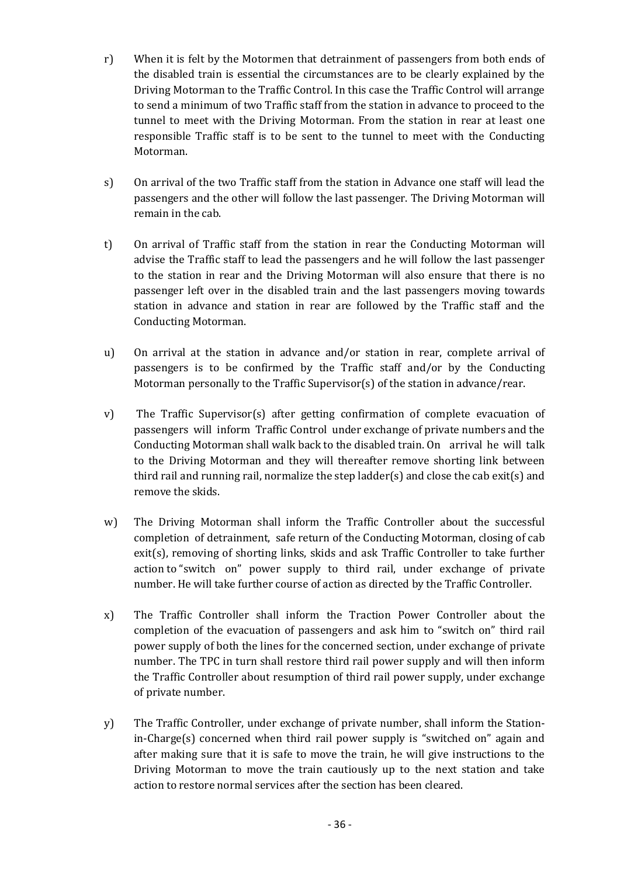r) When it is felt by the Motormen that detrainment of passengers from both ends of the disabled train is essential the circumstances are to be clearly explained by the Driving Motorman to the Traffic Control. In this case the Traffic Control will arrange to send a minimum of two Traffic staff from the station in advance to proceed to the tunnel to meet with the Driving Motorman. From the station in rear at least one responsible Traffic staff is to be sent to the tunnel to meet with the Conducting Motorman.

s) On arrival of the two Traffic staff from the station in Advance one staff will lead the passengers and the other will follow the last passenger. The Driving Motorman will remain in the cab.

t) On arrival of Traffic staff from the station in rear the Conducting Motorman will advise the Traffic staff to lead the passengers and he will follow the last passenger to the station in rear and the Driving Motorman will also ensure that there is no passenger left over in the disabled train and the last passengers moving towards station in advance and station in rear are followed by the Traffic staff and the Conducting Motorman.

u) On arrival at the station in advance and/or station in rear, complete arrival of passengers is to be confirmed by the Traffic staff and/or by the Conducting Motorman personally to the Traffic Supervisor(s) of the station in advance/rear.

v) The Traffic Supervisor(s) after getting confirmation of complete evacuation of passengers will inform Traffic Control under exchange of private numbers and the Conducting Motorman shall walk back to the disabled train. On arrival he will talk to the Driving Motorman and they will thereafter remove shorting link between third rail and running rail, normalize the step ladder(s) and close the cab exit(s) and remove the skids.

w) The Driving Motorman shall inform the Traffic Controller about the successful completion of detrainment, safe return of the Conducting Motorman, closing of cab exit(s), removing of shorting links, skids and ask Traffic Controller to take further action to "switch on" power supply to third rail, under exchange of private number. He will take further course of action as directed by the Traffic Controller.

x) The Traffic Controller shall inform the Traction Power Controller about the completion of the evacuation of passengers and ask him to "switch on" third rail power supply of both the lines for the concerned section, under exchange of private number. The TPC in turn shall restore third rail power supply and will then inform the Traffic Controller about resumption of third rail power supply, under exchange of private number.

y) The Traffic Controller, under exchange of private number, shall inform the Station-in-Charge(s) concerned when third rail power supply is "switched on" again and after making sure that it is safe to move the train, he will give instructions to the Driving Motorman to move the train cautiously up to the next station and take action to restore normal services after the section has been cleared.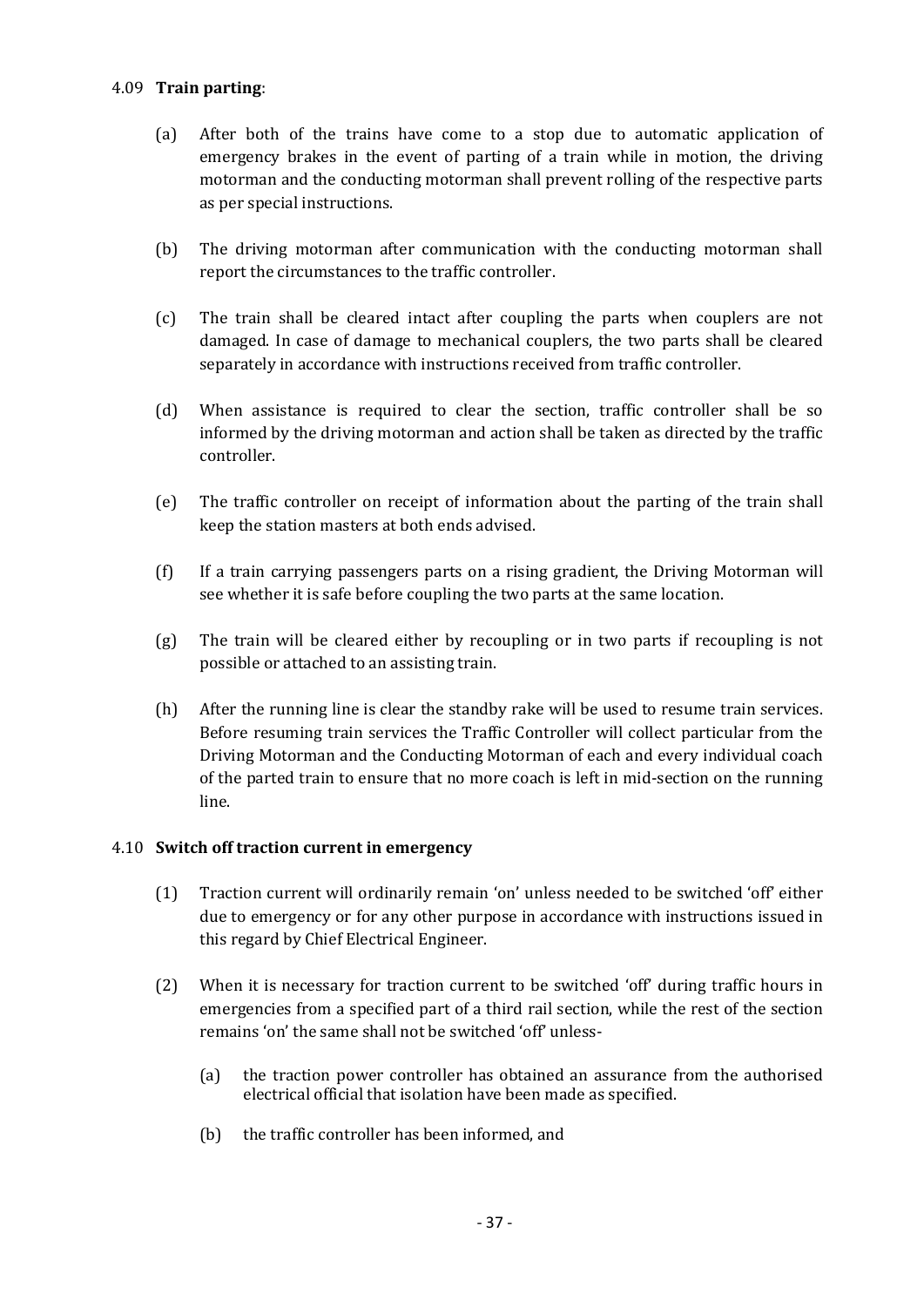4.09 **Train parting**:

(a) After both of the trains have come to a stop due to automatic application of emergency brakes in the event of parting of a train while in motion, the driving motorman and the conducting motorman shall prevent rolling of the respective parts as per special instructions.

(b) The driving motorman after communication with the conducting motorman shall report the circumstances to the traffic controller.

(c) The train shall be cleared intact after coupling the parts when couplers are not damaged. In case of damage to mechanical couplers, the two parts shall be cleared separately in accordance with instructions received from traffic controller.

(d) When assistance is required to clear the section, traffic controller shall be so informed by the driving motorman and action shall be taken as directed by the traffic controller.

(e) The traffic controller on receipt of information about the parting of the train shall keep the station masters at both ends advised.

(f) If a train carrying passengers parts on a rising gradient, the Driving Motorman will see whether it is safe before coupling the two parts at the same location.

(g) The train will be cleared either by recoupling or in two parts if recoupling is not possible or attached to an assisting train.

(h) After the running line is clear the standby rake will be used to resume train services. Before resuming train services the Traffic Controller will collect particular from the Driving Motorman and the Conducting Motorman of each and every individual coach of the parted train to ensure that no more coach is left in mid-section on the running line.

4.10 **Switch off traction current in emergency**

(1) Traction current will ordinarily remain 'on' unless needed to be switched 'off' either due to emergency or for any other purpose in accordance with instructions issued in this regard by Chief Electrical Engineer.

(2) When it is necessary for traction current to be switched 'off' during traffic hours in emergencies from a specified part of a third rail section, while the rest of the section remains 'on' the same shall not be switched 'off' unless-

(a) the traction power controller has obtained an assurance from the authorised electrical official that isolation have been made as specified.

(b) the traffic controller has been informed, and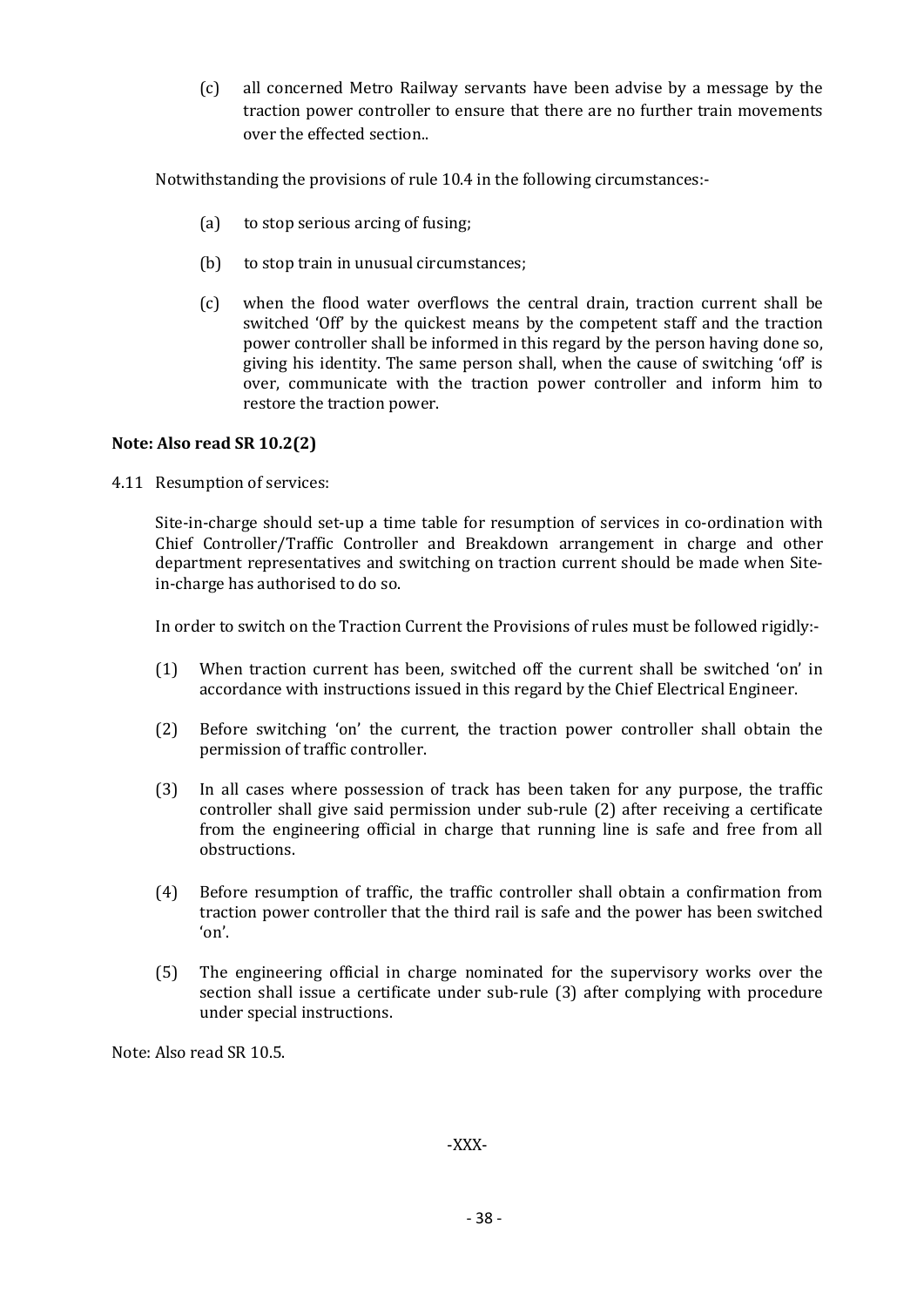(c) all concerned Metro Railway servants have been advise by a message by the traction power controller to ensure that there are no further train movements over the effected section..

Notwithstanding the provisions of rule 10.4 in the following circumstances:-

(a) to stop serious arcing of fusing;

(b) to stop train in unusual circumstances;

(c) when the flood water overflows the central drain, traction current shall be switched 'Off' by the quickest means by the competent staff and the traction power controller shall be informed in this regard by the person having done so, giving his identity. The same person shall, when the cause of switching 'off' is over, communicate with the traction power controller and inform him to restore the traction power.

**Note: Also read SR 10.2(2)**

4.11 Resumption of services:

Site-in-charge should set-up a time table for resumption of services in co-ordination with Chief Controller/Traffic Controller and Breakdown arrangement in charge and other department representatives and switching on traction current should be made when Site-in-charge has authorised to do so.

In order to switch on the Traction Current the Provisions of rules must be followed rigidly:-

(1) When traction current has been, switched off the current shall be switched 'on' in accordance with instructions issued in this regard by the Chief Electrical Engineer.

(2) Before switching 'on' the current, the traction power controller shall obtain the permission of traffic controller.

(3) In all cases where possession of track has been taken for any purpose, the traffic controller shall give said permission under sub-rule (2) after receiving a certificate from the engineering official in charge that running line is safe and free from all obstructions.

(4) Before resumption of traffic, the traffic controller shall obtain a confirmation from traction power controller that the third rail is safe and the power has been switched 'on'.

(5) The engineering official in charge nominated for the supervisory works over the section shall issue a certificate under sub-rule (3) after complying with procedure under special instructions.

Note: Also read SR 10.5.

-XXX-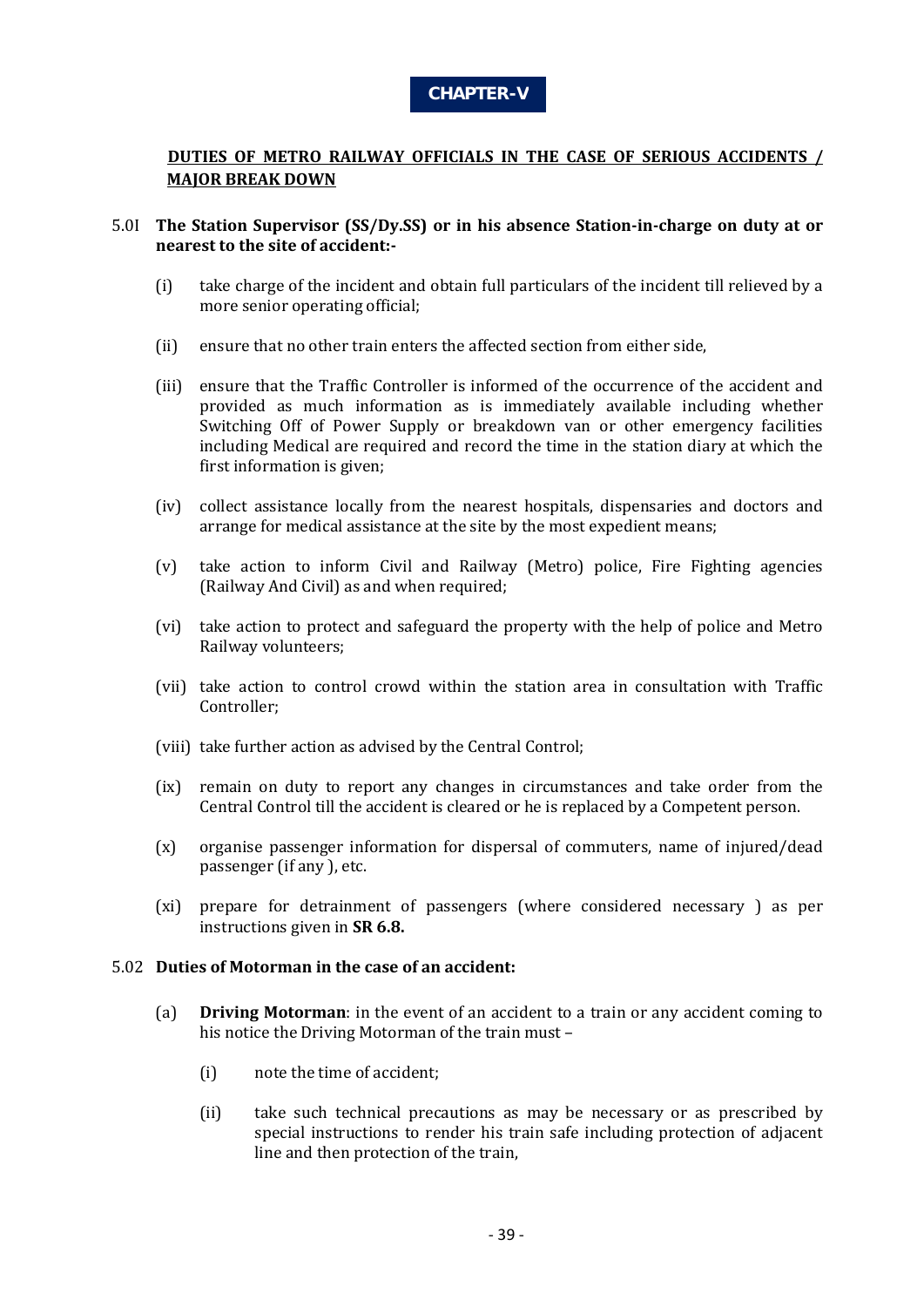# CHAPTER-V

## DUTIES OF METRO RAILWAY OFFICIALS IN THE CASE OF SERIOUS ACCIDENTS / MAJOR BREAK DOWN

5.0I **The Station Supervisor (SS/Dy.SS) or in his absence Station-in-charge on duty at or nearest to the site of accident:-**

(i) take charge of the incident and obtain full particulars of the incident till relieved by a more senior operating official;

(ii) ensure that no other train enters the affected section from either side,

(iii) ensure that the Traffic Controller is informed of the occurrence of the accident and provided as much information as is immediately available including whether Switching Off of Power Supply or breakdown van or other emergency facilities including Medical are required and record the time in the station diary at which the first information is given;

(iv) collect assistance locally from the nearest hospitals, dispensaries and doctors and arrange for medical assistance at the site by the most expedient means;

(v) take action to inform Civil and Railway (Metro) police, Fire Fighting agencies (Railway And Civil) as and when required;

(vi) take action to protect and safeguard the property with the help of police and Metro Railway volunteers;

(vii) take action to control crowd within the station area in consultation with Traffic Controller;

(viii) take further action as advised by the Central Control;

(ix) remain on duty to report any changes in circumstances and take order from the Central Control till the accident is cleared or he is replaced by a Competent person.

(x) organise passenger information for dispersal of commuters, name of injured/dead passenger (if any ), etc.

(xi) prepare for detrainment of passengers (where considered necessary ) as per instructions given in **SR 6.8.**

5.02 **Duties of Motorman in the case of an accident:**

(a) **Driving Motorman**: in the event of an accident to a train or any accident coming to his notice the Driving Motorman of the train must –

(i) note the time of accident;

(ii) take such technical precautions as may be necessary or as prescribed by special instructions to render his train safe including protection of adjacent line and then protection of the train,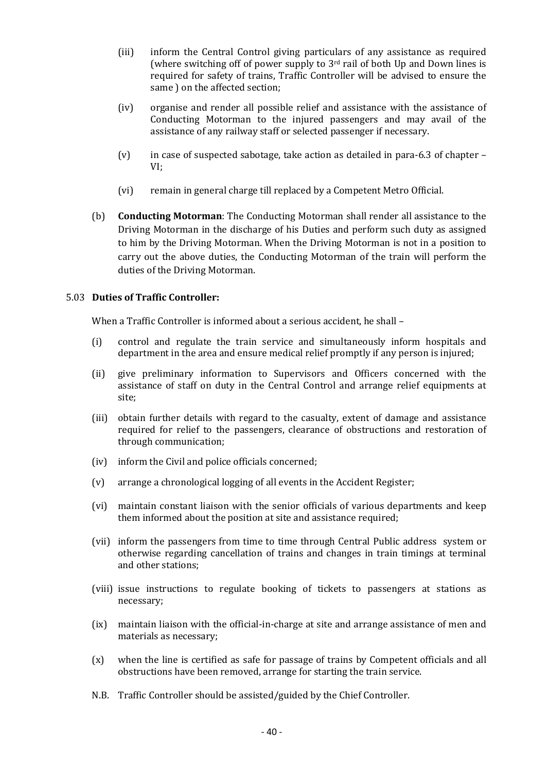(iii) inform the Central Control giving particulars of any assistance as required (where switching off of power supply to 3rd rail of both Up and Down lines is required for safety of trains, Traffic Controller will be advised to ensure the same ) on the affected section;

(iv) organise and render all possible relief and assistance with the assistance of Conducting Motorman to the injured passengers and may avail of the assistance of any railway staff or selected passenger if necessary.

(v) in case of suspected sabotage, take action as detailed in para-6.3 of chapter – VI;

(vi) remain in general charge till replaced by a Competent Metro Official.

(b) **Conducting Motorman**: The Conducting Motorman shall render all assistance to the Driving Motorman in the discharge of his Duties and perform such duty as assigned to him by the Driving Motorman. When the Driving Motorman is not in a position to carry out the above duties, the Conducting Motorman of the train will perform the duties of the Driving Motorman.

5.03 **Duties of Traffic Controller:**

When a Traffic Controller is informed about a serious accident, he shall –

(i) control and regulate the train service and simultaneously inform hospitals and department in the area and ensure medical relief promptly if any person is injured;

(ii) give preliminary information to Supervisors and Officers concerned with the assistance of staff on duty in the Central Control and arrange relief equipments at site;

(iii) obtain further details with regard to the casualty, extent of damage and assistance required for relief to the passengers, clearance of obstructions and restoration of through communication;

(iv) inform the Civil and police officials concerned;

(v) arrange a chronological logging of all events in the Accident Register;

(vi) maintain constant liaison with the senior officials of various departments and keep them informed about the position at site and assistance required;

(vii) inform the passengers from time to time through Central Public address system or otherwise regarding cancellation of trains and changes in train timings at terminal and other stations;

(viii) issue instructions to regulate booking of tickets to passengers at stations as necessary;

(ix) maintain liaison with the official-in-charge at site and arrange assistance of men and materials as necessary;

(x) when the line is certified as safe for passage of trains by Competent officials and all obstructions have been removed, arrange for starting the train service.

N.B. Traffic Controller should be assisted/guided by the Chief Controller.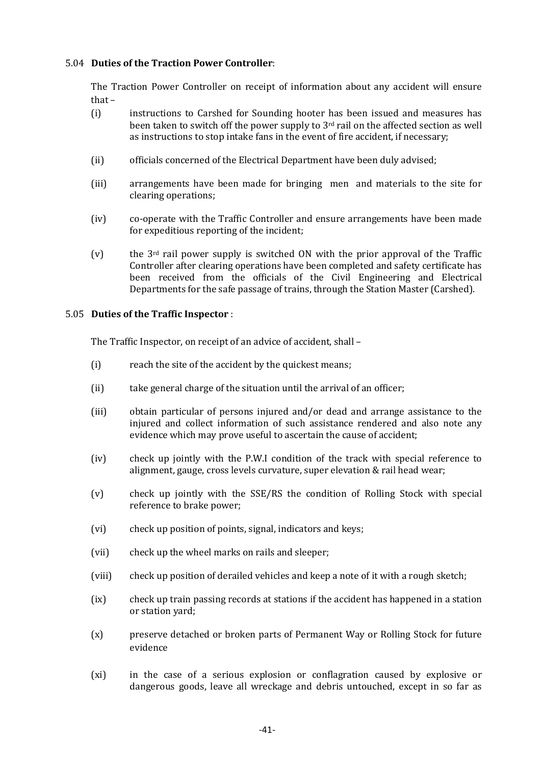### 5.04 **Duties of the Traction Power Controller**:

The Traction Power Controller on receipt of information about any accident will ensure that –

(i) instructions to Carshed for Sounding hooter has been issued and measures has been taken to switch off the power supply to 3rd rail on the affected section as well as instructions to stop intake fans in the event of fire accident, if necessary;

(ii) officials concerned of the Electrical Department have been duly advised;

(iii) arrangements have been made for bringing men and materials to the site for clearing operations;

(iv) co-operate with the Traffic Controller and ensure arrangements have been made for expeditious reporting of the incident;

(v) the 3rd rail power supply is switched ON with the prior approval of the Traffic Controller after clearing operations have been completed and safety certificate has been received from the officials of the Civil Engineering and Electrical Departments for the safe passage of trains, through the Station Master (Carshed).

### 5.05 **Duties of the Traffic Inspector** :

The Traffic Inspector, on receipt of an advice of accident, shall –

(i) reach the site of the accident by the quickest means;

(ii) take general charge of the situation until the arrival of an officer;

(iii) obtain particular of persons injured and/or dead and arrange assistance to the injured and collect information of such assistance rendered and also note any evidence which may prove useful to ascertain the cause of accident;

(iv) check up jointly with the P.W.I condition of the track with special reference to alignment, gauge, cross levels curvature, super elevation & rail head wear;

(v) check up jointly with the SSE/RS the condition of Rolling Stock with special reference to brake power;

(vi) check up position of points, signal, indicators and keys;

(vii) check up the wheel marks on rails and sleeper;

(viii) check up position of derailed vehicles and keep a note of it with a rough sketch;

(ix) check up train passing records at stations if the accident has happened in a station or station yard;

(x) preserve detached or broken parts of Permanent Way or Rolling Stock for future evidence

(xi) in the case of a serious explosion or conflagration caused by explosive or dangerous goods, leave all wreckage and debris untouched, except in so far as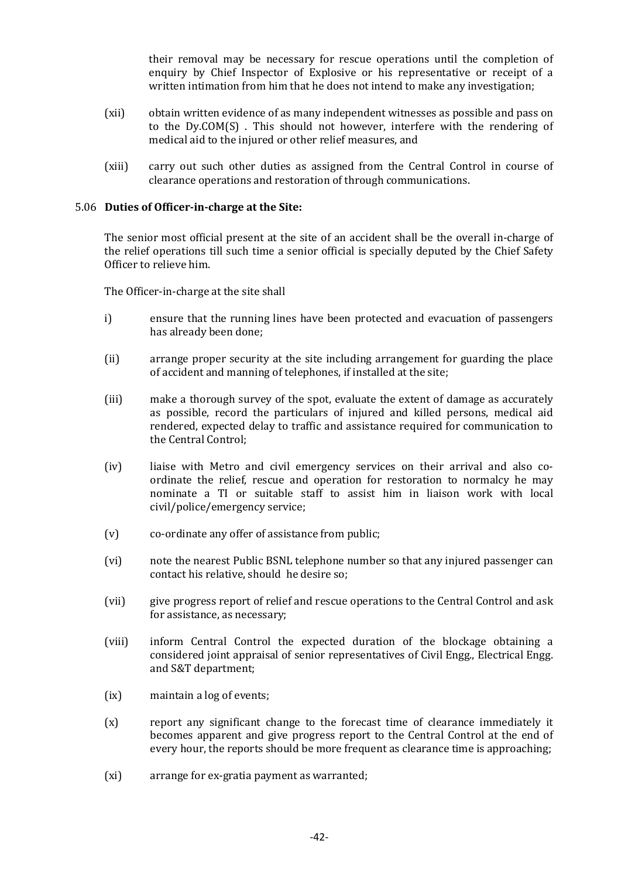their removal may be necessary for rescue operations until the completion of enquiry by Chief Inspector of Explosive or his representative or receipt of a written intimation from him that he does not intend to make any investigation;

(xii) obtain written evidence of as many independent witnesses as possible and pass on to the Dy.COM(S) . This should not however, interfere with the rendering of medical aid to the injured or other relief measures, and

(xiii) carry out such other duties as assigned from the Central Control in course of clearance operations and restoration of through communications.

5.06 **Duties of Officer-in-charge at the Site:**

The senior most official present at the site of an accident shall be the overall in-charge of the relief operations till such time a senior official is specially deputed by the Chief Safety Officer to relieve him.

The Officer-in-charge at the site shall

i) ensure that the running lines have been protected and evacuation of passengers has already been done;

(ii) arrange proper security at the site including arrangement for guarding the place of accident and manning of telephones, if installed at the site;

(iii) make a thorough survey of the spot, evaluate the extent of damage as accurately as possible, record the particulars of injured and killed persons, medical aid rendered, expected delay to traffic and assistance required for communication to the Central Control;

(iv) liaise with Metro and civil emergency services on their arrival and also co-ordinate the relief, rescue and operation for restoration to normalcy he may nominate a TI or suitable staff to assist him in liaison work with local civil/police/emergency service;

(v) co-ordinate any offer of assistance from public;

(vi) note the nearest Public BSNL telephone number so that any injured passenger can contact his relative, should he desire so;

(vii) give progress report of relief and rescue operations to the Central Control and ask for assistance, as necessary;

(viii) inform Central Control the expected duration of the blockage obtaining a considered joint appraisal of senior representatives of Civil Engg., Electrical Engg. and S&T department;

(ix) maintain a log of events;

(x) report any significant change to the forecast time of clearance immediately it becomes apparent and give progress report to the Central Control at the end of every hour, the reports should be more frequent as clearance time is approaching;

(xi) arrange for ex-gratia payment as warranted;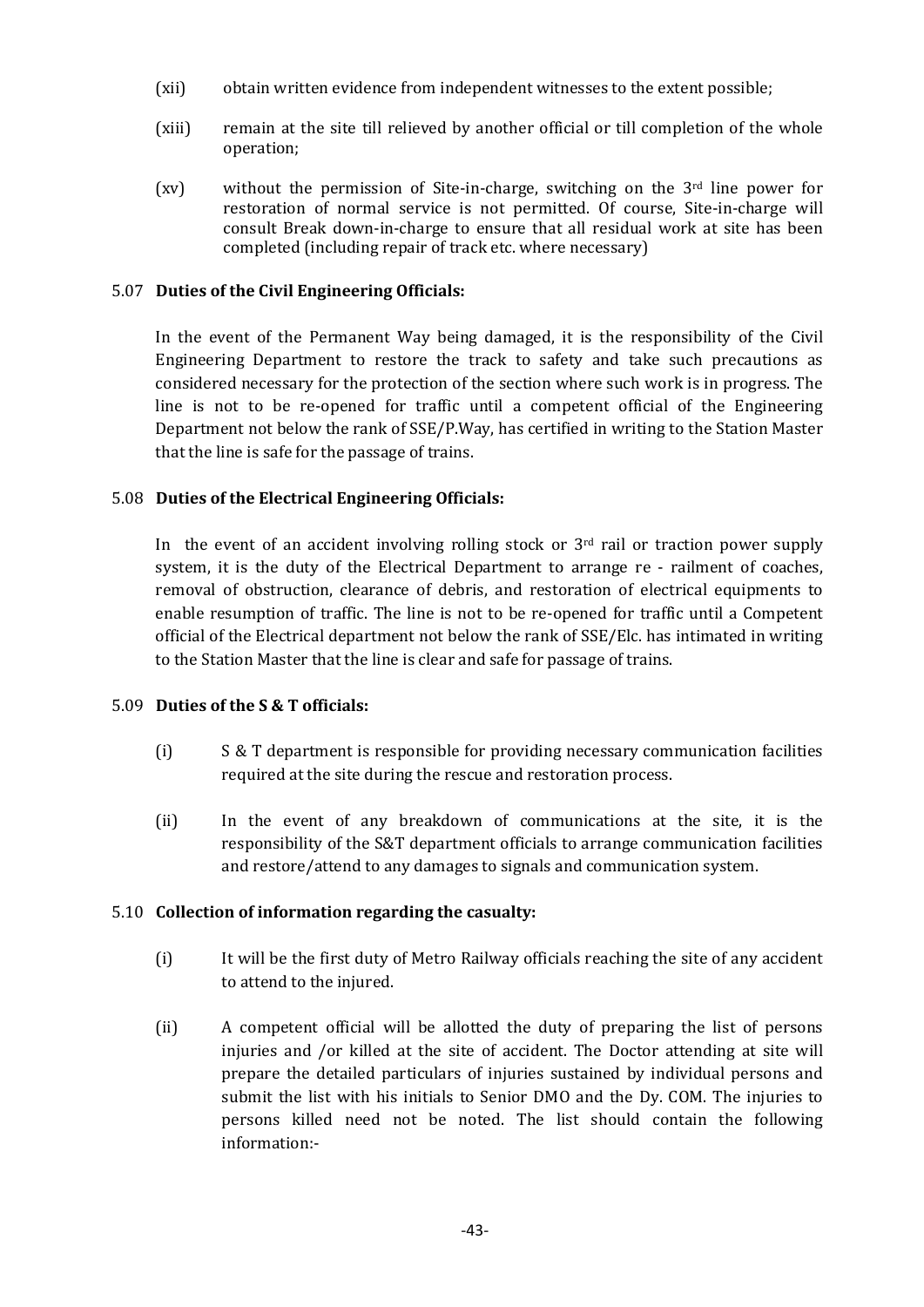(xii) obtain written evidence from independent witnesses to the extent possible;

(xiii) remain at the site till relieved by another official or till completion of the whole operation;

(xv) without the permission of Site-in-charge, switching on the 3rd line power for restoration of normal service is not permitted. Of course, Site-in-charge will consult Break down-in-charge to ensure that all residual work at site has been completed (including repair of track etc. where necessary)

5.07 **Duties of the Civil Engineering Officials:**

In the event of the Permanent Way being damaged, it is the responsibility of the Civil Engineering Department to restore the track to safety and take such precautions as considered necessary for the protection of the section where such work is in progress. The line is not to be re-opened for traffic until a competent official of the Engineering Department not below the rank of SSE/P.Way, has certified in writing to the Station Master that the line is safe for the passage of trains.

5.08 **Duties of the Electrical Engineering Officials:**

In the event of an accident involving rolling stock or 3rd rail or traction power supply system, it is the duty of the Electrical Department to arrange re - railment of coaches, removal of obstruction, clearance of debris, and restoration of electrical equipments to enable resumption of traffic. The line is not to be re-opened for traffic until a Competent official of the Electrical department not below the rank of SSE/Elc. has intimated in writing to the Station Master that the line is clear and safe for passage of trains.

5.09 **Duties of the S & T officials:**

(i) S & T department is responsible for providing necessary communication facilities required at the site during the rescue and restoration process.

(ii) In the event of any breakdown of communications at the site, it is the responsibility of the S&T department officials to arrange communication facilities and restore/attend to any damages to signals and communication system.

5.10 **Collection of information regarding the casualty:**

(i) It will be the first duty of Metro Railway officials reaching the site of any accident to attend to the injured.

(ii) A competent official will be allotted the duty of preparing the list of persons injuries and /or killed at the site of accident. The Doctor attending at site will prepare the detailed particulars of injuries sustained by individual persons and submit the list with his initials to Senior DMO and the Dy. COM. The injuries to persons killed need not be noted. The list should contain the following information:-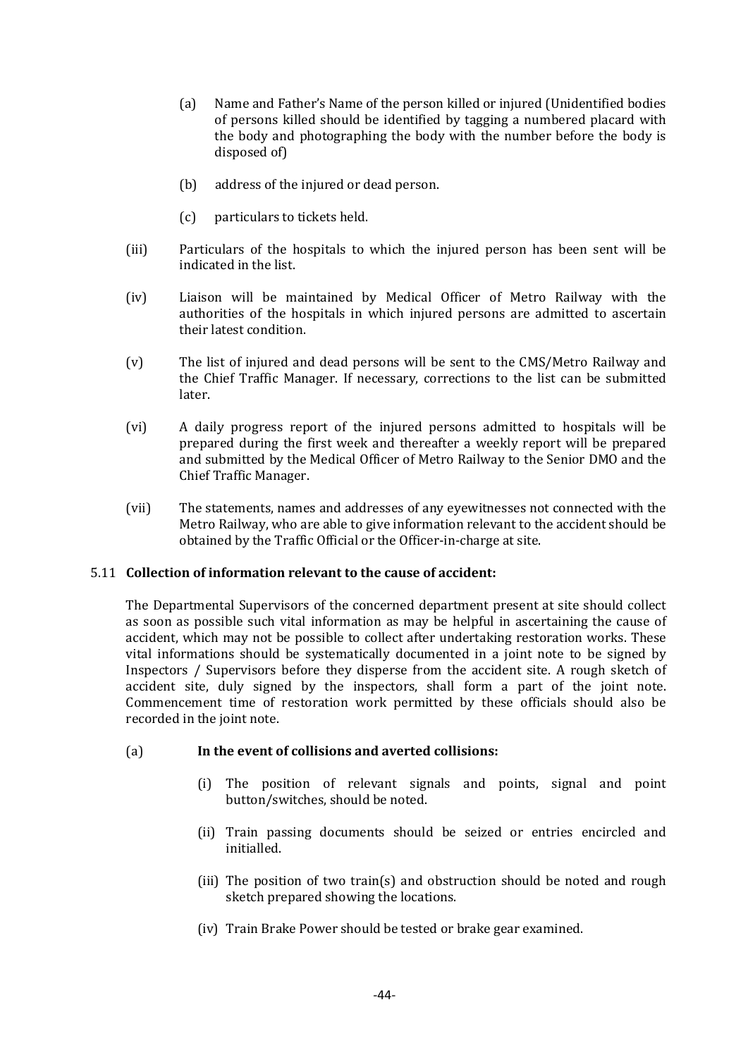(a) Name and Father's Name of the person killed or injured (Unidentified bodies of persons killed should be identified by tagging a numbered placard with the body and photographing the body with the number before the body is disposed of)

(b) address of the injured or dead person.

(c) particulars to tickets held.

(iii) Particulars of the hospitals to which the injured person has been sent will be indicated in the list.

(iv) Liaison will be maintained by Medical Officer of Metro Railway with the authorities of the hospitals in which injured persons are admitted to ascertain their latest condition.

(v) The list of injured and dead persons will be sent to the CMS/Metro Railway and the Chief Traffic Manager. If necessary, corrections to the list can be submitted later.

(vi) A daily progress report of the injured persons admitted to hospitals will be prepared during the first week and thereafter a weekly report will be prepared and submitted by the Medical Officer of Metro Railway to the Senior DMO and the Chief Traffic Manager.

(vii) The statements, names and addresses of any eyewitnesses not connected with the Metro Railway, who are able to give information relevant to the accident should be obtained by the Traffic Official or the Officer-in-charge at site.

5.11 **Collection of information relevant to the cause of accident:**

The Departmental Supervisors of the concerned department present at site should collect as soon as possible such vital information as may be helpful in ascertaining the cause of accident, which may not be possible to collect after undertaking restoration works. These vital informations should be systematically documented in a joint note to be signed by Inspectors / Supervisors before they disperse from the accident site. A rough sketch of accident site, duly signed by the inspectors, shall form a part of the joint note. Commencement time of restoration work permitted by these officials should also be recorded in the joint note.

(a) **In the event of collisions and averted collisions:**

(i) The position of relevant signals and points, signal and point button/switches, should be noted.

(ii) Train passing documents should be seized or entries encircled and initialled.

(iii) The position of two train(s) and obstruction should be noted and rough sketch prepared showing the locations.

(iv) Train Brake Power should be tested or brake gear examined.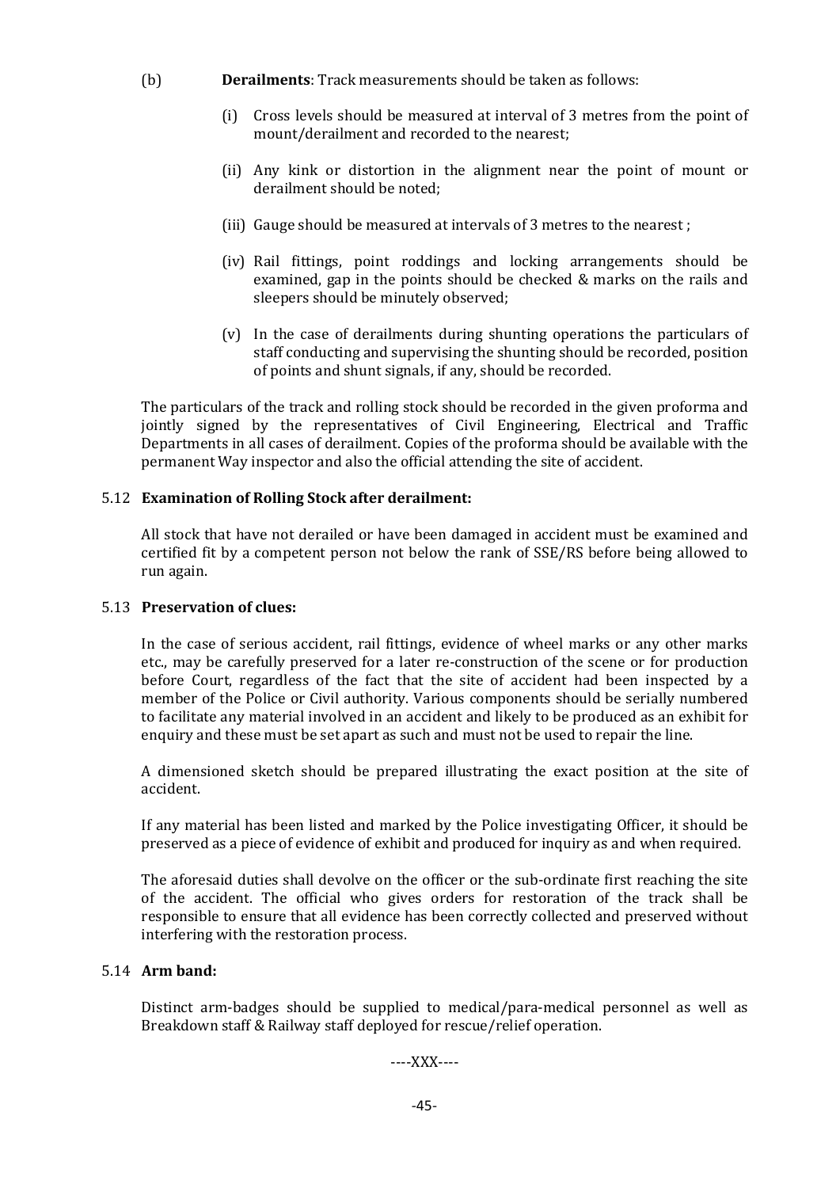(b) **Derailments**: Track measurements should be taken as follows:

(i) Cross levels should be measured at interval of 3 metres from the point of mount/derailment and recorded to the nearest;

(ii) Any kink or distortion in the alignment near the point of mount or derailment should be noted;

(iii) Gauge should be measured at intervals of 3 metres to the nearest ;

(iv) Rail fittings, point roddings and locking arrangements should be examined, gap in the points should be checked & marks on the rails and sleepers should be minutely observed;

(v) In the case of derailments during shunting operations the particulars of staff conducting and supervising the shunting should be recorded, position of points and shunt signals, if any, should be recorded.

The particulars of the track and rolling stock should be recorded in the given proforma and jointly signed by the representatives of Civil Engineering, Electrical and Traffic Departments in all cases of derailment. Copies of the proforma should be available with the permanent Way inspector and also the official attending the site of accident.

### 5.12 Examination of Rolling Stock after derailment:

All stock that have not derailed or have been damaged in accident must be examined and certified fit by a competent person not below the rank of SSE/RS before being allowed to run again.

### 5.13 Preservation of clues:

In the case of serious accident, rail fittings, evidence of wheel marks or any other marks etc., may be carefully preserved for a later re-construction of the scene or for production before Court, regardless of the fact that the site of accident had been inspected by a member of the Police or Civil authority. Various components should be serially numbered to facilitate any material involved in an accident and likely to be produced as an exhibit for enquiry and these must be set apart as such and must not be used to repair the line.

A dimensioned sketch should be prepared illustrating the exact position at the site of accident.

If any material has been listed and marked by the Police investigating Officer, it should be preserved as a piece of evidence of exhibit and produced for inquiry as and when required.

The aforesaid duties shall devolve on the officer or the sub-ordinate first reaching the site of the accident. The official who gives orders for restoration of the track shall be responsible to ensure that all evidence has been correctly collected and preserved without interfering with the restoration process.

### 5.14 Arm band:

Distinct arm-badges should be supplied to medical/para-medical personnel as well as Breakdown staff & Railway staff deployed for rescue/relief operation.

----XXX----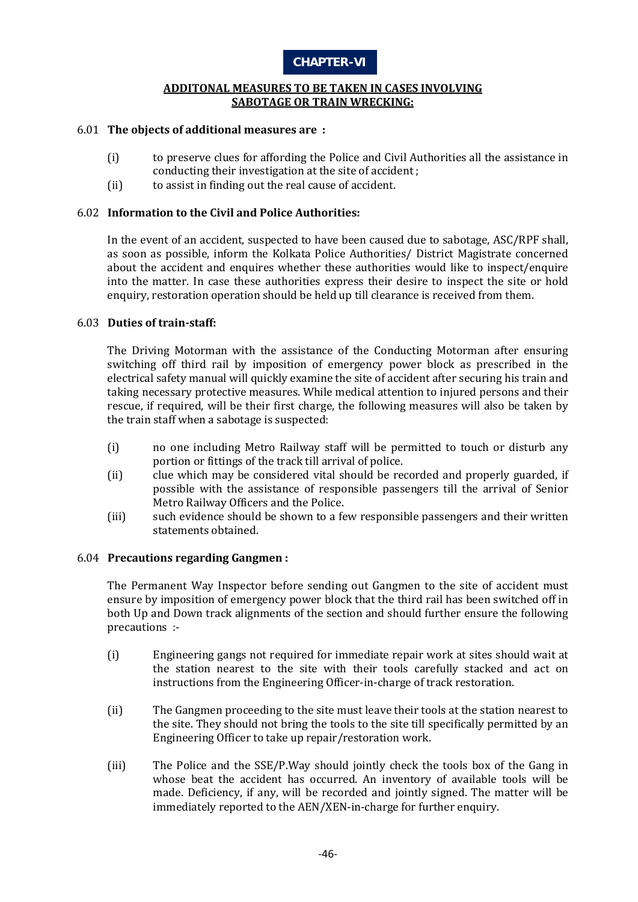# CHAPTER-VI

## ADDITONAL MEASURES TO BE TAKEN IN CASES INVOLVING SABOTAGE OR TRAIN WRECKING:

6.01 **The objects of additional measures are :**

- (i) to preserve clues for affording the Police and Civil Authorities all the assistance in conducting their investigation at the site of accident ;
- (ii) to assist in finding out the real cause of accident.

6.02 **Information to the Civil and Police Authorities:**

In the event of an accident, suspected to have been caused due to sabotage, ASC/RPF shall, as soon as possible, inform the Kolkata Police Authorities/ District Magistrate concerned about the accident and enquires whether these authorities would like to inspect/enquire into the matter. In case these authorities express their desire to inspect the site or hold enquiry, restoration operation should be held up till clearance is received from them.

6.03 **Duties of train-staff:**

The Driving Motorman with the assistance of the Conducting Motorman after ensuring switching off third rail by imposition of emergency power block as prescribed in the electrical safety manual will quickly examine the site of accident after securing his train and taking necessary protective measures. While medical attention to injured persons and their rescue, if required, will be their first charge, the following measures will also be taken by the train staff when a sabotage is suspected:

- (i) no one including Metro Railway staff will be permitted to touch or disturb any portion or fittings of the track till arrival of police.
- (ii) clue which may be considered vital should be recorded and properly guarded, if possible with the assistance of responsible passengers till the arrival of Senior Metro Railway Officers and the Police.
- (iii) such evidence should be shown to a few responsible passengers and their written statements obtained.

6.04 **Precautions regarding Gangmen :**

The Permanent Way Inspector before sending out Gangmen to the site of accident must ensure by imposition of emergency power block that the third rail has been switched off in both Up and Down track alignments of the section and should further ensure the following precautions :-

- (i) Engineering gangs not required for immediate repair work at sites should wait at the station nearest to the site with their tools carefully stacked and act on instructions from the Engineering Officer-in-charge of track restoration.
- (ii) The Gangmen proceeding to the site must leave their tools at the station nearest to the site. They should not bring the tools to the site till specifically permitted by an Engineering Officer to take up repair/restoration work.
- (iii) The Police and the SSE/P.Way should jointly check the tools box of the Gang in whose beat the accident has occurred. An inventory of available tools will be made. Deficiency, if any, will be recorded and jointly signed. The matter will be immediately reported to the AEN/XEN-in-charge for further enquiry.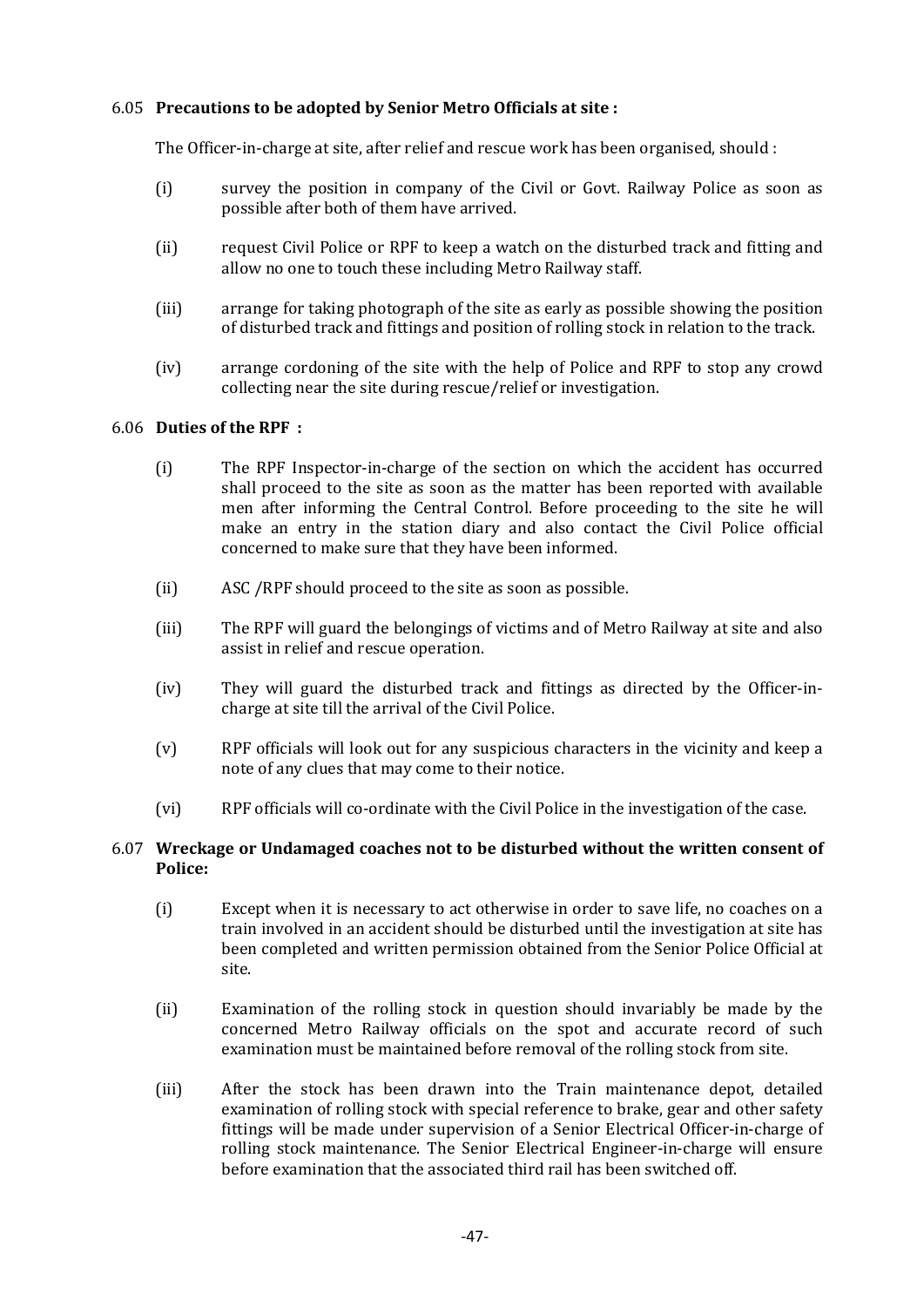### 6.05 Precautions to be adopted by Senior Metro Officials at site :

The Officer-in-charge at site, after relief and rescue work has been organised, should :

(i) survey the position in company of the Civil or Govt. Railway Police as soon as possible after both of them have arrived.

(ii) request Civil Police or RPF to keep a watch on the disturbed track and fitting and allow no one to touch these including Metro Railway staff.

(iii) arrange for taking photograph of the site as early as possible showing the position of disturbed track and fittings and position of rolling stock in relation to the track.

(iv) arrange cordoning of the site with the help of Police and RPF to stop any crowd collecting near the site during rescue/relief or investigation.

### 6.06 Duties of the RPF :

(i) The RPF Inspector-in-charge of the section on which the accident has occurred shall proceed to the site as soon as the matter has been reported with available men after informing the Central Control. Before proceeding to the site he will make an entry in the station diary and also contact the Civil Police official concerned to make sure that they have been informed.

(ii) ASC /RPF should proceed to the site as soon as possible.

(iii) The RPF will guard the belongings of victims and of Metro Railway at site and also assist in relief and rescue operation.

(iv) They will guard the disturbed track and fittings as directed by the Officer-in-charge at site till the arrival of the Civil Police.

(v) RPF officials will look out for any suspicious characters in the vicinity and keep a note of any clues that may come to their notice.

(vi) RPF officials will co-ordinate with the Civil Police in the investigation of the case.

### 6.07 Wreckage or Undamaged coaches not to be disturbed without the written consent of Police:

(i) Except when it is necessary to act otherwise in order to save life, no coaches on a train involved in an accident should be disturbed until the investigation at site has been completed and written permission obtained from the Senior Police Official at site.

(ii) Examination of the rolling stock in question should invariably be made by the concerned Metro Railway officials on the spot and accurate record of such examination must be maintained before removal of the rolling stock from site.

(iii) After the stock has been drawn into the Train maintenance depot, detailed examination of rolling stock with special reference to brake, gear and other safety fittings will be made under supervision of a Senior Electrical Officer-in-charge of rolling stock maintenance. The Senior Electrical Engineer-in-charge will ensure before examination that the associated third rail has been switched off.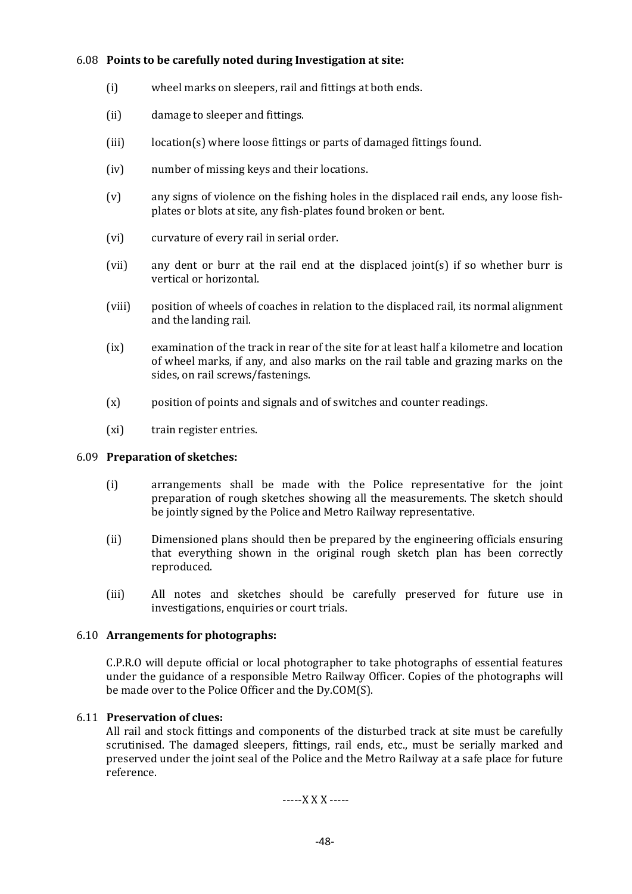### 6.08 **Points to be carefully noted during Investigation at site:**

- (i) wheel marks on sleepers, rail and fittings at both ends.
- (ii) damage to sleeper and fittings.
- (iii) location(s) where loose fittings or parts of damaged fittings found.
- (iv) number of missing keys and their locations.
- (v) any signs of violence on the fishing holes in the displaced rail ends, any loose fish-plates or blots at site, any fish-plates found broken or bent.
- (vi) curvature of every rail in serial order.
- (vii) any dent or burr at the rail end at the displaced joint(s) if so whether burr is vertical or horizontal.
- (viii) position of wheels of coaches in relation to the displaced rail, its normal alignment and the landing rail.
- (ix) examination of the track in rear of the site for at least half a kilometre and location of wheel marks, if any, and also marks on the rail table and grazing marks on the sides, on rail screws/fastenings.
- (x) position of points and signals and of switches and counter readings.
- (xi) train register entries.

### 6.09 **Preparation of sketches:**

- (i) arrangements shall be made with the Police representative for the joint preparation of rough sketches showing all the measurements. The sketch should be jointly signed by the Police and Metro Railway representative.
- (ii) Dimensioned plans should then be prepared by the engineering officials ensuring that everything shown in the original rough sketch plan has been correctly reproduced.
- (iii) All notes and sketches should be carefully preserved for future use in investigations, enquiries or court trials.

### 6.10 **Arrangements for photographs:**

C.P.R.O will depute official or local photographer to take photographs of essential features under the guidance of a responsible Metro Railway Officer. Copies of the photographs will be made over to the Police Officer and the Dy.COM(S).

### 6.11 **Preservation of clues:**

All rail and stock fittings and components of the disturbed track at site must be carefully scrutinised. The damaged sleepers, fittings, rail ends, etc., must be serially marked and preserved under the joint seal of the Police and the Metro Railway at a safe place for future reference.

-----X X X-----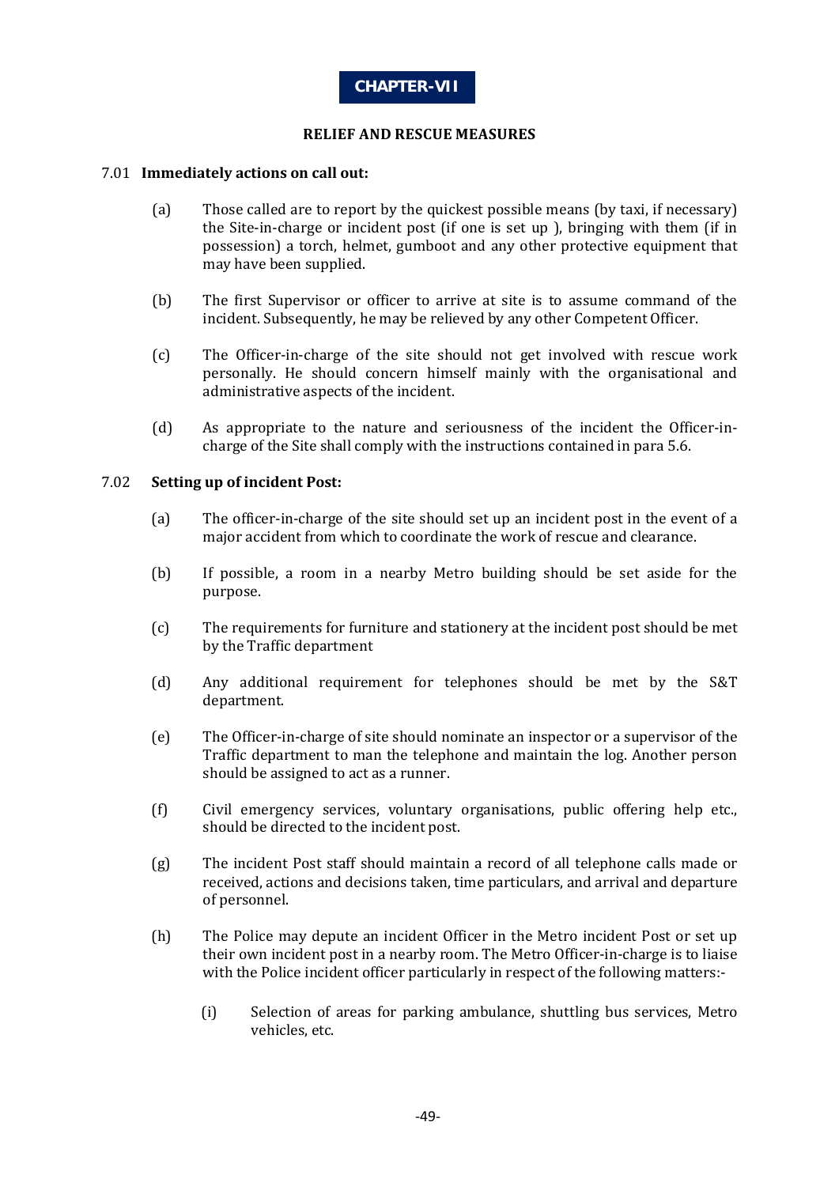# CHAPTER-VII

## RELIEF AND RESCUE MEASURES

**7.01 Immediately actions on call out:**

(a) Those called are to report by the quickest possible means (by taxi, if necessary) the Site-in-charge or incident post (if one is set up ), bringing with them (if in possession) a torch, helmet, gumboot and any other protective equipment that may have been supplied.

(b) The first Supervisor or officer to arrive at site is to assume command of the incident. Subsequently, he may be relieved by any other Competent Officer.

(c) The Officer-in-charge of the site should not get involved with rescue work personally. He should concern himself mainly with the organisational and administrative aspects of the incident.

(d) As appropriate to the nature and seriousness of the incident the Officer-in-charge of the Site shall comply with the instructions contained in para 5.6.

**7.02 Setting up of incident Post:**

(a) The officer-in-charge of the site should set up an incident post in the event of a major accident from which to coordinate the work of rescue and clearance.

(b) If possible, a room in a nearby Metro building should be set aside for the purpose.

(c) The requirements for furniture and stationery at the incident post should be met by the Traffic department

(d) Any additional requirement for telephones should be met by the S&T department.

(e) The Officer-in-charge of site should nominate an inspector or a supervisor of the Traffic department to man the telephone and maintain the log. Another person should be assigned to act as a runner.

(f) Civil emergency services, voluntary organisations, public offering help etc., should be directed to the incident post.

(g) The incident Post staff should maintain a record of all telephone calls made or received, actions and decisions taken, time particulars, and arrival and departure of personnel.

(h) The Police may depute an incident Officer in the Metro incident Post or set up their own incident post in a nearby room. The Metro Officer-in-charge is to liaise with the Police incident officer particularly in respect of the following matters:-

(i) Selection of areas for parking ambulance, shuttling bus services, Metro vehicles, etc.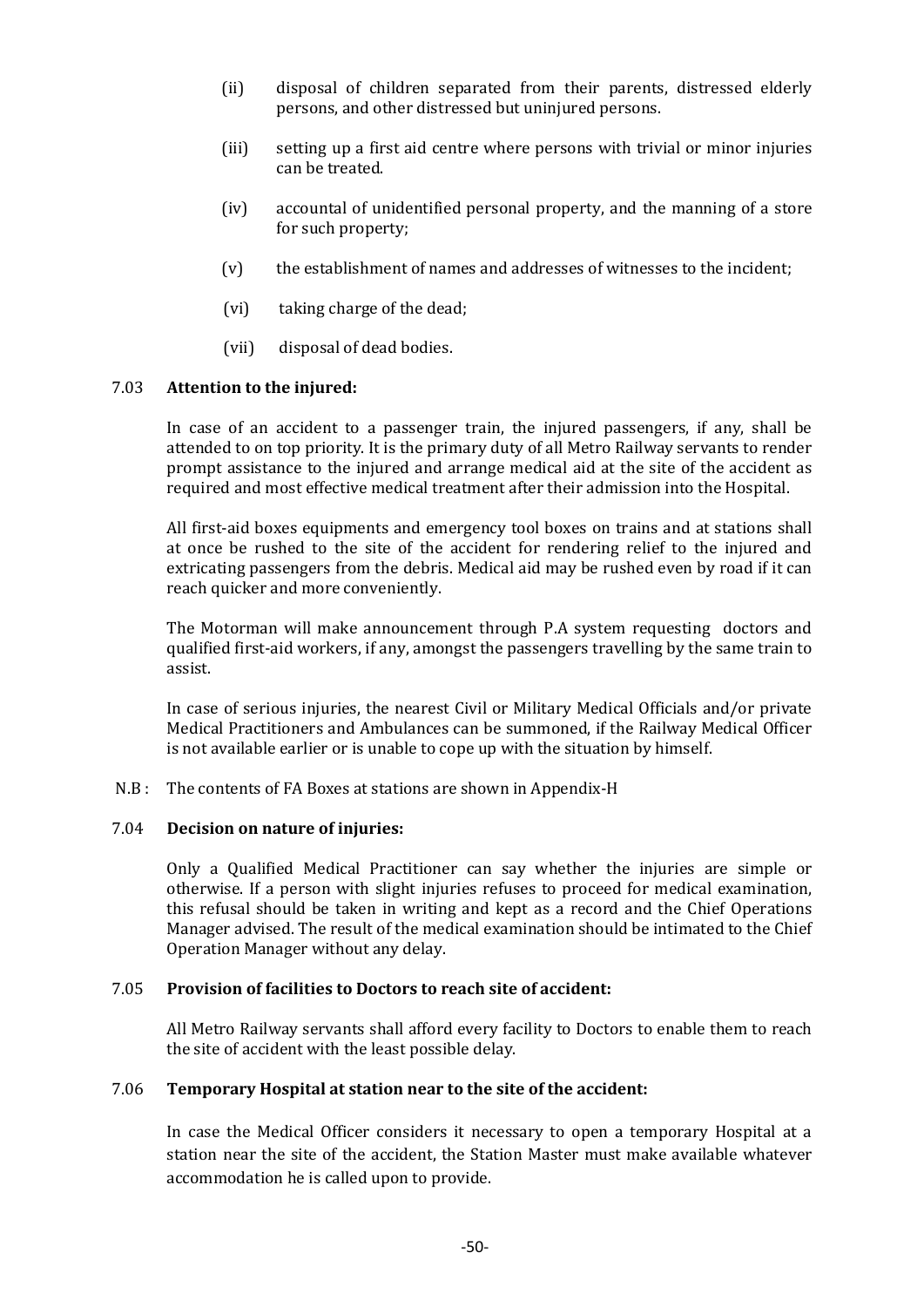(ii) disposal of children separated from their parents, distressed elderly persons, and other distressed but uninjured persons.

(iii) setting up a first aid centre where persons with trivial or minor injuries can be treated.

(iv) accountal of unidentified personal property, and the manning of a store for such property;

(v) the establishment of names and addresses of witnesses to the incident;

(vi) taking charge of the dead;

(vii) disposal of dead bodies.

### 7.03 Attention to the injured:

In case of an accident to a passenger train, the injured passengers, if any, shall be attended to on top priority. It is the primary duty of all Metro Railway servants to render prompt assistance to the injured and arrange medical aid at the site of the accident as required and most effective medical treatment after their admission into the Hospital.

All first-aid boxes equipments and emergency tool boxes on trains and at stations shall at once be rushed to the site of the accident for rendering relief to the injured and extricating passengers from the debris. Medical aid may be rushed even by road if it can reach quicker and more conveniently.

The Motorman will make announcement through P.A system requesting doctors and qualified first-aid workers, if any, amongst the passengers travelling by the same train to assist.

In case of serious injuries, the nearest Civil or Military Medical Officials and/or private Medical Practitioners and Ambulances can be summoned, if the Railway Medical Officer is not available earlier or is unable to cope up with the situation by himself.

N.B : The contents of FA Boxes at stations are shown in Appendix-H

### 7.04 Decision on nature of injuries:

Only a Qualified Medical Practitioner can say whether the injuries are simple or otherwise. If a person with slight injuries refuses to proceed for medical examination, this refusal should be taken in writing and kept as a record and the Chief Operations Manager advised. The result of the medical examination should be intimated to the Chief Operation Manager without any delay.

### 7.05 Provision of facilities to Doctors to reach site of accident:

All Metro Railway servants shall afford every facility to Doctors to enable them to reach the site of accident with the least possible delay.

### 7.06 Temporary Hospital at station near to the site of the accident:

In case the Medical Officer considers it necessary to open a temporary Hospital at a station near the site of the accident, the Station Master must make available whatever accommodation he is called upon to provide.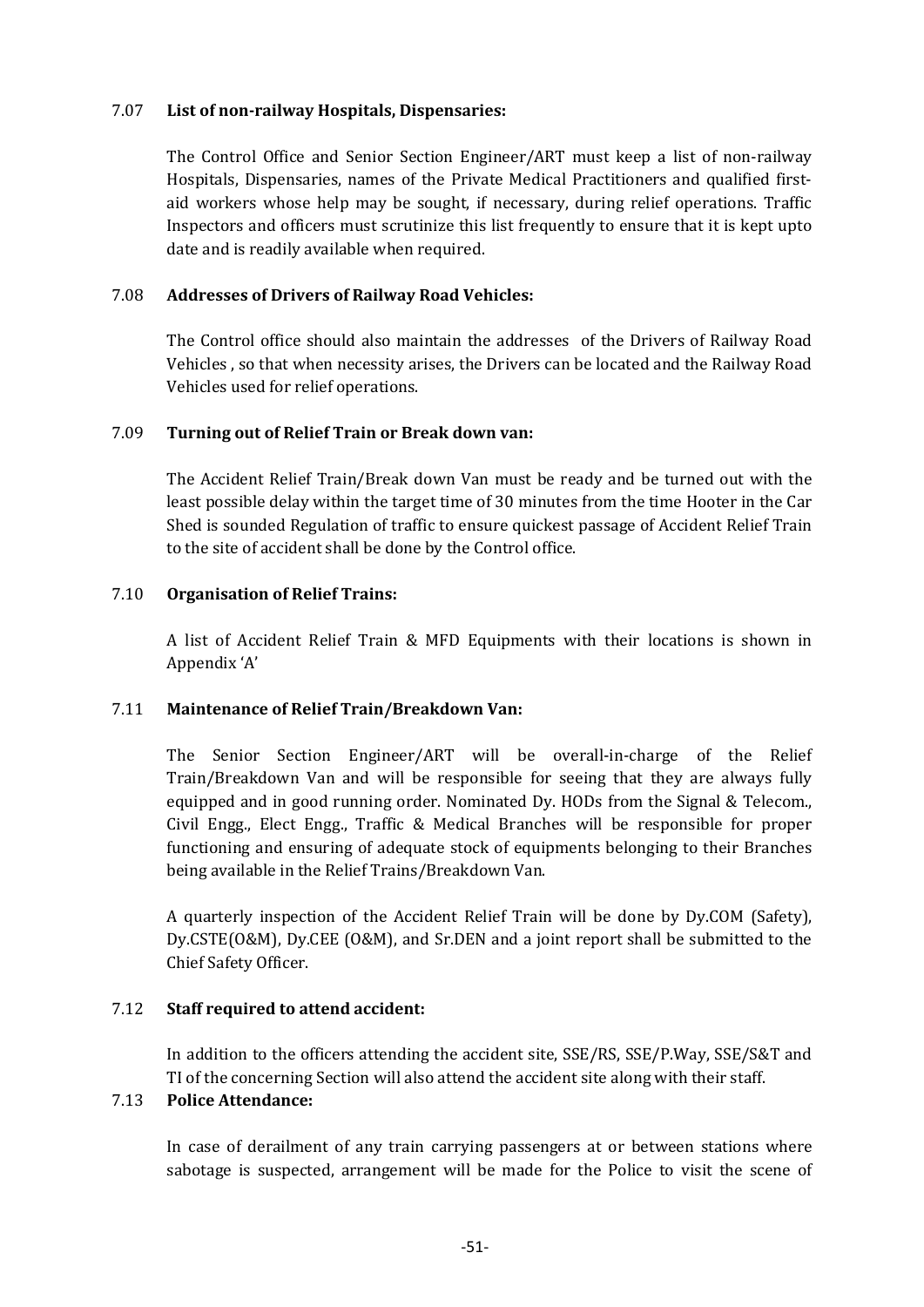### 7.07 List of non-railway Hospitals, Dispensaries:

The Control Office and Senior Section Engineer/ART must keep a list of non-railway Hospitals, Dispensaries, names of the Private Medical Practitioners and qualified first-aid workers whose help may be sought, if necessary, during relief operations. Traffic Inspectors and officers must scrutinize this list frequently to ensure that it is kept upto date and is readily available when required.

### 7.08 Addresses of Drivers of Railway Road Vehicles:

The Control office should also maintain the addresses of the Drivers of Railway Road Vehicles , so that when necessity arises, the Drivers can be located and the Railway Road Vehicles used for relief operations.

### 7.09 Turning out of Relief Train or Break down van:

The Accident Relief Train/Break down Van must be ready and be turned out with the least possible delay within the target time of 30 minutes from the time Hooter in the Car Shed is sounded Regulation of traffic to ensure quickest passage of Accident Relief Train to the site of accident shall be done by the Control office.

### 7.10 Organisation of Relief Trains:

A list of Accident Relief Train & MFD Equipments with their locations is shown in Appendix 'A'

### 7.11 Maintenance of Relief Train/Breakdown Van:

The Senior Section Engineer/ART will be overall-in-charge of the Relief Train/Breakdown Van and will be responsible for seeing that they are always fully equipped and in good running order. Nominated Dy. HODs from the Signal & Telecom., Civil Engg., Elect Engg., Traffic & Medical Branches will be responsible for proper functioning and ensuring of adequate stock of equipments belonging to their Branches being available in the Relief Trains/Breakdown Van.

A quarterly inspection of the Accident Relief Train will be done by Dy.COM (Safety), Dy.CSTE(O&M), Dy.CEE (O&M), and Sr.DEN and a joint report shall be submitted to the Chief Safety Officer.

### 7.12 Staff required to attend accident:

In addition to the officers attending the accident site, SSE/RS, SSE/P.Way, SSE/S&T and TI of the concerning Section will also attend the accident site along with their staff.

### 7.13 Police Attendance:

In case of derailment of any train carrying passengers at or between stations where sabotage is suspected, arrangement will be made for the Police to visit the scene of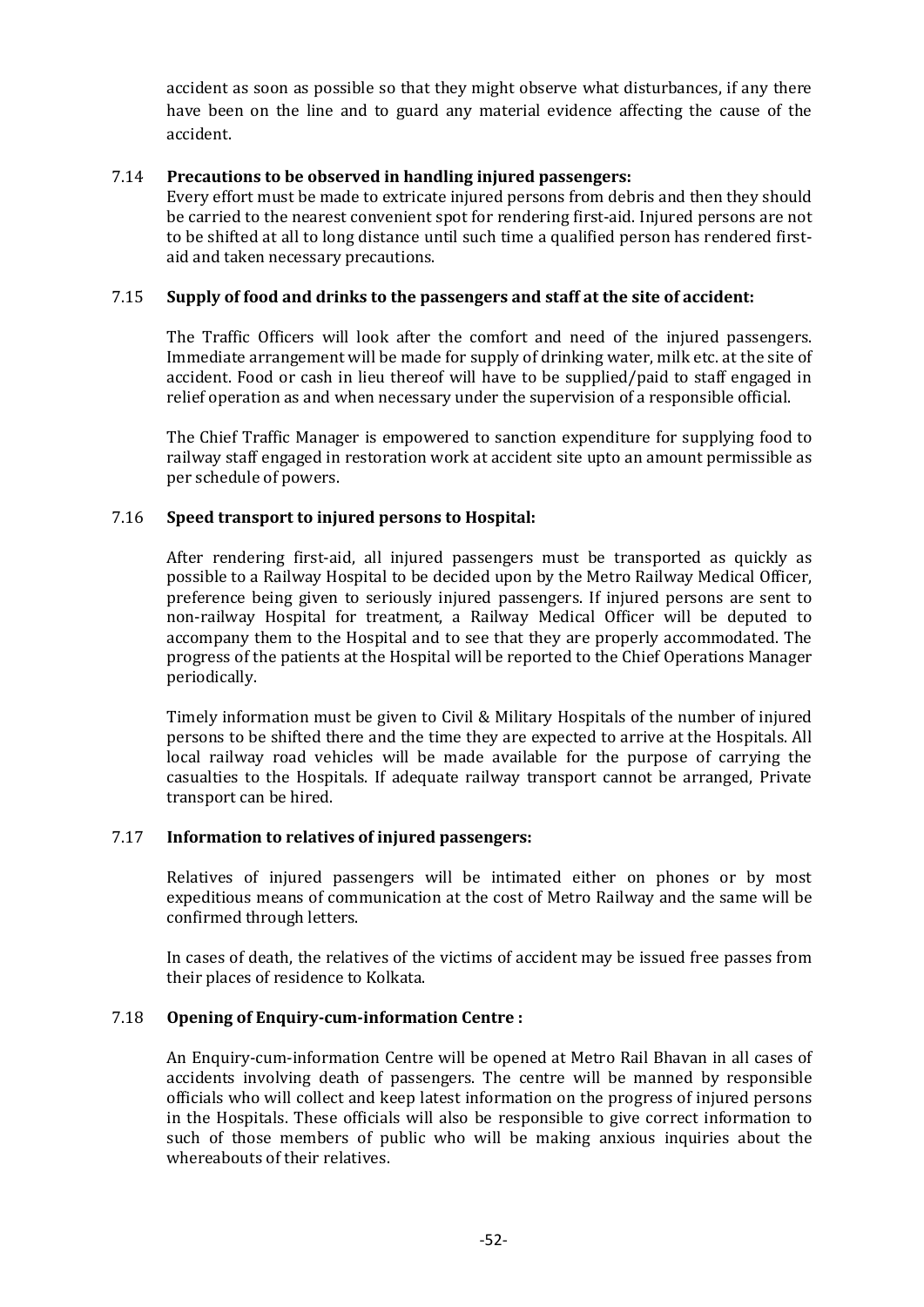accident as soon as possible so that they might observe what disturbances, if any there have been on the line and to guard any material evidence affecting the cause of the accident.

### 7.14 Precautions to be observed in handling injured passengers:

Every effort must be made to extricate injured persons from debris and then they should be carried to the nearest convenient spot for rendering first-aid. Injured persons are not to be shifted at all to long distance until such time a qualified person has rendered first-aid and taken necessary precautions.

### 7.15 Supply of food and drinks to the passengers and staff at the site of accident:

The Traffic Officers will look after the comfort and need of the injured passengers. Immediate arrangement will be made for supply of drinking water, milk etc. at the site of accident. Food or cash in lieu thereof will have to be supplied/paid to staff engaged in relief operation as and when necessary under the supervision of a responsible official.

The Chief Traffic Manager is empowered to sanction expenditure for supplying food to railway staff engaged in restoration work at accident site upto an amount permissible as per schedule of powers.

### 7.16 Speed transport to injured persons to Hospital:

After rendering first-aid, all injured passengers must be transported as quickly as possible to a Railway Hospital to be decided upon by the Metro Railway Medical Officer, preference being given to seriously injured passengers. If injured persons are sent to non-railway Hospital for treatment, a Railway Medical Officer will be deputed to accompany them to the Hospital and to see that they are properly accommodated. The progress of the patients at the Hospital will be reported to the Chief Operations Manager periodically.

Timely information must be given to Civil & Military Hospitals of the number of injured persons to be shifted there and the time they are expected to arrive at the Hospitals. All local railway road vehicles will be made available for the purpose of carrying the casualties to the Hospitals. If adequate railway transport cannot be arranged, Private transport can be hired.

### 7.17 Information to relatives of injured passengers:

Relatives of injured passengers will be intimated either on phones or by most expeditious means of communication at the cost of Metro Railway and the same will be confirmed through letters.

In cases of death, the relatives of the victims of accident may be issued free passes from their places of residence to Kolkata.

### 7.18 Opening of Enquiry-cum-information Centre :

An Enquiry-cum-information Centre will be opened at Metro Rail Bhavan in all cases of accidents involving death of passengers. The centre will be manned by responsible officials who will collect and keep latest information on the progress of injured persons in the Hospitals. These officials will also be responsible to give correct information to such of those members of public who will be making anxious inquiries about the whereabouts of their relatives.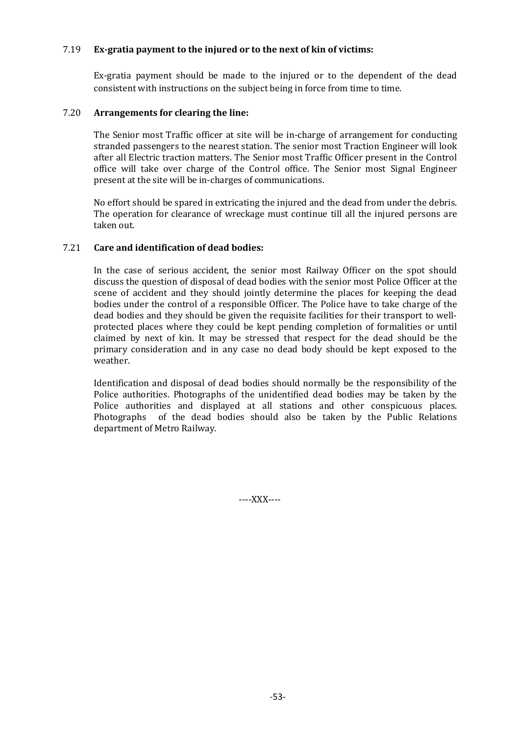### 7.19 **Ex-gratia payment to the injured or to the next of kin of victims:**

Ex-gratia payment should be made to the injured or to the dependent of the dead consistent with instructions on the subject being in force from time to time.

### 7.20 **Arrangements for clearing the line:**

The Senior most Traffic officer at site will be in-charge of arrangement for conducting stranded passengers to the nearest station. The senior most Traction Engineer will look after all Electric traction matters. The Senior most Traffic Officer present in the Control office will take over charge of the Control office. The Senior most Signal Engineer present at the site will be in-charges of communications.

No effort should be spared in extricating the injured and the dead from under the debris. The operation for clearance of wreckage must continue till all the injured persons are taken out.

### 7.21 **Care and identification of dead bodies:**

In the case of serious accident, the senior most Railway Officer on the spot should discuss the question of disposal of dead bodies with the senior most Police Officer at the scene of accident and they should jointly determine the places for keeping the dead bodies under the control of a responsible Officer. The Police have to take charge of the dead bodies and they should be given the requisite facilities for their transport to well-protected places where they could be kept pending completion of formalities or until claimed by next of kin. It may be stressed that respect for the dead should be the primary consideration and in any case no dead body should be kept exposed to the weather.

Identification and disposal of dead bodies should normally be the responsibility of the Police authorities. Photographs of the unidentified dead bodies may be taken by the Police authorities and displayed at all stations and other conspicuous places. Photographs of the dead bodies should also be taken by the Public Relations department of Metro Railway.

----XXX----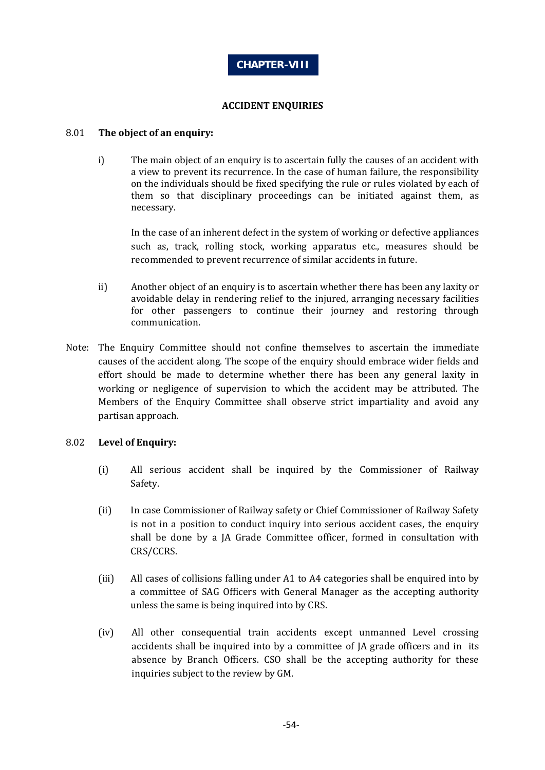# CHAPTER-VIII

## ACCIDENT ENQUIRIES

8.01 **The object of an enquiry:**

i) The main object of an enquiry is to ascertain fully the causes of an accident with a view to prevent its recurrence. In the case of human failure, the responsibility on the individuals should be fixed specifying the rule or rules violated by each of them so that disciplinary proceedings can be initiated against them, as necessary.

In the case of an inherent defect in the system of working or defective appliances such as, track, rolling stock, working apparatus etc., measures should be recommended to prevent recurrence of similar accidents in future.

ii) Another object of an enquiry is to ascertain whether there has been any laxity or avoidable delay in rendering relief to the injured, arranging necessary facilities for other passengers to continue their journey and restoring through communication.

Note: The Enquiry Committee should not confine themselves to ascertain the immediate causes of the accident along. The scope of the enquiry should embrace wider fields and effort should be made to determine whether there has been any general laxity in working or negligence of supervision to which the accident may be attributed. The Members of the Enquiry Committee shall observe strict impartiality and avoid any partisan approach.

8.02 **Level of Enquiry:**

(i) All serious accident shall be inquired by the Commissioner of Railway Safety.

(ii) In case Commissioner of Railway safety or Chief Commissioner of Railway Safety is not in a position to conduct inquiry into serious accident cases, the enquiry shall be done by a JA Grade Committee officer, formed in consultation with CRS/CCRS.

(iii) All cases of collisions falling under A1 to A4 categories shall be enquired into by a committee of SAG Officers with General Manager as the accepting authority unless the same is being inquired into by CRS.

(iv) All other consequential train accidents except unmanned Level crossing accidents shall be inquired into by a committee of JA grade officers and in its absence by Branch Officers. CSO shall be the accepting authority for these inquiries subject to the review by GM.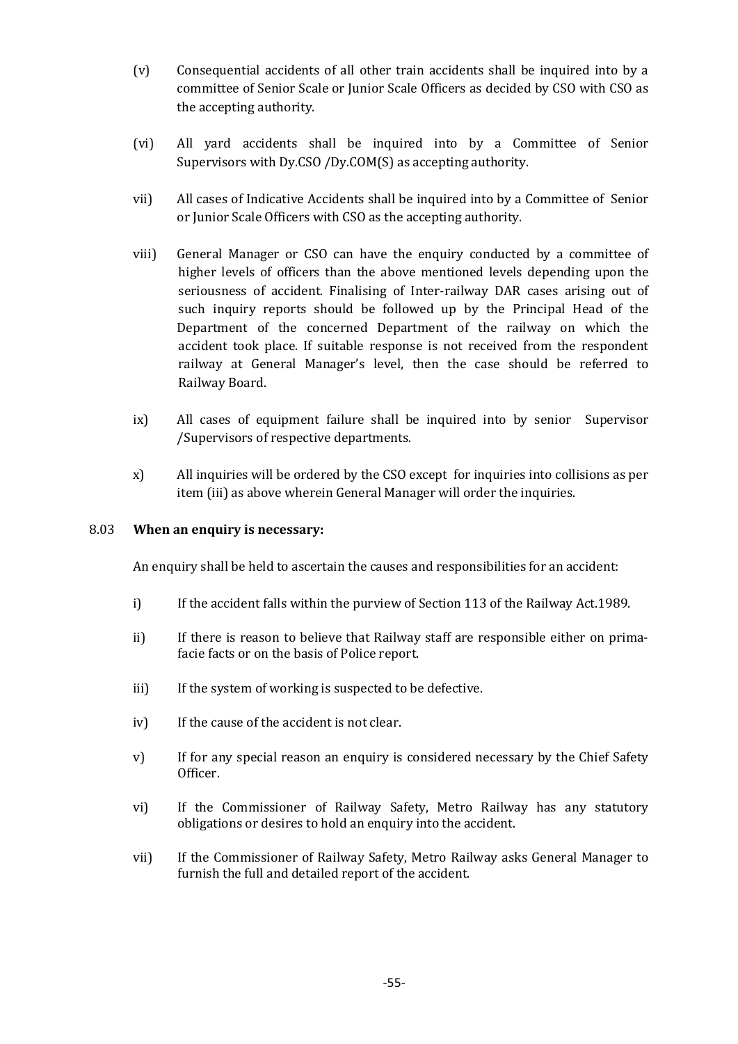(v) Consequential accidents of all other train accidents shall be inquired into by a committee of Senior Scale or Junior Scale Officers as decided by CSO with CSO as the accepting authority.

(vi) All yard accidents shall be inquired into by a Committee of Senior Supervisors with Dy.CSO /Dy.COM(S) as accepting authority.

vii) All cases of Indicative Accidents shall be inquired into by a Committee of Senior or Junior Scale Officers with CSO as the accepting authority.

viii) General Manager or CSO can have the enquiry conducted by a committee of higher levels of officers than the above mentioned levels depending upon the seriousness of accident. Finalising of Inter-railway DAR cases arising out of such inquiry reports should be followed up by the Principal Head of the Department of the concerned Department of the railway on which the accident took place. If suitable response is not received from the respondent railway at General Manager's level, then the case should be referred to Railway Board.

ix) All cases of equipment failure shall be inquired into by senior Supervisor /Supervisors of respective departments.

x) All inquiries will be ordered by the CSO except for inquiries into collisions as per item (iii) as above wherein General Manager will order the inquiries.

8.03 **When an enquiry is necessary:**

An enquiry shall be held to ascertain the causes and responsibilities for an accident:

i) If the accident falls within the purview of Section 113 of the Railway Act.1989.

ii) If there is reason to believe that Railway staff are responsible either on prima-facie facts or on the basis of Police report.

iii) If the system of working is suspected to be defective.

iv) If the cause of the accident is not clear.

v) If for any special reason an enquiry is considered necessary by the Chief Safety Officer.

vi) If the Commissioner of Railway Safety, Metro Railway has any statutory obligations or desires to hold an enquiry into the accident.

vii) If the Commissioner of Railway Safety, Metro Railway asks General Manager to furnish the full and detailed report of the accident.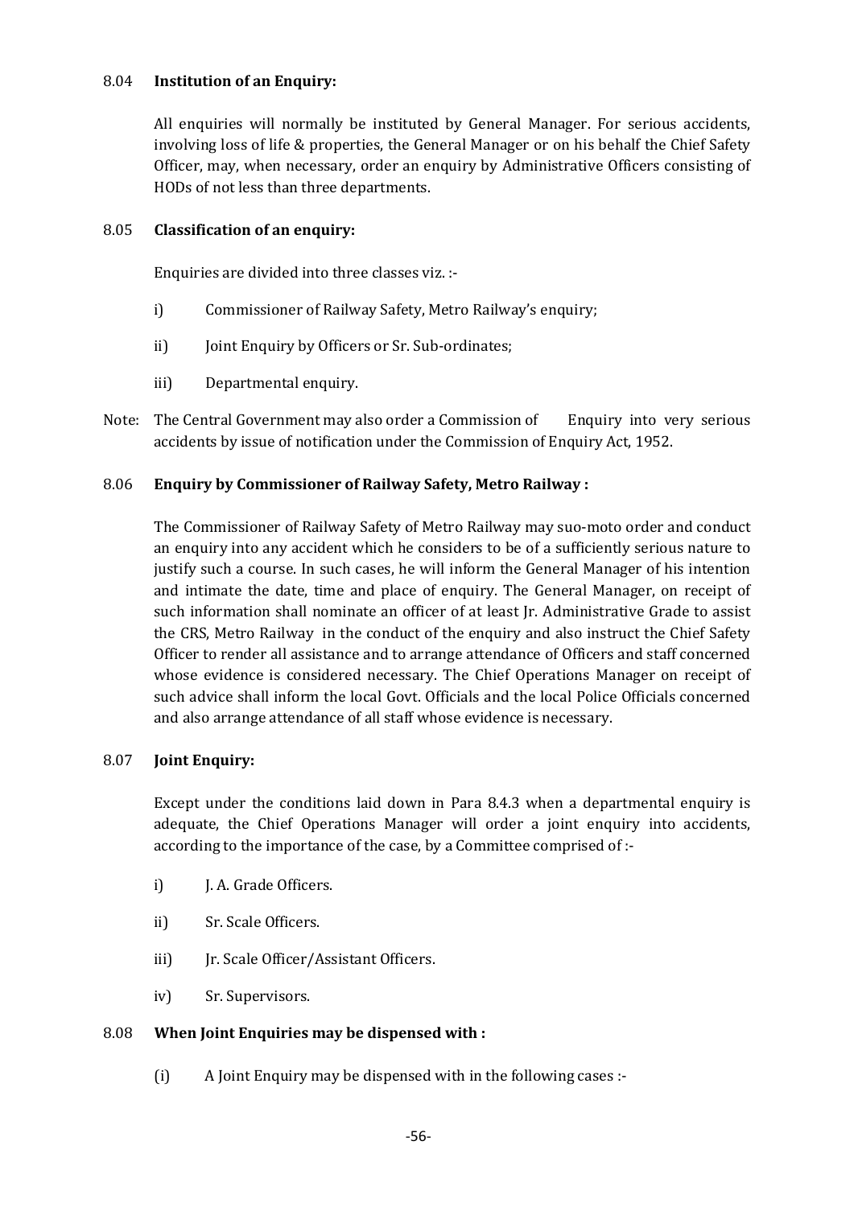### 8.04 Institution of an Enquiry:

All enquiries will normally be instituted by General Manager. For serious accidents, involving loss of life & properties, the General Manager or on his behalf the Chief Safety Officer, may, when necessary, order an enquiry by Administrative Officers consisting of HODs of not less than three departments.

### 8.05 Classification of an enquiry:

Enquiries are divided into three classes viz. :-

i) Commissioner of Railway Safety, Metro Railway's enquiry;

ii) Joint Enquiry by Officers or Sr. Sub-ordinates;

iii) Departmental enquiry.

Note: The Central Government may also order a Commission of Enquiry into very serious accidents by issue of notification under the Commission of Enquiry Act, 1952.

### 8.06 Enquiry by Commissioner of Railway Safety, Metro Railway :

The Commissioner of Railway Safety of Metro Railway may suo-moto order and conduct an enquiry into any accident which he considers to be of a sufficiently serious nature to justify such a course. In such cases, he will inform the General Manager of his intention and intimate the date, time and place of enquiry. The General Manager, on receipt of such information shall nominate an officer of at least Jr. Administrative Grade to assist the CRS, Metro Railway in the conduct of the enquiry and also instruct the Chief Safety Officer to render all assistance and to arrange attendance of Officers and staff concerned whose evidence is considered necessary. The Chief Operations Manager on receipt of such advice shall inform the local Govt. Officials and the local Police Officials concerned and also arrange attendance of all staff whose evidence is necessary.

### 8.07 Joint Enquiry:

Except under the conditions laid down in Para 8.4.3 when a departmental enquiry is adequate, the Chief Operations Manager will order a joint enquiry into accidents, according to the importance of the case, by a Committee comprised of :-

i) J. A. Grade Officers.

ii) Sr. Scale Officers.

iii) Jr. Scale Officer/Assistant Officers.

iv) Sr. Supervisors.

### 8.08 When Joint Enquiries may be dispensed with :

(i) A Joint Enquiry may be dispensed with in the following cases :-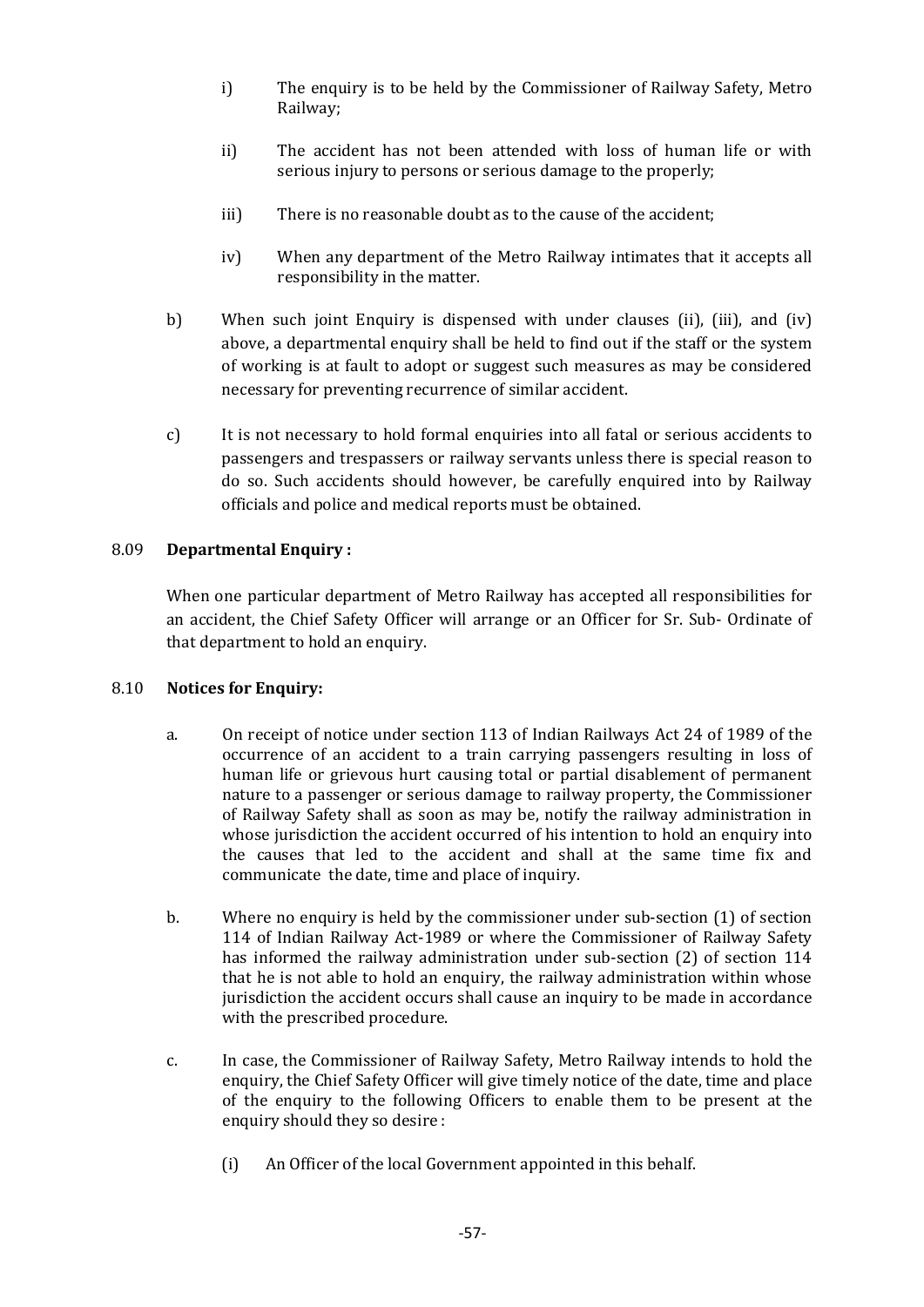i) The enquiry is to be held by the Commissioner of Railway Safety, Metro Railway;

ii) The accident has not been attended with loss of human life or with serious injury to persons or serious damage to the properly;

iii) There is no reasonable doubt as to the cause of the accident;

iv) When any department of the Metro Railway intimates that it accepts all responsibility in the matter.

b) When such joint Enquiry is dispensed with under clauses (ii), (iii), and (iv) above, a departmental enquiry shall be held to find out if the staff or the system of working is at fault to adopt or suggest such measures as may be considered necessary for preventing recurrence of similar accident.

c) It is not necessary to hold formal enquiries into all fatal or serious accidents to passengers and trespassers or railway servants unless there is special reason to do so. Such accidents should however, be carefully enquired into by Railway officials and police and medical reports must be obtained.

8.09 **Departmental Enquiry :**

When one particular department of Metro Railway has accepted all responsibilities for an accident, the Chief Safety Officer will arrange or an Officer for Sr. Sub- Ordinate of that department to hold an enquiry.

8.10 **Notices for Enquiry:**

a. On receipt of notice under section 113 of Indian Railways Act 24 of 1989 of the occurrence of an accident to a train carrying passengers resulting in loss of human life or grievous hurt causing total or partial disablement of permanent nature to a passenger or serious damage to railway property, the Commissioner of Railway Safety shall as soon as may be, notify the railway administration in whose jurisdiction the accident occurred of his intention to hold an enquiry into the causes that led to the accident and shall at the same time fix and communicate the date, time and place of inquiry.

b. Where no enquiry is held by the commissioner under sub-section (1) of section 114 of Indian Railway Act-1989 or where the Commissioner of Railway Safety has informed the railway administration under sub-section (2) of section 114 that he is not able to hold an enquiry, the railway administration within whose jurisdiction the accident occurs shall cause an inquiry to be made in accordance with the prescribed procedure.

c. In case, the Commissioner of Railway Safety, Metro Railway intends to hold the enquiry, the Chief Safety Officer will give timely notice of the date, time and place of the enquiry to the following Officers to enable them to be present at the enquiry should they so desire :

(i) An Officer of the local Government appointed in this behalf.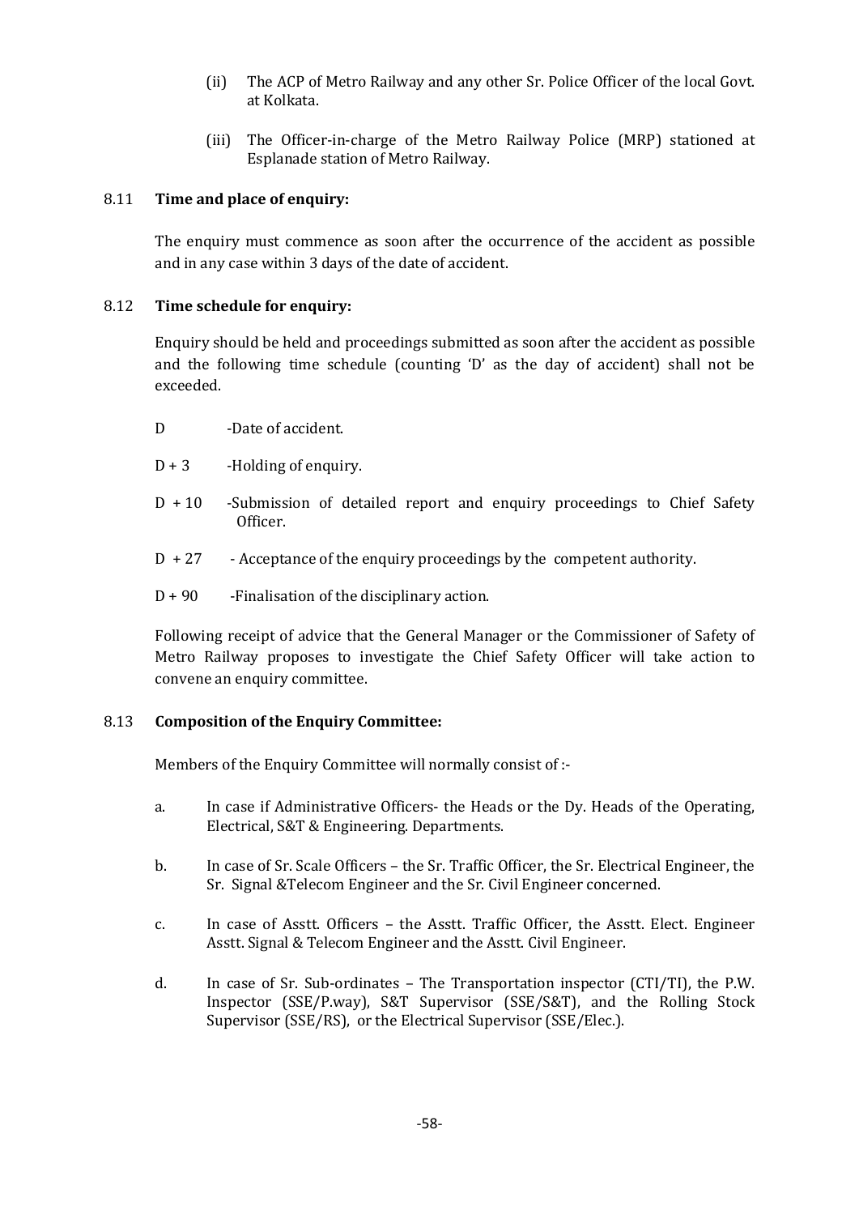(ii) The ACP of Metro Railway and any other Sr. Police Officer of the local Govt. at Kolkata.

(iii) The Officer-in-charge of the Metro Railway Police (MRP) stationed at Esplanade station of Metro Railway.

## 8.11 Time and place of enquiry:

The enquiry must commence as soon after the occurrence of the accident as possible and in any case within 3 days of the date of accident.

## 8.12 Time schedule for enquiry:

Enquiry should be held and proceedings submitted as soon after the accident as possible and the following time schedule (counting 'D' as the day of accident) shall not be exceeded.

- D -Date of accident.
- D + 3 -Holding of enquiry.
- D + 10 -Submission of detailed report and enquiry proceedings to Chief Safety Officer.
- D + 27 - Acceptance of the enquiry proceedings by the competent authority.
- D + 90 -Finalisation of the disciplinary action.

Following receipt of advice that the General Manager or the Commissioner of Safety of Metro Railway proposes to investigate the Chief Safety Officer will take action to convene an enquiry committee.

## 8.13 Composition of the Enquiry Committee:

Members of the Enquiry Committee will normally consist of :-

a. In case if Administrative Officers- the Heads or the Dy. Heads of the Operating, Electrical, S&T & Engineering. Departments.

b. In case of Sr. Scale Officers – the Sr. Traffic Officer, the Sr. Electrical Engineer, the Sr. Signal &Telecom Engineer and the Sr. Civil Engineer concerned.

c. In case of Asstt. Officers – the Asstt. Traffic Officer, the Asstt. Elect. Engineer Asstt. Signal & Telecom Engineer and the Asstt. Civil Engineer.

d. In case of Sr. Sub-ordinates – The Transportation inspector (CTI/TI), the P.W. Inspector (SSE/P.way), S&T Supervisor (SSE/S&T), and the Rolling Stock Supervisor (SSE/RS), or the Electrical Supervisor (SSE/Elec.).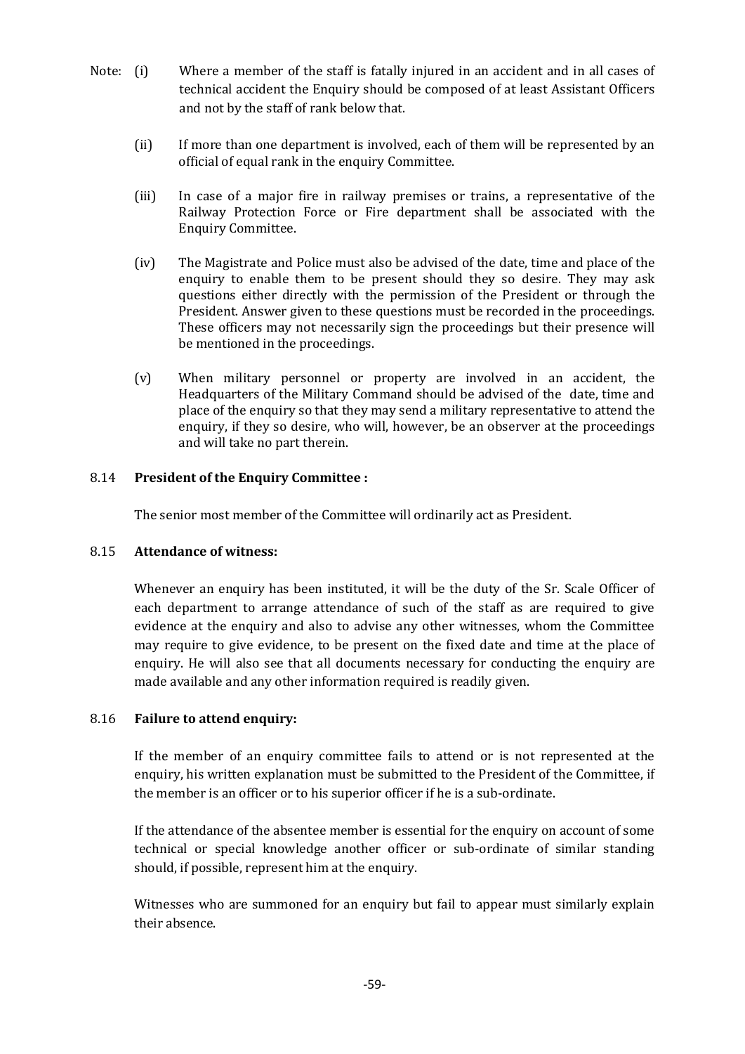Note:

(i) Where a member of the staff is fatally injured in an accident and in all cases of technical accident the Enquiry should be composed of at least Assistant Officers and not by the staff of rank below that.

(ii) If more than one department is involved, each of them will be represented by an official of equal rank in the enquiry Committee.

(iii) In case of a major fire in railway premises or trains, a representative of the Railway Protection Force or Fire department shall be associated with the Enquiry Committee.

(iv) The Magistrate and Police must also be advised of the date, time and place of the enquiry to enable them to be present should they so desire. They may ask questions either directly with the permission of the President or through the President. Answer given to these questions must be recorded in the proceedings. These officers may not necessarily sign the proceedings but their presence will be mentioned in the proceedings.

(v) When military personnel or property are involved in an accident, the Headquarters of the Military Command should be advised of the date, time and place of the enquiry so that they may send a military representative to attend the enquiry, if they so desire, who will, however, be an observer at the proceedings and will take no part therein.

### 8.14 **President of the Enquiry Committee :**

The senior most member of the Committee will ordinarily act as President.

### 8.15 **Attendance of witness:**

Whenever an enquiry has been instituted, it will be the duty of the Sr. Scale Officer of each department to arrange attendance of such of the staff as are required to give evidence at the enquiry and also to advise any other witnesses, whom the Committee may require to give evidence, to be present on the fixed date and time at the place of enquiry. He will also see that all documents necessary for conducting the enquiry are made available and any other information required is readily given.

### 8.16 **Failure to attend enquiry:**

If the member of an enquiry committee fails to attend or is not represented at the enquiry, his written explanation must be submitted to the President of the Committee, if the member is an officer or to his superior officer if he is a sub-ordinate.

If the attendance of the absentee member is essential for the enquiry on account of some technical or special knowledge another officer or sub-ordinate of similar standing should, if possible, represent him at the enquiry.

Witnesses who are summoned for an enquiry but fail to appear must similarly explain their absence.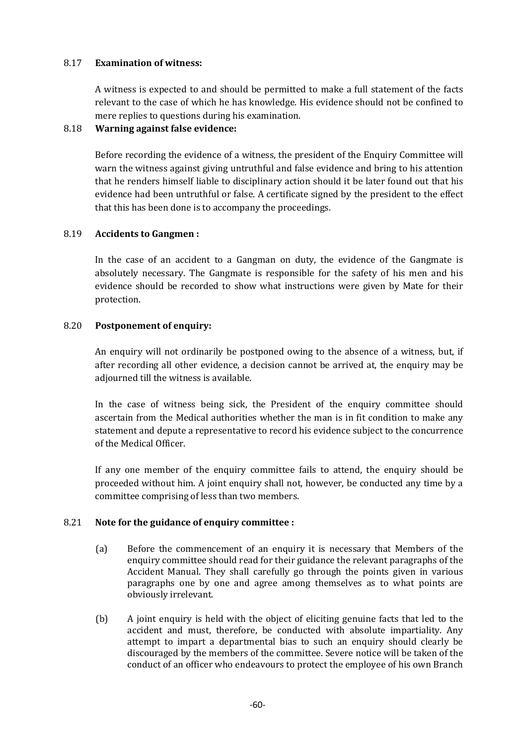### 8.17 **Examination of witness:**

A witness is expected to and should be permitted to make a full statement of the facts relevant to the case of which he has knowledge. His evidence should not be confined to mere replies to questions during his examination.

### 8.18 **Warning against false evidence:**

Before recording the evidence of a witness, the president of the Enquiry Committee will warn the witness against giving untruthful and false evidence and bring to his attention that he renders himself liable to disciplinary action should it be later found out that his evidence had been untruthful or false. A certificate signed by the president to the effect that this has been done is to accompany the proceedings.

### 8.19 **Accidents to Gangmen :**

In the case of an accident to a Gangman on duty, the evidence of the Gangmate is absolutely necessary. The Gangmate is responsible for the safety of his men and his evidence should be recorded to show what instructions were given by Mate for their protection.

### 8.20 **Postponement of enquiry:**

An enquiry will not ordinarily be postponed owing to the absence of a witness, but, if after recording all other evidence, a decision cannot be arrived at, the enquiry may be adjourned till the witness is available.

In the case of witness being sick, the President of the enquiry committee should ascertain from the Medical authorities whether the man is in fit condition to make any statement and depute a representative to record his evidence subject to the concurrence of the Medical Officer.

If any one member of the enquiry committee fails to attend, the enquiry should be proceeded without him. A joint enquiry shall not, however, be conducted any time by a committee comprising of less than two members.

### 8.21 **Note for the guidance of enquiry committee :**

(a) Before the commencement of an enquiry it is necessary that Members of the enquiry committee should read for their guidance the relevant paragraphs of the Accident Manual. They shall carefully go through the points given in various paragraphs one by one and agree among themselves as to what points are obviously irrelevant.

(b) A joint enquiry is held with the object of eliciting genuine facts that led to the accident and must, therefore, be conducted with absolute impartiality. Any attempt to impart a departmental bias to such an enquiry should clearly be discouraged by the members of the committee. Severe notice will be taken of the conduct of an officer who endeavours to protect the employee of his own Branch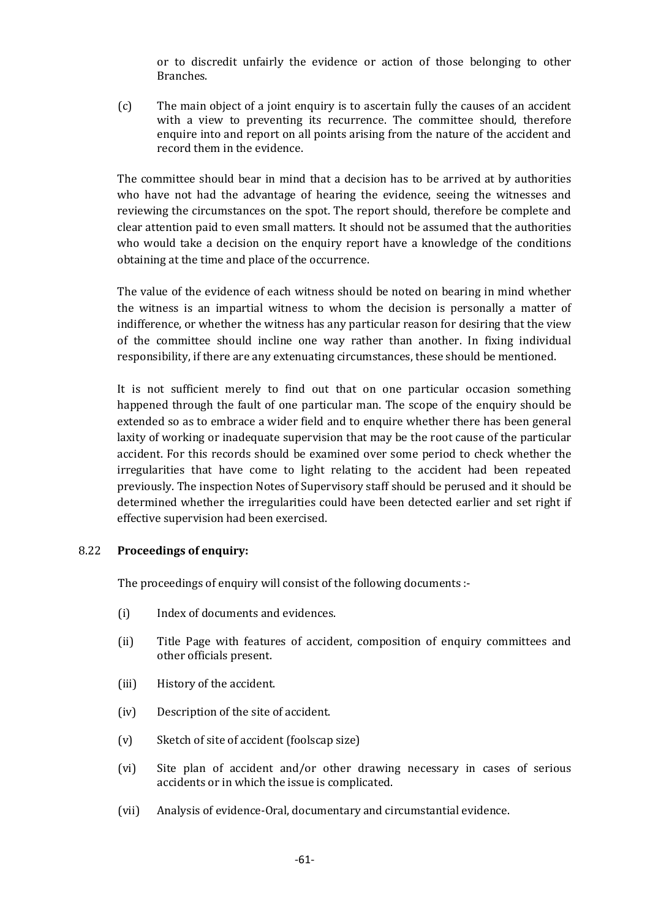or to discredit unfairly the evidence or action of those belonging to other Branches.

(c) The main object of a joint enquiry is to ascertain fully the causes of an accident with a view to preventing its recurrence. The committee should, therefore enquire into and report on all points arising from the nature of the accident and record them in the evidence.

The committee should bear in mind that a decision has to be arrived at by authorities who have not had the advantage of hearing the evidence, seeing the witnesses and reviewing the circumstances on the spot. The report should, therefore be complete and clear attention paid to even small matters. It should not be assumed that the authorities who would take a decision on the enquiry report have a knowledge of the conditions obtaining at the time and place of the occurrence.

The value of the evidence of each witness should be noted on bearing in mind whether the witness is an impartial witness to whom the decision is personally a matter of indifference, or whether the witness has any particular reason for desiring that the view of the committee should incline one way rather than another. In fixing individual responsibility, if there are any extenuating circumstances, these should be mentioned.

It is not sufficient merely to find out that on one particular occasion something happened through the fault of one particular man. The scope of the enquiry should be extended so as to embrace a wider field and to enquire whether there has been general laxity of working or inadequate supervision that may be the root cause of the particular accident. For this records should be examined over some period to check whether the irregularities that have come to light relating to the accident had been repeated previously. The inspection Notes of Supervisory staff should be perused and it should be determined whether the irregularities could have been detected earlier and set right if effective supervision had been exercised.

## 8.22 Proceedings of enquiry:

The proceedings of enquiry will consist of the following documents :-

(i) Index of documents and evidences.

(ii) Title Page with features of accident, composition of enquiry committees and other officials present.

(iii) History of the accident.

(iv) Description of the site of accident.

(v) Sketch of site of accident (foolscap size)

(vi) Site plan of accident and/or other drawing necessary in cases of serious accidents or in which the issue is complicated.

(vii) Analysis of evidence-Oral, documentary and circumstantial evidence.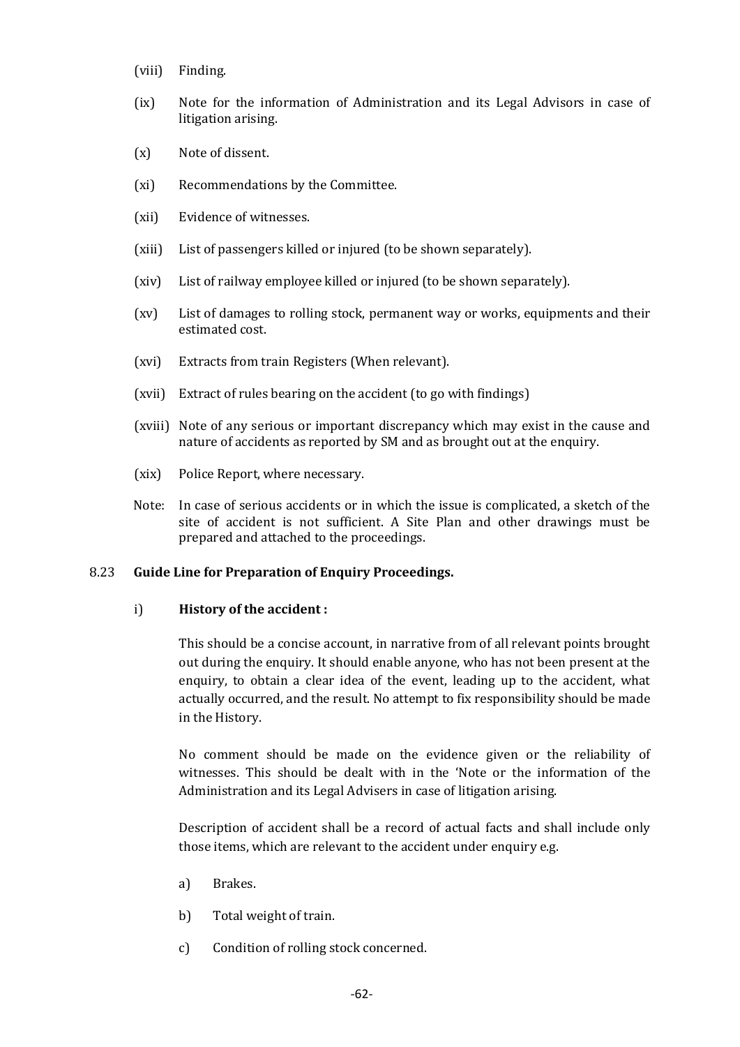(viii) Finding.

(ix) Note for the information of Administration and its Legal Advisors in case of litigation arising.

(x) Note of dissent.

(xi) Recommendations by the Committee.

(xii) Evidence of witnesses.

(xiii) List of passengers killed or injured (to be shown separately).

(xiv) List of railway employee killed or injured (to be shown separately).

(xv) List of damages to rolling stock, permanent way or works, equipments and their estimated cost.

(xvi) Extracts from train Registers (When relevant).

(xvii) Extract of rules bearing on the accident (to go with findings)

(xviii) Note of any serious or important discrepancy which may exist in the cause and nature of accidents as reported by SM and as brought out at the enquiry.

(xix) Police Report, where necessary.

Note: In case of serious accidents or in which the issue is complicated, a sketch of the site of accident is not sufficient. A Site Plan and other drawings must be prepared and attached to the proceedings.

### 8.23 Guide Line for Preparation of Enquiry Proceedings.

i) **History of the accident :**

This should be a concise account, in narrative from of all relevant points brought out during the enquiry. It should enable anyone, who has not been present at the enquiry, to obtain a clear idea of the event, leading up to the accident, what actually occurred, and the result. No attempt to fix responsibility should be made in the History.

No comment should be made on the evidence given or the reliability of witnesses. This should be dealt with in the 'Note or the information of the Administration and its Legal Advisers in case of litigation arising.

Description of accident shall be a record of actual facts and shall include only those items, which are relevant to the accident under enquiry e.g.

a) Brakes.

b) Total weight of train.

c) Condition of rolling stock concerned.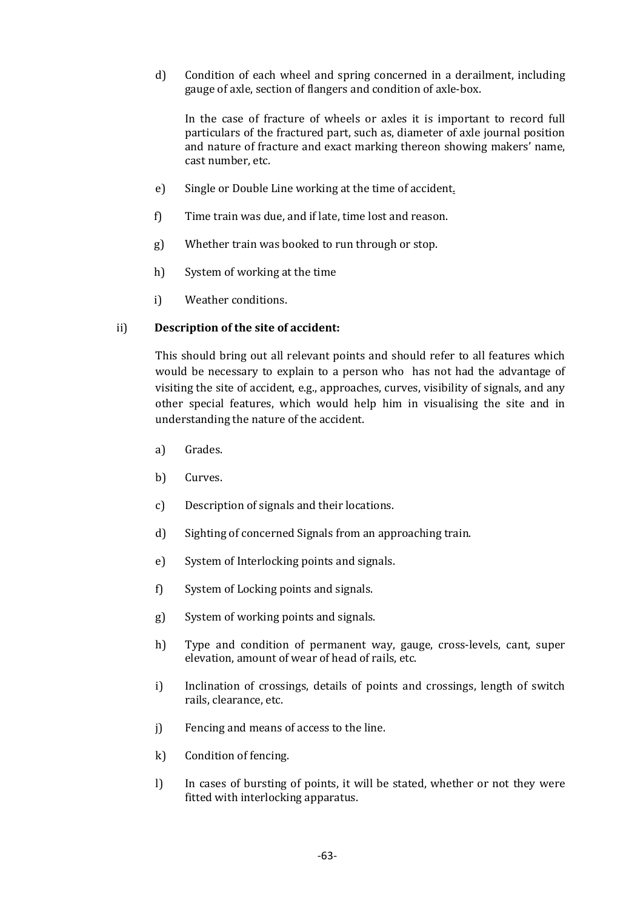d) Condition of each wheel and spring concerned in a derailment, including gauge of axle, section of flangers and condition of axle-box.

   In the case of fracture of wheels or axles it is important to record full particulars of the fractured part, such as, diameter of axle journal position and nature of fracture and exact marking thereon showing makers' name, cast number, etc.

e) Single or Double Line working at the time of accident.

f) Time train was due, and if late, time lost and reason.

g) Whether train was booked to run through or stop.

h) System of working at the time

i) Weather conditions.

ii) **Description of the site of accident:**

This should bring out all relevant points and should refer to all features which would be necessary to explain to a person who has not had the advantage of visiting the site of accident, e.g., approaches, curves, visibility of signals, and any other special features, which would help him in visualising the site and in understanding the nature of the accident.

a) Grades.

b) Curves.

c) Description of signals and their locations.

d) Sighting of concerned Signals from an approaching train.

e) System of Interlocking points and signals.

f) System of Locking points and signals.

g) System of working points and signals.

h) Type and condition of permanent way, gauge, cross-levels, cant, super elevation, amount of wear of head of rails, etc.

i) Inclination of crossings, details of points and crossings, length of switch rails, clearance, etc.

j) Fencing and means of access to the line.

k) Condition of fencing.

l) In cases of bursting of points, it will be stated, whether or not they were fitted with interlocking apparatus.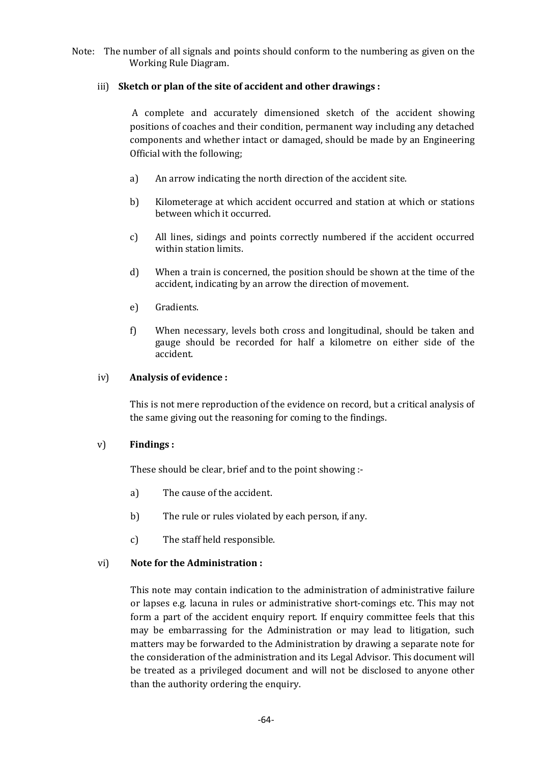Note: The number of all signals and points should conform to the numbering as given on the Working Rule Diagram.

iii) **Sketch or plan of the site of accident and other drawings :**

A complete and accurately dimensioned sketch of the accident showing positions of coaches and their condition, permanent way including any detached components and whether intact or damaged, should be made by an Engineering Official with the following;

a) An arrow indicating the north direction of the accident site.

b) Kilometerage at which accident occurred and station at which or stations between which it occurred.

c) All lines, sidings and points correctly numbered if the accident occurred within station limits.

d) When a train is concerned, the position should be shown at the time of the accident, indicating by an arrow the direction of movement.

e) Gradients.

f) When necessary, levels both cross and longitudinal, should be taken and gauge should be recorded for half a kilometre on either side of the accident.

iv) **Analysis of evidence :**

This is not mere reproduction of the evidence on record, but a critical analysis of the same giving out the reasoning for coming to the findings.

v) **Findings :**

These should be clear, brief and to the point showing :-

a) The cause of the accident.

b) The rule or rules violated by each person, if any.

c) The staff held responsible.

vi) **Note for the Administration :**

This note may contain indication to the administration of administrative failure or lapses e.g. lacuna in rules or administrative short-comings etc. This may not form a part of the accident enquiry report. If enquiry committee feels that this may be embarrassing for the Administration or may lead to litigation, such matters may be forwarded to the Administration by drawing a separate note for the consideration of the administration and its Legal Advisor. This document will be treated as a privileged document and will not be disclosed to anyone other than the authority ordering the enquiry.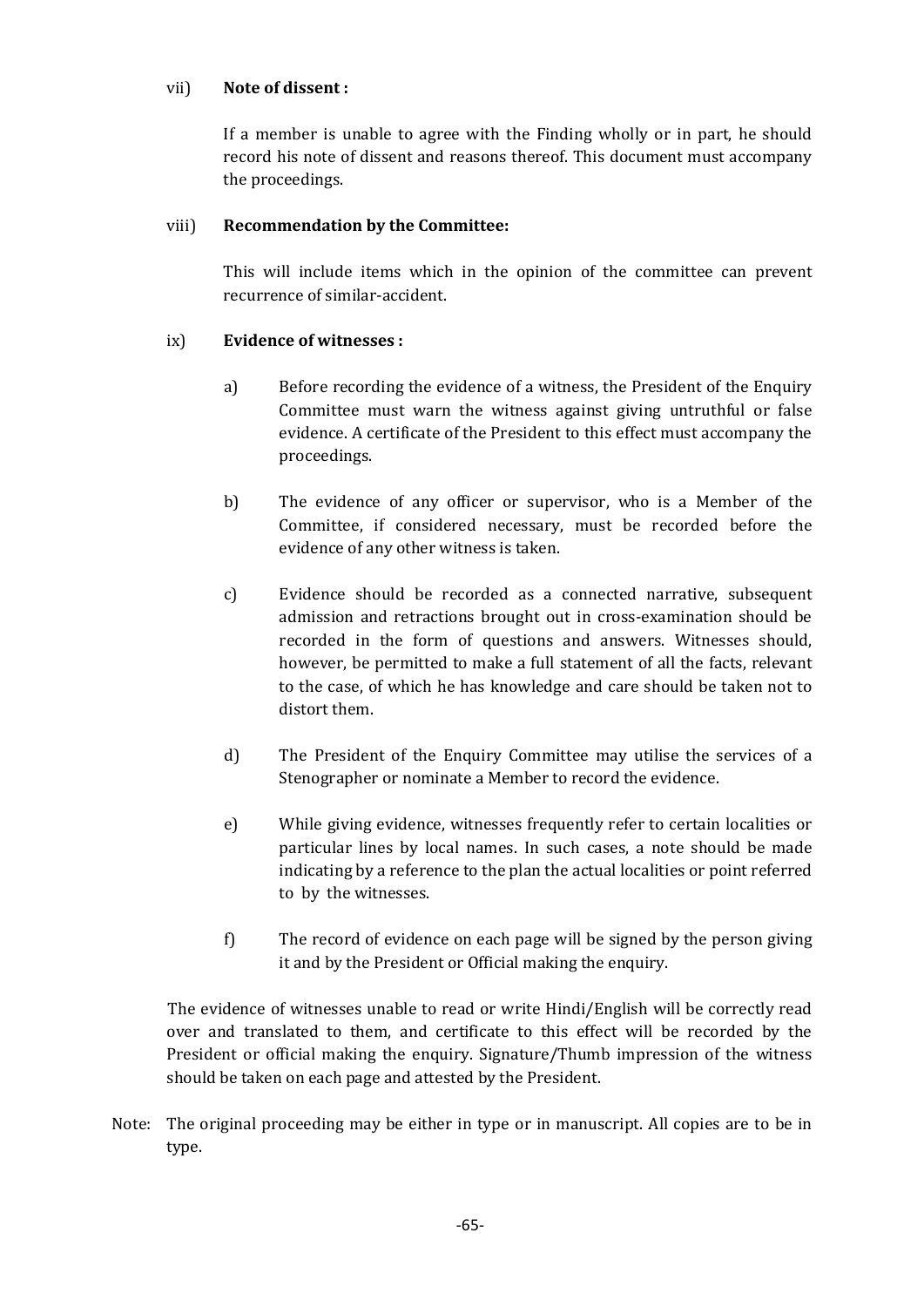vii) **Note of dissent :**

If a member is unable to agree with the Finding wholly or in part, he should record his note of dissent and reasons thereof. This document must accompany the proceedings.

viii) **Recommendation by the Committee:**

This will include items which in the opinion of the committee can prevent recurrence of similar-accident.

ix) **Evidence of witnesses :**

a) Before recording the evidence of a witness, the President of the Enquiry Committee must warn the witness against giving untruthful or false evidence. A certificate of the President to this effect must accompany the proceedings.

b) The evidence of any officer or supervisor, who is a Member of the Committee, if considered necessary, must be recorded before the evidence of any other witness is taken.

c) Evidence should be recorded as a connected narrative, subsequent admission and retractions brought out in cross-examination should be recorded in the form of questions and answers. Witnesses should, however, be permitted to make a full statement of all the facts, relevant to the case, of which he has knowledge and care should be taken not to distort them.

d) The President of the Enquiry Committee may utilise the services of a Stenographer or nominate a Member to record the evidence.

e) While giving evidence, witnesses frequently refer to certain localities or particular lines by local names. In such cases, a note should be made indicating by a reference to the plan the actual localities or point referred to by the witnesses.

f) The record of evidence on each page will be signed by the person giving it and by the President or Official making the enquiry.

The evidence of witnesses unable to read or write Hindi/English will be correctly read over and translated to them, and certificate to this effect will be recorded by the President or official making the enquiry. Signature/Thumb impression of the witness should be taken on each page and attested by the President.

Note: The original proceeding may be either in type or in manuscript. All copies are to be in type.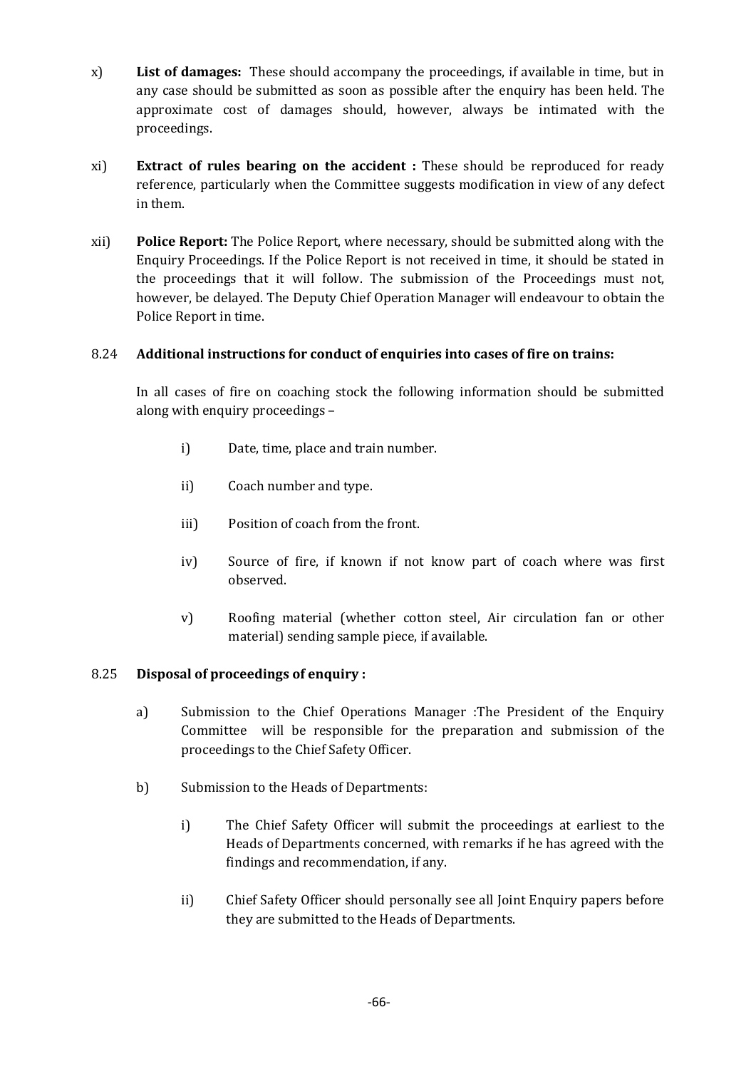x) **List of damages:** These should accompany the proceedings, if available in time, but in any case should be submitted as soon as possible after the enquiry has been held. The approximate cost of damages should, however, always be intimated with the proceedings.

xi) **Extract of rules bearing on the accident :** These should be reproduced for ready reference, particularly when the Committee suggests modification in view of any defect in them.

xii) **Police Report:** The Police Report, where necessary, should be submitted along with the Enquiry Proceedings. If the Police Report is not received in time, it should be stated in the proceedings that it will follow. The submission of the Proceedings must not, however, be delayed. The Deputy Chief Operation Manager will endeavour to obtain the Police Report in time.

### 8.24 **Additional instructions for conduct of enquiries into cases of fire on trains:**

In all cases of fire on coaching stock the following information should be submitted along with enquiry proceedings –

i) Date, time, place and train number.

ii) Coach number and type.

iii) Position of coach from the front.

iv) Source of fire, if known if not know part of coach where was first observed.

v) Roofing material (whether cotton steel, Air circulation fan or other material) sending sample piece, if available.

### 8.25 **Disposal of proceedings of enquiry :**

a) Submission to the Chief Operations Manager :The President of the Enquiry Committee will be responsible for the preparation and submission of the proceedings to the Chief Safety Officer.

b) Submission to the Heads of Departments:

i) The Chief Safety Officer will submit the proceedings at earliest to the Heads of Departments concerned, with remarks if he has agreed with the findings and recommendation, if any.

ii) Chief Safety Officer should personally see all Joint Enquiry papers before they are submitted to the Heads of Departments.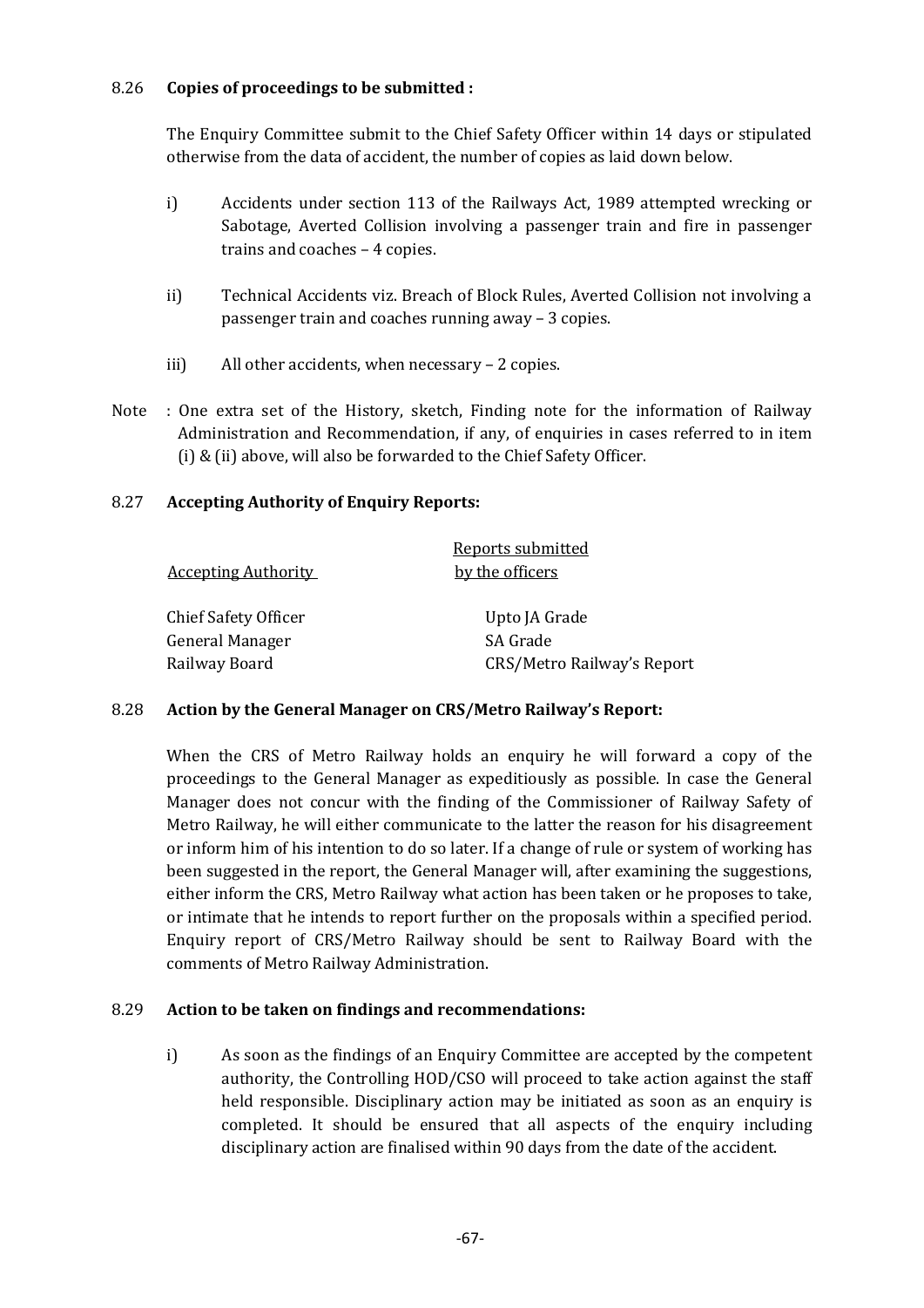### 8.26 **Copies of proceedings to be submitted :**

The Enquiry Committee submit to the Chief Safety Officer within 14 days or stipulated otherwise from the data of accident, the number of copies as laid down below.

i) Accidents under section 113 of the Railways Act, 1989 attempted wrecking or Sabotage, Averted Collision involving a passenger train and fire in passenger trains and coaches – 4 copies.

ii) Technical Accidents viz. Breach of Block Rules, Averted Collision not involving a passenger train and coaches running away – 3 copies.

iii) All other accidents, when necessary – 2 copies.

Note : One extra set of the History, sketch, Finding note for the information of Railway Administration and Recommendation, if any, of enquiries in cases referred to in item (i) & (ii) above, will also be forwarded to the Chief Safety Officer.

### 8.27 **Accepting Authority of Enquiry Reports:**

| Accepting Authority | Reports submitted by the officers |
|---|---|
| Chief Safety Officer | Upto JA Grade |
| General Manager | SA Grade |
| Railway Board | CRS/Metro Railway's Report |

### 8.28 **Action by the General Manager on CRS/Metro Railway's Report:**

When the CRS of Metro Railway holds an enquiry he will forward a copy of the proceedings to the General Manager as expeditiously as possible. In case the General Manager does not concur with the finding of the Commissioner of Railway Safety of Metro Railway, he will either communicate to the latter the reason for his disagreement or inform him of his intention to do so later. If a change of rule or system of working has been suggested in the report, the General Manager will, after examining the suggestions, either inform the CRS, Metro Railway what action has been taken or he proposes to take, or intimate that he intends to report further on the proposals within a specified period. Enquiry report of CRS/Metro Railway should be sent to Railway Board with the comments of Metro Railway Administration.

### 8.29 **Action to be taken on findings and recommendations:**

i) As soon as the findings of an Enquiry Committee are accepted by the competent authority, the Controlling HOD/CSO will proceed to take action against the staff held responsible. Disciplinary action may be initiated as soon as an enquiry is completed. It should be ensured that all aspects of the enquiry including disciplinary action are finalised within 90 days from the date of the accident.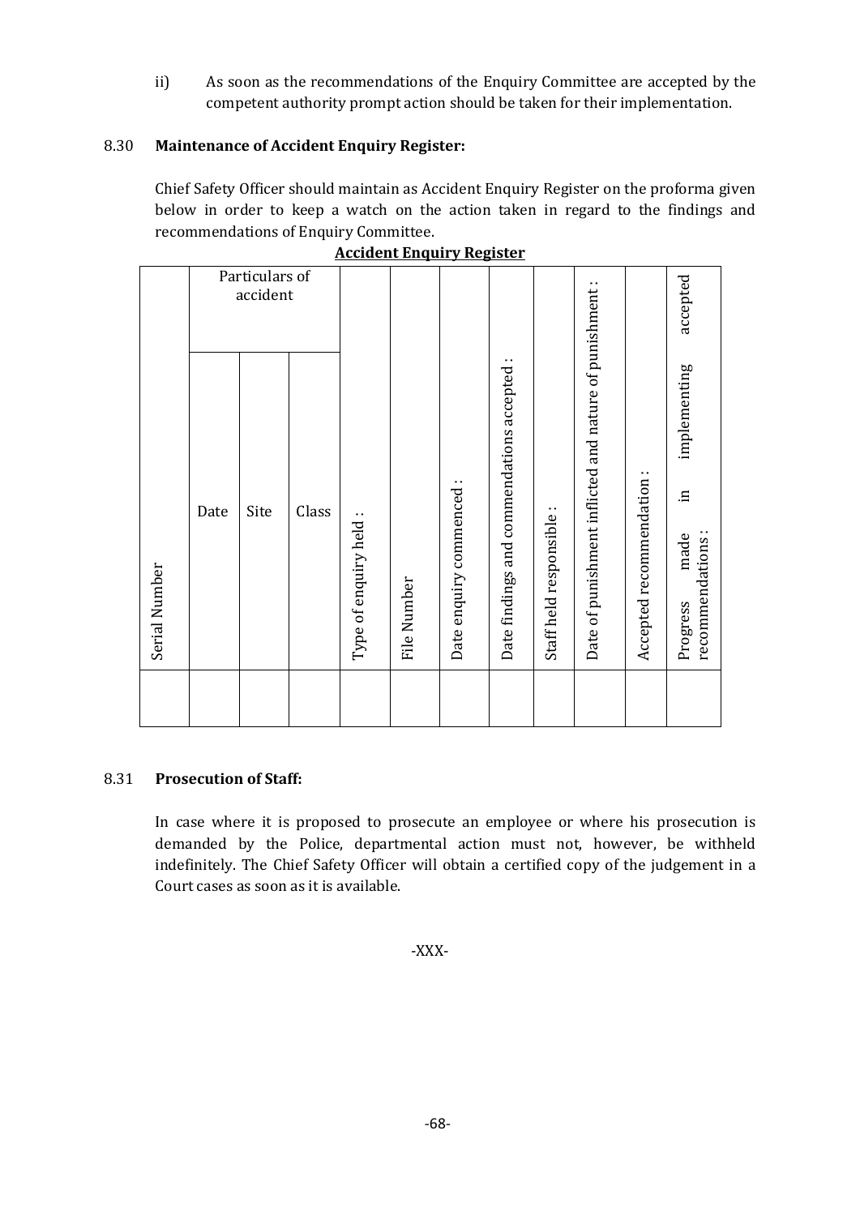ii) As soon as the recommendations of the Enquiry Committee are accepted by the competent authority prompt action should be taken for their implementation.

8.30 **Maintenance of Accident Enquiry Register:**

Chief Safety Officer should maintain as Accident Enquiry Register on the proforma given below in order to keep a watch on the action taken in regard to the findings and recommendations of Enquiry Committee.

**Accident Enquiry Register**

| Serial Number | Particulars of accident | | | Type of enquiry held : | File Number | Date enquiry commenced : | Date findings and commendations accepted : | Staff held responsible : | Date of punishment inflicted and nature of punishment : | Accepted recommendation : | Progress made in implementing accepted recommendations : |
|---|---|---|---|---|---|---|---|---|---|---|---|
| | Date | Site | Class | | | | | | | | |
| | | | | | | | | | | | |

8.31 **Prosecution of Staff:**

In case where it is proposed to prosecute an employee or where his prosecution is demanded by the Police, departmental action must not, however, be withheld indefinitely. The Chief Safety Officer will obtain a certified copy of the judgement in a Court cases as soon as it is available.

-XXX-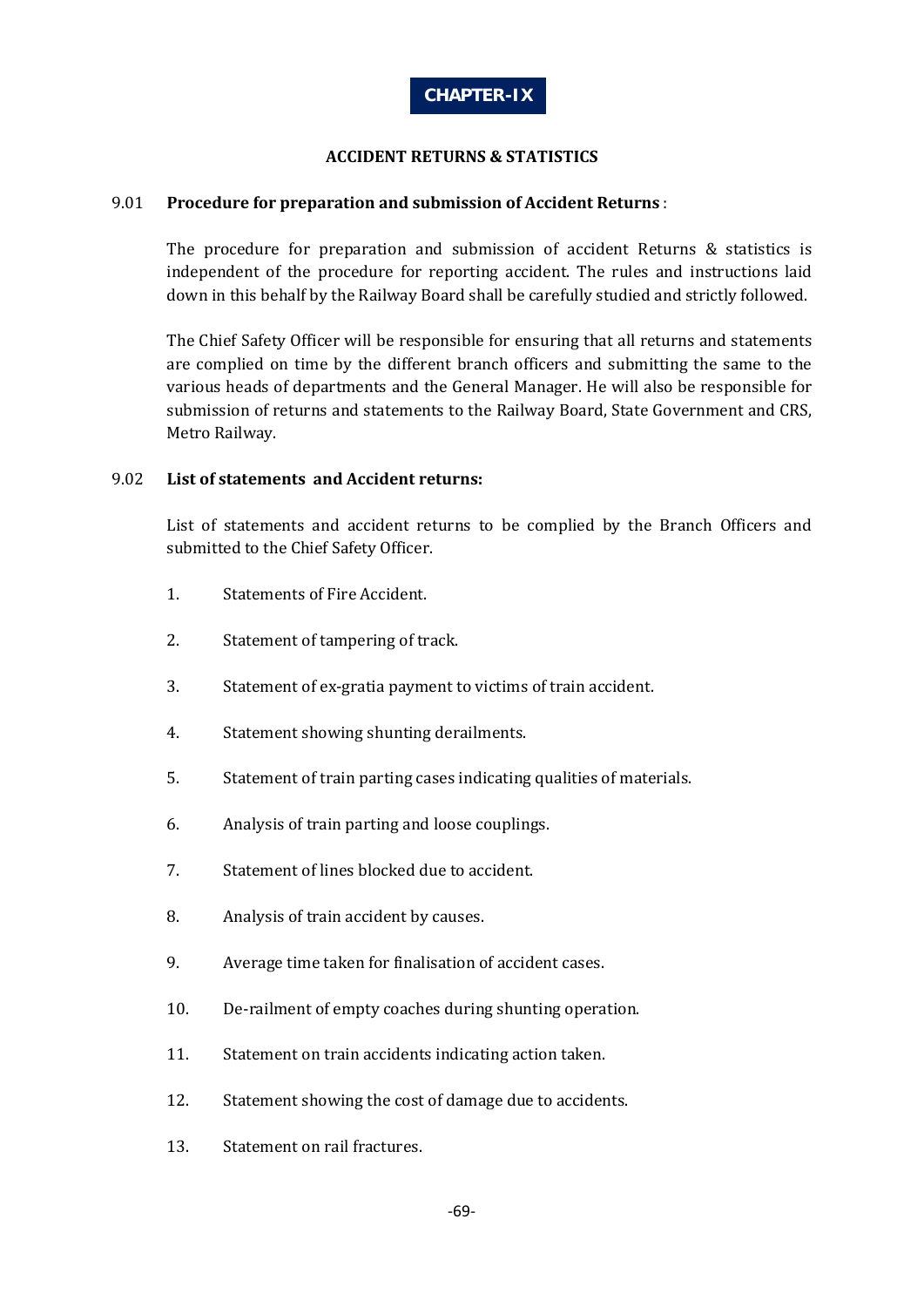# CHAPTER-IX

## ACCIDENT RETURNS & STATISTICS

### 9.01 Procedure for preparation and submission of Accident Returns :

The procedure for preparation and submission of accident Returns & statistics is independent of the procedure for reporting accident. The rules and instructions laid down in this behalf by the Railway Board shall be carefully studied and strictly followed.

The Chief Safety Officer will be responsible for ensuring that all returns and statements are complied on time by the different branch officers and submitting the same to the various heads of departments and the General Manager. He will also be responsible for submission of returns and statements to the Railway Board, State Government and CRS, Metro Railway.

### 9.02 List of statements and Accident returns:

List of statements and accident returns to be complied by the Branch Officers and submitted to the Chief Safety Officer.

1. Statements of Fire Accident.
2. Statement of tampering of track.
3. Statement of ex-gratia payment to victims of train accident.
4. Statement showing shunting derailments.
5. Statement of train parting cases indicating qualities of materials.
6. Analysis of train parting and loose couplings.
7. Statement of lines blocked due to accident.
8. Analysis of train accident by causes.
9. Average time taken for finalisation of accident cases.
10. De-railment of empty coaches during shunting operation.
11. Statement on train accidents indicating action taken.
12. Statement showing the cost of damage due to accidents.
13. Statement on rail fractures.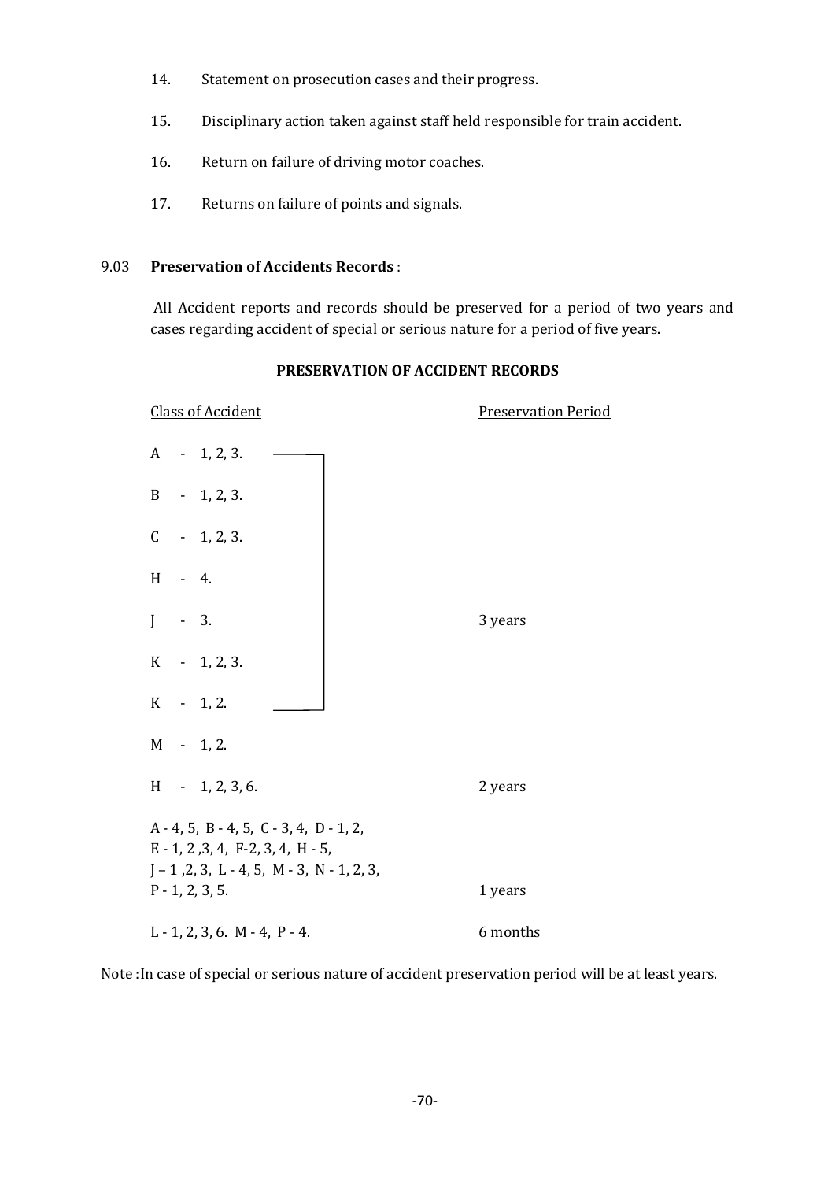14. Statement on prosecution cases and their progress.
15. Disciplinary action taken against staff held responsible for train accident.
16. Return on failure of driving motor coaches.
17. Returns on failure of points and signals.

9.03 **Preservation of Accidents Records** :

All Accident reports and records should be preserved for a period of two years and cases regarding accident of special or serious nature for a period of five years.

**PRESERVATION OF ACCIDENT RECORDS**

| Class of Accident | Preservation Period |
|---|---|
| A - 1, 2, 3.<br>B - 1, 2, 3.<br>C - 1, 2, 3.<br>H - 4.<br>J - 3.<br>K - 1, 2, 3.<br>K - 1, 2. | 3 years |
| M - 1, 2.<br>H - 1, 2, 3, 6. | 2 years |
| A - 4, 5, B - 4, 5, C - 3, 4, D - 1, 2,<br>E - 1, 2 ,3, 4, F-2, 3, 4, H - 5,<br>J – 1 ,2, 3, L - 4, 5, M - 3, N - 1, 2, 3,<br>P - 1, 2, 3, 5. | 1 years |
| L - 1, 2, 3, 6. M - 4, P - 4. | 6 months |

Note :In case of special or serious nature of accident preservation period will be at least years.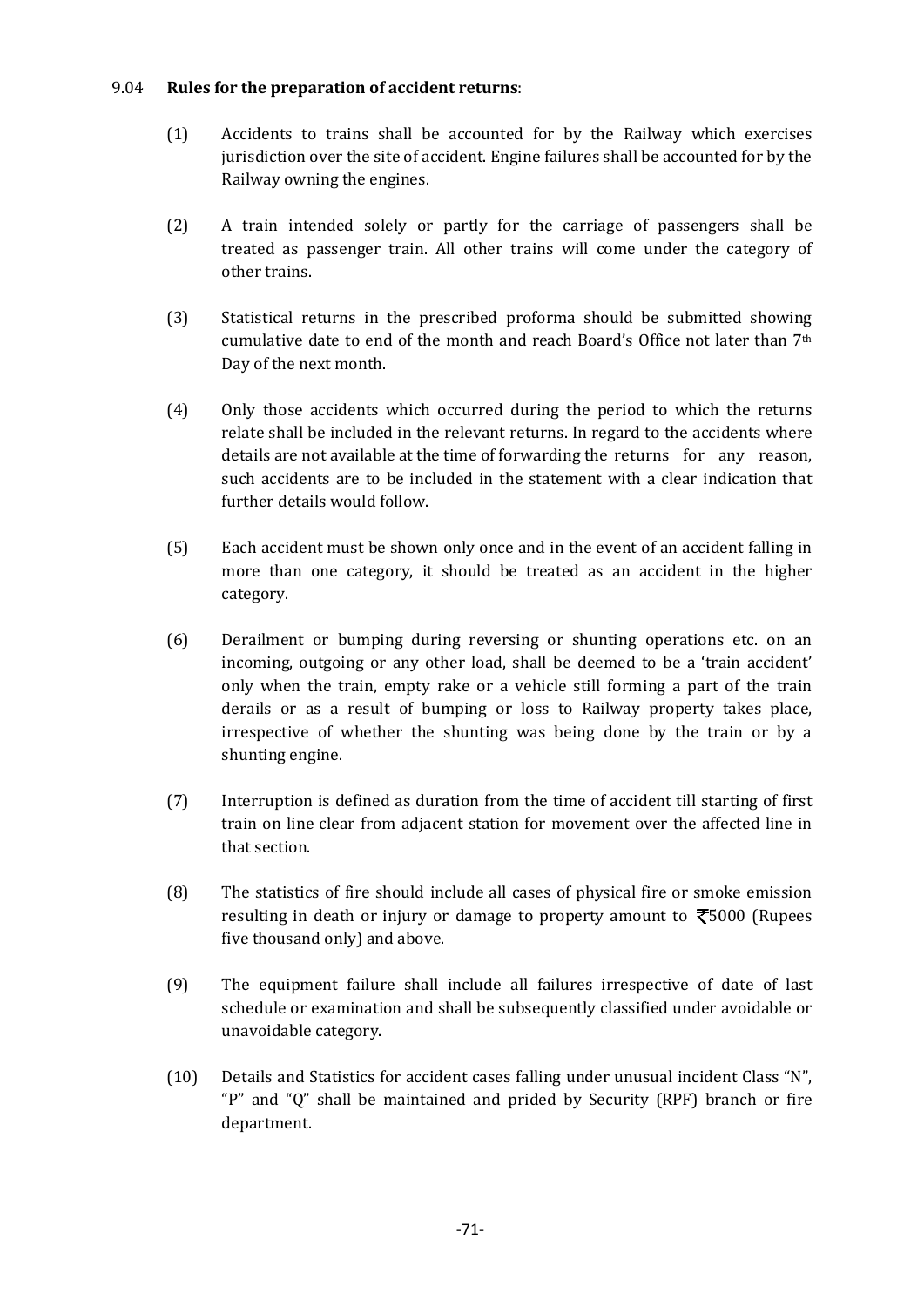9.04 **Rules for the preparation of accident returns**:

(1) Accidents to trains shall be accounted for by the Railway which exercises jurisdiction over the site of accident. Engine failures shall be accounted for by the Railway owning the engines.

(2) A train intended solely or partly for the carriage of passengers shall be treated as passenger train. All other trains will come under the category of other trains.

(3) Statistical returns in the prescribed proforma should be submitted showing cumulative date to end of the month and reach Board's Office not later than 7th Day of the next month.

(4) Only those accidents which occurred during the period to which the returns relate shall be included in the relevant returns. In regard to the accidents where details are not available at the time of forwarding the returns for any reason, such accidents are to be included in the statement with a clear indication that further details would follow.

(5) Each accident must be shown only once and in the event of an accident falling in more than one category, it should be treated as an accident in the higher category.

(6) Derailment or bumping during reversing or shunting operations etc. on an incoming, outgoing or any other load, shall be deemed to be a 'train accident' only when the train, empty rake or a vehicle still forming a part of the train derails or as a result of bumping or loss to Railway property takes place, irrespective of whether the shunting was being done by the train or by a shunting engine.

(7) Interruption is defined as duration from the time of accident till starting of first train on line clear from adjacent station for movement over the affected line in that section.

(8) The statistics of fire should include all cases of physical fire or smoke emission resulting in death or injury or damage to property amount to ₹5000 (Rupees five thousand only) and above.

(9) The equipment failure shall include all failures irrespective of date of last schedule or examination and shall be subsequently classified under avoidable or unavoidable category.

(10) Details and Statistics for accident cases falling under unusual incident Class "N", "P" and "Q" shall be maintained and prided by Security (RPF) branch or fire department.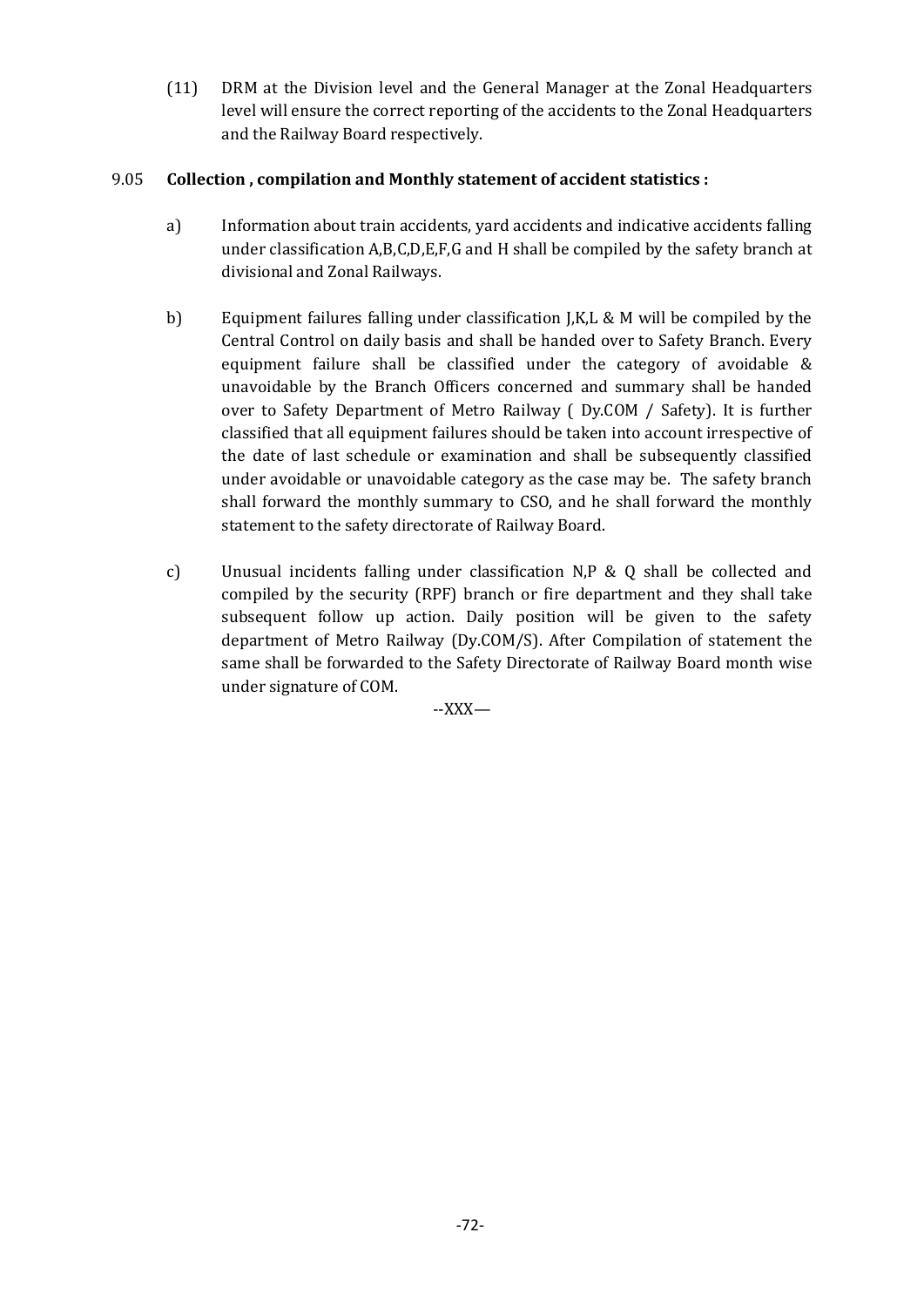(11) DRM at the Division level and the General Manager at the Zonal Headquarters level will ensure the correct reporting of the accidents to the Zonal Headquarters and the Railway Board respectively.

9.05 **Collection , compilation and Monthly statement of accident statistics :**

a) Information about train accidents, yard accidents and indicative accidents falling under classification A,B,C,D,E,F,G and H shall be compiled by the safety branch at divisional and Zonal Railways.

b) Equipment failures falling under classification J,K,L & M will be compiled by the Central Control on daily basis and shall be handed over to Safety Branch. Every equipment failure shall be classified under the category of avoidable & unavoidable by the Branch Officers concerned and summary shall be handed over to Safety Department of Metro Railway ( Dy.COM / Safety). It is further classified that all equipment failures should be taken into account irrespective of the date of last schedule or examination and shall be subsequently classified under avoidable or unavoidable category as the case may be. The safety branch shall forward the monthly summary to CSO, and he shall forward the monthly statement to the safety directorate of Railway Board.

c) Unusual incidents falling under classification N,P & Q shall be collected and compiled by the security (RPF) branch or fire department and they shall take subsequent follow up action. Daily position will be given to the safety department of Metro Railway (Dy.COM/S). After Compilation of statement the same shall be forwarded to the Safety Directorate of Railway Board month wise under signature of COM.

--XXX—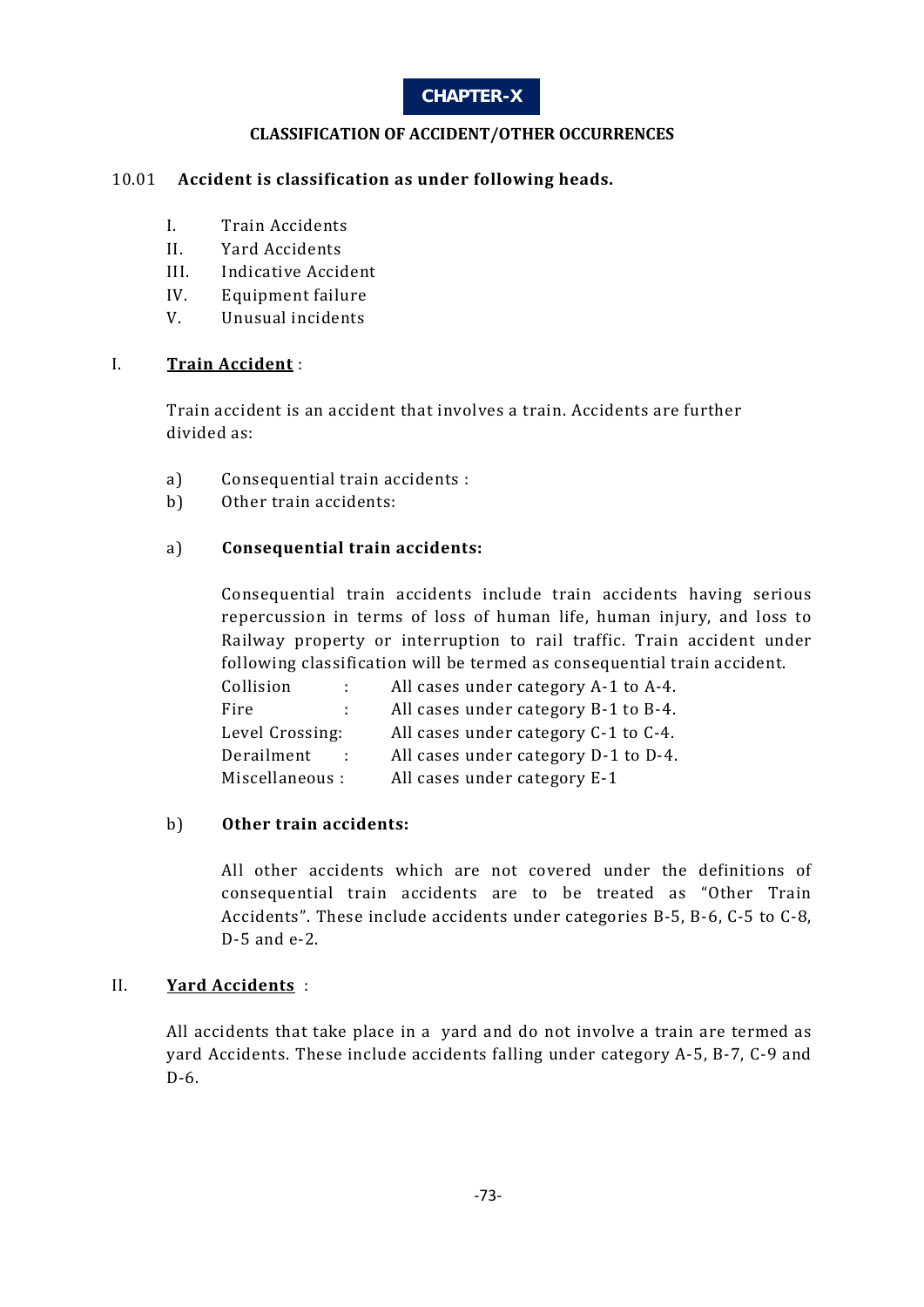# CHAPTER-X

## CLASSIFICATION OF ACCIDENT/OTHER OCCURRENCES

**10.01 Accident is classification as under following heads.**

I. Train Accidents
II. Yard Accidents
III. Indicative Accident
IV. Equipment failure
V. Unusual incidents

I. **Train Accident** :

Train accident is an accident that involves a train. Accidents are further divided as:

a) Consequential train accidents :
b) Other train accidents:

a) **Consequential train accidents:**

Consequential train accidents include train accidents having serious repercussion in terms of loss of human life, human injury, and loss to Railway property or interruption to rail traffic. Train accident under following classification will be termed as consequential train accident.

| | | |
|---|---|---|
| Collision | : | All cases under category A-1 to A-4. |
| Fire | : | All cases under category B-1 to B-4. |
| Level Crossing | : | All cases under category C-1 to C-4. |
| Derailment | : | All cases under category D-1 to D-4. |
| Miscellaneous | : | All cases under category E-1 |

b) **Other train accidents:**

All other accidents which are not covered under the definitions of consequential train accidents are to be treated as "Other Train Accidents". These include accidents under categories B-5, B-6, C-5 to C-8, D-5 and e-2.

II. **Yard Accidents** :

All accidents that take place in a yard and do not involve a train are termed as yard Accidents. These include accidents falling under category A-5, B-7, C-9 and D-6.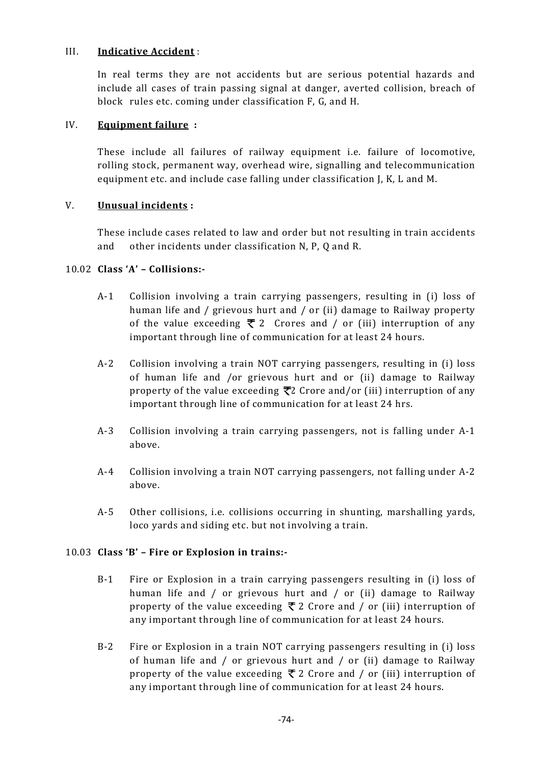III. **Indicative Accident** :

In real terms they are not accidents but are serious potential hazards and include all cases of train passing signal at danger, averted collision, breach of block rules etc. coming under classification F, G, and H.

IV. **Equipment failure** :

These include all failures of railway equipment i.e. failure of locomotive, rolling stock, permanent way, overhead wire, signalling and telecommunication equipment etc. and include case falling under classification J, K, L and M.

V. **Unusual incidents** :

These include cases related to law and order but not resulting in train accidents and other incidents under classification N, P, Q and R.

10.02 **Class 'A' – Collisions:-**

A-1 Collision involving a train carrying passengers, resulting in (i) loss of human life and / grievous hurt and / or (ii) damage to Railway property of the value exceeding ₹ 2 Crores and / or (iii) interruption of any important through line of communication for at least 24 hours.

A-2 Collision involving a train NOT carrying passengers, resulting in (i) loss of human life and /or grievous hurt and or (ii) damage to Railway property of the value exceeding ₹2 Crore and/or (iii) interruption of any important through line of communication for at least 24 hrs.

A-3 Collision involving a train carrying passengers, not is falling under A-1 above.

A-4 Collision involving a train NOT carrying passengers, not falling under A-2 above.

A-5 Other collisions, i.e. collisions occurring in shunting, marshalling yards, loco yards and siding etc. but not involving a train.

10.03 **Class 'B' – Fire or Explosion in trains:-**

B-1 Fire or Explosion in a train carrying passengers resulting in (i) loss of human life and / or grievous hurt and / or (ii) damage to Railway property of the value exceeding ₹ 2 Crore and / or (iii) interruption of any important through line of communication for at least 24 hours.

B-2 Fire or Explosion in a train NOT carrying passengers resulting in (i) loss of human life and / or grievous hurt and / or (ii) damage to Railway property of the value exceeding ₹ 2 Crore and / or (iii) interruption of any important through line of communication for at least 24 hours.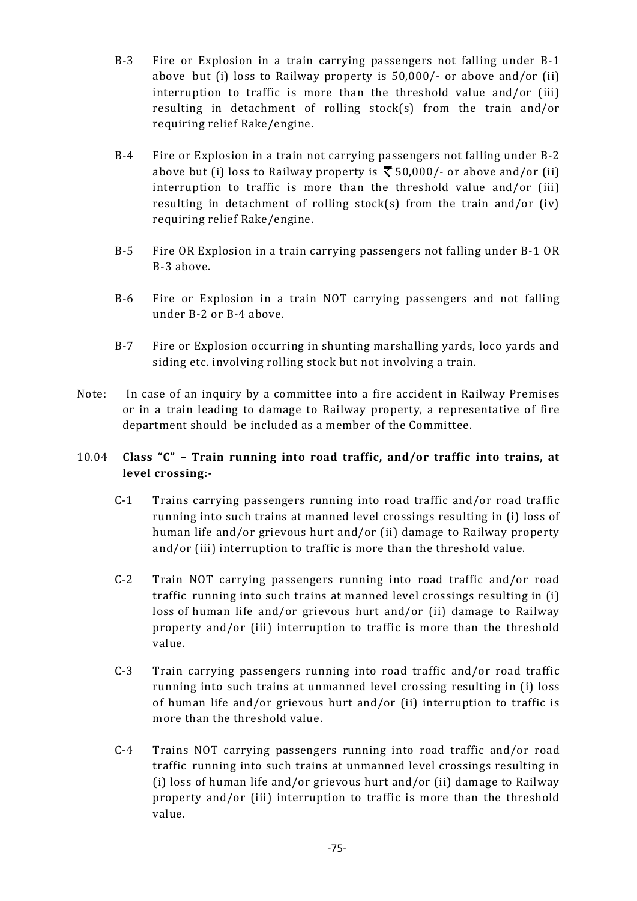B-3 Fire or Explosion in a train carrying passengers not falling under B-1 above but (i) loss to Railway property is 50,000/- or above and/or (ii) interruption to traffic is more than the threshold value and/or (iii) resulting in detachment of rolling stock(s) from the train and/or requiring relief Rake/engine.

B-4 Fire or Explosion in a train not carrying passengers not falling under B-2 above but (i) loss to Railway property is ₹ 50,000/- or above and/or (ii) interruption to traffic is more than the threshold value and/or (iii) resulting in detachment of rolling stock(s) from the train and/or (iv) requiring relief Rake/engine.

B-5 Fire OR Explosion in a train carrying passengers not falling under B-1 OR B-3 above.

B-6 Fire or Explosion in a train NOT carrying passengers and not falling under B-2 or B-4 above.

B-7 Fire or Explosion occurring in shunting marshalling yards, loco yards and siding etc. involving rolling stock but not involving a train.

Note: In case of an inquiry by a committee into a fire accident in Railway Premises or in a train leading to damage to Railway property, a representative of fire department should be included as a member of the Committee.

10.04 **Class "C" – Train running into road traffic, and/or traffic into trains, at level crossing:-**

C-1 Trains carrying passengers running into road traffic and/or road traffic running into such trains at manned level crossings resulting in (i) loss of human life and/or grievous hurt and/or (ii) damage to Railway property and/or (iii) interruption to traffic is more than the threshold value.

C-2 Train NOT carrying passengers running into road traffic and/or road traffic running into such trains at manned level crossings resulting in (i) loss of human life and/or grievous hurt and/or (ii) damage to Railway property and/or (iii) interruption to traffic is more than the threshold value.

C-3 Train carrying passengers running into road traffic and/or road traffic running into such trains at unmanned level crossing resulting in (i) loss of human life and/or grievous hurt and/or (ii) interruption to traffic is more than the threshold value.

C-4 Trains NOT carrying passengers running into road traffic and/or road traffic running into such trains at unmanned level crossings resulting in (i) loss of human life and/or grievous hurt and/or (ii) damage to Railway property and/or (iii) interruption to traffic is more than the threshold value.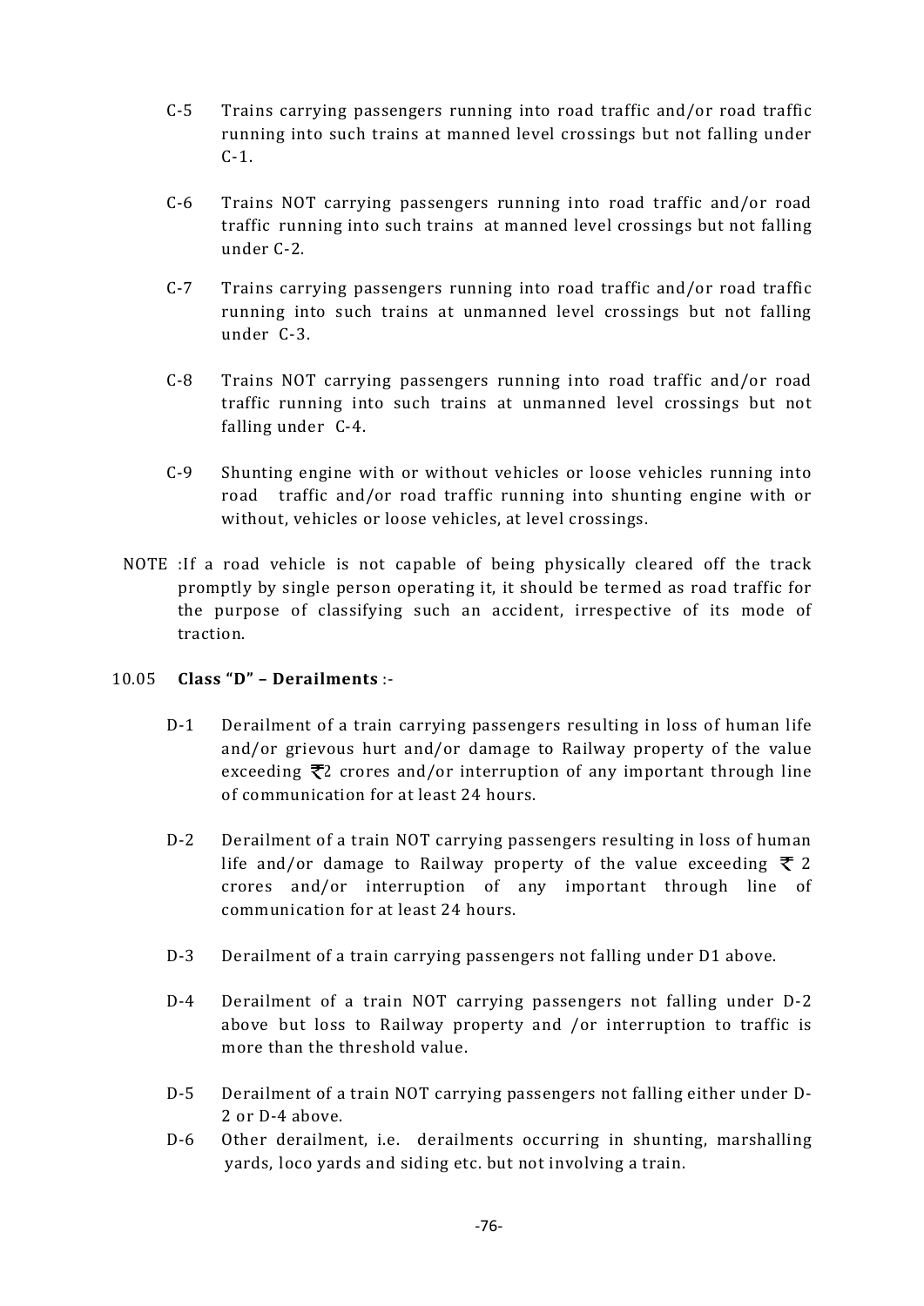C-5 Trains carrying passengers running into road traffic and/or road traffic running into such trains at manned level crossings but not falling under C-1.

C-6 Trains NOT carrying passengers running into road traffic and/or road traffic running into such trains at manned level crossings but not falling under C-2.

C-7 Trains carrying passengers running into road traffic and/or road traffic running into such trains at unmanned level crossings but not falling under C-3.

C-8 Trains NOT carrying passengers running into road traffic and/or road traffic running into such trains at unmanned level crossings but not falling under C-4.

C-9 Shunting engine with or without vehicles or loose vehicles running into road traffic and/or road traffic running into shunting engine with or without, vehicles or loose vehicles, at level crossings.

NOTE :If a road vehicle is not capable of being physically cleared off the track promptly by single person operating it, it should be termed as road traffic for the purpose of classifying such an accident, irrespective of its mode of traction.

10.05 **Class "D" – Derailments** :-

D-1 Derailment of a train carrying passengers resulting in loss of human life and/or grievous hurt and/or damage to Railway property of the value exceeding ₹2 crores and/or interruption of any important through line of communication for at least 24 hours.

D-2 Derailment of a train NOT carrying passengers resulting in loss of human life and/or damage to Railway property of the value exceeding ₹ 2 crores and/or interruption of any important through line of communication for at least 24 hours.

D-3 Derailment of a train carrying passengers not falling under D1 above.

D-4 Derailment of a train NOT carrying passengers not falling under D-2 above but loss to Railway property and /or interruption to traffic is more than the threshold value.

D-5 Derailment of a train NOT carrying passengers not falling either under D-2 or D-4 above.

D-6 Other derailment, i.e. derailments occurring in shunting, marshalling yards, loco yards and siding etc. but not involving a train.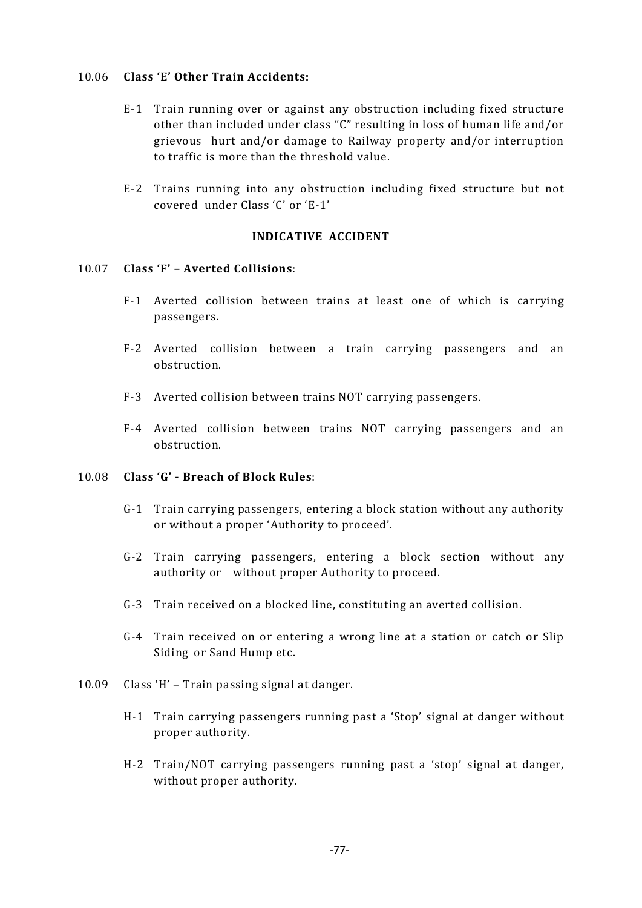10.06 **Class 'E' Other Train Accidents:**

E-1 Train running over or against any obstruction including fixed structure other than included under class "C" resulting in loss of human life and/or grievous hurt and/or damage to Railway property and/or interruption to traffic is more than the threshold value.

E-2 Trains running into any obstruction including fixed structure but not covered under Class 'C' or 'E-1'

**INDICATIVE ACCIDENT**

10.07 **Class 'F' – Averted Collisions**:

F-1 Averted collision between trains at least one of which is carrying passengers.

F-2 Averted collision between a train carrying passengers and an obstruction.

F-3 Averted collision between trains NOT carrying passengers.

F-4 Averted collision between trains NOT carrying passengers and an obstruction.

10.08 **Class 'G' - Breach of Block Rules**:

G-1 Train carrying passengers, entering a block station without any authority or without a proper 'Authority to proceed'.

G-2 Train carrying passengers, entering a block section without any authority or without proper Authority to proceed.

G-3 Train received on a blocked line, constituting an averted collision.

G-4 Train received on or entering a wrong line at a station or catch or Slip Siding or Sand Hump etc.

10.09 Class 'H' – Train passing signal at danger.

H-1 Train carrying passengers running past a 'Stop' signal at danger without proper authority.

H-2 Train/NOT carrying passengers running past a 'stop' signal at danger, without proper authority.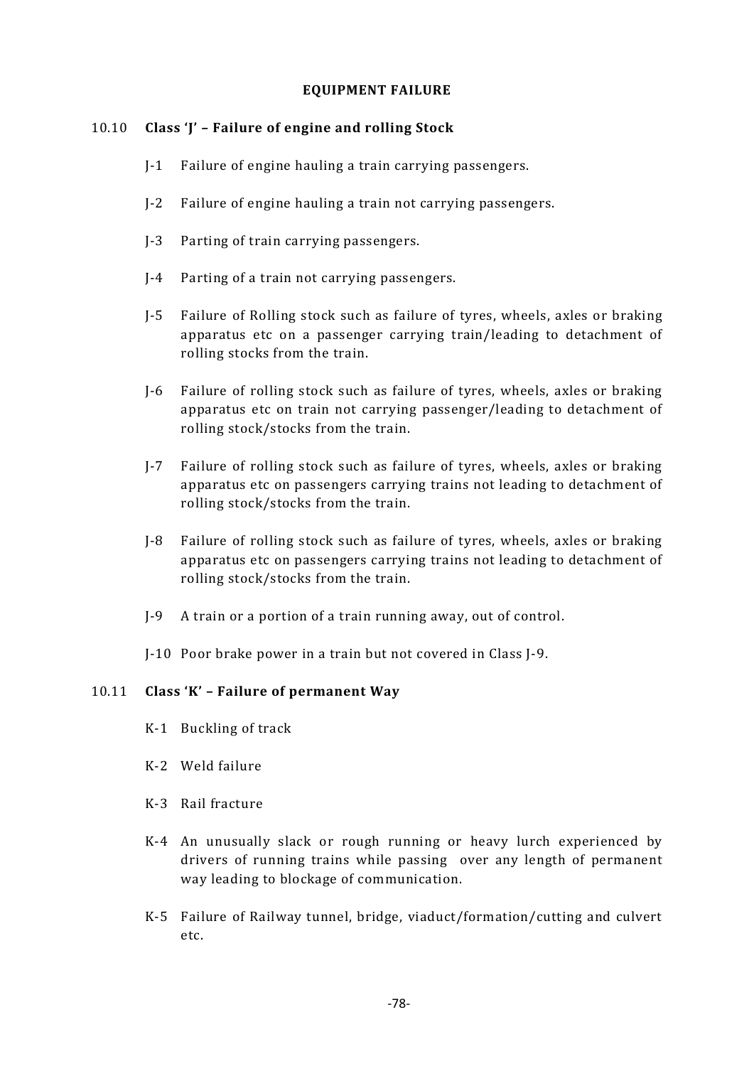## EQUIPMENT FAILURE

### 10.10 Class 'J' – Failure of engine and rolling Stock

- J-1 Failure of engine hauling a train carrying passengers.
- J-2 Failure of engine hauling a train not carrying passengers.
- J-3 Parting of train carrying passengers.
- J-4 Parting of a train not carrying passengers.
- J-5 Failure of Rolling stock such as failure of tyres, wheels, axles or braking apparatus etc on a passenger carrying train/leading to detachment of rolling stocks from the train.
- J-6 Failure of rolling stock such as failure of tyres, wheels, axles or braking apparatus etc on train not carrying passenger/leading to detachment of rolling stock/stocks from the train.
- J-7 Failure of rolling stock such as failure of tyres, wheels, axles or braking apparatus etc on passengers carrying trains not leading to detachment of rolling stock/stocks from the train.
- J-8 Failure of rolling stock such as failure of tyres, wheels, axles or braking apparatus etc on passengers carrying trains not leading to detachment of rolling stock/stocks from the train.
- J-9 A train or a portion of a train running away, out of control.
- J-10 Poor brake power in a train but not covered in Class J-9.

### 10.11 Class 'K' – Failure of permanent Way

- K-1 Buckling of track
- K-2 Weld failure
- K-3 Rail fracture
- K-4 An unusually slack or rough running or heavy lurch experienced by drivers of running trains while passing over any length of permanent way leading to blockage of communication.
- K-5 Failure of Railway tunnel, bridge, viaduct/formation/cutting and culvert etc.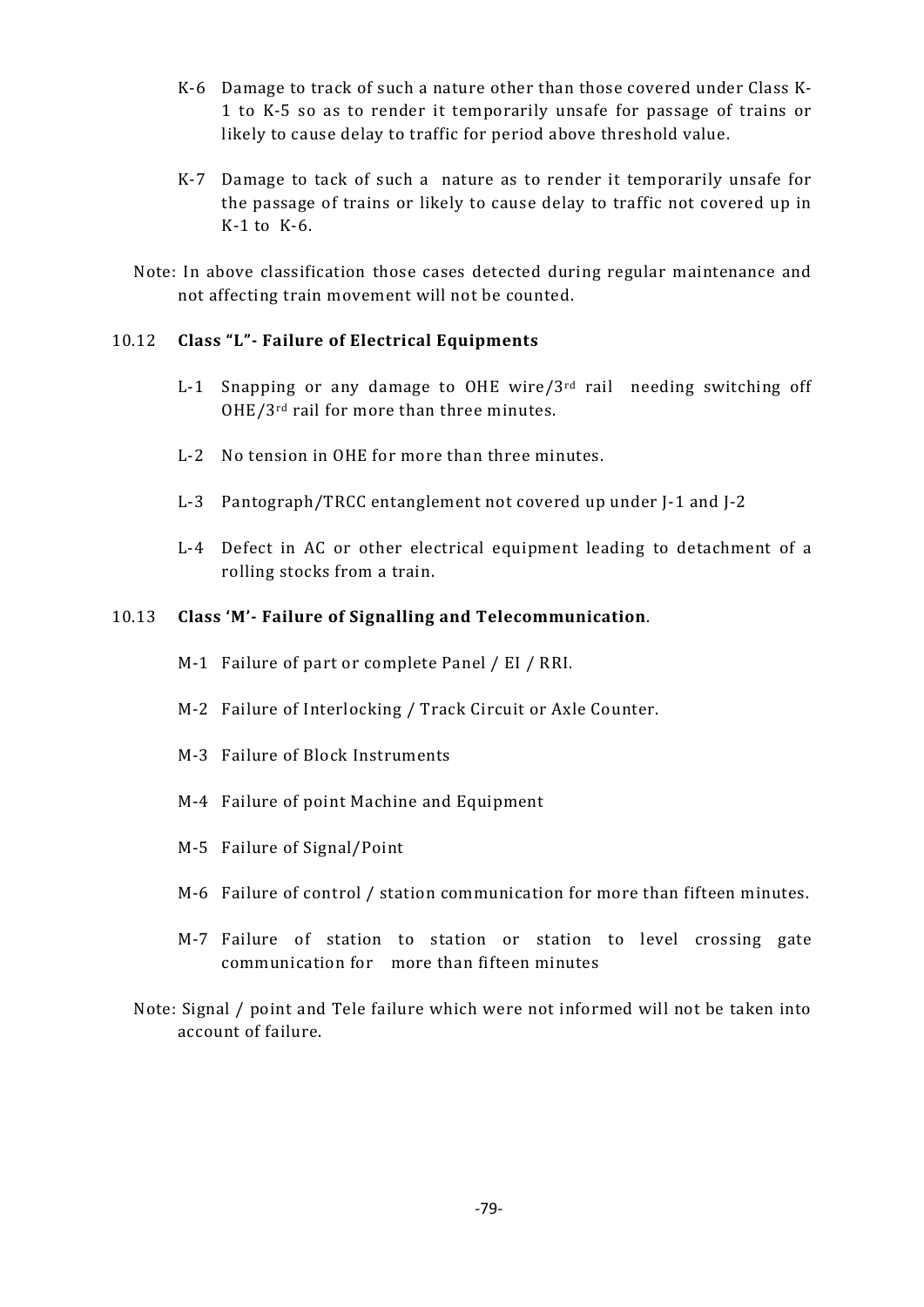K-6 Damage to track of such a nature other than those covered under Class K-1 to K-5 so as to render it temporarily unsafe for passage of trains or likely to cause delay to traffic for period above threshold value.

K-7 Damage to tack of such a nature as to render it temporarily unsafe for the passage of trains or likely to cause delay to traffic not covered up in K-1 to K-6.

Note: In above classification those cases detected during regular maintenance and not affecting train movement will not be counted.

### 10.12 Class "L"- Failure of Electrical Equipments

L-1 Snapping or any damage to OHE wire/3rd rail needing switching off OHE/3rd rail for more than three minutes.

L-2 No tension in OHE for more than three minutes.

L-3 Pantograph/TRCC entanglement not covered up under J-1 and J-2

L-4 Defect in AC or other electrical equipment leading to detachment of a rolling stocks from a train.

### 10.13 Class 'M'- Failure of Signalling and Telecommunication.

M-1 Failure of part or complete Panel / EI / RRI.

M-2 Failure of Interlocking / Track Circuit or Axle Counter.

M-3 Failure of Block Instruments

M-4 Failure of point Machine and Equipment

M-5 Failure of Signal/Point

M-6 Failure of control / station communication for more than fifteen minutes.

M-7 Failure of station to station or station to level crossing gate communication for more than fifteen minutes

Note: Signal / point and Tele failure which were not informed will not be taken into account of failure.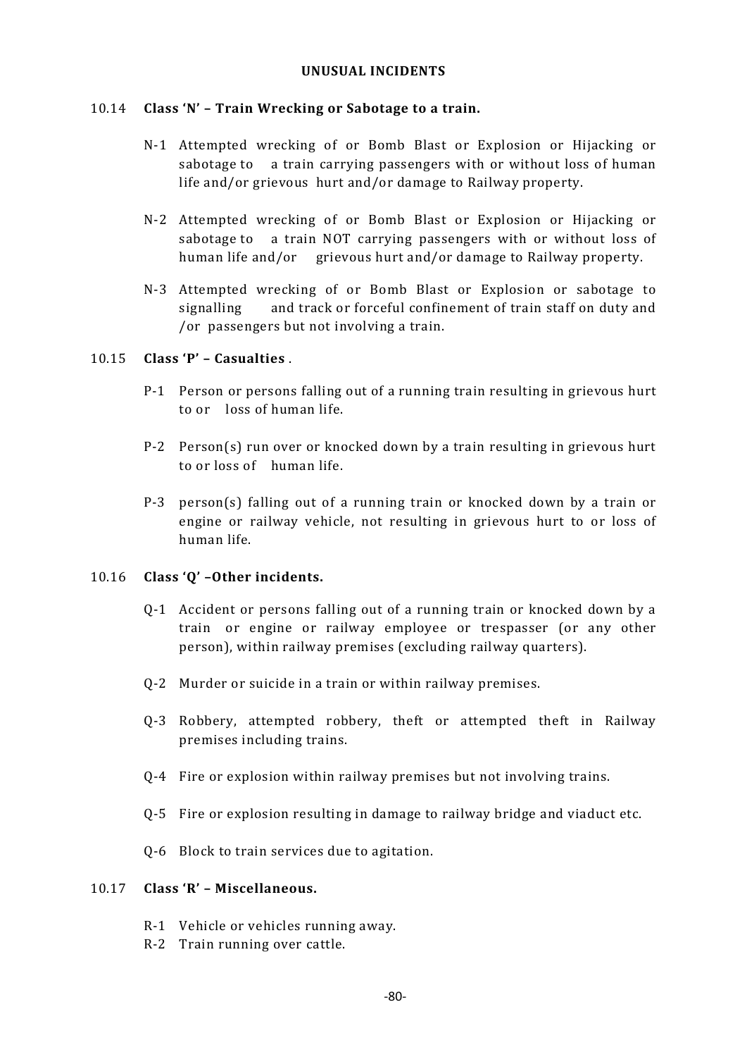## UNUSUAL INCIDENTS

### 10.14 Class 'N' – Train Wrecking or Sabotage to a train.

N-1 Attempted wrecking of or Bomb Blast or Explosion or Hijacking or sabotage to a train carrying passengers with or without loss of human life and/or grievous hurt and/or damage to Railway property.

N-2 Attempted wrecking of or Bomb Blast or Explosion or Hijacking or sabotage to a train NOT carrying passengers with or without loss of human life and/or grievous hurt and/or damage to Railway property.

N-3 Attempted wrecking of or Bomb Blast or Explosion or sabotage to signalling and track or forceful confinement of train staff on duty and /or passengers but not involving a train.

### 10.15 Class 'P' – Casualties .

P-1 Person or persons falling out of a running train resulting in grievous hurt to or loss of human life.

P-2 Person(s) run over or knocked down by a train resulting in grievous hurt to or loss of human life.

P-3 person(s) falling out of a running train or knocked down by a train or engine or railway vehicle, not resulting in grievous hurt to or loss of human life.

### 10.16 Class 'Q' –Other incidents.

Q-1 Accident or persons falling out of a running train or knocked down by a train or engine or railway employee or trespasser (or any other person), within railway premises (excluding railway quarters).

Q-2 Murder or suicide in a train or within railway premises.

Q-3 Robbery, attempted robbery, theft or attempted theft in Railway premises including trains.

Q-4 Fire or explosion within railway premises but not involving trains.

Q-5 Fire or explosion resulting in damage to railway bridge and viaduct etc.

Q-6 Block to train services due to agitation.

### 10.17 Class 'R' – Miscellaneous.

R-1 Vehicle or vehicles running away.

R-2 Train running over cattle.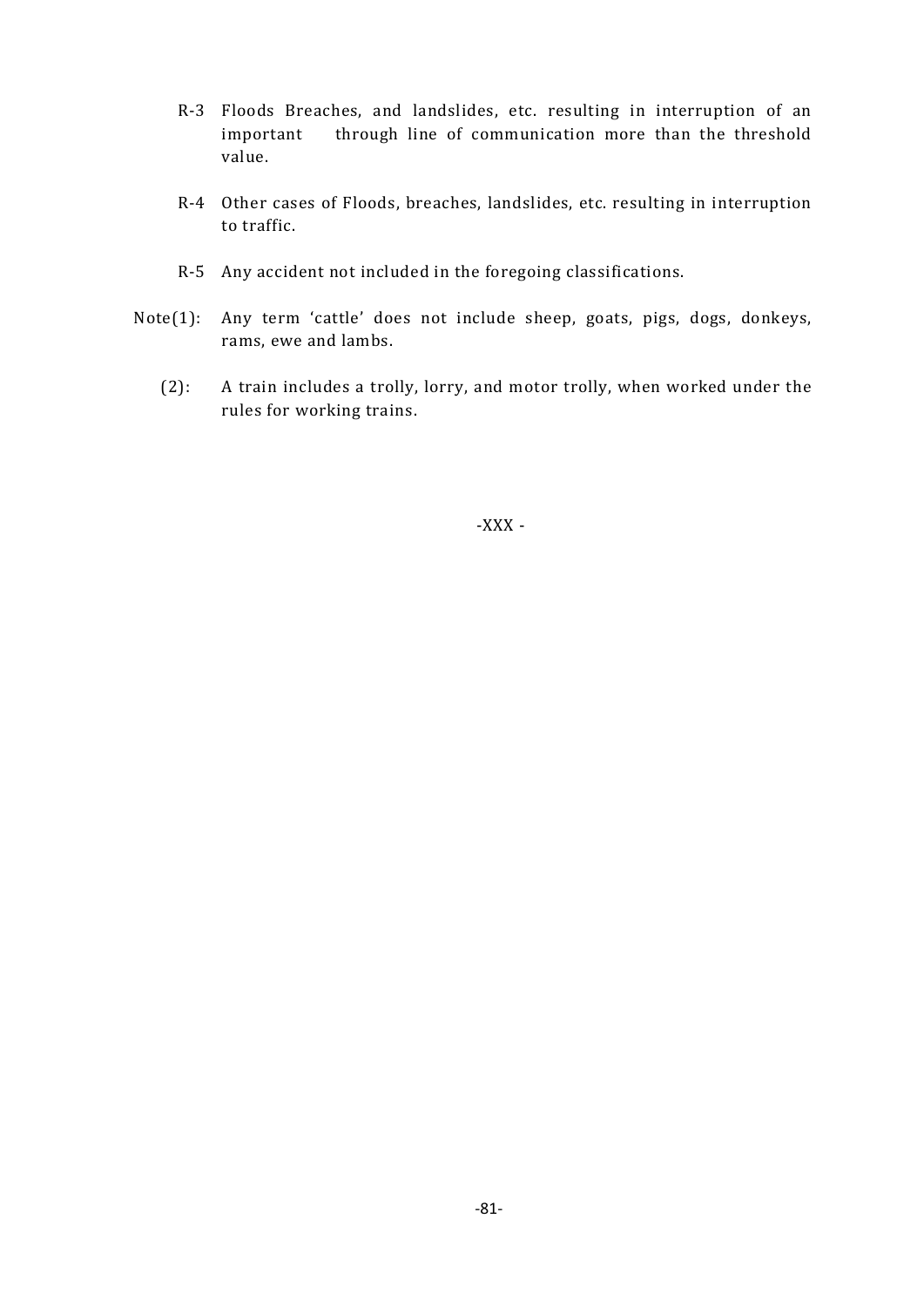R-3 Floods Breaches, and landslides, etc. resulting in interruption of an important through line of communication more than the threshold value.

R-4 Other cases of Floods, breaches, landslides, etc. resulting in interruption to traffic.

R-5 Any accident not included in the foregoing classifications.

Note(1): Any term 'cattle' does not include sheep, goats, pigs, dogs, donkeys, rams, ewe and lambs.

(2): A train includes a trolly, lorry, and motor trolly, when worked under the rules for working trains.

-XXX -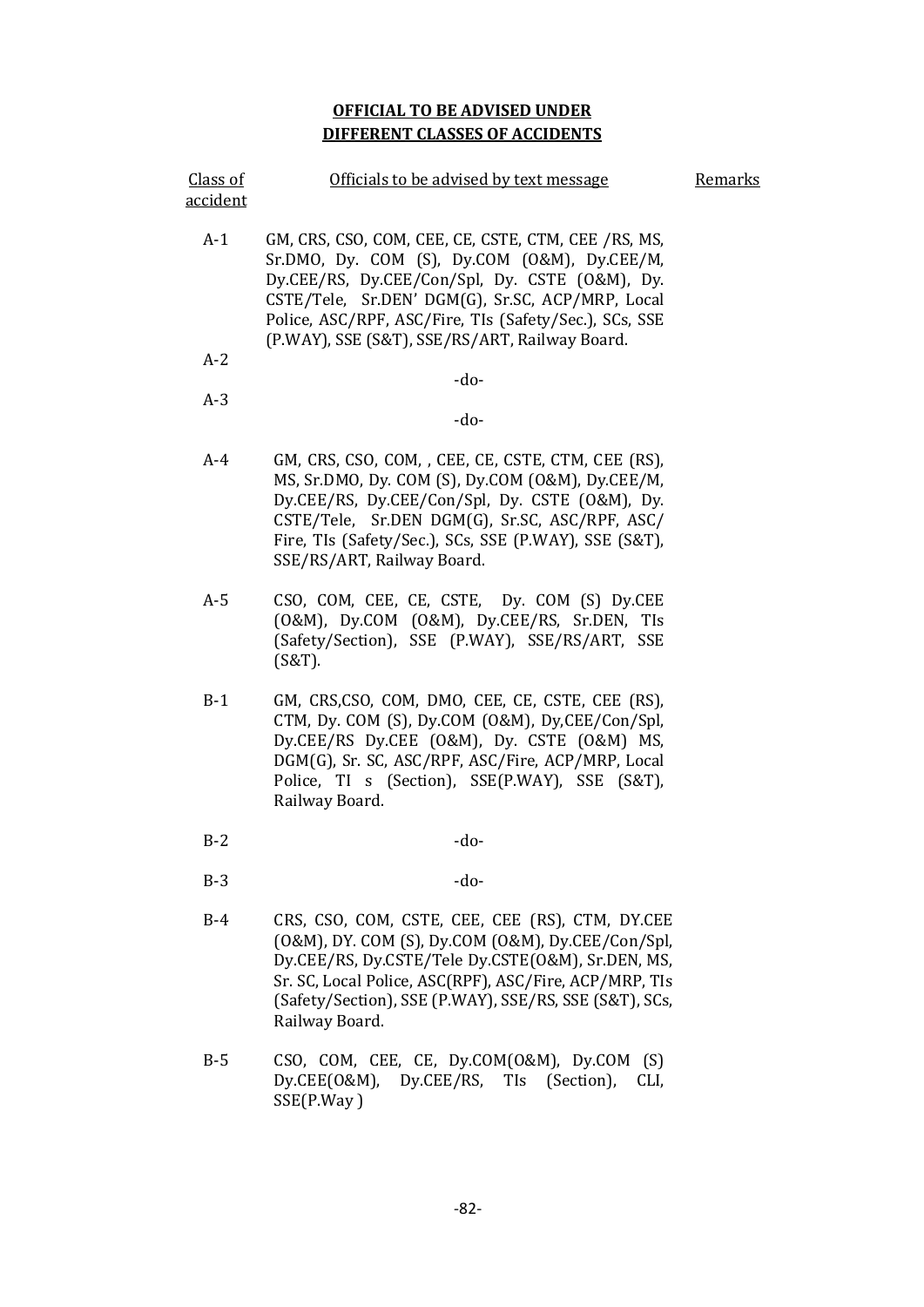**OFFICIAL TO BE ADVISED UNDER DIFFERENT CLASSES OF ACCIDENTS**

| Class of accident | Officials to be advised by text message | Remarks |
|---|---|---|
| A-1 | GM, CRS, CSO, COM, CEE, CE, CSTE, CTM, CEE /RS, MS, Sr.DMO, Dy. COM (S), Dy.COM (O&M), Dy.CEE/M, Dy.CEE/RS, Dy.CEE/Con/Spl, Dy. CSTE (O&M), Dy. CSTE/Tele, Sr.DEN' DGM(G), Sr.SC, ACP/MRP, Local Police, ASC/RPF, ASC/Fire, TIs (Safety/Sec.), SCs, SSE (P.WAY), SSE (S&T), SSE/RS/ART, Railway Board. | |
| A-2 | -do- | |
| A-3 | -do- | |
| A-4 | GM, CRS, CSO, COM, , CEE, CE, CSTE, CTM, CEE (RS), MS, Sr.DMO, Dy. COM (S), Dy.COM (O&M), Dy.CEE/M, Dy.CEE/RS, Dy.CEE/Con/Spl, Dy. CSTE (O&M), Dy. CSTE/Tele, Sr.DEN DGM(G), Sr.SC, ASC/RPF, ASC/ Fire, TIs (Safety/Sec.), SCs, SSE (P.WAY), SSE (S&T), SSE/RS/ART, Railway Board. | |
| A-5 | CSO, COM, CEE, CE, CSTE, Dy. COM (S) Dy.CEE (O&M), Dy.COM (O&M), Dy.CEE/RS, Sr.DEN, TIs (Safety/Section), SSE (P.WAY), SSE/RS/ART, SSE (S&T). | |
| B-1 | GM, CRS,CSO, COM, DMO, CEE, CE, CSTE, CEE (RS), CTM, Dy. COM (S), Dy.COM (O&M), Dy,CEE/Con/Spl, Dy.CEE/RS Dy.CEE (O&M), Dy. CSTE (O&M) MS, DGM(G), Sr. SC, ASC/RPF, ASC/Fire, ACP/MRP, Local Police, TI s (Section), SSE(P.WAY), SSE (S&T), Railway Board. | |
| B-2 | -do- | |
| B-3 | -do- | |
| B-4 | CRS, CSO, COM, CSTE, CEE, CEE (RS), CTM, DY.CEE (O&M), DY. COM (S), Dy.COM (O&M), Dy.CEE/Con/Spl, Dy.CEE/RS, Dy.CSTE/Tele Dy.CSTE(O&M), Sr.DEN, MS, Sr. SC, Local Police, ASC(RPF), ASC/Fire, ACP/MRP, TIs (Safety/Section), SSE (P.WAY), SSE/RS, SSE (S&T), SCs, Railway Board. | |
| B-5 | CSO, COM, CEE, CE, Dy.COM(O&M), Dy.COM (S) Dy.CEE(O&M), Dy.CEE/RS, TIs (Section), CLI, SSE(P.Way ) | |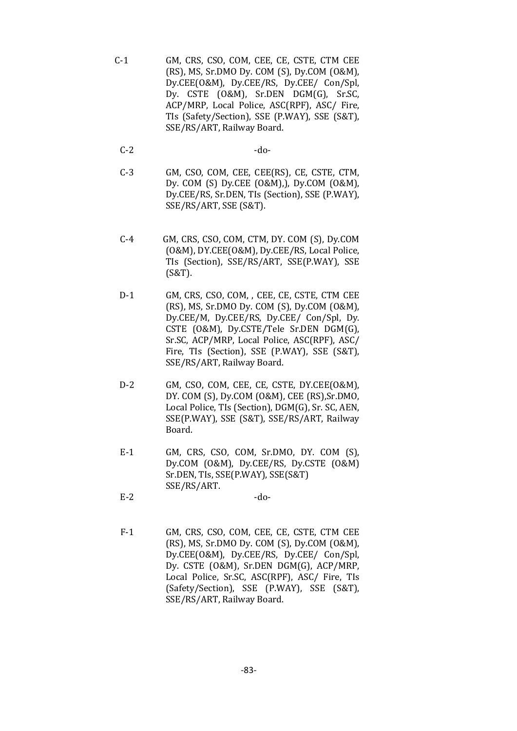| | |
|---|---|
| C-1 | GM, CRS, CSO, COM, CEE, CE, CSTE, CTM CEE (RS), MS, Sr.DMO Dy. COM (S), Dy.COM (O&M), Dy.CEE(O&M), Dy.CEE/RS, Dy.CEE/ Con/Spl, Dy. CSTE (O&M), Sr.DEN DGM(G), Sr.SC, ACP/MRP, Local Police, ASC(RPF), ASC/ Fire, TIs (Safety/Section), SSE (P.WAY), SSE (S&T), SSE/RS/ART, Railway Board. |
| C-2 | -do- |
| C-3 | GM, CSO, COM, CEE, CEE(RS), CE, CSTE, CTM, Dy. COM (S) Dy.CEE (O&M),), Dy.COM (O&M), Dy.CEE/RS, Sr.DEN, TIs (Section), SSE (P.WAY), SSE/RS/ART, SSE (S&T). |
| C-4 | GM, CRS, CSO, COM, CTM, DY. COM (S), Dy.COM (O&M), DY.CEE(O&M), Dy.CEE/RS, Local Police, TIs (Section), SSE/RS/ART, SSE(P.WAY), SSE (S&T). |
| D-1 | GM, CRS, CSO, COM, , CEE, CE, CSTE, CTM CEE (RS), MS, Sr.DMO Dy. COM (S), Dy.COM (O&M), Dy.CEE/M, Dy.CEE/RS, Dy.CEE/ Con/Spl, Dy. CSTE (O&M), Dy.CSTE/Tele Sr.DEN DGM(G), Sr.SC, ACP/MRP, Local Police, ASC(RPF), ASC/ Fire, TIs (Section), SSE (P.WAY), SSE (S&T), SSE/RS/ART, Railway Board. |
| D-2 | GM, CSO, COM, CEE, CE, CSTE, DY.CEE(O&M), DY. COM (S), Dy.COM (O&M), CEE (RS),Sr.DMO, Local Police, TIs (Section), DGM(G), Sr. SC, AEN, SSE(P.WAY), SSE (S&T), SSE/RS/ART, Railway Board. |
| E-1 | GM, CRS, CSO, COM, Sr.DMO, DY. COM (S), Dy.COM (O&M), Dy.CEE/RS, Dy.CSTE (O&M) Sr.DEN, TIs, SSE(P.WAY), SSE(S&T) SSE/RS/ART. |
| E-2 | -do- |
| F-1 | GM, CRS, CSO, COM, CEE, CE, CSTE, CTM CEE (RS), MS, Sr.DMO Dy. COM (S), Dy.COM (O&M), Dy.CEE(O&M), Dy.CEE/RS, Dy.CEE/ Con/Spl, Dy. CSTE (O&M), Sr.DEN DGM(G), ACP/MRP, Local Police, Sr.SC, ASC(RPF), ASC/ Fire, TIs (Safety/Section), SSE (P.WAY), SSE (S&T), SSE/RS/ART, Railway Board. |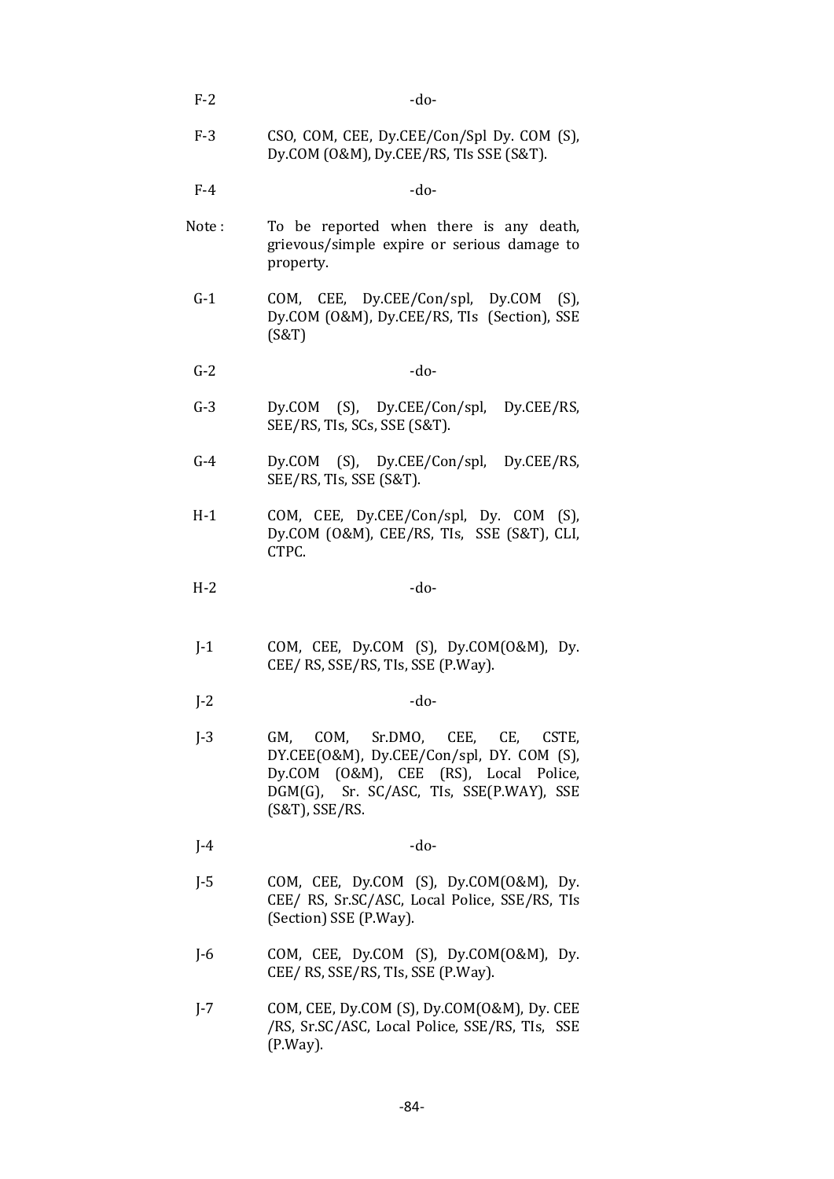| | |
|---|---|
| F-2 | -do- |
| F-3 | CSO, COM, CEE, Dy.CEE/Con/Spl Dy. COM (S), Dy.COM (O&M), Dy.CEE/RS, TIs SSE (S&T). |
| F-4 | -do- |
| Note : | To be reported when there is any death, grievous/simple expire or serious damage to property. |
| G-1 | COM, CEE, Dy.CEE/Con/spl, Dy.COM (S), Dy.COM (O&M), Dy.CEE/RS, TIs (Section), SSE (S&T) |
| G-2 | -do- |
| G-3 | Dy.COM (S), Dy.CEE/Con/spl, Dy.CEE/RS, SEE/RS, TIs, SCs, SSE (S&T). |
| G-4 | Dy.COM (S), Dy.CEE/Con/spl, Dy.CEE/RS, SEE/RS, TIs, SSE (S&T). |
| H-1 | COM, CEE, Dy.CEE/Con/spl, Dy. COM (S), Dy.COM (O&M), CEE/RS, TIs, SSE (S&T), CLI, CTPC. |
| H-2 | -do- |
| J-1 | COM, CEE, Dy.COM (S), Dy.COM(O&M), Dy. CEE/ RS, SSE/RS, TIs, SSE (P.Way). |
| J-2 | -do- |
| J-3 | GM, COM, Sr.DMO, CEE, CE, CSTE, DY.CEE(O&M), Dy.CEE/Con/spl, DY. COM (S), Dy.COM (O&M), CEE (RS), Local Police, DGM(G), Sr. SC/ASC, TIs, SSE(P.WAY), SSE (S&T), SSE/RS. |
| J-4 | -do- |
| J-5 | COM, CEE, Dy.COM (S), Dy.COM(O&M), Dy. CEE/ RS, Sr.SC/ASC, Local Police, SSE/RS, TIs (Section) SSE (P.Way). |
| J-6 | COM, CEE, Dy.COM (S), Dy.COM(O&M), Dy. CEE/ RS, SSE/RS, TIs, SSE (P.Way). |
| J-7 | COM, CEE, Dy.COM (S), Dy.COM(O&M), Dy. CEE /RS, Sr.SC/ASC, Local Police, SSE/RS, TIs, SSE (P.Way). |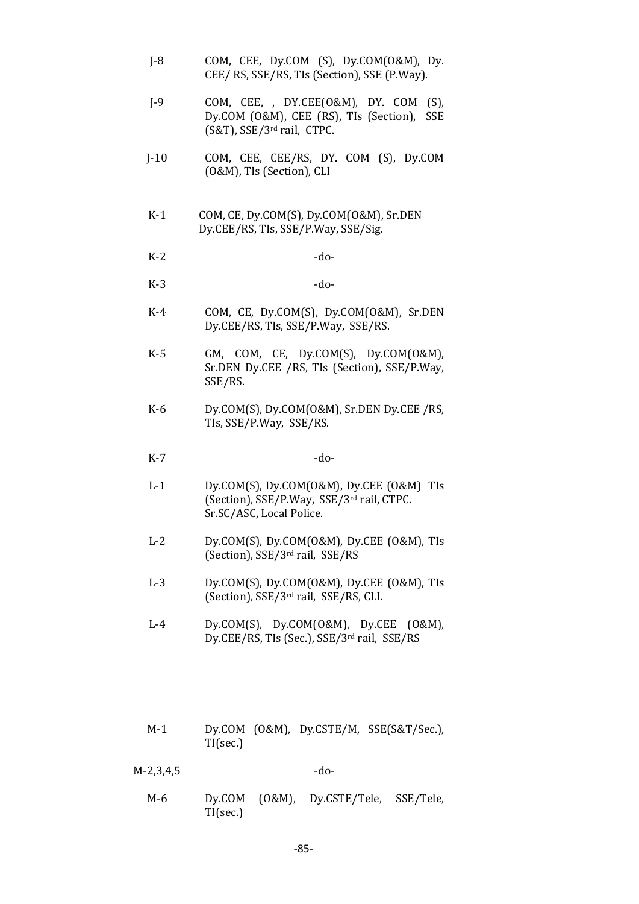| | |
|---|---|
| J-8 | COM, CEE, Dy.COM (S), Dy.COM(O&M), Dy. CEE/ RS, SSE/RS, TIs (Section), SSE (P.Way). |
| J-9 | COM, CEE, , DY.CEE(O&M), DY. COM (S), Dy.COM (O&M), CEE (RS), TIs (Section), SSE (S&T), SSE/3rd rail, CTPC. |
| J-10 | COM, CEE, CEE/RS, DY. COM (S), Dy.COM (O&M), TIs (Section), CLI |
| K-1 | COM, CE, Dy.COM(S), Dy.COM(O&M), Sr.DEN Dy.CEE/RS, TIs, SSE/P.Way, SSE/Sig. |
| K-2 | -do- |
| K-3 | -do- |
| K-4 | COM, CE, Dy.COM(S), Dy.COM(O&M), Sr.DEN Dy.CEE/RS, TIs, SSE/P.Way, SSE/RS. |
| K-5 | GM, COM, CE, Dy.COM(S), Dy.COM(O&M), Sr.DEN Dy.CEE /RS, TIs (Section), SSE/P.Way, SSE/RS. |
| K-6 | Dy.COM(S), Dy.COM(O&M), Sr.DEN Dy.CEE /RS, TIs, SSE/P.Way, SSE/RS. |
| K-7 | -do- |
| L-1 | Dy.COM(S), Dy.COM(O&M), Dy.CEE (O&M) TIs (Section), SSE/P.Way, SSE/3rd rail, CTPC. Sr.SC/ASC, Local Police. |
| L-2 | Dy.COM(S), Dy.COM(O&M), Dy.CEE (O&M), TIs (Section), SSE/3rd rail, SSE/RS |
| L-3 | Dy.COM(S), Dy.COM(O&M), Dy.CEE (O&M), TIs (Section), SSE/3rd rail, SSE/RS, CLI. |
| L-4 | Dy.COM(S), Dy.COM(O&M), Dy.CEE (O&M), Dy.CEE/RS, TIs (Sec.), SSE/3rd rail, SSE/RS |
| M-1 | Dy.COM (O&M), Dy.CSTE/M, SSE(S&T/Sec.), TI(sec.) |
| M-2,3,4,5 | -do- |
| M-6 | Dy.COM (O&M), Dy.CSTE/Tele, SSE/Tele, TI(sec.) |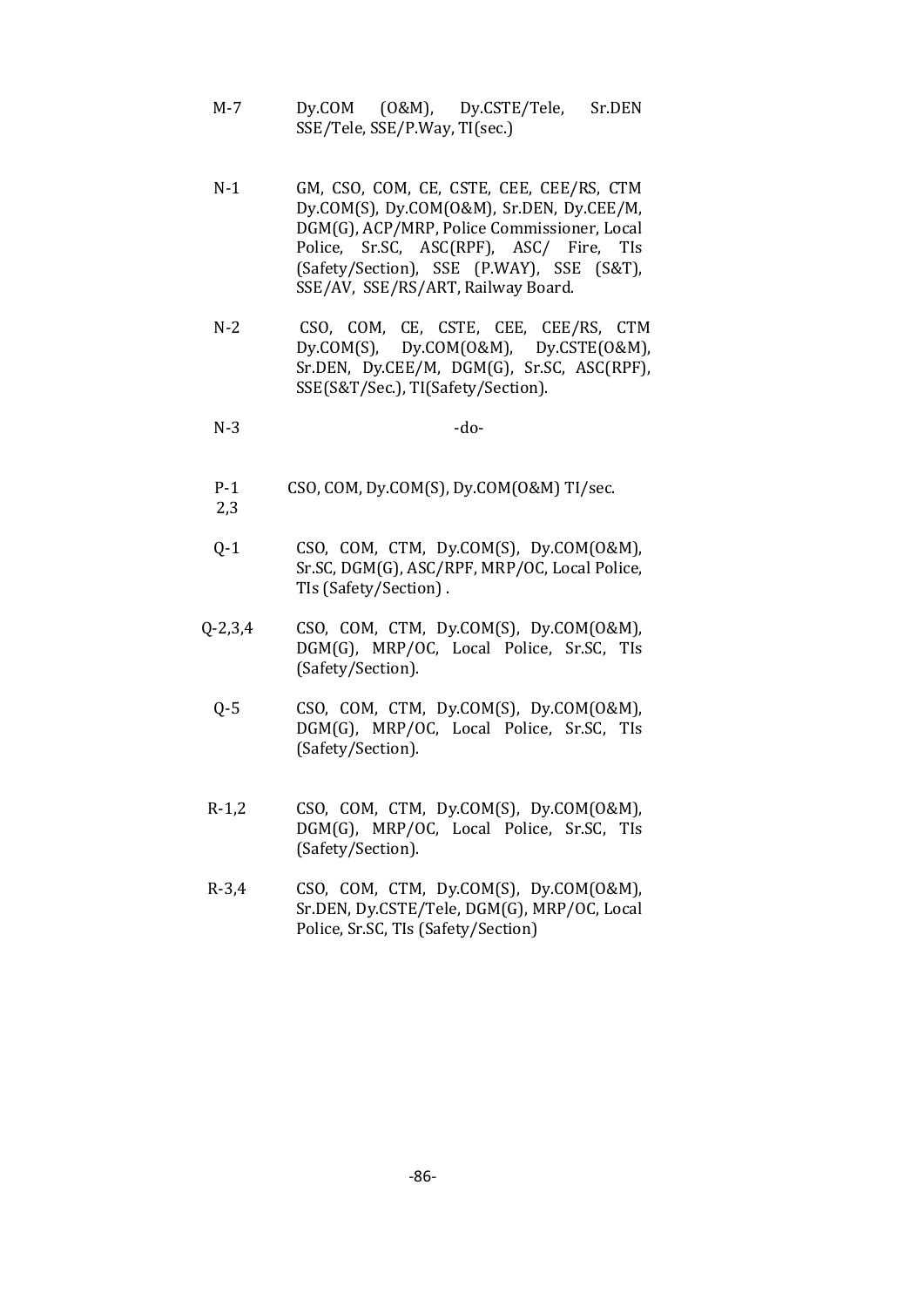| | |
|---|---|
| M-7 | Dy.COM (O&M), Dy.CSTE/Tele, Sr.DEN SSE/Tele, SSE/P.Way, TI(sec.) |
| N-1 | GM, CSO, COM, CE, CSTE, CEE, CEE/RS, CTM Dy.COM(S), Dy.COM(O&M), Sr.DEN, Dy.CEE/M, DGM(G), ACP/MRP, Police Commissioner, Local Police, Sr.SC, ASC(RPF), ASC/ Fire, TIs (Safety/Section), SSE (P.WAY), SSE (S&T), SSE/AV, SSE/RS/ART, Railway Board. |
| N-2 | CSO, COM, CE, CSTE, CEE, CEE/RS, CTM Dy.COM(S), Dy.COM(O&M), Dy.CSTE(O&M), Sr.DEN, Dy.CEE/M, DGM(G), Sr.SC, ASC(RPF), SSE(S&T/Sec.), TI(Safety/Section). |
| N-3 | -do- |
| P-1 2,3 | CSO, COM, Dy.COM(S), Dy.COM(O&M) TI/sec. |
| Q-1 | CSO, COM, CTM, Dy.COM(S), Dy.COM(O&M), Sr.SC, DGM(G), ASC/RPF, MRP/OC, Local Police, TIs (Safety/Section) . |
| Q-2,3,4 | CSO, COM, CTM, Dy.COM(S), Dy.COM(O&M), DGM(G), MRP/OC, Local Police, Sr.SC, TIs (Safety/Section). |
| Q-5 | CSO, COM, CTM, Dy.COM(S), Dy.COM(O&M), DGM(G), MRP/OC, Local Police, Sr.SC, TIs (Safety/Section). |
| R-1,2 | CSO, COM, CTM, Dy.COM(S), Dy.COM(O&M), DGM(G), MRP/OC, Local Police, Sr.SC, TIs (Safety/Section). |
| R-3,4 | CSO, COM, CTM, Dy.COM(S), Dy.COM(O&M), Sr.DEN, Dy.CSTE/Tele, DGM(G), MRP/OC, Local Police, Sr.SC, TIs (Safety/Section) |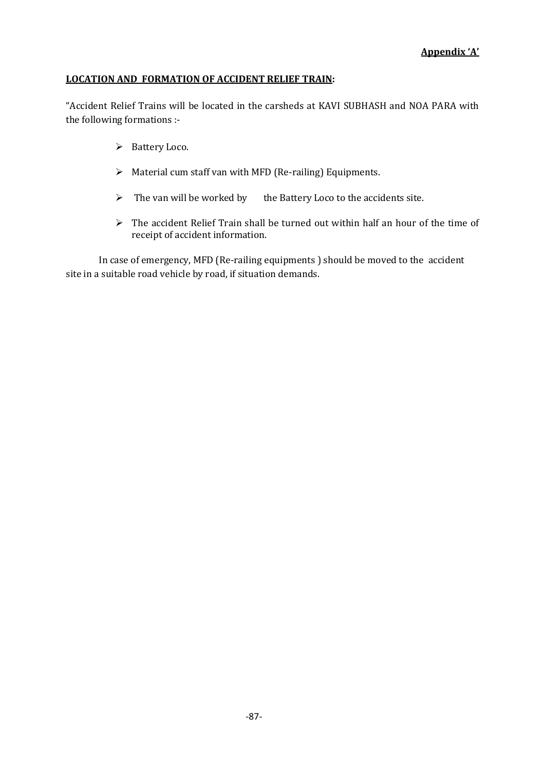**Appendix 'A'**

**LOCATION AND FORMATION OF ACCIDENT RELIEF TRAIN:**

"Accident Relief Trains will be located in the carsheds at KAVI SUBHASH and NOA PARA with the following formations :-

- Battery Loco.
- Material cum staff van with MFD (Re-railing) Equipments.
- The van will be worked by the Battery Loco to the accidents site.
- The accident Relief Train shall be turned out within half an hour of the time of receipt of accident information.

In case of emergency, MFD (Re-railing equipments ) should be moved to the accident site in a suitable road vehicle by road, if situation demands.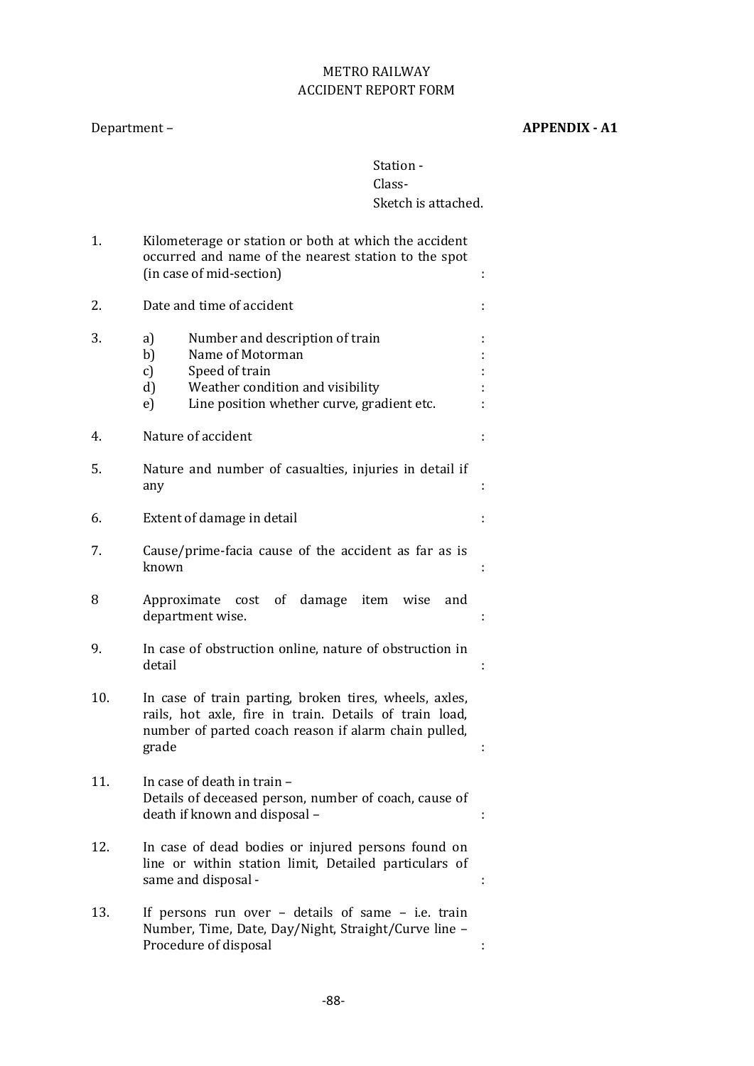# METRO RAILWAY
## ACCIDENT REPORT FORM

Department – **APPENDIX - A1**

Station -
Class-
Sketch is attached.

1. Kilometerage or station or both at which the accident occurred and name of the nearest station to the spot (in case of mid-section) :

2. Date and time of accident :

3. a) Number and description of train :
   b) Name of Motorman :
   c) Speed of train :
   d) Weather condition and visibility :
   e) Line position whether curve, gradient etc. :

4. Nature of accident :

5. Nature and number of casualties, injuries in detail if any :

6. Extent of damage in detail :

7. Cause/prime-facia cause of the accident as far as is known :

8 Approximate cost of damage item wise and department wise. :

9. In case of obstruction online, nature of obstruction in detail :

10. In case of train parting, broken tires, wheels, axles, rails, hot axle, fire in train. Details of train load, number of parted coach reason if alarm chain pulled, grade :

11. In case of death in train –
    Details of deceased person, number of coach, cause of death if known and disposal – :

12. In case of dead bodies or injured persons found on line or within station limit, Detailed particulars of same and disposal - :

13. If persons run over – details of same – i.e. train Number, Time, Date, Day/Night, Straight/Curve line – Procedure of disposal :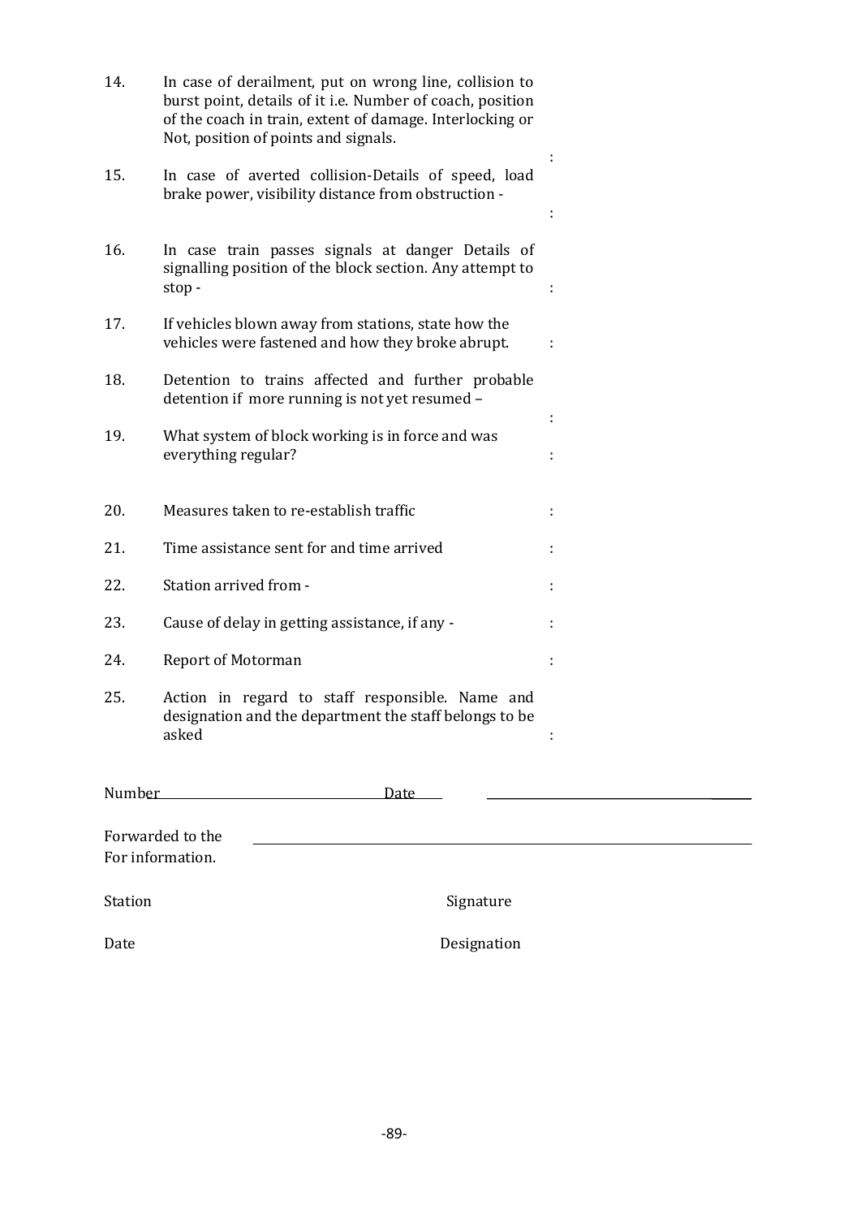14. In case of derailment, put on wrong line, collision to burst point, details of it i.e. Number of coach, position of the coach in train, extent of damage. Interlocking or Not, position of points and signals. :

15. In case of averted collision-Details of speed, load brake power, visibility distance from obstruction - :

16. In case train passes signals at danger Details of signalling position of the block section. Any attempt to stop - :

17. If vehicles blown away from stations, state how the vehicles were fastened and how they broke abrupt. :

18. Detention to trains affected and further probable detention if more running is not yet resumed – :

19. What system of block working is in force and was everything regular? :

20. Measures taken to re-establish traffic :

21. Time assistance sent for and time arrived :

22. Station arrived from - :

23. Cause of delay in getting assistance, if any - :

24. Report of Motorman :

25. Action in regard to staff responsible. Name and designation and the department the staff belongs to be asked :

Number ______________________ Date ______ ______________________

Forwarded to the ______________________________________
For information.

Station Signature

Date Designation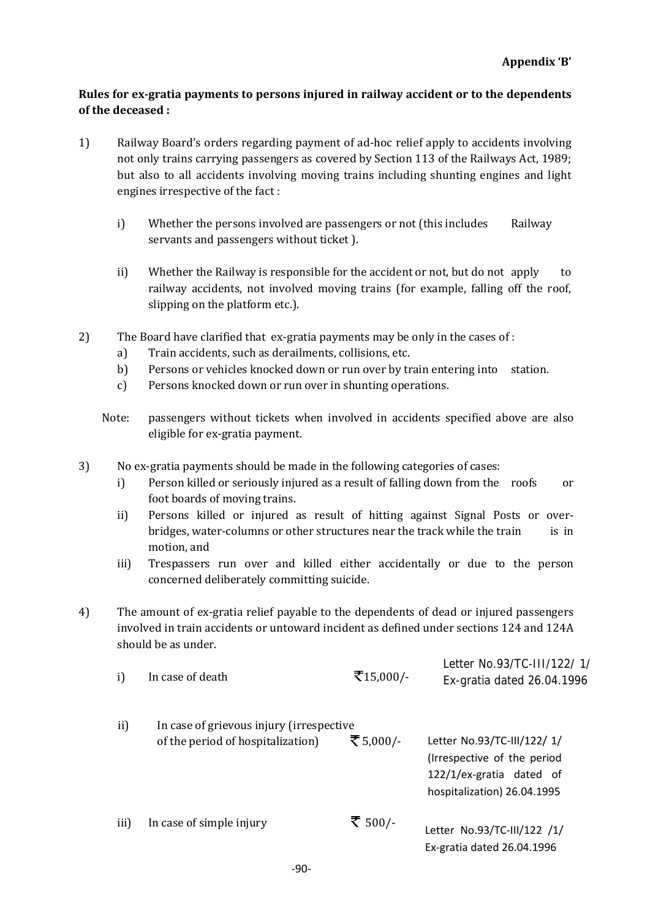**Appendix 'B'**

**Rules for ex-gratia payments to persons injured in railway accident or to the dependents of the deceased :**

1) Railway Board's orders regarding payment of ad-hoc relief apply to accidents involving not only trains carrying passengers as covered by Section 113 of the Railways Act, 1989; but also to all accidents involving moving trains including shunting engines and light engines irrespective of the fact :

   i) Whether the persons involved are passengers or not (this includes Railway servants and passengers without ticket ).

   ii) Whether the Railway is responsible for the accident or not, but do not apply to railway accidents, not involved moving trains (for example, falling off the roof, slipping on the platform etc.).

2) The Board have clarified that ex-gratia payments may be only in the cases of :
   a) Train accidents, such as derailments, collisions, etc.
   b) Persons or vehicles knocked down or run over by train entering into station.
   c) Persons knocked down or run over in shunting operations.

   Note: passengers without tickets when involved in accidents specified above are also eligible for ex-gratia payment.

3) No ex-gratia payments should be made in the following categories of cases:
   i) Person killed or seriously injured as a result of falling down from the roofs or foot boards of moving trains.
   ii) Persons killed or injured as result of hitting against Signal Posts or over-bridges, water-columns or other structures near the track while the train is in motion, and
   iii) Trespassers run over and killed either accidentally or due to the person concerned deliberately committing suicide.

4) The amount of ex-gratia relief payable to the dependents of dead or injured passengers involved in train accidents or untoward incident as defined under sections 124 and 124A should be as under.

| | | | |
|---|---|---|---|
| i) | In case of death | ₹15,000/- | Letter No.93/TC-III/122/ 1/ Ex-gratia dated 26.04.1996 |
| ii) | In case of grievous injury (irrespective of the period of hospitalization) | ₹ 5,000/- | Letter No.93/TC-III/122/ 1/ (Irrespective of the period 122/1/ex-gratia dated of hospitalization) 26.04.1995 |
| iii) | In case of simple injury | ₹ 500/- | Letter No.93/TC-III/122 /1/ Ex-gratia dated 26.04.1996 |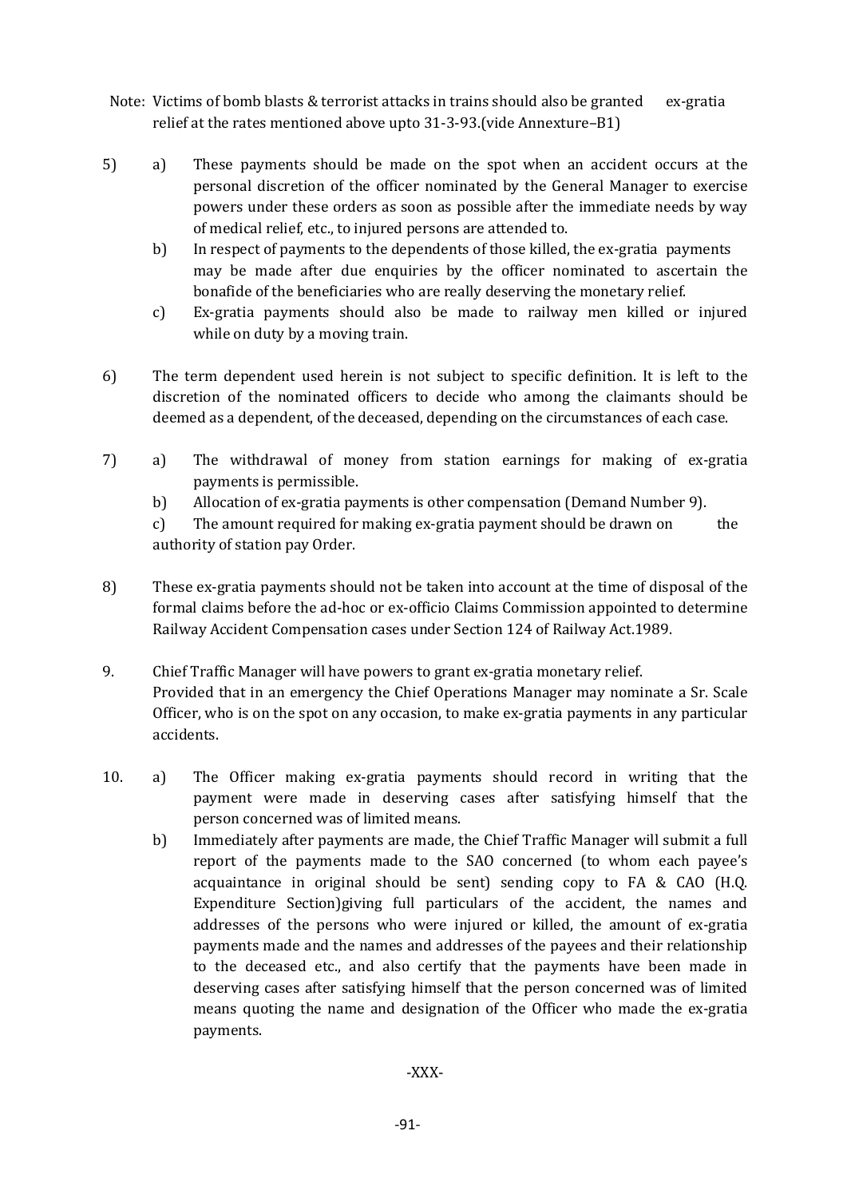Note: Victims of bomb blasts & terrorist attacks in trains should also be granted ex-gratia relief at the rates mentioned above upto 31-3-93.(vide Annexure–B1)

5) a) These payments should be made on the spot when an accident occurs at the personal discretion of the officer nominated by the General Manager to exercise powers under these orders as soon as possible after the immediate needs by way of medical relief, etc., to injured persons are attended to.

   b) In respect of payments to the dependents of those killed, the ex-gratia payments may be made after due enquiries by the officer nominated to ascertain the bonafide of the beneficiaries who are really deserving the monetary relief.

   c) Ex-gratia payments should also be made to railway men killed or injured while on duty by a moving train.

6) The term dependent used herein is not subject to specific definition. It is left to the discretion of the nominated officers to decide who among the claimants should be deemed as a dependent, of the deceased, depending on the circumstances of each case.

7) a) The withdrawal of money from station earnings for making of ex-gratia payments is permissible.

   b) Allocation of ex-gratia payments is other compensation (Demand Number 9).

   c) The amount required for making ex-gratia payment should be drawn on the authority of station pay Order.

8) These ex-gratia payments should not be taken into account at the time of disposal of the formal claims before the ad-hoc or ex-officio Claims Commission appointed to determine Railway Accident Compensation cases under Section 124 of Railway Act.1989.

9. Chief Traffic Manager will have powers to grant ex-gratia monetary relief.
   Provided that in an emergency the Chief Operations Manager may nominate a Sr. Scale Officer, who is on the spot on any occasion, to make ex-gratia payments in any particular accidents.

10. a) The Officer making ex-gratia payments should record in writing that the payment were made in deserving cases after satisfying himself that the person concerned was of limited means.

    b) Immediately after payments are made, the Chief Traffic Manager will submit a full report of the payments made to the SAO concerned (to whom each payee's acquaintance in original should be sent) sending copy to FA & CAO (H.Q. Expenditure Section)giving full particulars of the accident, the names and addresses of the persons who were injured or killed, the amount of ex-gratia payments made and the names and addresses of the payees and their relationship to the deceased etc., and also certify that the payments have been made in deserving cases after satisfying himself that the person concerned was of limited means quoting the name and designation of the Officer who made the ex-gratia payments.

-XXX-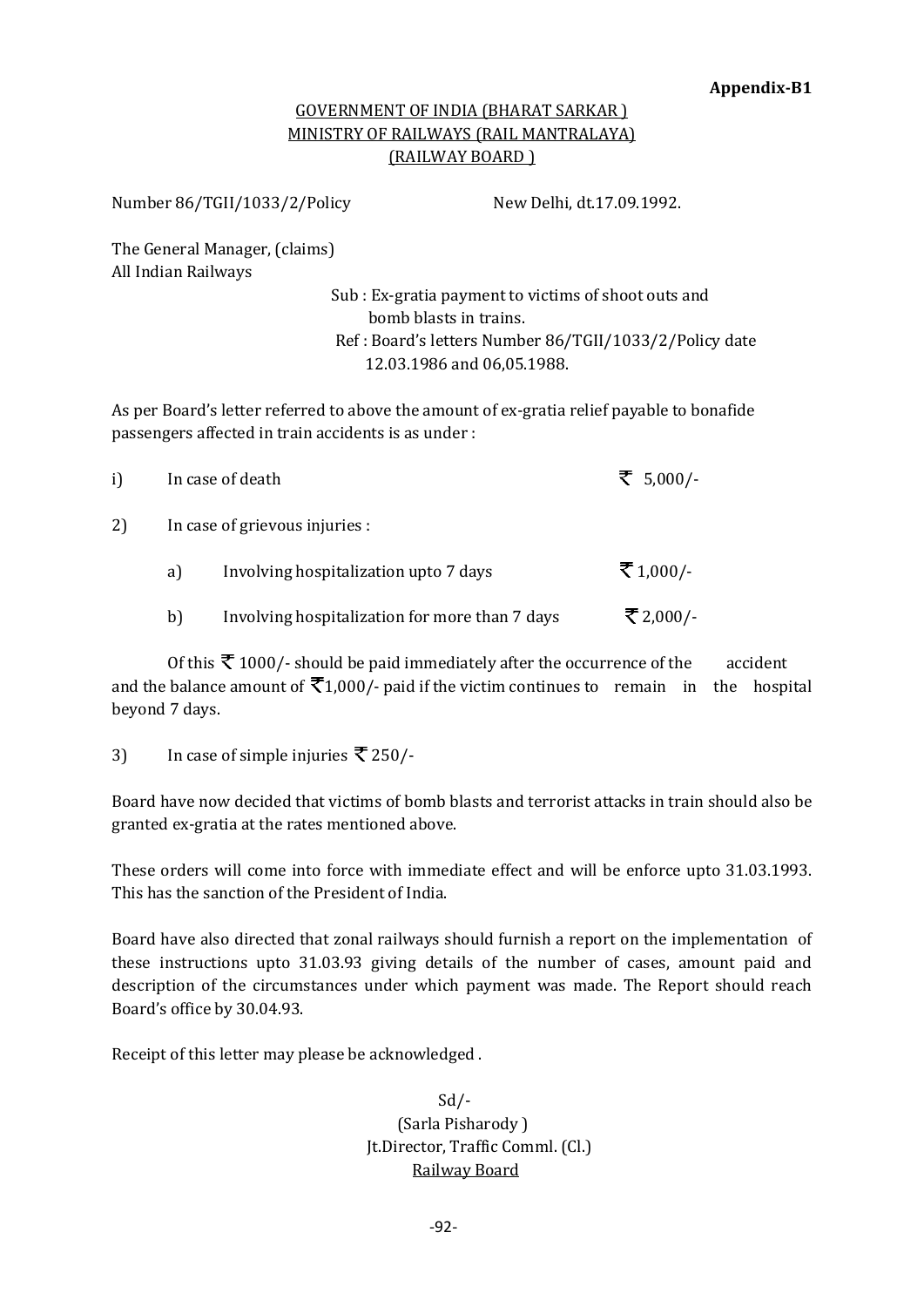**Appendix-B1**

<u>GOVERNMENT OF INDIA (BHARAT SARKAR )</u>
<u>MINISTRY OF RAILWAYS (RAIL MANTRALAYA)</u>
<u>(RAILWAY BOARD )</u>

Number 86/TGII/1033/2/Policy New Delhi, dt.17.09.1992.

The General Manager, (claims)
All Indian Railways

Sub : Ex-gratia payment to victims of shoot outs and bomb blasts in trains.
Ref : Board's letters Number 86/TGII/1033/2/Policy date 12.03.1986 and 06,05.1988.

As per Board's letter referred to above the amount of ex-gratia relief payable to bonafide passengers affected in train accidents is as under :

i) In case of death ₹ 5,000/-

2) In case of grievous injuries :

a) Involving hospitalization upto 7 days ₹ 1,000/-

b) Involving hospitalization for more than 7 days ₹ 2,000/-

Of this ₹ 1000/- should be paid immediately after the occurrence of the accident and the balance amount of ₹1,000/- paid if the victim continues to remain in the hospital beyond 7 days.

3) In case of simple injuries ₹ 250/-

Board have now decided that victims of bomb blasts and terrorist attacks in train should also be granted ex-gratia at the rates mentioned above.

These orders will come into force with immediate effect and will be enforce upto 31.03.1993. This has the sanction of the President of India.

Board have also directed that zonal railways should furnish a report on the implementation of these instructions upto 31.03.93 giving details of the number of cases, amount paid and description of the circumstances under which payment was made. The Report should reach Board's office by 30.04.93.

Receipt of this letter may please be acknowledged .

Sd/-
(Sarla Pisharody )
Jt.Director, Traffic Comml. (Cl.)
<u>Railway Board</u>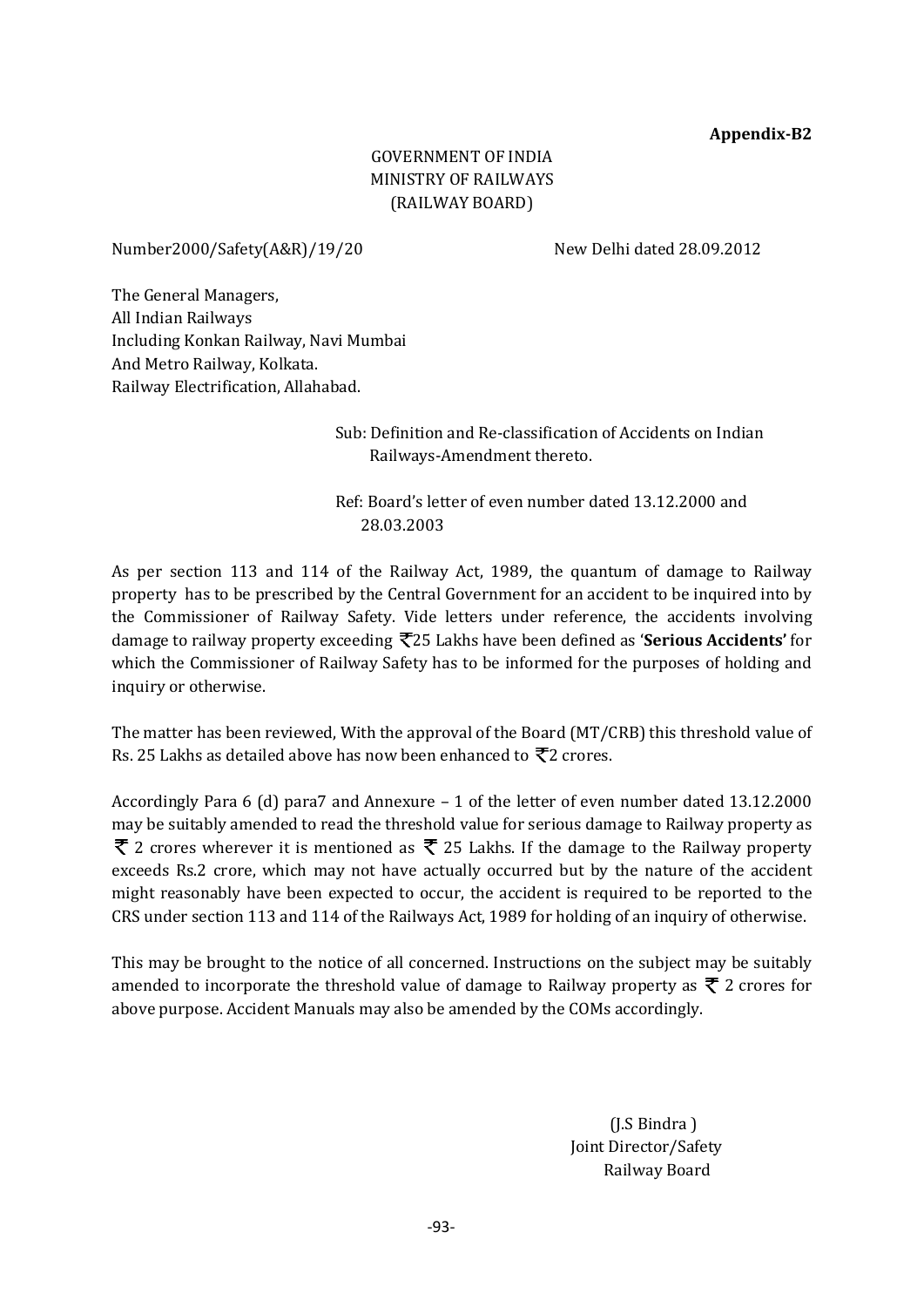**Appendix-B2**

GOVERNMENT OF INDIA
MINISTRY OF RAILWAYS
(RAILWAY BOARD)

Number2000/Safety(A&R)/19/20 New Delhi dated 28.09.2012

The General Managers,
All Indian Railways
Including Konkan Railway, Navi Mumbai
And Metro Railway, Kolkata.
Railway Electrification, Allahabad.

Sub: Definition and Re-classification of Accidents on Indian Railways-Amendment thereto.

Ref: Board's letter of even number dated 13.12.2000 and 28.03.2003

As per section 113 and 114 of the Railway Act, 1989, the quantum of damage to Railway property has to be prescribed by the Central Government for an accident to be inquired into by the Commissioner of Railway Safety. Vide letters under reference, the accidents involving damage to railway property exceeding ₹25 Lakhs have been defined as '**Serious Accidents'** for which the Commissioner of Railway Safety has to be informed for the purposes of holding and inquiry or otherwise.

The matter has been reviewed, With the approval of the Board (MT/CRB) this threshold value of Rs. 25 Lakhs as detailed above has now been enhanced to ₹2 crores.

Accordingly Para 6 (d) para7 and Annexure – 1 of the letter of even number dated 13.12.2000 may be suitably amended to read the threshold value for serious damage to Railway property as ₹ 2 crores wherever it is mentioned as ₹ 25 Lakhs. If the damage to the Railway property exceeds Rs.2 crore, which may not have actually occurred but by the nature of the accident might reasonably have been expected to occur, the accident is required to be reported to the CRS under section 113 and 114 of the Railways Act, 1989 for holding of an inquiry of otherwise.

This may be brought to the notice of all concerned. Instructions on the subject may be suitably amended to incorporate the threshold value of damage to Railway property as ₹ 2 crores for above purpose. Accident Manuals may also be amended by the COMs accordingly.

(J.S Bindra )
Joint Director/Safety
Railway Board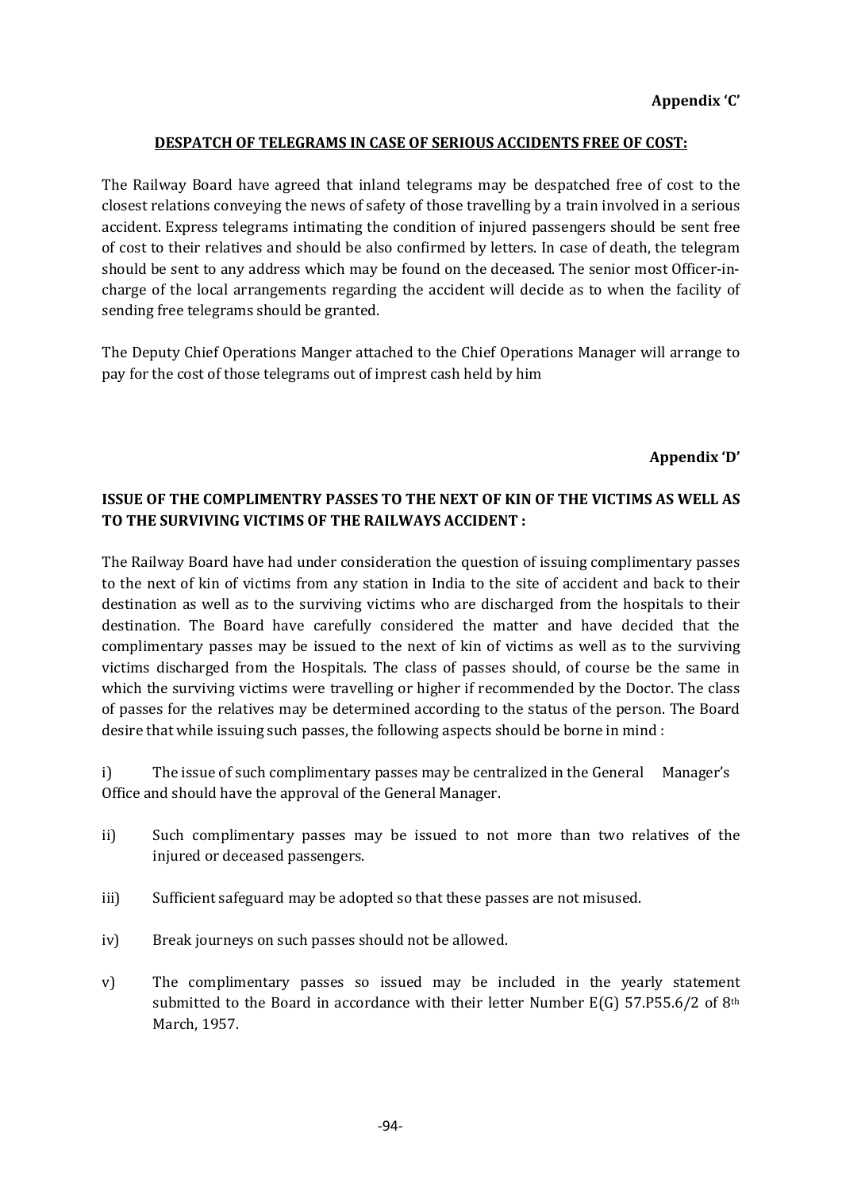**Appendix 'C'**

**DESPATCH OF TELEGRAMS IN CASE OF SERIOUS ACCIDENTS FREE OF COST:**

The Railway Board have agreed that inland telegrams may be despatched free of cost to the closest relations conveying the news of safety of those travelling by a train involved in a serious accident. Express telegrams intimating the condition of injured passengers should be sent free of cost to their relatives and should be also confirmed by letters. In case of death, the telegram should be sent to any address which may be found on the deceased. The senior most Officer-in-charge of the local arrangements regarding the accident will decide as to when the facility of sending free telegrams should be granted.

The Deputy Chief Operations Manger attached to the Chief Operations Manager will arrange to pay for the cost of those telegrams out of imprest cash held by him

**Appendix 'D'**

**ISSUE OF THE COMPLIMENTRY PASSES TO THE NEXT OF KIN OF THE VICTIMS AS WELL AS TO THE SURVIVING VICTIMS OF THE RAILWAYS ACCIDENT :**

The Railway Board have had under consideration the question of issuing complimentary passes to the next of kin of victims from any station in India to the site of accident and back to their destination as well as to the surviving victims who are discharged from the hospitals to their destination. The Board have carefully considered the matter and have decided that the complimentary passes may be issued to the next of kin of victims as well as to the surviving victims discharged from the Hospitals. The class of passes should, of course be the same in which the surviving victims were travelling or higher if recommended by the Doctor. The class of passes for the relatives may be determined according to the status of the person. The Board desire that while issuing such passes, the following aspects should be borne in mind :

i) The issue of such complimentary passes may be centralized in the General Manager's Office and should have the approval of the General Manager.

ii) Such complimentary passes may be issued to not more than two relatives of the injured or deceased passengers.

iii) Sufficient safeguard may be adopted so that these passes are not misused.

iv) Break journeys on such passes should not be allowed.

v) The complimentary passes so issued may be included in the yearly statement submitted to the Board in accordance with their letter Number E(G) 57.P55.6/2 of 8th March, 1957.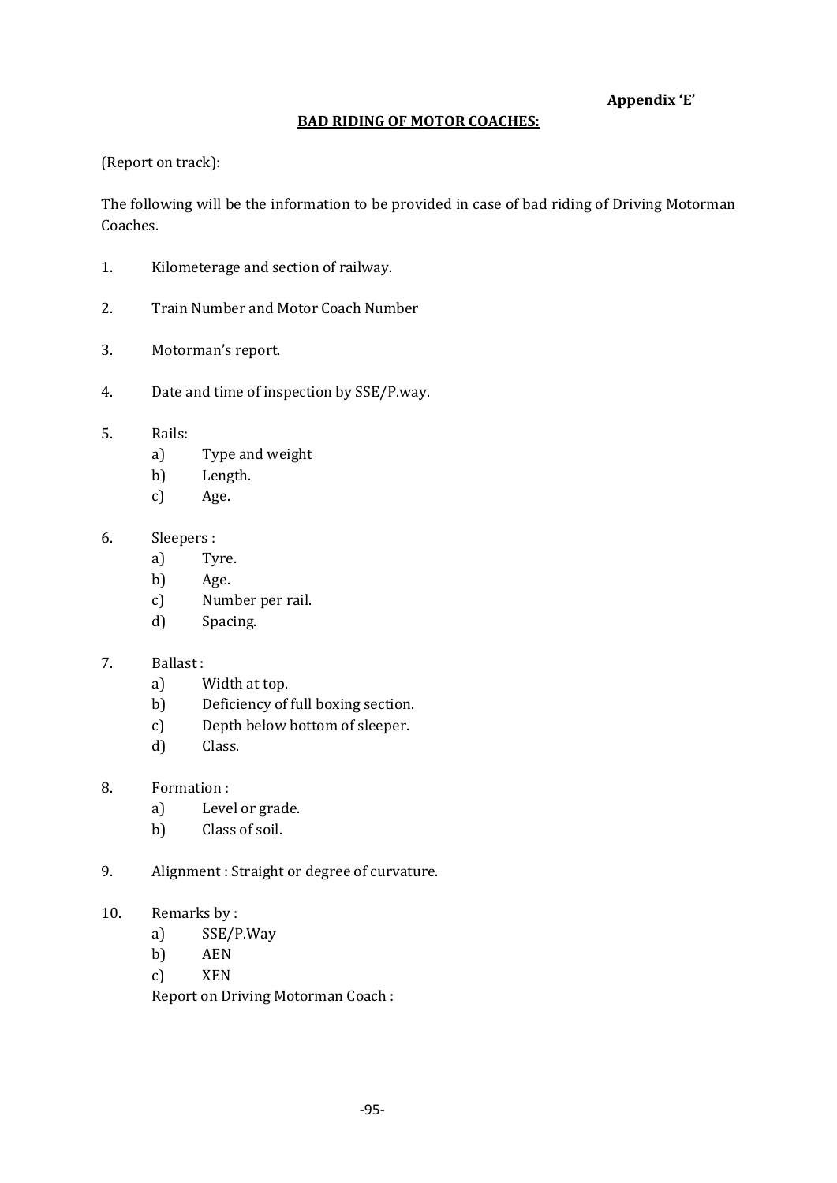**Appendix ‘E’**

**BAD RIDING OF MOTOR COACHES:**

(Report on track):

The following will be the information to be provided in case of bad riding of Driving Motorman Coaches.

1. Kilometerage and section of railway.

2. Train Number and Motor Coach Number

3. Motorman’s report.

4. Date and time of inspection by SSE/P.way.

5. Rails:
   a) Type and weight
   b) Length.
   c) Age.

6. Sleepers :
   a) Tyre.
   b) Age.
   c) Number per rail.
   d) Spacing.

7. Ballast :
   a) Width at top.
   b) Deficiency of full boxing section.
   c) Depth below bottom of sleeper.
   d) Class.

8. Formation :
   a) Level or grade.
   b) Class of soil.

9. Alignment : Straight or degree of curvature.

10. Remarks by :
    a) SSE/P.Way
    b) AEN
    c) XEN

    Report on Driving Motorman Coach :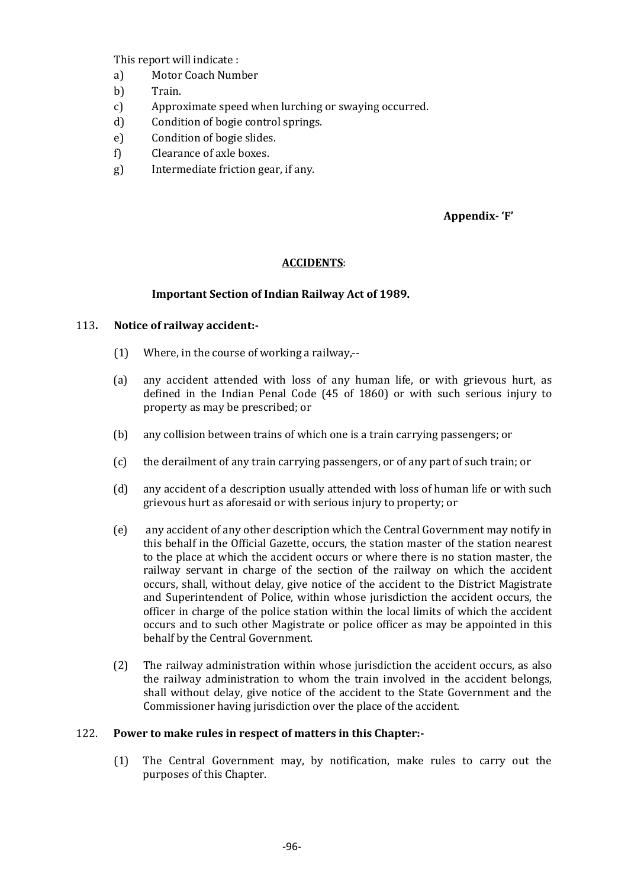This report will indicate :

a) Motor Coach Number
b) Train.
c) Approximate speed when lurching or swaying occurred.
d) Condition of bogie control springs.
e) Condition of bogie slides.
f) Clearance of axle boxes.
g) Intermediate friction gear, if any.

**Appendix- 'F'**

## ACCIDENTS:

### Important Section of Indian Railway Act of 1989.

113. **Notice of railway accident:-**

(1) Where, in the course of working a railway,--

(a) any accident attended with loss of any human life, or with grievous hurt, as defined in the Indian Penal Code (45 of 1860) or with such serious injury to property as may be prescribed; or

(b) any collision between trains of which one is a train carrying passengers; or

(c) the derailment of any train carrying passengers, or of any part of such train; or

(d) any accident of a description usually attended with loss of human life or with such grievous hurt as aforesaid or with serious injury to property; or

(e) any accident of any other description which the Central Government may notify in this behalf in the Official Gazette, occurs, the station master of the station nearest to the place at which the accident occurs or where there is no station master, the railway servant in charge of the section of the railway on which the accident occurs, shall, without delay, give notice of the accident to the District Magistrate and Superintendent of Police, within whose jurisdiction the accident occurs, the officer in charge of the police station within the local limits of which the accident occurs and to such other Magistrate or police officer as may be appointed in this behalf by the Central Government.

(2) The railway administration within whose jurisdiction the accident occurs, as also the railway administration to whom the train involved in the accident belongs, shall without delay, give notice of the accident to the State Government and the Commissioner having jurisdiction over the place of the accident.

122. **Power to make rules in respect of matters in this Chapter:-**

(1) The Central Government may, by notification, make rules to carry out the purposes of this Chapter.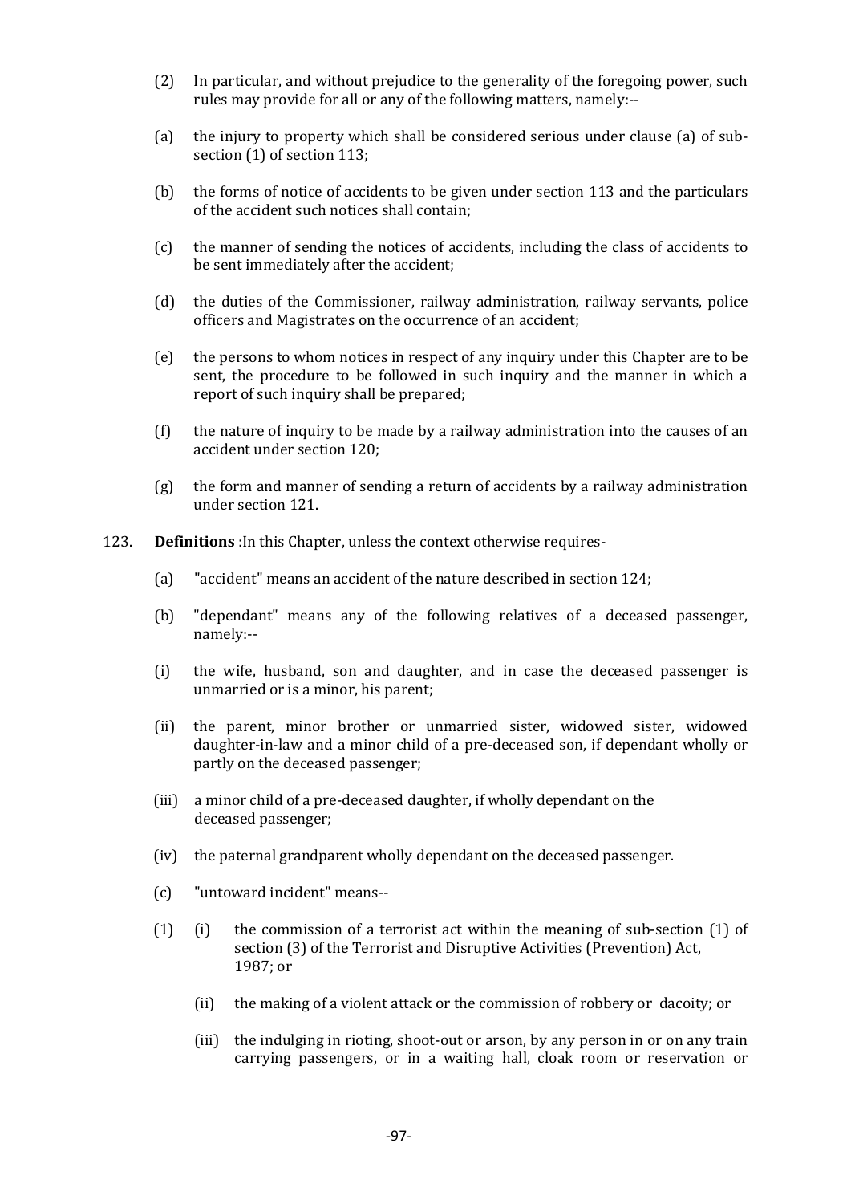(2) In particular, and without prejudice to the generality of the foregoing power, such rules may provide for all or any of the following matters, namely:--

(a) the injury to property which shall be considered serious under clause (a) of sub-section (1) of section 113;

(b) the forms of notice of accidents to be given under section 113 and the particulars of the accident such notices shall contain;

(c) the manner of sending the notices of accidents, including the class of accidents to be sent immediately after the accident;

(d) the duties of the Commissioner, railway administration, railway servants, police officers and Magistrates on the occurrence of an accident;

(e) the persons to whom notices in respect of any inquiry under this Chapter are to be sent, the procedure to be followed in such inquiry and the manner in which a report of such inquiry shall be prepared;

(f) the nature of inquiry to be made by a railway administration into the causes of an accident under section 120;

(g) the form and manner of sending a return of accidents by a railway administration under section 121.

123. **Definitions** :In this Chapter, unless the context otherwise requires-

(a) "accident" means an accident of the nature described in section 124;

(b) "dependant" means any of the following relatives of a deceased passenger, namely:--

(i) the wife, husband, son and daughter, and in case the deceased passenger is unmarried or is a minor, his parent;

(ii) the parent, minor brother or unmarried sister, widowed sister, widowed daughter-in-law and a minor child of a pre-deceased son, if dependant wholly or partly on the deceased passenger;

(iii) a minor child of a pre-deceased daughter, if wholly dependant on the deceased passenger;

(iv) the paternal grandparent wholly dependant on the deceased passenger.

(c) "untoward incident" means--

(1) (i) the commission of a terrorist act within the meaning of sub-section (1) of section (3) of the Terrorist and Disruptive Activities (Prevention) Act, 1987; or

(ii) the making of a violent attack or the commission of robbery or dacoity; or

(iii) the indulging in rioting, shoot-out or arson, by any person in or on any train carrying passengers, or in a waiting hall, cloak room or reservation or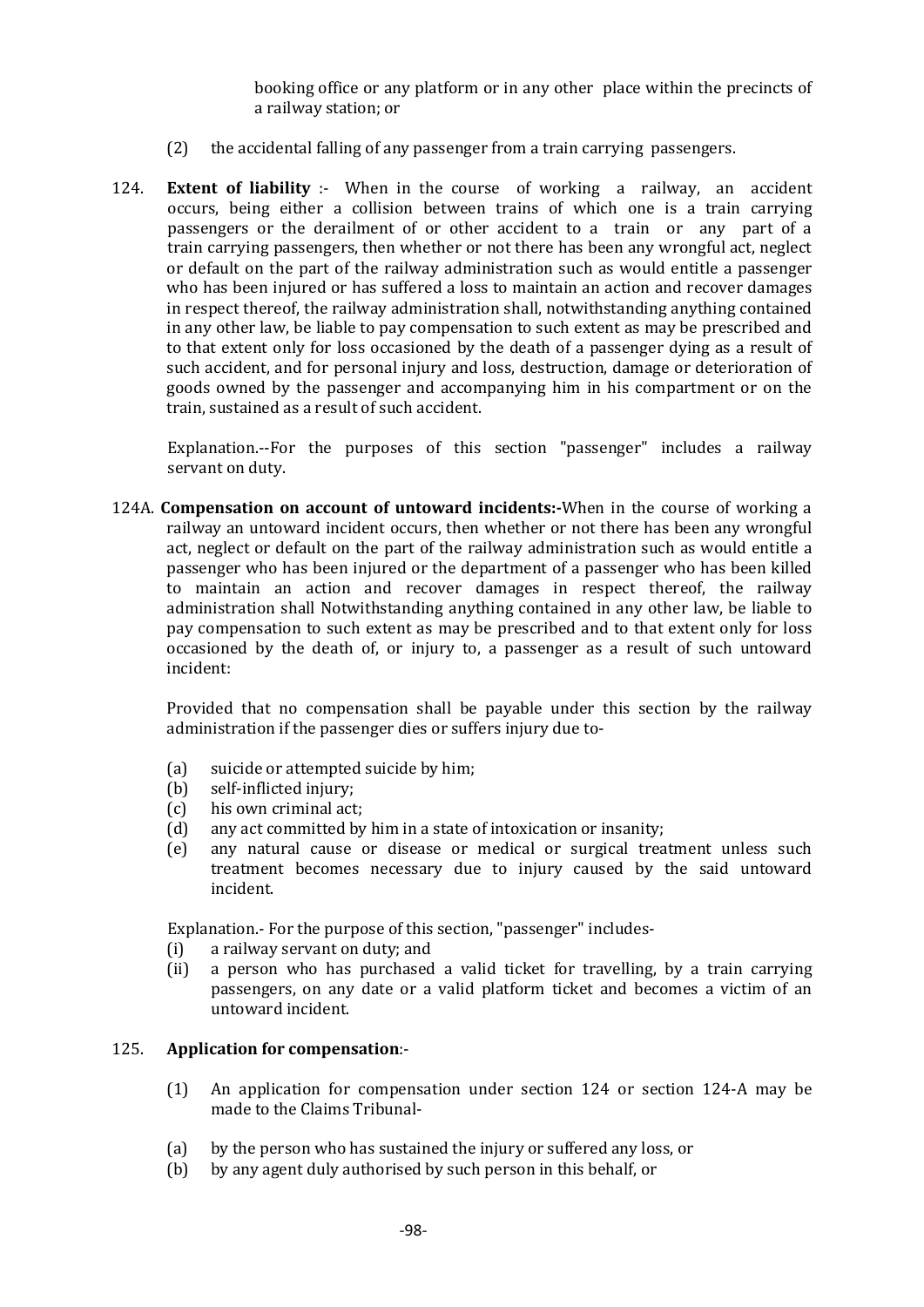booking office or any platform or in any other place within the precincts of a railway station; or

(2) the accidental falling of any passenger from a train carrying passengers.

124. **Extent of liability** :- When in the course of working a railway, an accident occurs, being either a collision between trains of which one is a train carrying passengers or the derailment of or other accident to a train or any part of a train carrying passengers, then whether or not there has been any wrongful act, neglect or default on the part of the railway administration such as would entitle a passenger who has been injured or has suffered a loss to maintain an action and recover damages in respect thereof, the railway administration shall, notwithstanding anything contained in any other law, be liable to pay compensation to such extent as may be prescribed and to that extent only for loss occasioned by the death of a passenger dying as a result of such accident, and for personal injury and loss, destruction, damage or deterioration of goods owned by the passenger and accompanying him in his compartment or on the train, sustained as a result of such accident.

Explanation.--For the purposes of this section "passenger" includes a railway servant on duty.

124A. **Compensation on account of untoward incidents:-**When in the course of working a railway an untoward incident occurs, then whether or not there has been any wrongful act, neglect or default on the part of the railway administration such as would entitle a passenger who has been injured or the department of a passenger who has been killed to maintain an action and recover damages in respect thereof, the railway administration shall Notwithstanding anything contained in any other law, be liable to pay compensation to such extent as may be prescribed and to that extent only for loss occasioned by the death of, or injury to, a passenger as a result of such untoward incident:

Provided that no compensation shall be payable under this section by the railway administration if the passenger dies or suffers injury due to-

(a) suicide or attempted suicide by him;
(b) self-inflicted injury;
(c) his own criminal act;
(d) any act committed by him in a state of intoxication or insanity;
(e) any natural cause or disease or medical or surgical treatment unless such treatment becomes necessary due to injury caused by the said untoward incident.

Explanation.- For the purpose of this section, "passenger" includes-
(i) a railway servant on duty; and
(ii) a person who has purchased a valid ticket for travelling, by a train carrying passengers, on any date or a valid platform ticket and becomes a victim of an untoward incident.

125. **Application for compensation**:-

(1) An application for compensation under section 124 or section 124-A may be made to the Claims Tribunal-

(a) by the person who has sustained the injury or suffered any loss, or
(b) by any agent duly authorised by such person in this behalf, or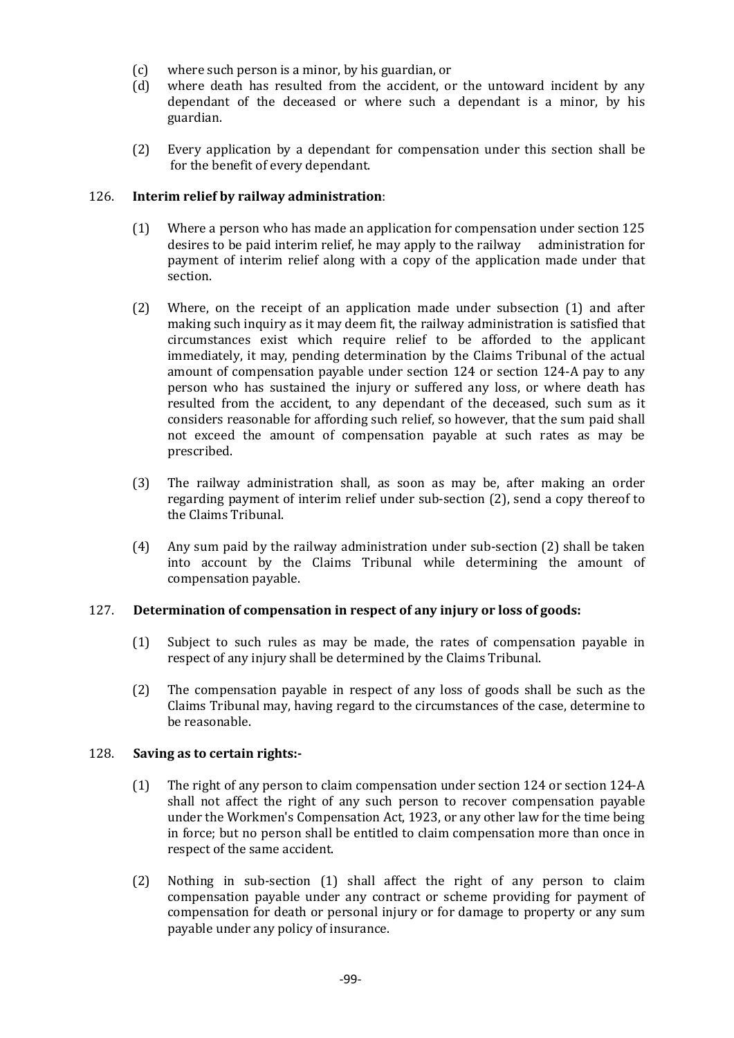(c) where such person is a minor, by his guardian, or

(d) where death has resulted from the accident, or the untoward incident by any dependant of the deceased or where such a dependant is a minor, by his guardian.

(2) Every application by a dependant for compensation under this section shall be for the benefit of every dependant.

### 126. **Interim relief by railway administration**:

(1) Where a person who has made an application for compensation under section 125 desires to be paid interim relief, he may apply to the railway administration for payment of interim relief along with a copy of the application made under that section.

(2) Where, on the receipt of an application made under subsection (1) and after making such inquiry as it may deem fit, the railway administration is satisfied that circumstances exist which require relief to be afforded to the applicant immediately, it may, pending determination by the Claims Tribunal of the actual amount of compensation payable under section 124 or section 124-A pay to any person who has sustained the injury or suffered any loss, or where death has resulted from the accident, to any dependant of the deceased, such sum as it considers reasonable for affording such relief, so however, that the sum paid shall not exceed the amount of compensation payable at such rates as may be prescribed.

(3) The railway administration shall, as soon as may be, after making an order regarding payment of interim relief under sub-section (2), send a copy thereof to the Claims Tribunal.

(4) Any sum paid by the railway administration under sub-section (2) shall be taken into account by the Claims Tribunal while determining the amount of compensation payable.

### 127. **Determination of compensation in respect of any injury or loss of goods:**

(1) Subject to such rules as may be made, the rates of compensation payable in respect of any injury shall be determined by the Claims Tribunal.

(2) The compensation payable in respect of any loss of goods shall be such as the Claims Tribunal may, having regard to the circumstances of the case, determine to be reasonable.

### 128. **Saving as to certain rights:-**

(1) The right of any person to claim compensation under section 124 or section 124-A shall not affect the right of any such person to recover compensation payable under the Workmen's Compensation Act, 1923, or any other law for the time being in force; but no person shall be entitled to claim compensation more than once in respect of the same accident.

(2) Nothing in sub-section (1) shall affect the right of any person to claim compensation payable under any contract or scheme providing for payment of compensation for death or personal injury or for damage to property or any sum payable under any policy of insurance.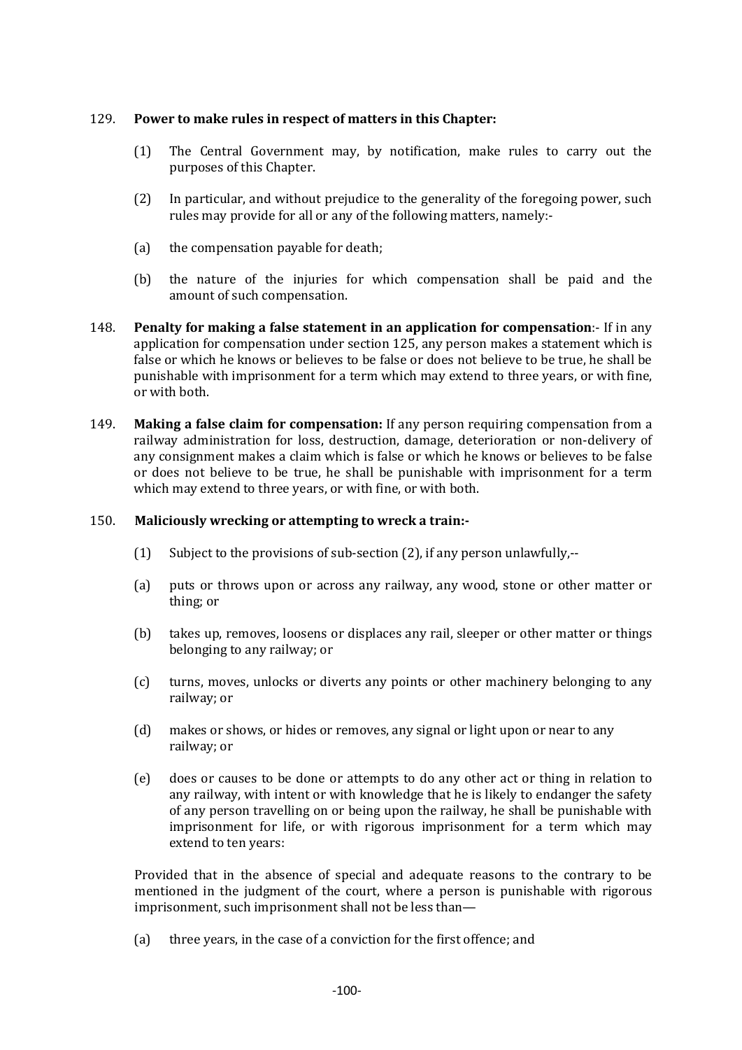129. **Power to make rules in respect of matters in this Chapter:**

(1) The Central Government may, by notification, make rules to carry out the purposes of this Chapter.

(2) In particular, and without prejudice to the generality of the foregoing power, such rules may provide for all or any of the following matters, namely:-

(a) the compensation payable for death;

(b) the nature of the injuries for which compensation shall be paid and the amount of such compensation.

148. **Penalty for making a false statement in an application for compensation**:- If in any application for compensation under section 125, any person makes a statement which is false or which he knows or believes to be false or does not believe to be true, he shall be punishable with imprisonment for a term which may extend to three years, or with fine, or with both.

149. **Making a false claim for compensation:** If any person requiring compensation from a railway administration for loss, destruction, damage, deterioration or non-delivery of any consignment makes a claim which is false or which he knows or believes to be false or does not believe to be true, he shall be punishable with imprisonment for a term which may extend to three years, or with fine, or with both.

150. **Maliciously wrecking or attempting to wreck a train:-**

(1) Subject to the provisions of sub-section (2), if any person unlawfully,--

(a) puts or throws upon or across any railway, any wood, stone or other matter or thing; or

(b) takes up, removes, loosens or displaces any rail, sleeper or other matter or things belonging to any railway; or

(c) turns, moves, unlocks or diverts any points or other machinery belonging to any railway; or

(d) makes or shows, or hides or removes, any signal or light upon or near to any railway; or

(e) does or causes to be done or attempts to do any other act or thing in relation to any railway, with intent or with knowledge that he is likely to endanger the safety of any person travelling on or being upon the railway, he shall be punishable with imprisonment for life, or with rigorous imprisonment for a term which may extend to ten years:

Provided that in the absence of special and adequate reasons to the contrary to be mentioned in the judgment of the court, where a person is punishable with rigorous imprisonment, such imprisonment shall not be less than—

(a) three years, in the case of a conviction for the first offence; and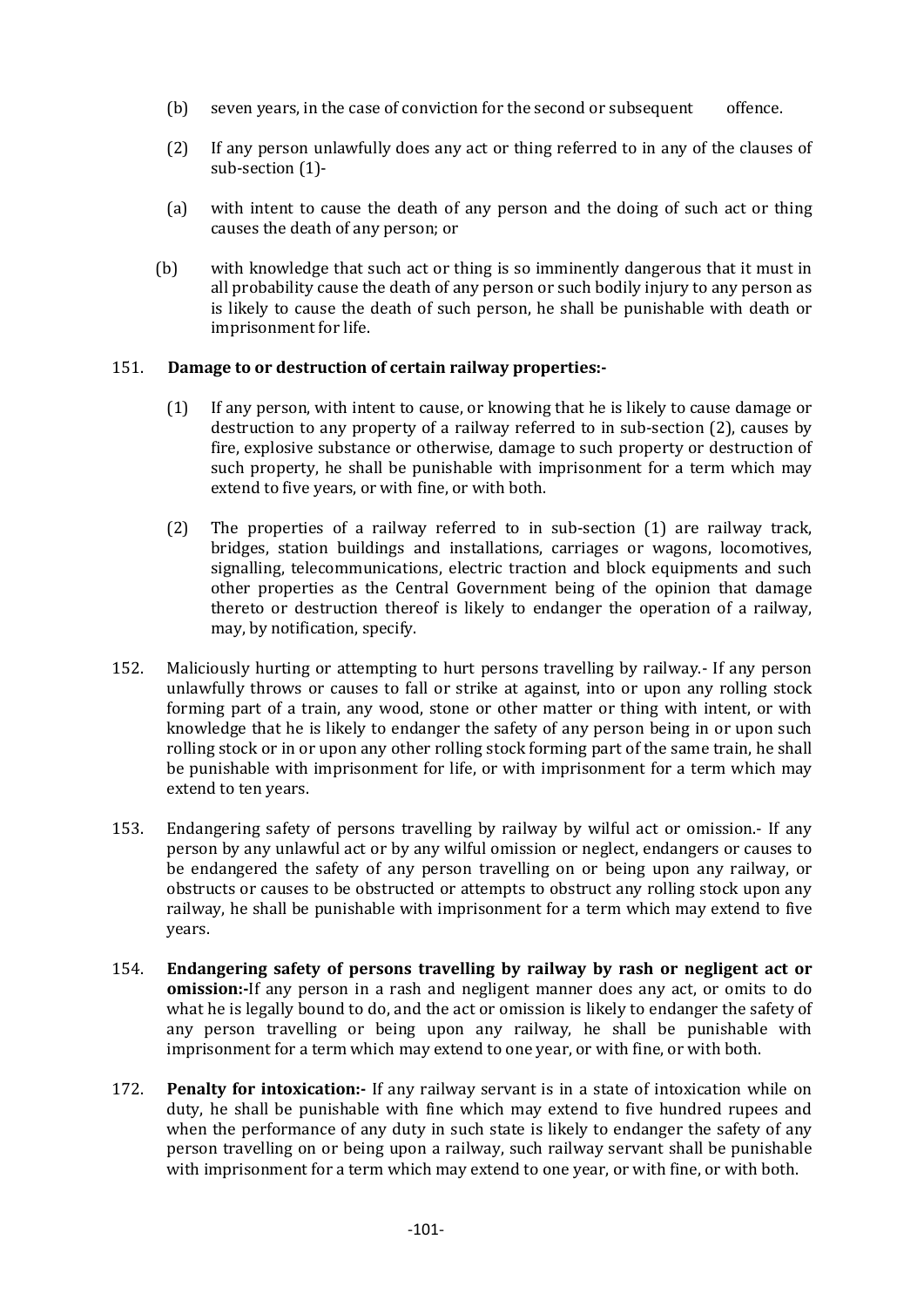(b) seven years, in the case of conviction for the second or subsequent offence.

(2) If any person unlawfully does any act or thing referred to in any of the clauses of sub-section (1)-

(a) with intent to cause the death of any person and the doing of such act or thing causes the death of any person; or

(b) with knowledge that such act or thing is so imminently dangerous that it must in all probability cause the death of any person or such bodily injury to any person as is likely to cause the death of such person, he shall be punishable with death or imprisonment for life.

151. **Damage to or destruction of certain railway properties:-**

(1) If any person, with intent to cause, or knowing that he is likely to cause damage or destruction to any property of a railway referred to in sub-section (2), causes by fire, explosive substance or otherwise, damage to such property or destruction of such property, he shall be punishable with imprisonment for a term which may extend to five years, or with fine, or with both.

(2) The properties of a railway referred to in sub-section (1) are railway track, bridges, station buildings and installations, carriages or wagons, locomotives, signalling, telecommunications, electric traction and block equipments and such other properties as the Central Government being of the opinion that damage thereto or destruction thereof is likely to endanger the operation of a railway, may, by notification, specify.

152. Maliciously hurting or attempting to hurt persons travelling by railway.- If any person unlawfully throws or causes to fall or strike at against, into or upon any rolling stock forming part of a train, any wood, stone or other matter or thing with intent, or with knowledge that he is likely to endanger the safety of any person being in or upon such rolling stock or in or upon any other rolling stock forming part of the same train, he shall be punishable with imprisonment for life, or with imprisonment for a term which may extend to ten years.

153. Endangering safety of persons travelling by railway by wilful act or omission.- If any person by any unlawful act or by any wilful omission or neglect, endangers or causes to be endangered the safety of any person travelling on or being upon any railway, or obstructs or causes to be obstructed or attempts to obstruct any rolling stock upon any railway, he shall be punishable with imprisonment for a term which may extend to five years.

154. **Endangering safety of persons travelling by railway by rash or negligent act or omission:-**If any person in a rash and negligent manner does any act, or omits to do what he is legally bound to do, and the act or omission is likely to endanger the safety of any person travelling or being upon any railway, he shall be punishable with imprisonment for a term which may extend to one year, or with fine, or with both.

172. **Penalty for intoxication:-** If any railway servant is in a state of intoxication while on duty, he shall be punishable with fine which may extend to five hundred rupees and when the performance of any duty in such state is likely to endanger the safety of any person travelling on or being upon a railway, such railway servant shall be punishable with imprisonment for a term which may extend to one year, or with fine, or with both.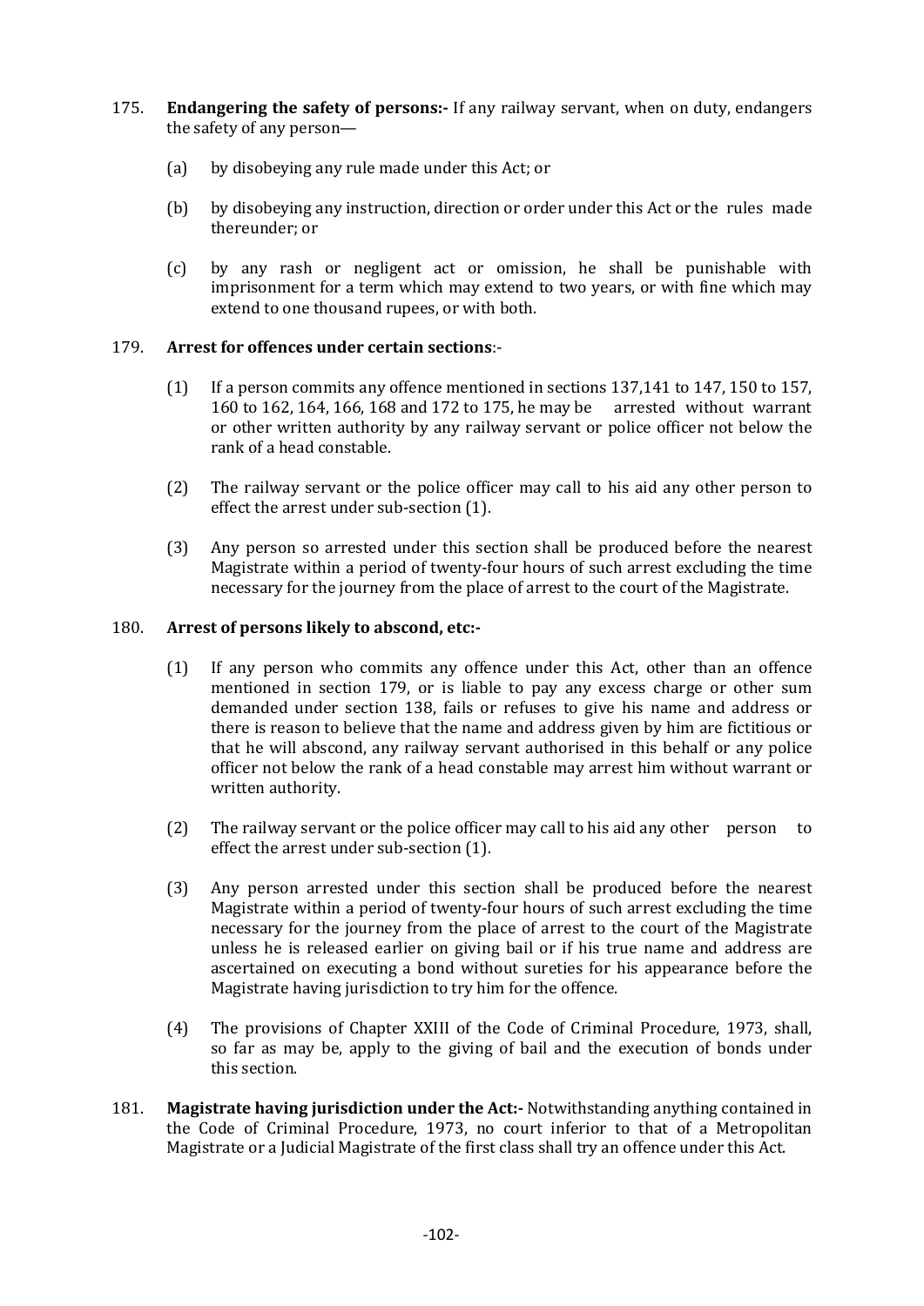175. **Endangering the safety of persons:-** If any railway servant, when on duty, endangers the safety of any person—

   (a) by disobeying any rule made under this Act; or

   (b) by disobeying any instruction, direction or order under this Act or the rules made thereunder; or

   (c) by any rash or negligent act or omission, he shall be punishable with imprisonment for a term which may extend to two years, or with fine which may extend to one thousand rupees, or with both.

179. **Arrest for offences under certain sections**:-

   (1) If a person commits any offence mentioned in sections 137,141 to 147, 150 to 157, 160 to 162, 164, 166, 168 and 172 to 175, he may be arrested without warrant or other written authority by any railway servant or police officer not below the rank of a head constable.

   (2) The railway servant or the police officer may call to his aid any other person to effect the arrest under sub-section (1).

   (3) Any person so arrested under this section shall be produced before the nearest Magistrate within a period of twenty-four hours of such arrest excluding the time necessary for the journey from the place of arrest to the court of the Magistrate.

180. **Arrest of persons likely to abscond, etc:-**

   (1) If any person who commits any offence under this Act, other than an offence mentioned in section 179, or is liable to pay any excess charge or other sum demanded under section 138, fails or refuses to give his name and address or there is reason to believe that the name and address given by him are fictitious or that he will abscond, any railway servant authorised in this behalf or any police officer not below the rank of a head constable may arrest him without warrant or written authority.

   (2) The railway servant or the police officer may call to his aid any other person to effect the arrest under sub-section (1).

   (3) Any person arrested under this section shall be produced before the nearest Magistrate within a period of twenty-four hours of such arrest excluding the time necessary for the journey from the place of arrest to the court of the Magistrate unless he is released earlier on giving bail or if his true name and address are ascertained on executing a bond without sureties for his appearance before the Magistrate having jurisdiction to try him for the offence.

   (4) The provisions of Chapter XXIII of the Code of Criminal Procedure, 1973, shall, so far as may be, apply to the giving of bail and the execution of bonds under this section.

181. **Magistrate having jurisdiction under the Act:-** Notwithstanding anything contained in the Code of Criminal Procedure, 1973, no court inferior to that of a Metropolitan Magistrate or a Judicial Magistrate of the first class shall try an offence under this Act.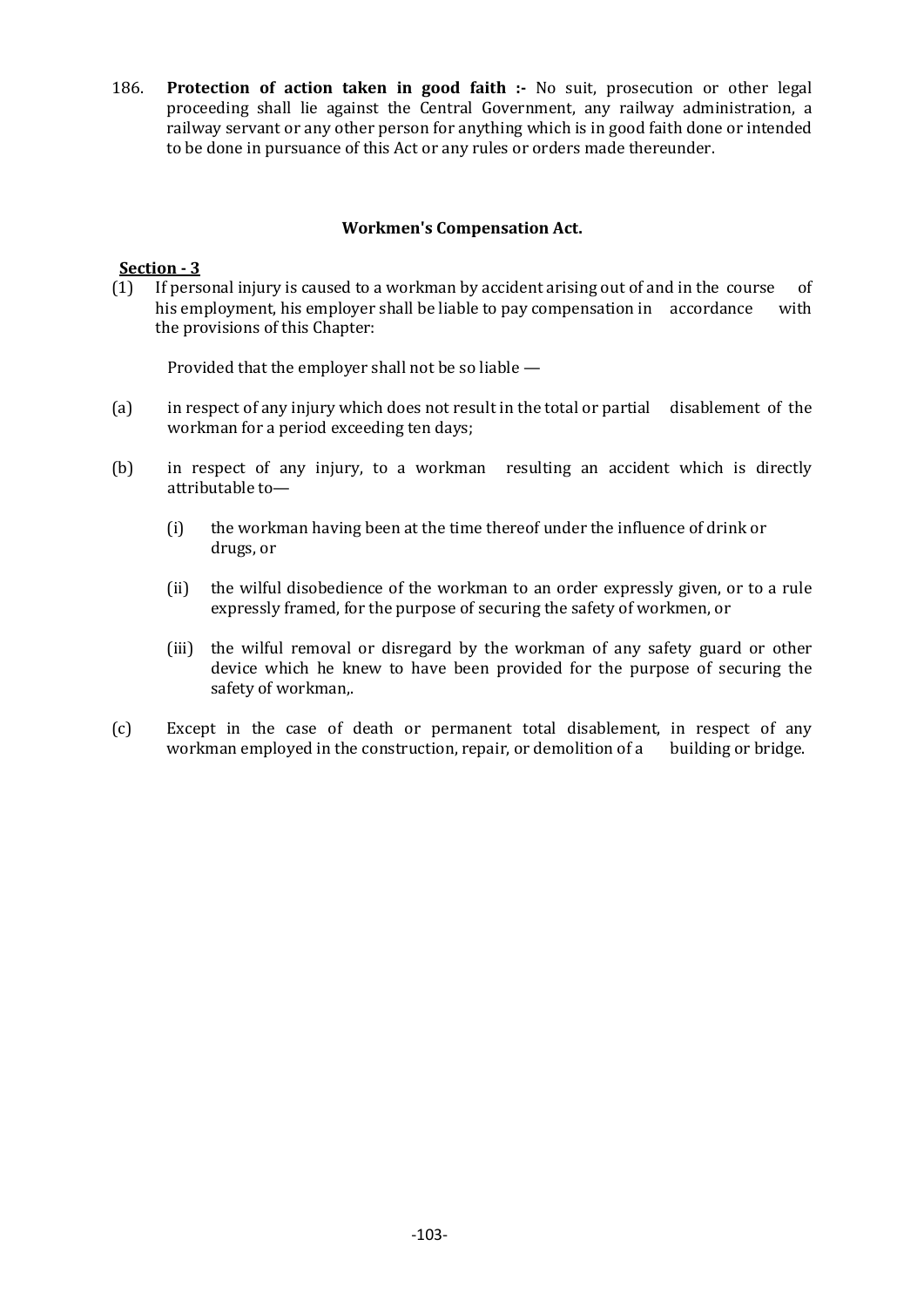186. **Protection of action taken in good faith :-** No suit, prosecution or other legal proceeding shall lie against the Central Government, any railway administration, a railway servant or any other person for anything which is in good faith done or intended to be done in pursuance of this Act or any rules or orders made thereunder.

## Workmen's Compensation Act.

**Section - 3**

(1) If personal injury is caused to a workman by accident arising out of and in the course of his employment, his employer shall be liable to pay compensation in accordance with the provisions of this Chapter:

Provided that the employer shall not be so liable —

(a) in respect of any injury which does not result in the total or partial disablement of the workman for a period exceeding ten days;

(b) in respect of any injury, to a workman resulting an accident which is directly attributable to—

  (i) the workman having been at the time thereof under the influence of drink or drugs, or

  (ii) the wilful disobedience of the workman to an order expressly given, or to a rule expressly framed, for the purpose of securing the safety of workmen, or

  (iii) the wilful removal or disregard by the workman of any safety guard or other device which he knew to have been provided for the purpose of securing the safety of workman,.

(c) Except in the case of death or permanent total disablement, in respect of any workman employed in the construction, repair, or demolition of a building or bridge.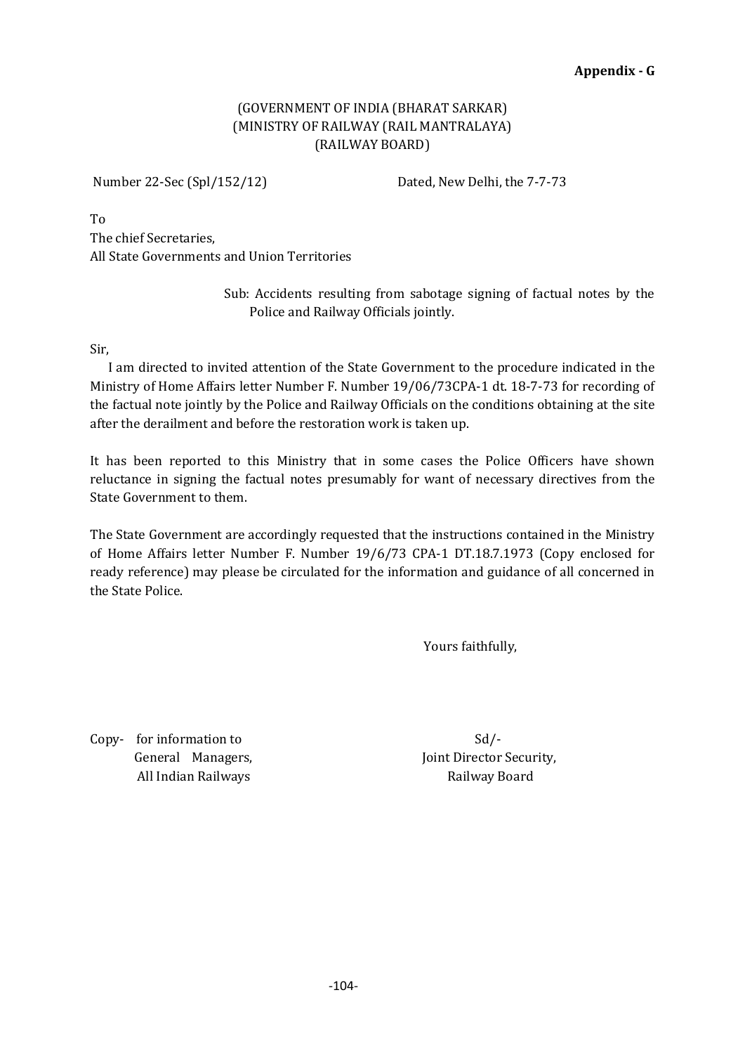**Appendix - G**

(GOVERNMENT OF INDIA (BHARAT SARKAR)
(MINISTRY OF RAILWAY (RAIL MANTRALAYA)
(RAILWAY BOARD)

Number 22-Sec (Spl/152/12) Dated, New Delhi, the 7-7-73

To
The chief Secretaries,
All State Governments and Union Territories

Sub: Accidents resulting from sabotage signing of factual notes by the Police and Railway Officials jointly.

Sir,

I am directed to invited attention of the State Government to the procedure indicated in the Ministry of Home Affairs letter Number F. Number 19/06/73CPA-1 dt. 18-7-73 for recording of the factual note jointly by the Police and Railway Officials on the conditions obtaining at the site after the derailment and before the restoration work is taken up.

It has been reported to this Ministry that in some cases the Police Officers have shown reluctance in signing the factual notes presumably for want of necessary directives from the State Government to them.

The State Government are accordingly requested that the instructions contained in the Ministry of Home Affairs letter Number F. Number 19/6/73 CPA-1 DT.18.7.1973 (Copy enclosed for ready reference) may please be circulated for the information and guidance of all concerned in the State Police.

Yours faithfully,

Sd/-
Joint Director Security,
Railway Board

Copy- for information to
General Managers,
All Indian Railways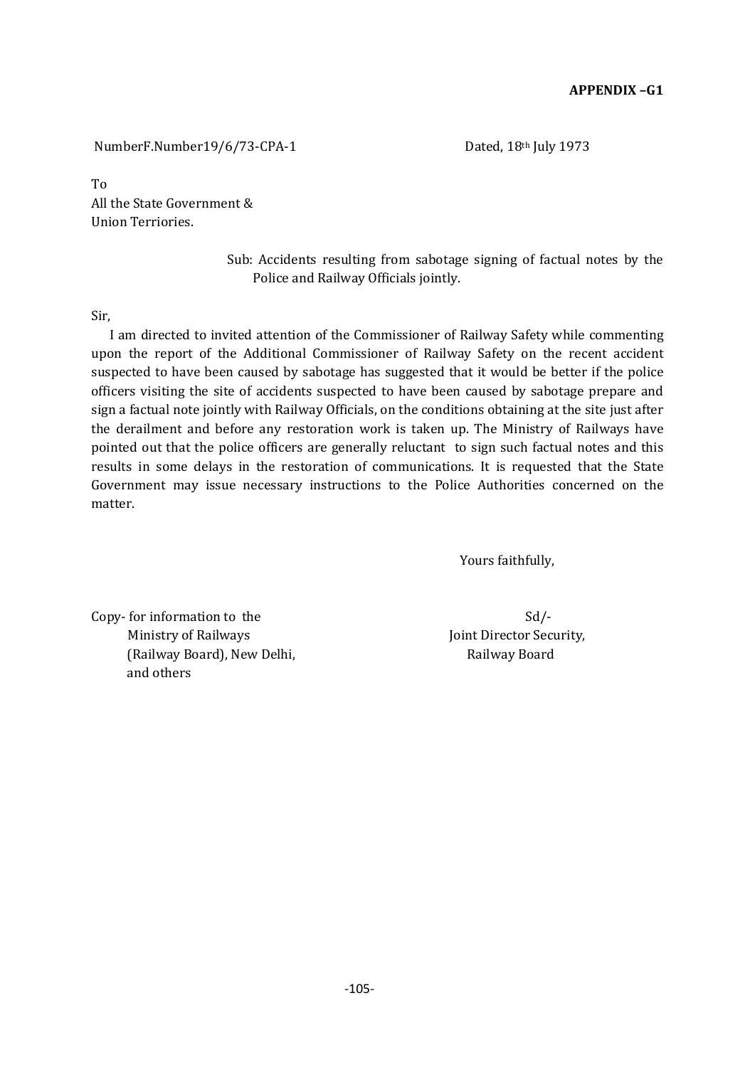**APPENDIX –G1**

NumberF.Number19/6/73-CPA-1 Dated, 18th July 1973

To
All the State Government &
Union Terriories.

Sub: Accidents resulting from sabotage signing of factual notes by the Police and Railway Officials jointly.

Sir,

I am directed to invited attention of the Commissioner of Railway Safety while commenting upon the report of the Additional Commissioner of Railway Safety on the recent accident suspected to have been caused by sabotage has suggested that it would be better if the police officers visiting the site of accidents suspected to have been caused by sabotage prepare and sign a factual note jointly with Railway Officials, on the conditions obtaining at the site just after the derailment and before any restoration work is taken up. The Ministry of Railways have pointed out that the police officers are generally reluctant to sign such factual notes and this results in some delays in the restoration of communications. It is requested that the State Government may issue necessary instructions to the Police Authorities concerned on the matter.

Yours faithfully,

Sd/-
Joint Director Security,
Railway Board

Copy- for information to the
Ministry of Railways
(Railway Board), New Delhi,
and others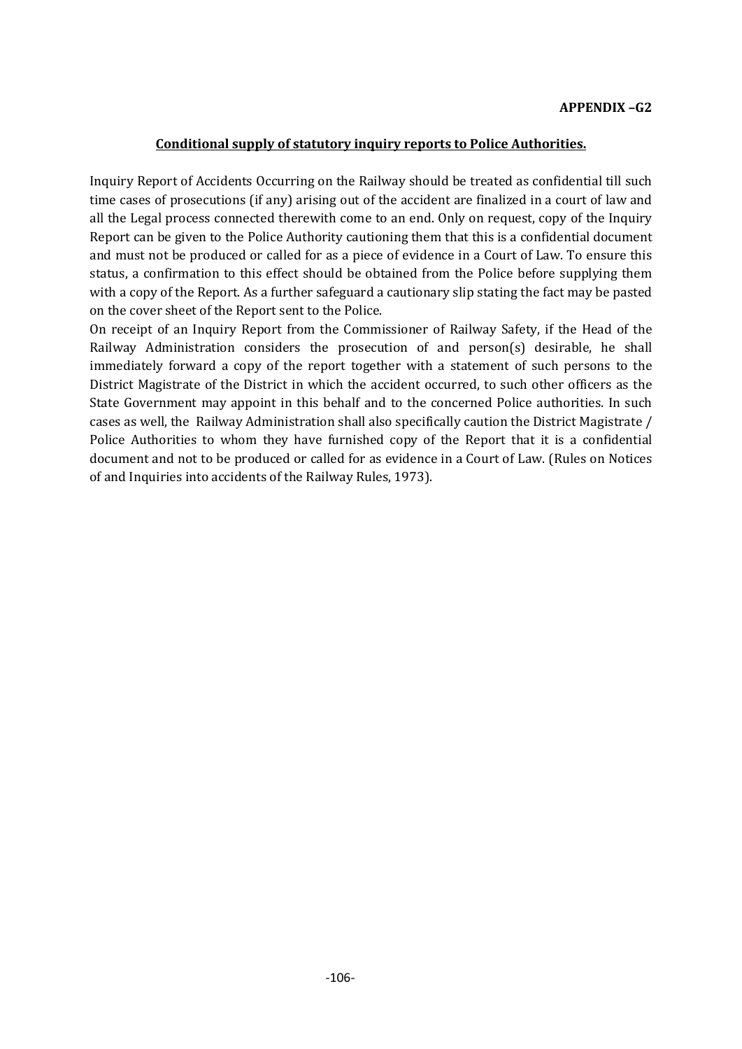**APPENDIX –G2**

## Conditional supply of statutory inquiry reports to Police Authorities.

Inquiry Report of Accidents Occurring on the Railway should be treated as confidential till such time cases of prosecutions (if any) arising out of the accident are finalized in a court of law and all the Legal process connected therewith come to an end. Only on request, copy of the Inquiry Report can be given to the Police Authority cautioning them that this is a confidential document and must not be produced or called for as a piece of evidence in a Court of Law. To ensure this status, a confirmation to this effect should be obtained from the Police before supplying them with a copy of the Report. As a further safeguard a cautionary slip stating the fact may be pasted on the cover sheet of the Report sent to the Police.

On receipt of an Inquiry Report from the Commissioner of Railway Safety, if the Head of the Railway Administration considers the prosecution of and person(s) desirable, he shall immediately forward a copy of the report together with a statement of such persons to the District Magistrate of the District in which the accident occurred, to such other officers as the State Government may appoint in this behalf and to the concerned Police authorities. In such cases as well, the Railway Administration shall also specifically caution the District Magistrate / Police Authorities to whom they have furnished copy of the Report that it is a confidential document and not to be produced or called for as evidence in a Court of Law. (Rules on Notices of and Inquiries into accidents of the Railway Rules, 1973).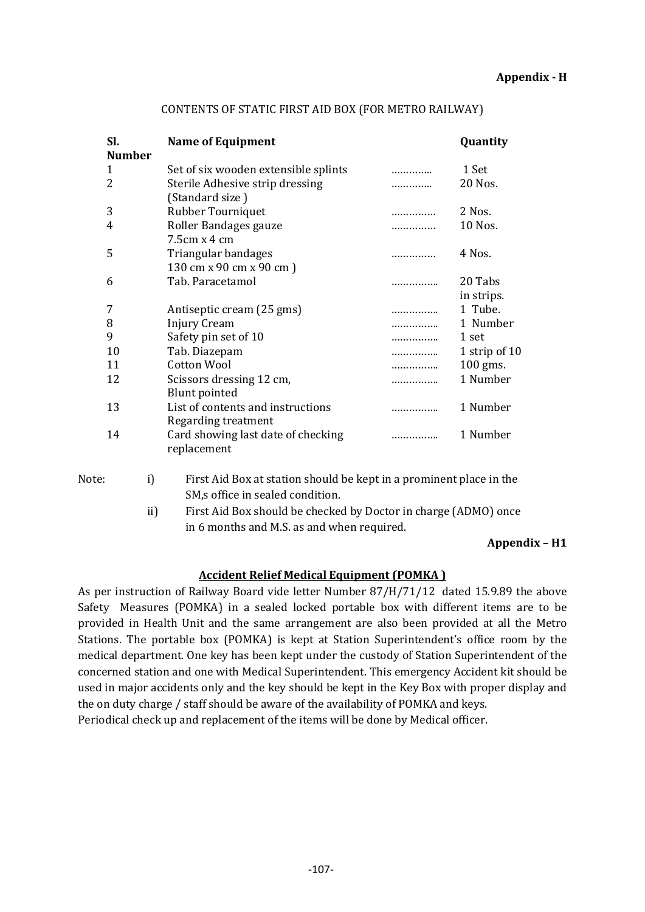**Appendix - H**

CONTENTS OF STATIC FIRST AID BOX (FOR METRO RAILWAY)

| Sl. Number | Name of Equipment | | Quantity |
|---|---|---|---|
| 1 | Set of six wooden extensible splints | ………….. | 1 Set |
| 2 | Sterile Adhesive strip dressing (Standard size ) | ………….. | 20 Nos. |
| 3 | Rubber Tourniquet | …………… | 2 Nos. |
| 4 | Roller Bandages gauze 7.5cm x 4 cm | …………… | 10 Nos. |
| 5 | Triangular bandages 130 cm x 90 cm x 90 cm ) | …………… | 4 Nos. |
| 6 | Tab. Paracetamol | …………….. | 20 Tabs in strips. |
| 7 | Antiseptic cream (25 gms) | …………….. | 1 Tube. |
| 8 | Injury Cream | …………….. | 1 Number |
| 9 | Safety pin set of 10 | …………….. | 1 set |
| 10 | Tab. Diazepam | …………….. | 1 strip of 10 |
| 11 | Cotton Wool | …………….. | 100 gms. |
| 12 | Scissors dressing 12 cm, Blunt pointed | …………….. | 1 Number |
| 13 | List of contents and instructions Regarding treatment | …………….. | 1 Number |
| 14 | Card showing last date of checking replacement | …………….. | 1 Number |

Note:

i) First Aid Box at station should be kept in a prominent place in the SM,s office in sealed condition.

ii) First Aid Box should be checked by Doctor in charge (ADMO) once in 6 months and M.S. as and when required.

**Appendix – H1**

**<u>Accident Relief Medical Equipment (POMKA )</u>**

As per instruction of Railway Board vide letter Number 87/H/71/12 dated 15.9.89 the above Safety Measures (POMKA) in a sealed locked portable box with different items are to be provided in Health Unit and the same arrangement are also been provided at all the Metro Stations. The portable box (POMKA) is kept at Station Superintendent's office room by the medical department. One key has been kept under the custody of Station Superintendent of the concerned station and one with Medical Superintendent. This emergency Accident kit should be used in major accidents only and the key should be kept in the Key Box with proper display and the on duty charge / staff should be aware of the availability of POMKA and keys.

Periodical check up and replacement of the items will be done by Medical officer.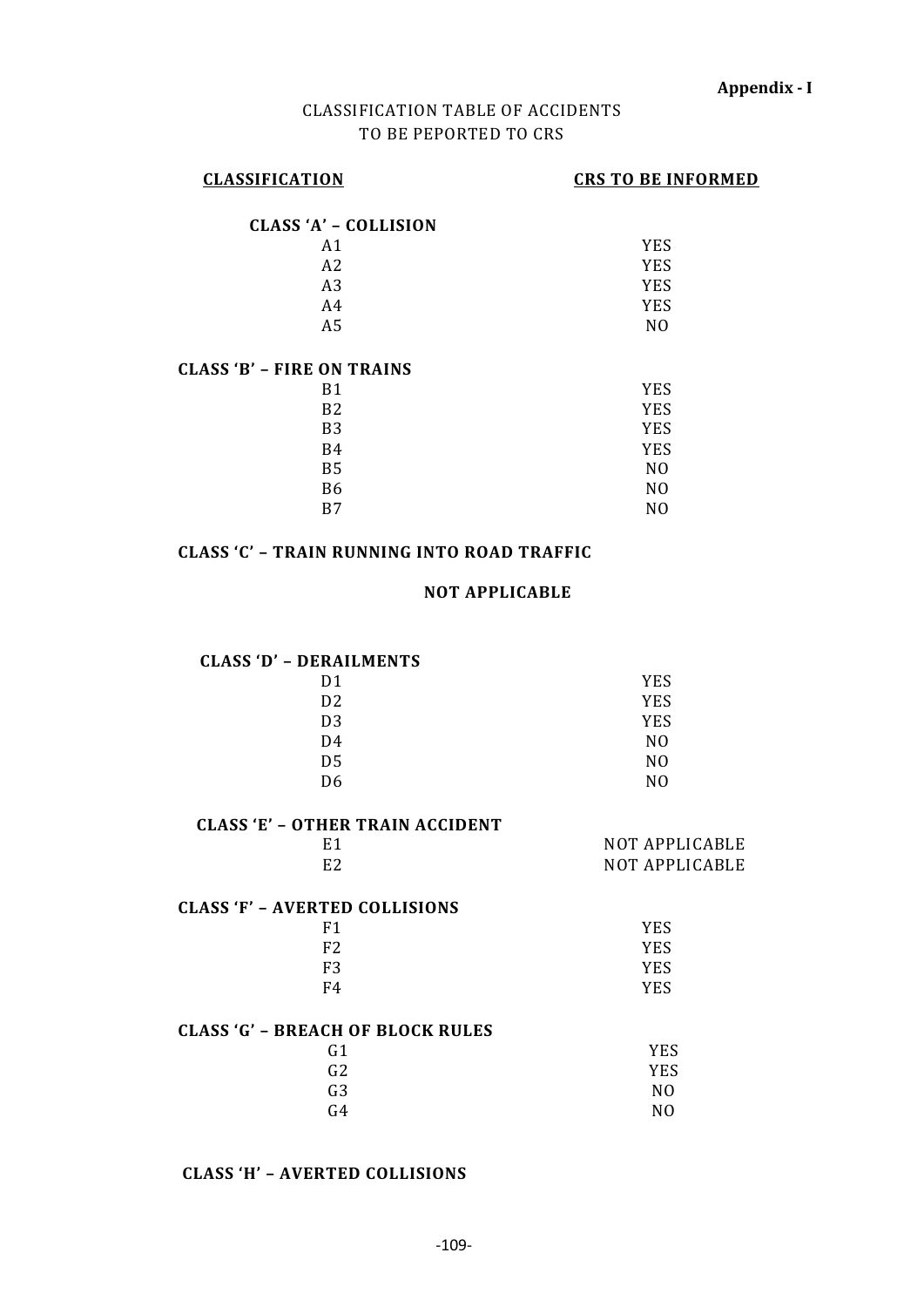**Appendix - I**

CLASSIFICATION TABLE OF ACCIDENTS
TO BE PEPORTED TO CRS

| CLASSIFICATION | CRS TO BE INFORMED |
|---|---|
| **CLASS 'A' – COLLISION** | |
| A1 | YES |
| A2 | YES |
| A3 | YES |
| A4 | YES |
| A5 | NO |
| **CLASS 'B' – FIRE ON TRAINS** | |
| B1 | YES |
| B2 | YES |
| B3 | YES |
| B4 | YES |
| B5 | NO |
| B6 | NO |
| B7 | NO |
| **CLASS 'C' – TRAIN RUNNING INTO ROAD TRAFFIC** | |
| **NOT APPLICABLE** | |
| **CLASS 'D' – DERAILMENTS** | |
| D1 | YES |
| D2 | YES |
| D3 | YES |
| D4 | NO |
| D5 | NO |
| D6 | NO |
| **CLASS 'E' – OTHER TRAIN ACCIDENT** | |
| E1 | NOT APPLICABLE |
| E2 | NOT APPLICABLE |
| **CLASS 'F' – AVERTED COLLISIONS** | |
| F1 | YES |
| F2 | YES |
| F3 | YES |
| F4 | YES |
| **CLASS 'G' – BREACH OF BLOCK RULES** | |
| G1 | YES |
| G2 | YES |
| G3 | NO |
| G4 | NO |
| **CLASS 'H' – AVERTED COLLISIONS** | |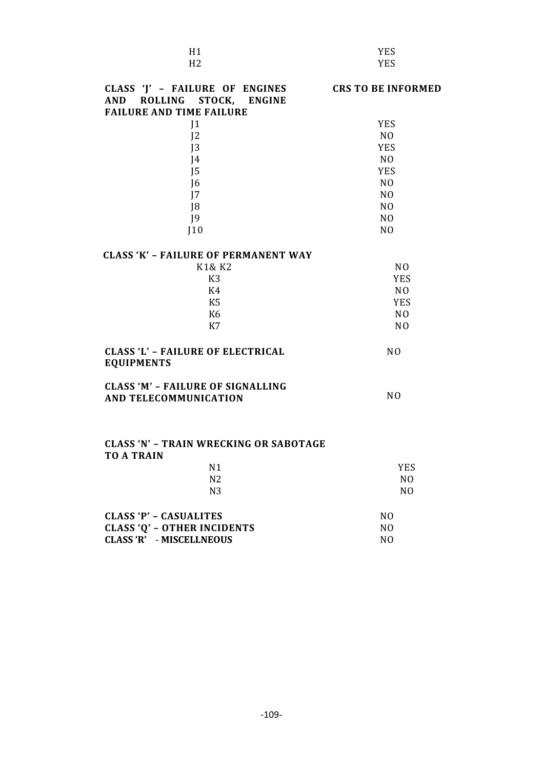| | |
|---|---|
| H1 | YES |
| H2 | YES |

| CLASS 'J' – FAILURE OF ENGINES AND ROLLING STOCK, ENGINE FAILURE AND TIME FAILURE | CRS TO BE INFORMED |
|---|---|
| J1 | YES |
| J2 | NO |
| J3 | YES |
| J4 | NO |
| J5 | YES |
| J6 | NO |
| J7 | NO |
| J8 | NO |
| J9 | NO |
| J10 | NO |

| CLASS 'K' – FAILURE OF PERMANENT WAY | |
|---|---|
| K1& K2 | NO |
| K3 | YES |
| K4 | NO |
| K5 | YES |
| K6 | NO |
| K7 | NO |

| | |
|---|---|
| **CLASS 'L' – FAILURE OF ELECTRICAL EQUIPMENTS** | NO |
| **CLASS 'M' – FAILURE OF SIGNALLING AND TELECOMMUNICATION** | NO |

| CLASS 'N' – TRAIN WRECKING OR SABOTAGE TO A TRAIN | |
|---|---|
| N1 | YES |
| N2 | NO |
| N3 | NO |

| | |
|---|---|
| **CLASS 'P' – CASUALITES** | NO |
| **CLASS 'Q' – OTHER INCIDENTS** | NO |
| **CLASS 'R' - MISCELLNEOUS** | NO |